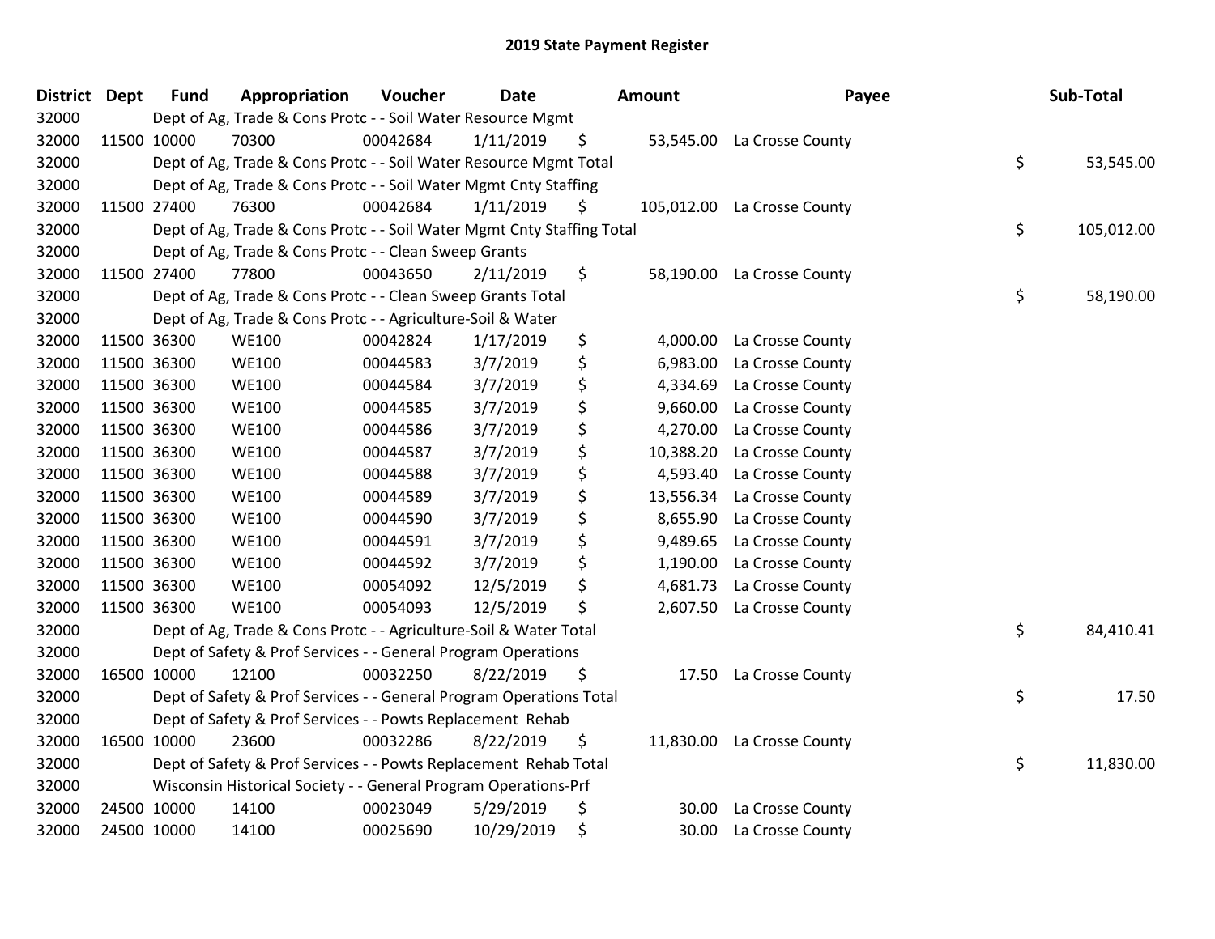# 2019 State Payment Register

| District | Dept | Fund | Appropriation | Voucher | Date | Amount | Payee | Sub-Total |
|---|---|---|---|---|---|---|---|---|
| 32000 | | Dept of Ag, Trade & Cons Protc - - Soil Water Resource Mgmt | | | | | | |
| 32000 | 11500 | 10000 | 70300 | 00042684 | 1/11/2019 | $ 53,545.00 | La Crosse County | |
| 32000 | | Dept of Ag, Trade & Cons Protc - - Soil Water Resource Mgmt Total | | | | | | $ 53,545.00 |
| 32000 | | Dept of Ag, Trade & Cons Protc - - Soil Water Mgmt Cnty Staffing | | | | | | |
| 32000 | 11500 | 27400 | 76300 | 00042684 | 1/11/2019 | $ 105,012.00 | La Crosse County | |
| 32000 | | Dept of Ag, Trade & Cons Protc - - Soil Water Mgmt Cnty Staffing Total | | | | | | $ 105,012.00 |
| 32000 | | Dept of Ag, Trade & Cons Protc - - Clean Sweep Grants | | | | | | |
| 32000 | 11500 | 27400 | 77800 | 00043650 | 2/11/2019 | $ 58,190.00 | La Crosse County | |
| 32000 | | Dept of Ag, Trade & Cons Protc - - Clean Sweep Grants Total | | | | | | $ 58,190.00 |
| 32000 | | Dept of Ag, Trade & Cons Protc - - Agriculture-Soil & Water | | | | | | |
| 32000 | 11500 | 36300 | WE100 | 00042824 | 1/17/2019 | $ 4,000.00 | La Crosse County | |
| 32000 | 11500 | 36300 | WE100 | 00044583 | 3/7/2019 | $ 6,983.00 | La Crosse County | |
| 32000 | 11500 | 36300 | WE100 | 00044584 | 3/7/2019 | $ 4,334.69 | La Crosse County | |
| 32000 | 11500 | 36300 | WE100 | 00044585 | 3/7/2019 | $ 9,660.00 | La Crosse County | |
| 32000 | 11500 | 36300 | WE100 | 00044586 | 3/7/2019 | $ 4,270.00 | La Crosse County | |
| 32000 | 11500 | 36300 | WE100 | 00044587 | 3/7/2019 | $ 10,388.20 | La Crosse County | |
| 32000 | 11500 | 36300 | WE100 | 00044588 | 3/7/2019 | $ 4,593.40 | La Crosse County | |
| 32000 | 11500 | 36300 | WE100 | 00044589 | 3/7/2019 | $ 13,556.34 | La Crosse County | |
| 32000 | 11500 | 36300 | WE100 | 00044590 | 3/7/2019 | $ 8,655.90 | La Crosse County | |
| 32000 | 11500 | 36300 | WE100 | 00044591 | 3/7/2019 | $ 9,489.65 | La Crosse County | |
| 32000 | 11500 | 36300 | WE100 | 00044592 | 3/7/2019 | $ 1,190.00 | La Crosse County | |
| 32000 | 11500 | 36300 | WE100 | 00054092 | 12/5/2019 | $ 4,681.73 | La Crosse County | |
| 32000 | 11500 | 36300 | WE100 | 00054093 | 12/5/2019 | $ 2,607.50 | La Crosse County | |
| 32000 | | Dept of Ag, Trade & Cons Protc - - Agriculture-Soil & Water Total | | | | | | $ 84,410.41 |
| 32000 | | Dept of Safety & Prof Services - - General Program Operations | | | | | | |
| 32000 | 16500 | 10000 | 12100 | 00032250 | 8/22/2019 | $ 17.50 | La Crosse County | |
| 32000 | | Dept of Safety & Prof Services - - General Program Operations Total | | | | | | $ 17.50 |
| 32000 | | Dept of Safety & Prof Services - - Powts Replacement Rehab | | | | | | |
| 32000 | 16500 | 10000 | 23600 | 00032286 | 8/22/2019 | $ 11,830.00 | La Crosse County | |
| 32000 | | Dept of Safety & Prof Services - - Powts Replacement Rehab Total | | | | | | $ 11,830.00 |
| 32000 | | Wisconsin Historical Society - - General Program Operations-Prf | | | | | | |
| 32000 | 24500 | 10000 | 14100 | 00023049 | 5/29/2019 | $ 30.00 | La Crosse County | |
| 32000 | 24500 | 10000 | 14100 | 00025690 | 10/29/2019 | $ 30.00 | La Crosse County | |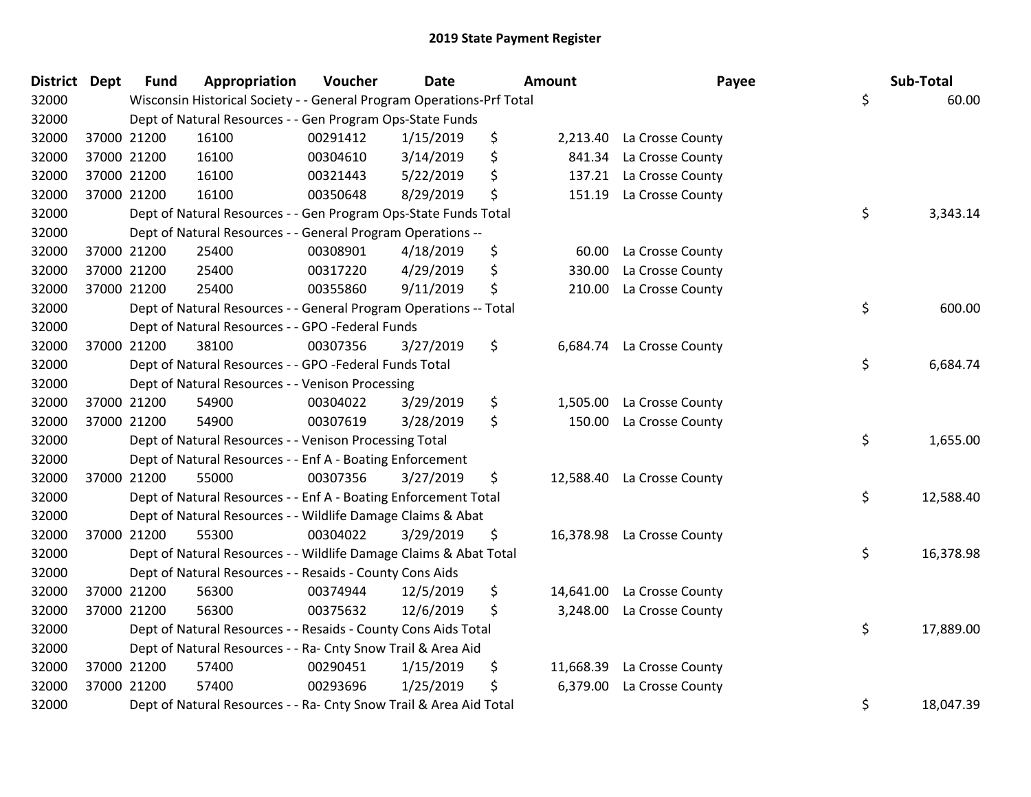# 2019 State Payment Register

| District | Dept | Fund | Appropriation | Voucher | Date | Amount | Payee | Sub-Total |
|---|---|---|---|---|---|---|---|---|
| 32000 | | Wisconsin Historical Society - - General Program Operations-Prf Total | | | | | | $ 60.00 |
| 32000 | | Dept of Natural Resources - - Gen Program Ops-State Funds | | | | | | |
| 32000 | 37000 | 21200 | 16100 | 00291412 | 1/15/2019 | $ 2,213.40 | La Crosse County | |
| 32000 | 37000 | 21200 | 16100 | 00304610 | 3/14/2019 | $ 841.34 | La Crosse County | |
| 32000 | 37000 | 21200 | 16100 | 00321443 | 5/22/2019 | $ 137.21 | La Crosse County | |
| 32000 | 37000 | 21200 | 16100 | 00350648 | 8/29/2019 | $ 151.19 | La Crosse County | |
| 32000 | | Dept of Natural Resources - - Gen Program Ops-State Funds Total | | | | | | $ 3,343.14 |
| 32000 | | Dept of Natural Resources - - General Program Operations -- | | | | | | |
| 32000 | 37000 | 21200 | 25400 | 00308901 | 4/18/2019 | $ 60.00 | La Crosse County | |
| 32000 | 37000 | 21200 | 25400 | 00317220 | 4/29/2019 | $ 330.00 | La Crosse County | |
| 32000 | 37000 | 21200 | 25400 | 00355860 | 9/11/2019 | $ 210.00 | La Crosse County | |
| 32000 | | Dept of Natural Resources - - General Program Operations -- Total | | | | | | $ 600.00 |
| 32000 | | Dept of Natural Resources - - GPO -Federal Funds | | | | | | |
| 32000 | 37000 | 21200 | 38100 | 00307356 | 3/27/2019 | $ 6,684.74 | La Crosse County | |
| 32000 | | Dept of Natural Resources - - GPO -Federal Funds Total | | | | | | $ 6,684.74 |
| 32000 | | Dept of Natural Resources - - Venison Processing | | | | | | |
| 32000 | 37000 | 21200 | 54900 | 00304022 | 3/29/2019 | $ 1,505.00 | La Crosse County | |
| 32000 | 37000 | 21200 | 54900 | 00307619 | 3/28/2019 | $ 150.00 | La Crosse County | |
| 32000 | | Dept of Natural Resources - - Venison Processing Total | | | | | | $ 1,655.00 |
| 32000 | | Dept of Natural Resources - - Enf A - Boating Enforcement | | | | | | |
| 32000 | 37000 | 21200 | 55000 | 00307356 | 3/27/2019 | $ 12,588.40 | La Crosse County | |
| 32000 | | Dept of Natural Resources - - Enf A - Boating Enforcement Total | | | | | | $ 12,588.40 |
| 32000 | | Dept of Natural Resources - - Wildlife Damage Claims & Abat | | | | | | |
| 32000 | 37000 | 21200 | 55300 | 00304022 | 3/29/2019 | $ 16,378.98 | La Crosse County | |
| 32000 | | Dept of Natural Resources - - Wildlife Damage Claims & Abat Total | | | | | | $ 16,378.98 |
| 32000 | | Dept of Natural Resources - - Resaids - County Cons Aids | | | | | | |
| 32000 | 37000 | 21200 | 56300 | 00374944 | 12/5/2019 | $ 14,641.00 | La Crosse County | |
| 32000 | 37000 | 21200 | 56300 | 00375632 | 12/6/2019 | $ 3,248.00 | La Crosse County | |
| 32000 | | Dept of Natural Resources - - Resaids - County Cons Aids Total | | | | | | $ 17,889.00 |
| 32000 | | Dept of Natural Resources - - Ra- Cnty Snow Trail & Area Aid | | | | | | |
| 32000 | 37000 | 21200 | 57400 | 00290451 | 1/15/2019 | $ 11,668.39 | La Crosse County | |
| 32000 | 37000 | 21200 | 57400 | 00293696 | 1/25/2019 | $ 6,379.00 | La Crosse County | |
| 32000 | | Dept of Natural Resources - - Ra- Cnty Snow Trail & Area Aid Total | | | | | | $ 18,047.39 |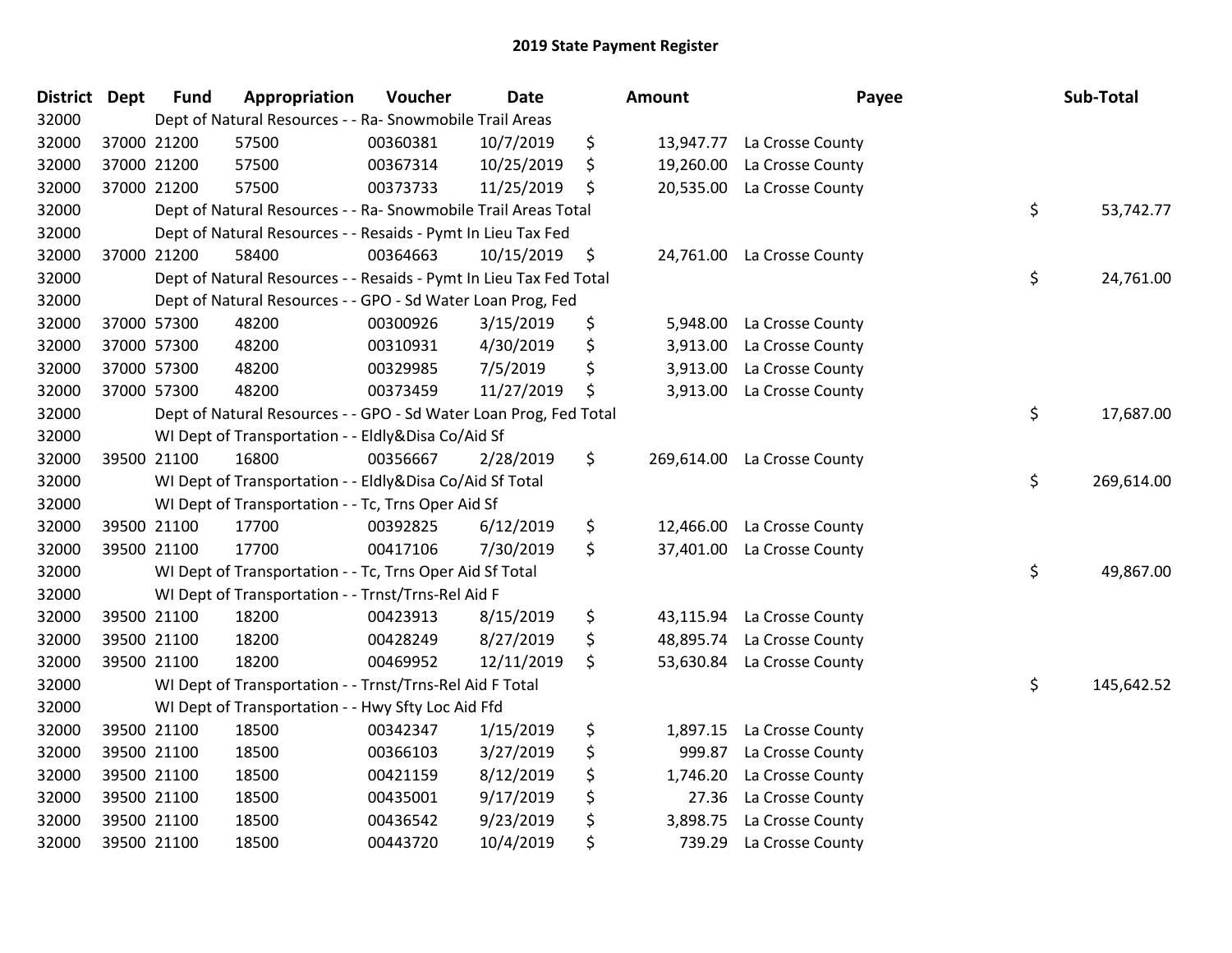## 2019 State Payment Register

| District | Dept | Fund | Appropriation | Voucher | Date | Amount | Payee | Sub-Total |
|---|---|---|---|---|---|---|---|---|
| 32000 | | Dept of Natural Resources - - Ra- Snowmobile Trail Areas | | | | | | |
| 32000 | 37000 | 21200 | 57500 | 00360381 | 10/7/2019 | $ 13,947.77 | La Crosse County | |
| 32000 | 37000 | 21200 | 57500 | 00367314 | 10/25/2019 | $ 19,260.00 | La Crosse County | |
| 32000 | 37000 | 21200 | 57500 | 00373733 | 11/25/2019 | $ 20,535.00 | La Crosse County | |
| 32000 | | Dept of Natural Resources - - Ra- Snowmobile Trail Areas Total | | | | | | $ 53,742.77 |
| 32000 | | Dept of Natural Resources - - Resaids - Pymt In Lieu Tax Fed | | | | | | |
| 32000 | 37000 | 21200 | 58400 | 00364663 | 10/15/2019 | $ 24,761.00 | La Crosse County | |
| 32000 | | Dept of Natural Resources - - Resaids - Pymt In Lieu Tax Fed Total | | | | | | $ 24,761.00 |
| 32000 | | Dept of Natural Resources - - GPO - Sd Water Loan Prog, Fed | | | | | | |
| 32000 | 37000 | 57300 | 48200 | 00300926 | 3/15/2019 | $ 5,948.00 | La Crosse County | |
| 32000 | 37000 | 57300 | 48200 | 00310931 | 4/30/2019 | $ 3,913.00 | La Crosse County | |
| 32000 | 37000 | 57300 | 48200 | 00329985 | 7/5/2019 | $ 3,913.00 | La Crosse County | |
| 32000 | 37000 | 57300 | 48200 | 00373459 | 11/27/2019 | $ 3,913.00 | La Crosse County | |
| 32000 | | Dept of Natural Resources - - GPO - Sd Water Loan Prog, Fed Total | | | | | | $ 17,687.00 |
| 32000 | | WI Dept of Transportation - - Eldly&Disa Co/Aid Sf | | | | | | |
| 32000 | 39500 | 21100 | 16800 | 00356667 | 2/28/2019 | $ 269,614.00 | La Crosse County | |
| 32000 | | WI Dept of Transportation - - Eldly&Disa Co/Aid Sf Total | | | | | | $ 269,614.00 |
| 32000 | | WI Dept of Transportation - - Tc, Trns Oper Aid Sf | | | | | | |
| 32000 | 39500 | 21100 | 17700 | 00392825 | 6/12/2019 | $ 12,466.00 | La Crosse County | |
| 32000 | 39500 | 21100 | 17700 | 00417106 | 7/30/2019 | $ 37,401.00 | La Crosse County | |
| 32000 | | WI Dept of Transportation - - Tc, Trns Oper Aid Sf Total | | | | | | $ 49,867.00 |
| 32000 | | WI Dept of Transportation - - Trnst/Trns-Rel Aid F | | | | | | |
| 32000 | 39500 | 21100 | 18200 | 00423913 | 8/15/2019 | $ 43,115.94 | La Crosse County | |
| 32000 | 39500 | 21100 | 18200 | 00428249 | 8/27/2019 | $ 48,895.74 | La Crosse County | |
| 32000 | 39500 | 21100 | 18200 | 00469952 | 12/11/2019 | $ 53,630.84 | La Crosse County | |
| 32000 | | WI Dept of Transportation - - Trnst/Trns-Rel Aid F Total | | | | | | $ 145,642.52 |
| 32000 | | WI Dept of Transportation - - Hwy Sfty Loc Aid Ffd | | | | | | |
| 32000 | 39500 | 21100 | 18500 | 00342347 | 1/15/2019 | $ 1,897.15 | La Crosse County | |
| 32000 | 39500 | 21100 | 18500 | 00366103 | 3/27/2019 | $ 999.87 | La Crosse County | |
| 32000 | 39500 | 21100 | 18500 | 00421159 | 8/12/2019 | $ 1,746.20 | La Crosse County | |
| 32000 | 39500 | 21100 | 18500 | 00435001 | 9/17/2019 | $ 27.36 | La Crosse County | |
| 32000 | 39500 | 21100 | 18500 | 00436542 | 9/23/2019 | $ 3,898.75 | La Crosse County | |
| 32000 | 39500 | 21100 | 18500 | 00443720 | 10/4/2019 | $ 739.29 | La Crosse County | |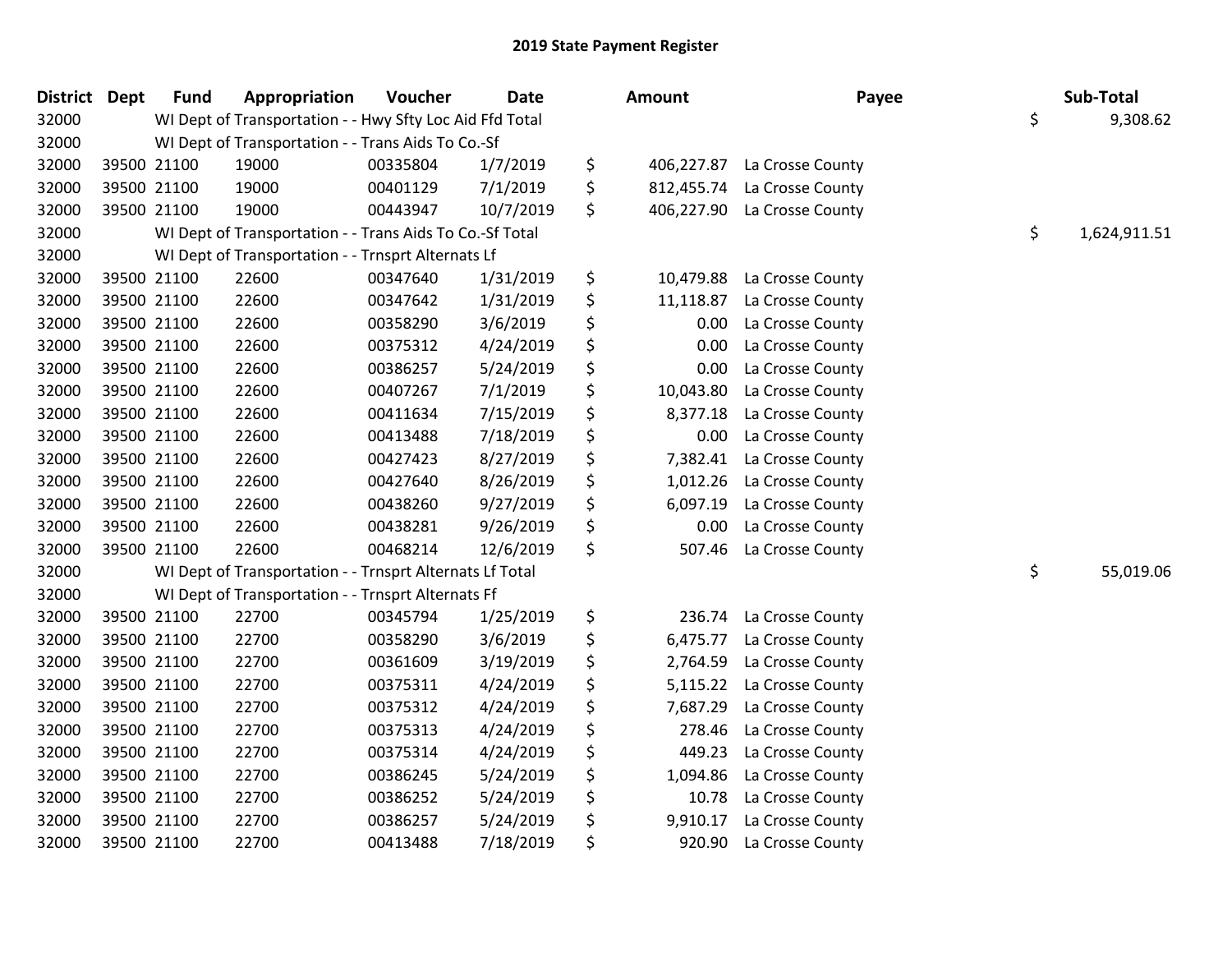## 2019 State Payment Register

| District | Dept | Fund | Appropriation | Voucher | Date | Amount | Payee | Sub-Total |
|---|---|---|---|---|---|---|---|---|
| 32000 | | WI Dept of Transportation - - Hwy Sfty Loc Aid Ffd Total | | | | | | $ 9,308.62 |
| 32000 | | WI Dept of Transportation - - Trans Aids To Co.-Sf | | | | | | |
| 32000 | 39500 | 21100 | 19000 | 00335804 | 1/7/2019 | $ 406,227.87 | La Crosse County | |
| 32000 | 39500 | 21100 | 19000 | 00401129 | 7/1/2019 | $ 812,455.74 | La Crosse County | |
| 32000 | 39500 | 21100 | 19000 | 00443947 | 10/7/2019 | $ 406,227.90 | La Crosse County | |
| 32000 | | WI Dept of Transportation - - Trans Aids To Co.-Sf Total | | | | | | $ 1,624,911.51 |
| 32000 | | WI Dept of Transportation - - Trnsprt Alternats Lf | | | | | | |
| 32000 | 39500 | 21100 | 22600 | 00347640 | 1/31/2019 | $ 10,479.88 | La Crosse County | |
| 32000 | 39500 | 21100 | 22600 | 00347642 | 1/31/2019 | $ 11,118.87 | La Crosse County | |
| 32000 | 39500 | 21100 | 22600 | 00358290 | 3/6/2019 | $ 0.00 | La Crosse County | |
| 32000 | 39500 | 21100 | 22600 | 00375312 | 4/24/2019 | $ 0.00 | La Crosse County | |
| 32000 | 39500 | 21100 | 22600 | 00386257 | 5/24/2019 | $ 0.00 | La Crosse County | |
| 32000 | 39500 | 21100 | 22600 | 00407267 | 7/1/2019 | $ 10,043.80 | La Crosse County | |
| 32000 | 39500 | 21100 | 22600 | 00411634 | 7/15/2019 | $ 8,377.18 | La Crosse County | |
| 32000 | 39500 | 21100 | 22600 | 00413488 | 7/18/2019 | $ 0.00 | La Crosse County | |
| 32000 | 39500 | 21100 | 22600 | 00427423 | 8/27/2019 | $ 7,382.41 | La Crosse County | |
| 32000 | 39500 | 21100 | 22600 | 00427640 | 8/26/2019 | $ 1,012.26 | La Crosse County | |
| 32000 | 39500 | 21100 | 22600 | 00438260 | 9/27/2019 | $ 6,097.19 | La Crosse County | |
| 32000 | 39500 | 21100 | 22600 | 00438281 | 9/26/2019 | $ 0.00 | La Crosse County | |
| 32000 | 39500 | 21100 | 22600 | 00468214 | 12/6/2019 | $ 507.46 | La Crosse County | |
| 32000 | | WI Dept of Transportation - - Trnsprt Alternats Lf Total | | | | | | $ 55,019.06 |
| 32000 | | WI Dept of Transportation - - Trnsprt Alternats Ff | | | | | | |
| 32000 | 39500 | 21100 | 22700 | 00345794 | 1/25/2019 | $ 236.74 | La Crosse County | |
| 32000 | 39500 | 21100 | 22700 | 00358290 | 3/6/2019 | $ 6,475.77 | La Crosse County | |
| 32000 | 39500 | 21100 | 22700 | 00361609 | 3/19/2019 | $ 2,764.59 | La Crosse County | |
| 32000 | 39500 | 21100 | 22700 | 00375311 | 4/24/2019 | $ 5,115.22 | La Crosse County | |
| 32000 | 39500 | 21100 | 22700 | 00375312 | 4/24/2019 | $ 7,687.29 | La Crosse County | |
| 32000 | 39500 | 21100 | 22700 | 00375313 | 4/24/2019 | $ 278.46 | La Crosse County | |
| 32000 | 39500 | 21100 | 22700 | 00375314 | 4/24/2019 | $ 449.23 | La Crosse County | |
| 32000 | 39500 | 21100 | 22700 | 00386245 | 5/24/2019 | $ 1,094.86 | La Crosse County | |
| 32000 | 39500 | 21100 | 22700 | 00386252 | 5/24/2019 | $ 10.78 | La Crosse County | |
| 32000 | 39500 | 21100 | 22700 | 00386257 | 5/24/2019 | $ 9,910.17 | La Crosse County | |
| 32000 | 39500 | 21100 | 22700 | 00413488 | 7/18/2019 | $ 920.90 | La Crosse County | |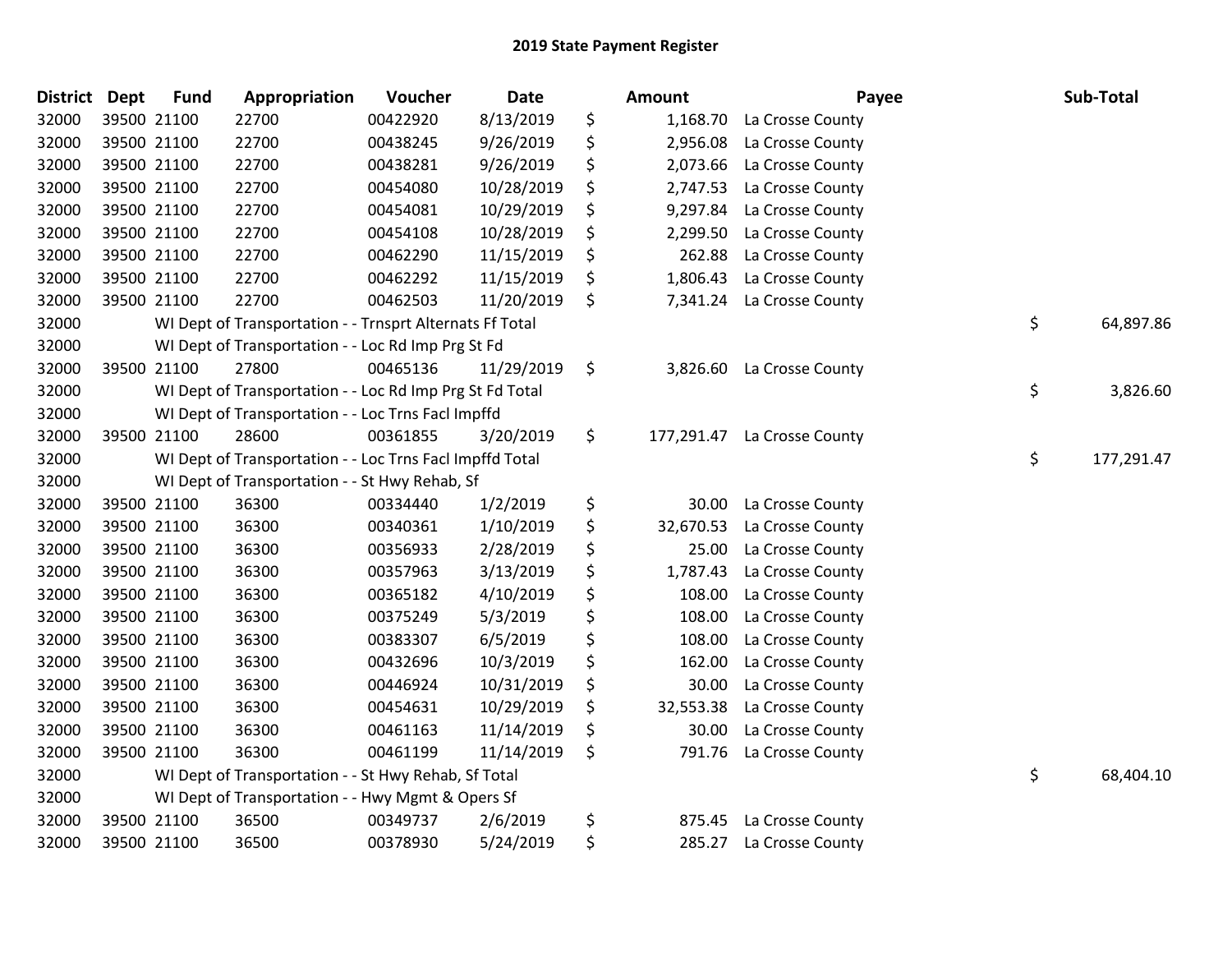## 2019 State Payment Register

| District | Dept | Fund | Appropriation | Voucher | Date | | Amount | Payee | | Sub-Total |
|---|---|---|---|---|---|---|---|---|---|---|
| 32000 | 39500 | 21100 | 22700 | 00422920 | 8/13/2019 | $ | 1,168.70 | La Crosse County | | |
| 32000 | 39500 | 21100 | 22700 | 00438245 | 9/26/2019 | $ | 2,956.08 | La Crosse County | | |
| 32000 | 39500 | 21100 | 22700 | 00438281 | 9/26/2019 | $ | 2,073.66 | La Crosse County | | |
| 32000 | 39500 | 21100 | 22700 | 00454080 | 10/28/2019 | $ | 2,747.53 | La Crosse County | | |
| 32000 | 39500 | 21100 | 22700 | 00454081 | 10/29/2019 | $ | 9,297.84 | La Crosse County | | |
| 32000 | 39500 | 21100 | 22700 | 00454108 | 10/28/2019 | $ | 2,299.50 | La Crosse County | | |
| 32000 | 39500 | 21100 | 22700 | 00462290 | 11/15/2019 | $ | 262.88 | La Crosse County | | |
| 32000 | 39500 | 21100 | 22700 | 00462292 | 11/15/2019 | $ | 1,806.43 | La Crosse County | | |
| 32000 | 39500 | 21100 | 22700 | 00462503 | 11/20/2019 | $ | 7,341.24 | La Crosse County | | |
| 32000 | | WI Dept of Transportation - - Trnsprt Alternats Ff Total | | | | | | | $ | 64,897.86 |
| 32000 | | WI Dept of Transportation - - Loc Rd Imp Prg St Fd | | | | | | | | |
| 32000 | 39500 | 21100 | 27800 | 00465136 | 11/29/2019 | $ | 3,826.60 | La Crosse County | | |
| 32000 | | WI Dept of Transportation - - Loc Rd Imp Prg St Fd Total | | | | | | | $ | 3,826.60 |
| 32000 | | WI Dept of Transportation - - Loc Trns Facl Impffd | | | | | | | | |
| 32000 | 39500 | 21100 | 28600 | 00361855 | 3/20/2019 | $ | 177,291.47 | La Crosse County | | |
| 32000 | | WI Dept of Transportation - - Loc Trns Facl Impffd Total | | | | | | | $ | 177,291.47 |
| 32000 | | WI Dept of Transportation - - St Hwy Rehab, Sf | | | | | | | | |
| 32000 | 39500 | 21100 | 36300 | 00334440 | 1/2/2019 | $ | 30.00 | La Crosse County | | |
| 32000 | 39500 | 21100 | 36300 | 00340361 | 1/10/2019 | $ | 32,670.53 | La Crosse County | | |
| 32000 | 39500 | 21100 | 36300 | 00356933 | 2/28/2019 | $ | 25.00 | La Crosse County | | |
| 32000 | 39500 | 21100 | 36300 | 00357963 | 3/13/2019 | $ | 1,787.43 | La Crosse County | | |
| 32000 | 39500 | 21100 | 36300 | 00365182 | 4/10/2019 | $ | 108.00 | La Crosse County | | |
| 32000 | 39500 | 21100 | 36300 | 00375249 | 5/3/2019 | $ | 108.00 | La Crosse County | | |
| 32000 | 39500 | 21100 | 36300 | 00383307 | 6/5/2019 | $ | 108.00 | La Crosse County | | |
| 32000 | 39500 | 21100 | 36300 | 00432696 | 10/3/2019 | $ | 162.00 | La Crosse County | | |
| 32000 | 39500 | 21100 | 36300 | 00446924 | 10/31/2019 | $ | 30.00 | La Crosse County | | |
| 32000 | 39500 | 21100 | 36300 | 00454631 | 10/29/2019 | $ | 32,553.38 | La Crosse County | | |
| 32000 | 39500 | 21100 | 36300 | 00461163 | 11/14/2019 | $ | 30.00 | La Crosse County | | |
| 32000 | 39500 | 21100 | 36300 | 00461199 | 11/14/2019 | $ | 791.76 | La Crosse County | | |
| 32000 | | WI Dept of Transportation - - St Hwy Rehab, Sf Total | | | | | | | $ | 68,404.10 |
| 32000 | | WI Dept of Transportation - - Hwy Mgmt & Opers Sf | | | | | | | | |
| 32000 | 39500 | 21100 | 36500 | 00349737 | 2/6/2019 | $ | 875.45 | La Crosse County | | |
| 32000 | 39500 | 21100 | 36500 | 00378930 | 5/24/2019 | $ | 285.27 | La Crosse County | | |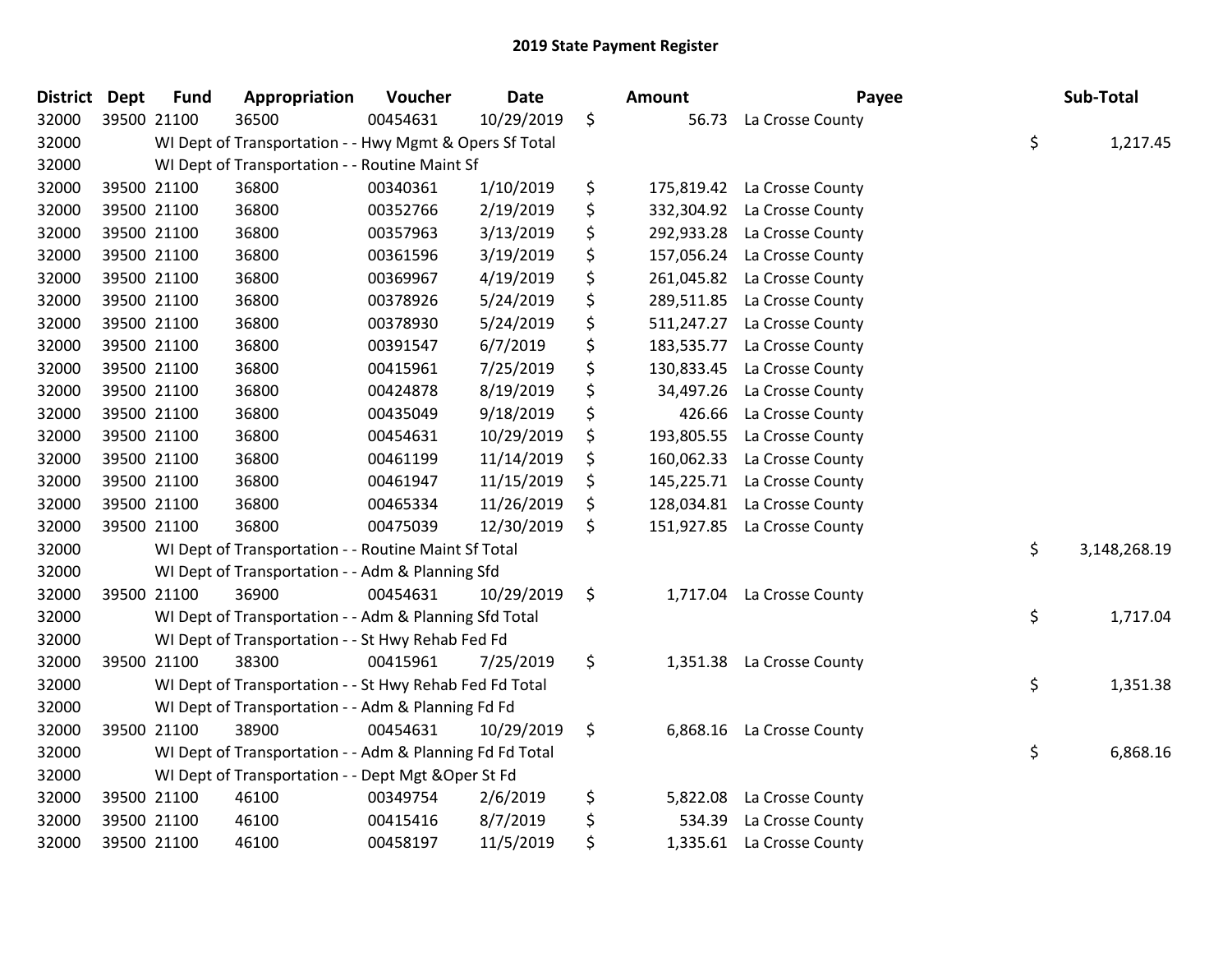# 2019 State Payment Register

| District | Dept | Fund | Appropriation | Voucher | Date | Amount | Payee | Sub-Total |
|---|---|---|---|---|---|---|---|---|
| 32000 | 39500 | 21100 | 36500 | 00454631 | 10/29/2019 | $ 56.73 | La Crosse County | |
| 32000 | | WI Dept of Transportation - - Hwy Mgmt & Opers Sf Total | | | | | | $ 1,217.45 |
| 32000 | | WI Dept of Transportation - - Routine Maint Sf | | | | | | |
| 32000 | 39500 | 21100 | 36800 | 00340361 | 1/10/2019 | $ 175,819.42 | La Crosse County | |
| 32000 | 39500 | 21100 | 36800 | 00352766 | 2/19/2019 | $ 332,304.92 | La Crosse County | |
| 32000 | 39500 | 21100 | 36800 | 00357963 | 3/13/2019 | $ 292,933.28 | La Crosse County | |
| 32000 | 39500 | 21100 | 36800 | 00361596 | 3/19/2019 | $ 157,056.24 | La Crosse County | |
| 32000 | 39500 | 21100 | 36800 | 00369967 | 4/19/2019 | $ 261,045.82 | La Crosse County | |
| 32000 | 39500 | 21100 | 36800 | 00378926 | 5/24/2019 | $ 289,511.85 | La Crosse County | |
| 32000 | 39500 | 21100 | 36800 | 00378930 | 5/24/2019 | $ 511,247.27 | La Crosse County | |
| 32000 | 39500 | 21100 | 36800 | 00391547 | 6/7/2019 | $ 183,535.77 | La Crosse County | |
| 32000 | 39500 | 21100 | 36800 | 00415961 | 7/25/2019 | $ 130,833.45 | La Crosse County | |
| 32000 | 39500 | 21100 | 36800 | 00424878 | 8/19/2019 | $ 34,497.26 | La Crosse County | |
| 32000 | 39500 | 21100 | 36800 | 00435049 | 9/18/2019 | $ 426.66 | La Crosse County | |
| 32000 | 39500 | 21100 | 36800 | 00454631 | 10/29/2019 | $ 193,805.55 | La Crosse County | |
| 32000 | 39500 | 21100 | 36800 | 00461199 | 11/14/2019 | $ 160,062.33 | La Crosse County | |
| 32000 | 39500 | 21100 | 36800 | 00461947 | 11/15/2019 | $ 145,225.71 | La Crosse County | |
| 32000 | 39500 | 21100 | 36800 | 00465334 | 11/26/2019 | $ 128,034.81 | La Crosse County | |
| 32000 | 39500 | 21100 | 36800 | 00475039 | 12/30/2019 | $ 151,927.85 | La Crosse County | |
| 32000 | | WI Dept of Transportation - - Routine Maint Sf Total | | | | | | $ 3,148,268.19 |
| 32000 | | WI Dept of Transportation - - Adm & Planning Sfd | | | | | | |
| 32000 | 39500 | 21100 | 36900 | 00454631 | 10/29/2019 | $ 1,717.04 | La Crosse County | |
| 32000 | | WI Dept of Transportation - - Adm & Planning Sfd Total | | | | | | $ 1,717.04 |
| 32000 | | WI Dept of Transportation - - St Hwy Rehab Fed Fd | | | | | | |
| 32000 | 39500 | 21100 | 38300 | 00415961 | 7/25/2019 | $ 1,351.38 | La Crosse County | |
| 32000 | | WI Dept of Transportation - - St Hwy Rehab Fed Fd Total | | | | | | $ 1,351.38 |
| 32000 | | WI Dept of Transportation - - Adm & Planning Fd Fd | | | | | | |
| 32000 | 39500 | 21100 | 38900 | 00454631 | 10/29/2019 | $ 6,868.16 | La Crosse County | |
| 32000 | | WI Dept of Transportation - - Adm & Planning Fd Fd Total | | | | | | $ 6,868.16 |
| 32000 | | WI Dept of Transportation - - Dept Mgt &Oper St Fd | | | | | | |
| 32000 | 39500 | 21100 | 46100 | 00349754 | 2/6/2019 | $ 5,822.08 | La Crosse County | |
| 32000 | 39500 | 21100 | 46100 | 00415416 | 8/7/2019 | $ 534.39 | La Crosse County | |
| 32000 | 39500 | 21100 | 46100 | 00458197 | 11/5/2019 | $ 1,335.61 | La Crosse County | |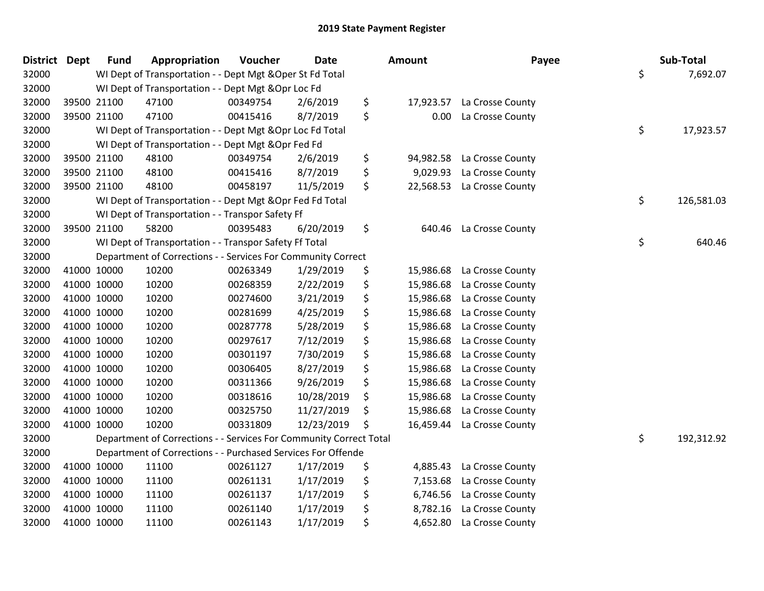# 2019 State Payment Register

| District | Dept | Fund | Appropriation | Voucher | Date | Amount | Payee | Sub-Total |
|---|---|---|---|---|---|---|---|---|
| 32000 | | WI Dept of Transportation - - Dept Mgt &Oper St Fd Total | | | | | | $ 7,692.07 |
| 32000 | | WI Dept of Transportation - - Dept Mgt &Opr Loc Fd | | | | | | |
| 32000 | 39500 | 21100 | 47100 | 00349754 | 2/6/2019 | $ 17,923.57 | La Crosse County | |
| 32000 | 39500 | 21100 | 47100 | 00415416 | 8/7/2019 | $ 0.00 | La Crosse County | |
| 32000 | | WI Dept of Transportation - - Dept Mgt &Opr Loc Fd Total | | | | | | $ 17,923.57 |
| 32000 | | WI Dept of Transportation - - Dept Mgt &Opr Fed Fd | | | | | | |
| 32000 | 39500 | 21100 | 48100 | 00349754 | 2/6/2019 | $ 94,982.58 | La Crosse County | |
| 32000 | 39500 | 21100 | 48100 | 00415416 | 8/7/2019 | $ 9,029.93 | La Crosse County | |
| 32000 | 39500 | 21100 | 48100 | 00458197 | 11/5/2019 | $ 22,568.53 | La Crosse County | |
| 32000 | | WI Dept of Transportation - - Dept Mgt &Opr Fed Fd Total | | | | | | $ 126,581.03 |
| 32000 | | WI Dept of Transportation - - Transpor Safety Ff | | | | | | |
| 32000 | 39500 | 21100 | 58200 | 00395483 | 6/20/2019 | $ 640.46 | La Crosse County | |
| 32000 | | WI Dept of Transportation - - Transpor Safety Ff Total | | | | | | $ 640.46 |
| 32000 | | Department of Corrections - - Services For Community Correct | | | | | | |
| 32000 | 41000 | 10000 | 10200 | 00263349 | 1/29/2019 | $ 15,986.68 | La Crosse County | |
| 32000 | 41000 | 10000 | 10200 | 00268359 | 2/22/2019 | $ 15,986.68 | La Crosse County | |
| 32000 | 41000 | 10000 | 10200 | 00274600 | 3/21/2019 | $ 15,986.68 | La Crosse County | |
| 32000 | 41000 | 10000 | 10200 | 00281699 | 4/25/2019 | $ 15,986.68 | La Crosse County | |
| 32000 | 41000 | 10000 | 10200 | 00287778 | 5/28/2019 | $ 15,986.68 | La Crosse County | |
| 32000 | 41000 | 10000 | 10200 | 00297617 | 7/12/2019 | $ 15,986.68 | La Crosse County | |
| 32000 | 41000 | 10000 | 10200 | 00301197 | 7/30/2019 | $ 15,986.68 | La Crosse County | |
| 32000 | 41000 | 10000 | 10200 | 00306405 | 8/27/2019 | $ 15,986.68 | La Crosse County | |
| 32000 | 41000 | 10000 | 10200 | 00311366 | 9/26/2019 | $ 15,986.68 | La Crosse County | |
| 32000 | 41000 | 10000 | 10200 | 00318616 | 10/28/2019 | $ 15,986.68 | La Crosse County | |
| 32000 | 41000 | 10000 | 10200 | 00325750 | 11/27/2019 | $ 15,986.68 | La Crosse County | |
| 32000 | 41000 | 10000 | 10200 | 00331809 | 12/23/2019 | $ 16,459.44 | La Crosse County | |
| 32000 | | Department of Corrections - - Services For Community Correct Total | | | | | | $ 192,312.92 |
| 32000 | | Department of Corrections - - Purchased Services For Offende | | | | | | |
| 32000 | 41000 | 10000 | 11100 | 00261127 | 1/17/2019 | $ 4,885.43 | La Crosse County | |
| 32000 | 41000 | 10000 | 11100 | 00261131 | 1/17/2019 | $ 7,153.68 | La Crosse County | |
| 32000 | 41000 | 10000 | 11100 | 00261137 | 1/17/2019 | $ 6,746.56 | La Crosse County | |
| 32000 | 41000 | 10000 | 11100 | 00261140 | 1/17/2019 | $ 8,782.16 | La Crosse County | |
| 32000 | 41000 | 10000 | 11100 | 00261143 | 1/17/2019 | $ 4,652.80 | La Crosse County | |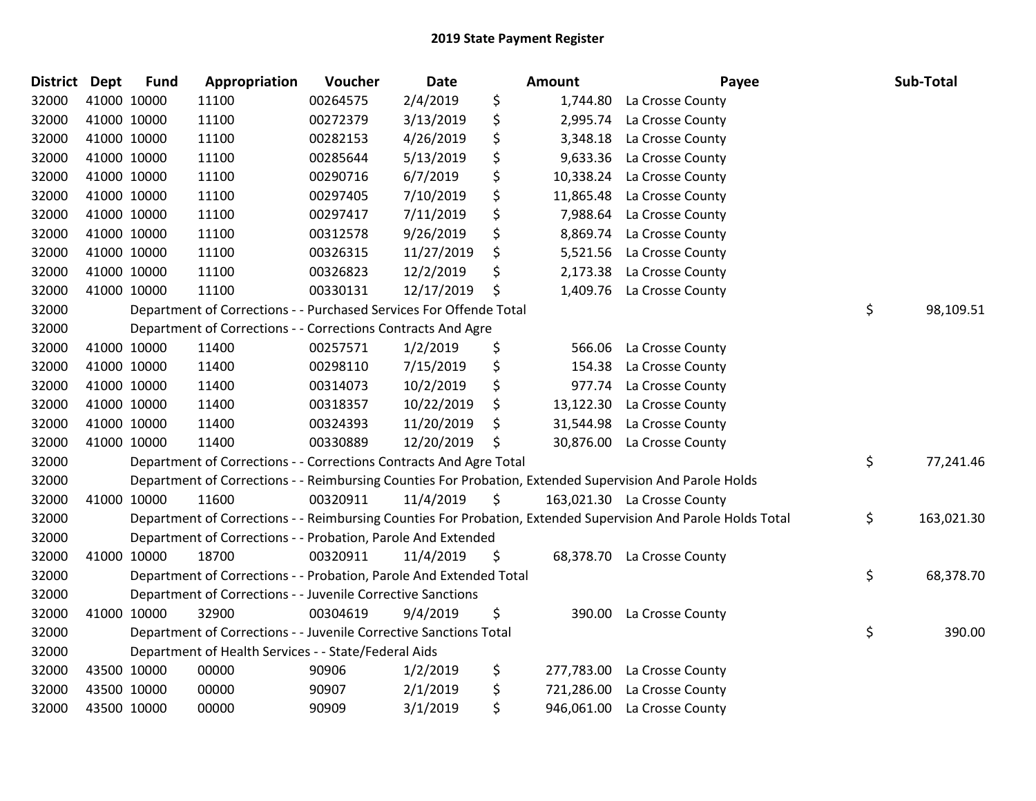## 2019 State Payment Register

| District | Dept | Fund | Appropriation | Voucher | Date | Amount | Payee | Sub-Total |
|---|---|---|---|---|---|---|---|---|
| 32000 | 41000 | 10000 | 11100 | 00264575 | 2/4/2019 | $ 1,744.80 | La Crosse County | |
| 32000 | 41000 | 10000 | 11100 | 00272379 | 3/13/2019 | $ 2,995.74 | La Crosse County | |
| 32000 | 41000 | 10000 | 11100 | 00282153 | 4/26/2019 | $ 3,348.18 | La Crosse County | |
| 32000 | 41000 | 10000 | 11100 | 00285644 | 5/13/2019 | $ 9,633.36 | La Crosse County | |
| 32000 | 41000 | 10000 | 11100 | 00290716 | 6/7/2019 | $ 10,338.24 | La Crosse County | |
| 32000 | 41000 | 10000 | 11100 | 00297405 | 7/10/2019 | $ 11,865.48 | La Crosse County | |
| 32000 | 41000 | 10000 | 11100 | 00297417 | 7/11/2019 | $ 7,988.64 | La Crosse County | |
| 32000 | 41000 | 10000 | 11100 | 00312578 | 9/26/2019 | $ 8,869.74 | La Crosse County | |
| 32000 | 41000 | 10000 | 11100 | 00326315 | 11/27/2019 | $ 5,521.56 | La Crosse County | |
| 32000 | 41000 | 10000 | 11100 | 00326823 | 12/2/2019 | $ 2,173.38 | La Crosse County | |
| 32000 | 41000 | 10000 | 11100 | 00330131 | 12/17/2019 | $ 1,409.76 | La Crosse County | |
| 32000 | | | Department of Corrections - - Purchased Services For Offende Total | | | | | $ 98,109.51 |
| 32000 | | | Department of Corrections - - Corrections Contracts And Agre | | | | | |
| 32000 | 41000 | 10000 | 11400 | 00257571 | 1/2/2019 | $ 566.06 | La Crosse County | |
| 32000 | 41000 | 10000 | 11400 | 00298110 | 7/15/2019 | $ 154.38 | La Crosse County | |
| 32000 | 41000 | 10000 | 11400 | 00314073 | 10/2/2019 | $ 977.74 | La Crosse County | |
| 32000 | 41000 | 10000 | 11400 | 00318357 | 10/22/2019 | $ 13,122.30 | La Crosse County | |
| 32000 | 41000 | 10000 | 11400 | 00324393 | 11/20/2019 | $ 31,544.98 | La Crosse County | |
| 32000 | 41000 | 10000 | 11400 | 00330889 | 12/20/2019 | $ 30,876.00 | La Crosse County | |
| 32000 | | | Department of Corrections - - Corrections Contracts And Agre Total | | | | | $ 77,241.46 |
| 32000 | | | Department of Corrections - - Reimbursing Counties For Probation, Extended Supervision And Parole Holds | | | | | |
| 32000 | 41000 | 10000 | 11600 | 00320911 | 11/4/2019 | $ 163,021.30 | La Crosse County | |
| 32000 | | | Department of Corrections - - Reimbursing Counties For Probation, Extended Supervision And Parole Holds Total | | | | | $ 163,021.30 |
| 32000 | | | Department of Corrections - - Probation, Parole And Extended | | | | | |
| 32000 | 41000 | 10000 | 18700 | 00320911 | 11/4/2019 | $ 68,378.70 | La Crosse County | |
| 32000 | | | Department of Corrections - - Probation, Parole And Extended Total | | | | | $ 68,378.70 |
| 32000 | | | Department of Corrections - - Juvenile Corrective Sanctions | | | | | |
| 32000 | 41000 | 10000 | 32900 | 00304619 | 9/4/2019 | $ 390.00 | La Crosse County | |
| 32000 | | | Department of Corrections - - Juvenile Corrective Sanctions Total | | | | | $ 390.00 |
| 32000 | | | Department of Health Services - - State/Federal Aids | | | | | |
| 32000 | 43500 | 10000 | 00000 | 90906 | 1/2/2019 | $ 277,783.00 | La Crosse County | |
| 32000 | 43500 | 10000 | 00000 | 90907 | 2/1/2019 | $ 721,286.00 | La Crosse County | |
| 32000 | 43500 | 10000 | 00000 | 90909 | 3/1/2019 | $ 946,061.00 | La Crosse County | |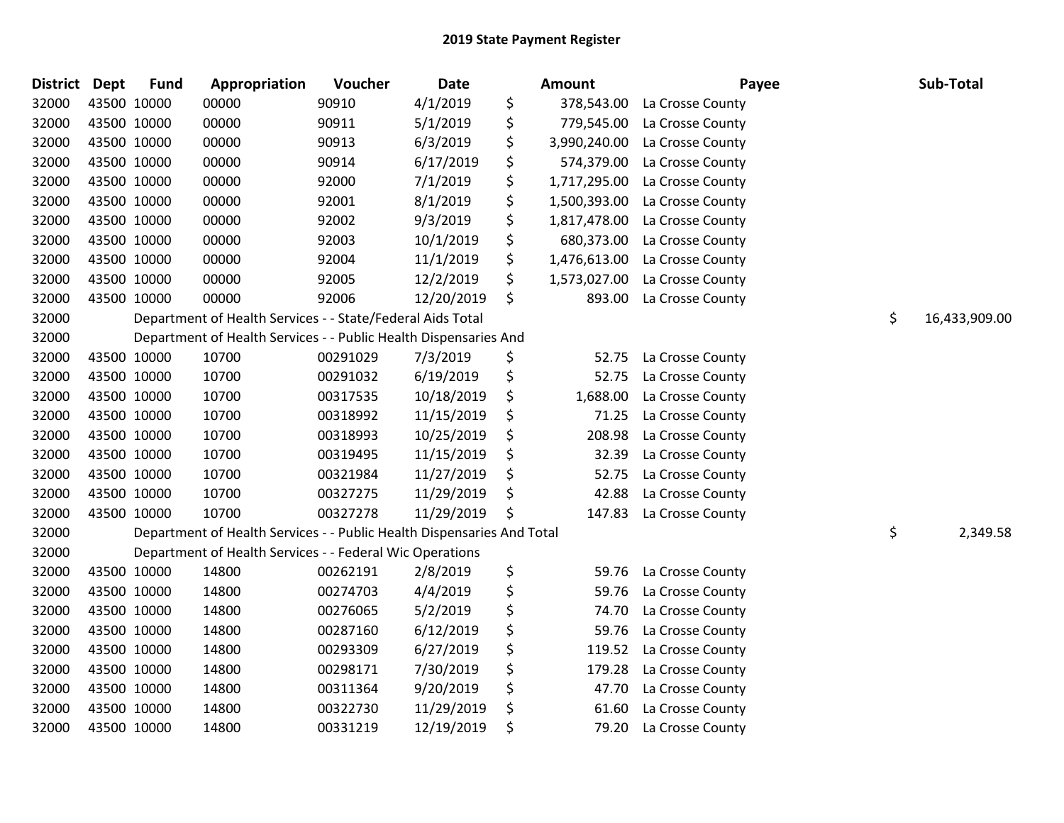# 2019 State Payment Register

| District | Dept | Fund | Appropriation | Voucher | Date | | Amount | Payee | | Sub-Total |
|---|---|---|---|---|---|---|---|---|---|---|
| 32000 | 43500 | 10000 | 00000 | 90910 | 4/1/2019 | $ | 378,543.00 | La Crosse County | | |
| 32000 | 43500 | 10000 | 00000 | 90911 | 5/1/2019 | $ | 779,545.00 | La Crosse County | | |
| 32000 | 43500 | 10000 | 00000 | 90913 | 6/3/2019 | $ | 3,990,240.00 | La Crosse County | | |
| 32000 | 43500 | 10000 | 00000 | 90914 | 6/17/2019 | $ | 574,379.00 | La Crosse County | | |
| 32000 | 43500 | 10000 | 00000 | 92000 | 7/1/2019 | $ | 1,717,295.00 | La Crosse County | | |
| 32000 | 43500 | 10000 | 00000 | 92001 | 8/1/2019 | $ | 1,500,393.00 | La Crosse County | | |
| 32000 | 43500 | 10000 | 00000 | 92002 | 9/3/2019 | $ | 1,817,478.00 | La Crosse County | | |
| 32000 | 43500 | 10000 | 00000 | 92003 | 10/1/2019 | $ | 680,373.00 | La Crosse County | | |
| 32000 | 43500 | 10000 | 00000 | 92004 | 11/1/2019 | $ | 1,476,613.00 | La Crosse County | | |
| 32000 | 43500 | 10000 | 00000 | 92005 | 12/2/2019 | $ | 1,573,027.00 | La Crosse County | | |
| 32000 | 43500 | 10000 | 00000 | 92006 | 12/20/2019 | $ | 893.00 | La Crosse County | | |
| 32000 | | Department of Health Services - - State/Federal Aids Total | | | | | | | $ | 16,433,909.00 |
| 32000 | | Department of Health Services - - Public Health Dispensaries And | | | | | | | | |
| 32000 | 43500 | 10000 | 10700 | 00291029 | 7/3/2019 | $ | 52.75 | La Crosse County | | |
| 32000 | 43500 | 10000 | 10700 | 00291032 | 6/19/2019 | $ | 52.75 | La Crosse County | | |
| 32000 | 43500 | 10000 | 10700 | 00317535 | 10/18/2019 | $ | 1,688.00 | La Crosse County | | |
| 32000 | 43500 | 10000 | 10700 | 00318992 | 11/15/2019 | $ | 71.25 | La Crosse County | | |
| 32000 | 43500 | 10000 | 10700 | 00318993 | 10/25/2019 | $ | 208.98 | La Crosse County | | |
| 32000 | 43500 | 10000 | 10700 | 00319495 | 11/15/2019 | $ | 32.39 | La Crosse County | | |
| 32000 | 43500 | 10000 | 10700 | 00321984 | 11/27/2019 | $ | 52.75 | La Crosse County | | |
| 32000 | 43500 | 10000 | 10700 | 00327275 | 11/29/2019 | $ | 42.88 | La Crosse County | | |
| 32000 | 43500 | 10000 | 10700 | 00327278 | 11/29/2019 | $ | 147.83 | La Crosse County | | |
| 32000 | | Department of Health Services - - Public Health Dispensaries And Total | | | | | | | $ | 2,349.58 |
| 32000 | | Department of Health Services - - Federal Wic Operations | | | | | | | | |
| 32000 | 43500 | 10000 | 14800 | 00262191 | 2/8/2019 | $ | 59.76 | La Crosse County | | |
| 32000 | 43500 | 10000 | 14800 | 00274703 | 4/4/2019 | $ | 59.76 | La Crosse County | | |
| 32000 | 43500 | 10000 | 14800 | 00276065 | 5/2/2019 | $ | 74.70 | La Crosse County | | |
| 32000 | 43500 | 10000 | 14800 | 00287160 | 6/12/2019 | $ | 59.76 | La Crosse County | | |
| 32000 | 43500 | 10000 | 14800 | 00293309 | 6/27/2019 | $ | 119.52 | La Crosse County | | |
| 32000 | 43500 | 10000 | 14800 | 00298171 | 7/30/2019 | $ | 179.28 | La Crosse County | | |
| 32000 | 43500 | 10000 | 14800 | 00311364 | 9/20/2019 | $ | 47.70 | La Crosse County | | |
| 32000 | 43500 | 10000 | 14800 | 00322730 | 11/29/2019 | $ | 61.60 | La Crosse County | | |
| 32000 | 43500 | 10000 | 14800 | 00331219 | 12/19/2019 | $ | 79.20 | La Crosse County | | |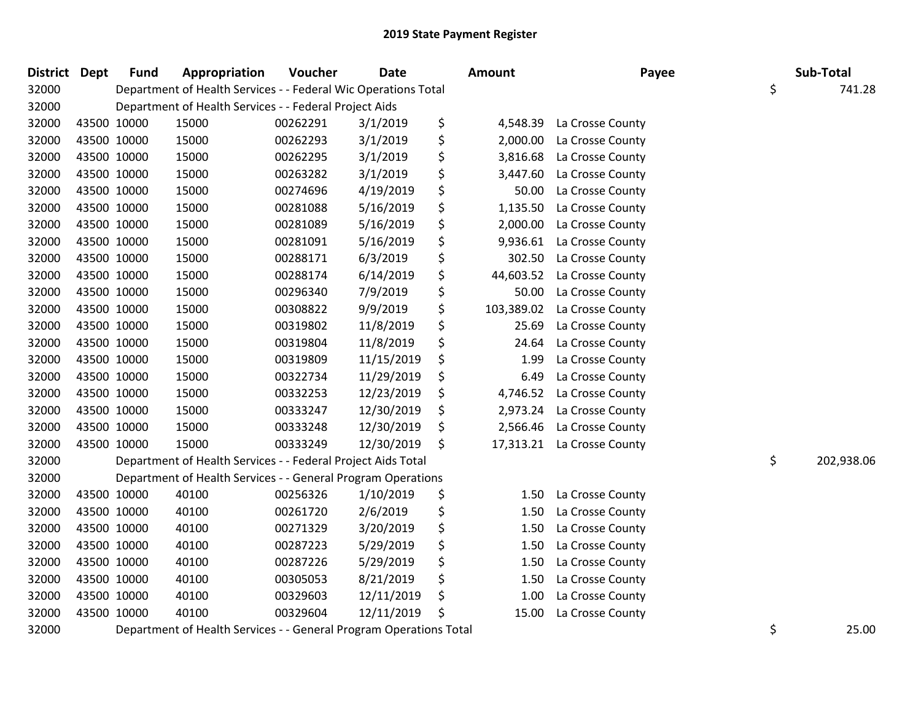# 2019 State Payment Register

| District | Dept | Fund | Appropriation | Voucher | Date | Amount | Payee | Sub-Total |
|---|---|---|---|---|---|---|---|---|
| 32000 | | Department of Health Services - - Federal Wic Operations Total | | | | | | $ 741.28 |
| 32000 | | Department of Health Services - - Federal Project Aids | | | | | | |
| 32000 | 43500 | 10000 | 15000 | 00262291 | 3/1/2019 | $ 4,548.39 | La Crosse County | |
| 32000 | 43500 | 10000 | 15000 | 00262293 | 3/1/2019 | $ 2,000.00 | La Crosse County | |
| 32000 | 43500 | 10000 | 15000 | 00262295 | 3/1/2019 | $ 3,816.68 | La Crosse County | |
| 32000 | 43500 | 10000 | 15000 | 00263282 | 3/1/2019 | $ 3,447.60 | La Crosse County | |
| 32000 | 43500 | 10000 | 15000 | 00274696 | 4/19/2019 | $ 50.00 | La Crosse County | |
| 32000 | 43500 | 10000 | 15000 | 00281088 | 5/16/2019 | $ 1,135.50 | La Crosse County | |
| 32000 | 43500 | 10000 | 15000 | 00281089 | 5/16/2019 | $ 2,000.00 | La Crosse County | |
| 32000 | 43500 | 10000 | 15000 | 00281091 | 5/16/2019 | $ 9,936.61 | La Crosse County | |
| 32000 | 43500 | 10000 | 15000 | 00288171 | 6/3/2019 | $ 302.50 | La Crosse County | |
| 32000 | 43500 | 10000 | 15000 | 00288174 | 6/14/2019 | $ 44,603.52 | La Crosse County | |
| 32000 | 43500 | 10000 | 15000 | 00296340 | 7/9/2019 | $ 50.00 | La Crosse County | |
| 32000 | 43500 | 10000 | 15000 | 00308822 | 9/9/2019 | $ 103,389.02 | La Crosse County | |
| 32000 | 43500 | 10000 | 15000 | 00319802 | 11/8/2019 | $ 25.69 | La Crosse County | |
| 32000 | 43500 | 10000 | 15000 | 00319804 | 11/8/2019 | $ 24.64 | La Crosse County | |
| 32000 | 43500 | 10000 | 15000 | 00319809 | 11/15/2019 | $ 1.99 | La Crosse County | |
| 32000 | 43500 | 10000 | 15000 | 00322734 | 11/29/2019 | $ 6.49 | La Crosse County | |
| 32000 | 43500 | 10000 | 15000 | 00332253 | 12/23/2019 | $ 4,746.52 | La Crosse County | |
| 32000 | 43500 | 10000 | 15000 | 00333247 | 12/30/2019 | $ 2,973.24 | La Crosse County | |
| 32000 | 43500 | 10000 | 15000 | 00333248 | 12/30/2019 | $ 2,566.46 | La Crosse County | |
| 32000 | 43500 | 10000 | 15000 | 00333249 | 12/30/2019 | $ 17,313.21 | La Crosse County | |
| 32000 | | Department of Health Services - - Federal Project Aids Total | | | | | | $ 202,938.06 |
| 32000 | | Department of Health Services - - General Program Operations | | | | | | |
| 32000 | 43500 | 10000 | 40100 | 00256326 | 1/10/2019 | $ 1.50 | La Crosse County | |
| 32000 | 43500 | 10000 | 40100 | 00261720 | 2/6/2019 | $ 1.50 | La Crosse County | |
| 32000 | 43500 | 10000 | 40100 | 00271329 | 3/20/2019 | $ 1.50 | La Crosse County | |
| 32000 | 43500 | 10000 | 40100 | 00287223 | 5/29/2019 | $ 1.50 | La Crosse County | |
| 32000 | 43500 | 10000 | 40100 | 00287226 | 5/29/2019 | $ 1.50 | La Crosse County | |
| 32000 | 43500 | 10000 | 40100 | 00305053 | 8/21/2019 | $ 1.50 | La Crosse County | |
| 32000 | 43500 | 10000 | 40100 | 00329603 | 12/11/2019 | $ 1.00 | La Crosse County | |
| 32000 | 43500 | 10000 | 40100 | 00329604 | 12/11/2019 | $ 15.00 | La Crosse County | |
| 32000 | | Department of Health Services - - General Program Operations Total | | | | | | $ 25.00 |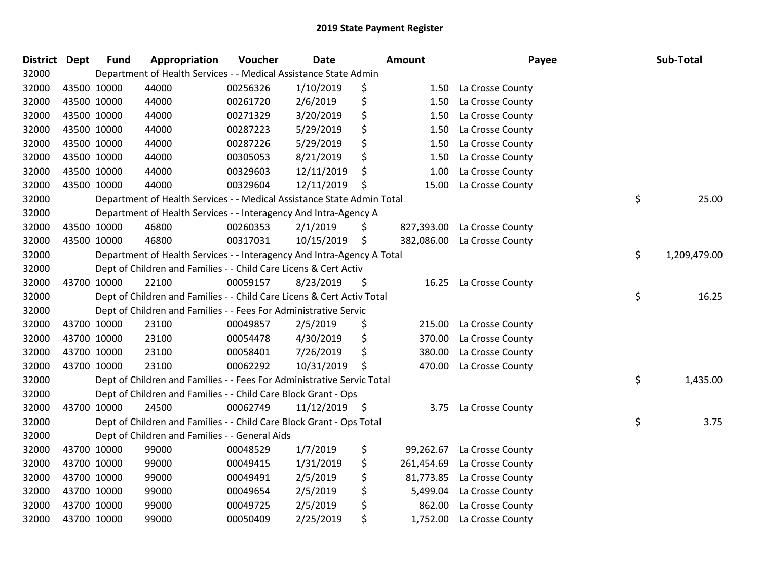# 2019 State Payment Register

| District | Dept | Fund | Appropriation | Voucher | Date | Amount | Payee | Sub-Total |
|---|---|---|---|---|---|---|---|---|
| 32000 | Department of Health Services - - Medical Assistance State Admin | | | | | | | |
| 32000 | 43500 | 10000 | 44000 | 00256326 | 1/10/2019 | $ 1.50 | La Crosse County | |
| 32000 | 43500 | 10000 | 44000 | 00261720 | 2/6/2019 | $ 1.50 | La Crosse County | |
| 32000 | 43500 | 10000 | 44000 | 00271329 | 3/20/2019 | $ 1.50 | La Crosse County | |
| 32000 | 43500 | 10000 | 44000 | 00287223 | 5/29/2019 | $ 1.50 | La Crosse County | |
| 32000 | 43500 | 10000 | 44000 | 00287226 | 5/29/2019 | $ 1.50 | La Crosse County | |
| 32000 | 43500 | 10000 | 44000 | 00305053 | 8/21/2019 | $ 1.50 | La Crosse County | |
| 32000 | 43500 | 10000 | 44000 | 00329603 | 12/11/2019 | $ 1.00 | La Crosse County | |
| 32000 | 43500 | 10000 | 44000 | 00329604 | 12/11/2019 | $ 15.00 | La Crosse County | |
| 32000 | Department of Health Services - - Medical Assistance State Admin Total | | | | | | | $ 25.00 |
| 32000 | Department of Health Services - - Interagency And Intra-Agency A | | | | | | | |
| 32000 | 43500 | 10000 | 46800 | 00260353 | 2/1/2019 | $ 827,393.00 | La Crosse County | |
| 32000 | 43500 | 10000 | 46800 | 00317031 | 10/15/2019 | $ 382,086.00 | La Crosse County | |
| 32000 | Department of Health Services - - Interagency And Intra-Agency A Total | | | | | | | $ 1,209,479.00 |
| 32000 | Dept of Children and Families - - Child Care Licens & Cert Activ | | | | | | | |
| 32000 | 43700 | 10000 | 22100 | 00059157 | 8/23/2019 | $ 16.25 | La Crosse County | |
| 32000 | Dept of Children and Families - - Child Care Licens & Cert Activ Total | | | | | | | $ 16.25 |
| 32000 | Dept of Children and Families - - Fees For Administrative Servic | | | | | | | |
| 32000 | 43700 | 10000 | 23100 | 00049857 | 2/5/2019 | $ 215.00 | La Crosse County | |
| 32000 | 43700 | 10000 | 23100 | 00054478 | 4/30/2019 | $ 370.00 | La Crosse County | |
| 32000 | 43700 | 10000 | 23100 | 00058401 | 7/26/2019 | $ 380.00 | La Crosse County | |
| 32000 | 43700 | 10000 | 23100 | 00062292 | 10/31/2019 | $ 470.00 | La Crosse County | |
| 32000 | Dept of Children and Families - - Fees For Administrative Servic Total | | | | | | | $ 1,435.00 |
| 32000 | Dept of Children and Families - - Child Care Block Grant - Ops | | | | | | | |
| 32000 | 43700 | 10000 | 24500 | 00062749 | 11/12/2019 | $ 3.75 | La Crosse County | |
| 32000 | Dept of Children and Families - - Child Care Block Grant - Ops Total | | | | | | | $ 3.75 |
| 32000 | Dept of Children and Families - - General Aids | | | | | | | |
| 32000 | 43700 | 10000 | 99000 | 00048529 | 1/7/2019 | $ 99,262.67 | La Crosse County | |
| 32000 | 43700 | 10000 | 99000 | 00049415 | 1/31/2019 | $ 261,454.69 | La Crosse County | |
| 32000 | 43700 | 10000 | 99000 | 00049491 | 2/5/2019 | $ 81,773.85 | La Crosse County | |
| 32000 | 43700 | 10000 | 99000 | 00049654 | 2/5/2019 | $ 5,499.04 | La Crosse County | |
| 32000 | 43700 | 10000 | 99000 | 00049725 | 2/5/2019 | $ 862.00 | La Crosse County | |
| 32000 | 43700 | 10000 | 99000 | 00050409 | 2/25/2019 | $ 1,752.00 | La Crosse County | |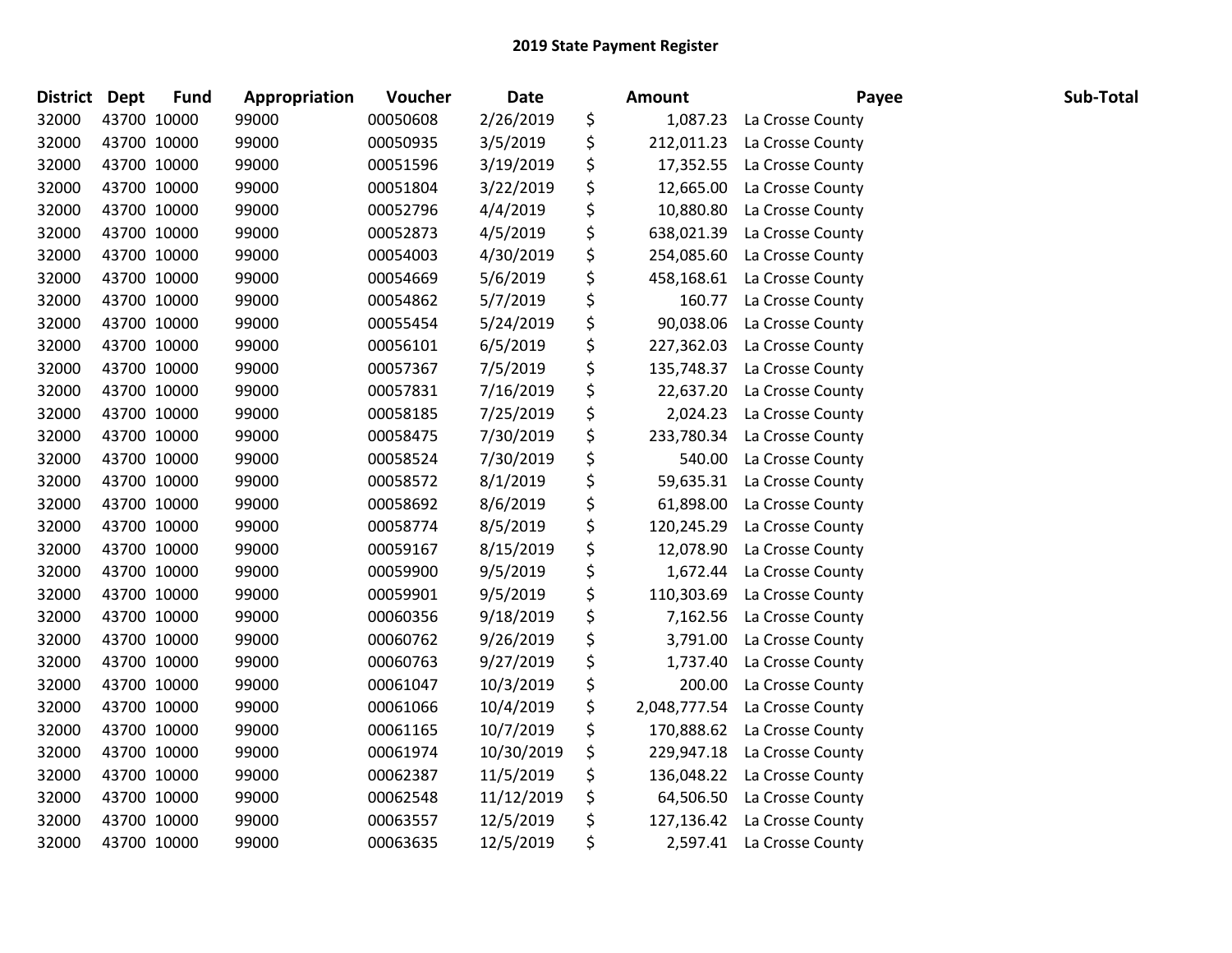# 2019 State Payment Register

| District | Dept | Fund | Appropriation | Voucher | Date | | Amount | Payee | Sub-Total |
|---|---|---|---|---|---|---|---|---|---|
| 32000 | 43700 | 10000 | 99000 | 00050608 | 2/26/2019 | $ | 1,087.23 | La Crosse County | |
| 32000 | 43700 | 10000 | 99000 | 00050935 | 3/5/2019 | $ | 212,011.23 | La Crosse County | |
| 32000 | 43700 | 10000 | 99000 | 00051596 | 3/19/2019 | $ | 17,352.55 | La Crosse County | |
| 32000 | 43700 | 10000 | 99000 | 00051804 | 3/22/2019 | $ | 12,665.00 | La Crosse County | |
| 32000 | 43700 | 10000 | 99000 | 00052796 | 4/4/2019 | $ | 10,880.80 | La Crosse County | |
| 32000 | 43700 | 10000 | 99000 | 00052873 | 4/5/2019 | $ | 638,021.39 | La Crosse County | |
| 32000 | 43700 | 10000 | 99000 | 00054003 | 4/30/2019 | $ | 254,085.60 | La Crosse County | |
| 32000 | 43700 | 10000 | 99000 | 00054669 | 5/6/2019 | $ | 458,168.61 | La Crosse County | |
| 32000 | 43700 | 10000 | 99000 | 00054862 | 5/7/2019 | $ | 160.77 | La Crosse County | |
| 32000 | 43700 | 10000 | 99000 | 00055454 | 5/24/2019 | $ | 90,038.06 | La Crosse County | |
| 32000 | 43700 | 10000 | 99000 | 00056101 | 6/5/2019 | $ | 227,362.03 | La Crosse County | |
| 32000 | 43700 | 10000 | 99000 | 00057367 | 7/5/2019 | $ | 135,748.37 | La Crosse County | |
| 32000 | 43700 | 10000 | 99000 | 00057831 | 7/16/2019 | $ | 22,637.20 | La Crosse County | |
| 32000 | 43700 | 10000 | 99000 | 00058185 | 7/25/2019 | $ | 2,024.23 | La Crosse County | |
| 32000 | 43700 | 10000 | 99000 | 00058475 | 7/30/2019 | $ | 233,780.34 | La Crosse County | |
| 32000 | 43700 | 10000 | 99000 | 00058524 | 7/30/2019 | $ | 540.00 | La Crosse County | |
| 32000 | 43700 | 10000 | 99000 | 00058572 | 8/1/2019 | $ | 59,635.31 | La Crosse County | |
| 32000 | 43700 | 10000 | 99000 | 00058692 | 8/6/2019 | $ | 61,898.00 | La Crosse County | |
| 32000 | 43700 | 10000 | 99000 | 00058774 | 8/5/2019 | $ | 120,245.29 | La Crosse County | |
| 32000 | 43700 | 10000 | 99000 | 00059167 | 8/15/2019 | $ | 12,078.90 | La Crosse County | |
| 32000 | 43700 | 10000 | 99000 | 00059900 | 9/5/2019 | $ | 1,672.44 | La Crosse County | |
| 32000 | 43700 | 10000 | 99000 | 00059901 | 9/5/2019 | $ | 110,303.69 | La Crosse County | |
| 32000 | 43700 | 10000 | 99000 | 00060356 | 9/18/2019 | $ | 7,162.56 | La Crosse County | |
| 32000 | 43700 | 10000 | 99000 | 00060762 | 9/26/2019 | $ | 3,791.00 | La Crosse County | |
| 32000 | 43700 | 10000 | 99000 | 00060763 | 9/27/2019 | $ | 1,737.40 | La Crosse County | |
| 32000 | 43700 | 10000 | 99000 | 00061047 | 10/3/2019 | $ | 200.00 | La Crosse County | |
| 32000 | 43700 | 10000 | 99000 | 00061066 | 10/4/2019 | $ | 2,048,777.54 | La Crosse County | |
| 32000 | 43700 | 10000 | 99000 | 00061165 | 10/7/2019 | $ | 170,888.62 | La Crosse County | |
| 32000 | 43700 | 10000 | 99000 | 00061974 | 10/30/2019 | $ | 229,947.18 | La Crosse County | |
| 32000 | 43700 | 10000 | 99000 | 00062387 | 11/5/2019 | $ | 136,048.22 | La Crosse County | |
| 32000 | 43700 | 10000 | 99000 | 00062548 | 11/12/2019 | $ | 64,506.50 | La Crosse County | |
| 32000 | 43700 | 10000 | 99000 | 00063557 | 12/5/2019 | $ | 127,136.42 | La Crosse County | |
| 32000 | 43700 | 10000 | 99000 | 00063635 | 12/5/2019 | $ | 2,597.41 | La Crosse County | |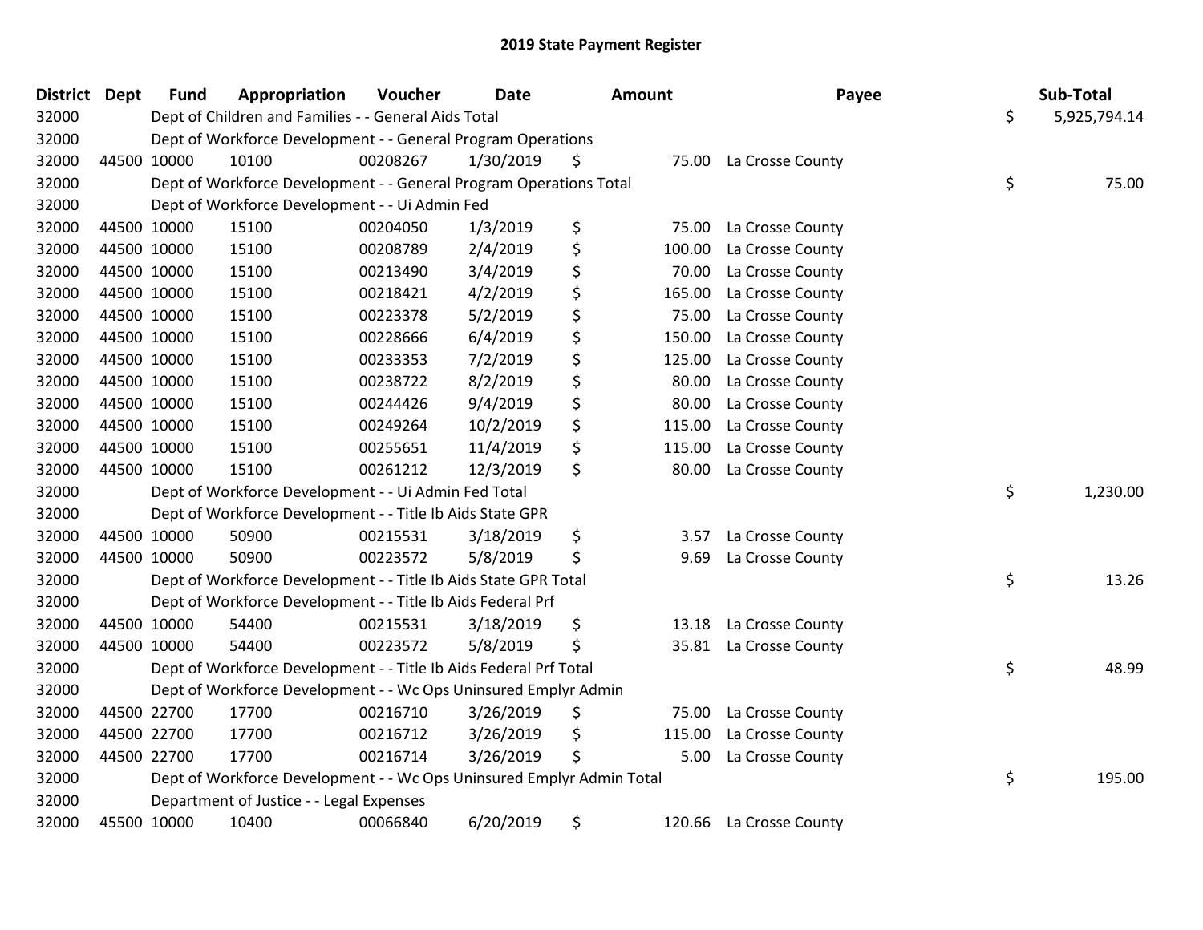# 2019 State Payment Register

| District | Dept | Fund | Appropriation | Voucher | Date | Amount | Payee | Sub-Total |
|---|---|---|---|---|---|---|---|---|
| 32000 | | Dept of Children and Families - - General Aids Total | | | | | | $ 5,925,794.14 |
| 32000 | | Dept of Workforce Development - - General Program Operations | | | | | | |
| 32000 | 44500 | 10000 | 10100 | 00208267 | 1/30/2019 | $ 75.00 | La Crosse County | |
| 32000 | | Dept of Workforce Development - - General Program Operations Total | | | | | | $ 75.00 |
| 32000 | | Dept of Workforce Development - - Ui Admin Fed | | | | | | |
| 32000 | 44500 | 10000 | 15100 | 00204050 | 1/3/2019 | $ 75.00 | La Crosse County | |
| 32000 | 44500 | 10000 | 15100 | 00208789 | 2/4/2019 | $ 100.00 | La Crosse County | |
| 32000 | 44500 | 10000 | 15100 | 00213490 | 3/4/2019 | $ 70.00 | La Crosse County | |
| 32000 | 44500 | 10000 | 15100 | 00218421 | 4/2/2019 | $ 165.00 | La Crosse County | |
| 32000 | 44500 | 10000 | 15100 | 00223378 | 5/2/2019 | $ 75.00 | La Crosse County | |
| 32000 | 44500 | 10000 | 15100 | 00228666 | 6/4/2019 | $ 150.00 | La Crosse County | |
| 32000 | 44500 | 10000 | 15100 | 00233353 | 7/2/2019 | $ 125.00 | La Crosse County | |
| 32000 | 44500 | 10000 | 15100 | 00238722 | 8/2/2019 | $ 80.00 | La Crosse County | |
| 32000 | 44500 | 10000 | 15100 | 00244426 | 9/4/2019 | $ 80.00 | La Crosse County | |
| 32000 | 44500 | 10000 | 15100 | 00249264 | 10/2/2019 | $ 115.00 | La Crosse County | |
| 32000 | 44500 | 10000 | 15100 | 00255651 | 11/4/2019 | $ 115.00 | La Crosse County | |
| 32000 | 44500 | 10000 | 15100 | 00261212 | 12/3/2019 | $ 80.00 | La Crosse County | |
| 32000 | | Dept of Workforce Development - - Ui Admin Fed Total | | | | | | $ 1,230.00 |
| 32000 | | Dept of Workforce Development - - Title Ib Aids State GPR | | | | | | |
| 32000 | 44500 | 10000 | 50900 | 00215531 | 3/18/2019 | $ 3.57 | La Crosse County | |
| 32000 | 44500 | 10000 | 50900 | 00223572 | 5/8/2019 | $ 9.69 | La Crosse County | |
| 32000 | | Dept of Workforce Development - - Title Ib Aids State GPR Total | | | | | | $ 13.26 |
| 32000 | | Dept of Workforce Development - - Title Ib Aids Federal Prf | | | | | | |
| 32000 | 44500 | 10000 | 54400 | 00215531 | 3/18/2019 | $ 13.18 | La Crosse County | |
| 32000 | 44500 | 10000 | 54400 | 00223572 | 5/8/2019 | $ 35.81 | La Crosse County | |
| 32000 | | Dept of Workforce Development - - Title Ib Aids Federal Prf Total | | | | | | $ 48.99 |
| 32000 | | Dept of Workforce Development - - Wc Ops Uninsured Emplyr Admin | | | | | | |
| 32000 | 44500 | 22700 | 17700 | 00216710 | 3/26/2019 | $ 75.00 | La Crosse County | |
| 32000 | 44500 | 22700 | 17700 | 00216712 | 3/26/2019 | $ 115.00 | La Crosse County | |
| 32000 | 44500 | 22700 | 17700 | 00216714 | 3/26/2019 | $ 5.00 | La Crosse County | |
| 32000 | | Dept of Workforce Development - - Wc Ops Uninsured Emplyr Admin Total | | | | | | $ 195.00 |
| 32000 | | Department of Justice - - Legal Expenses | | | | | | |
| 32000 | 45500 | 10000 | 10400 | 00066840 | 6/20/2019 | $ 120.66 | La Crosse County | |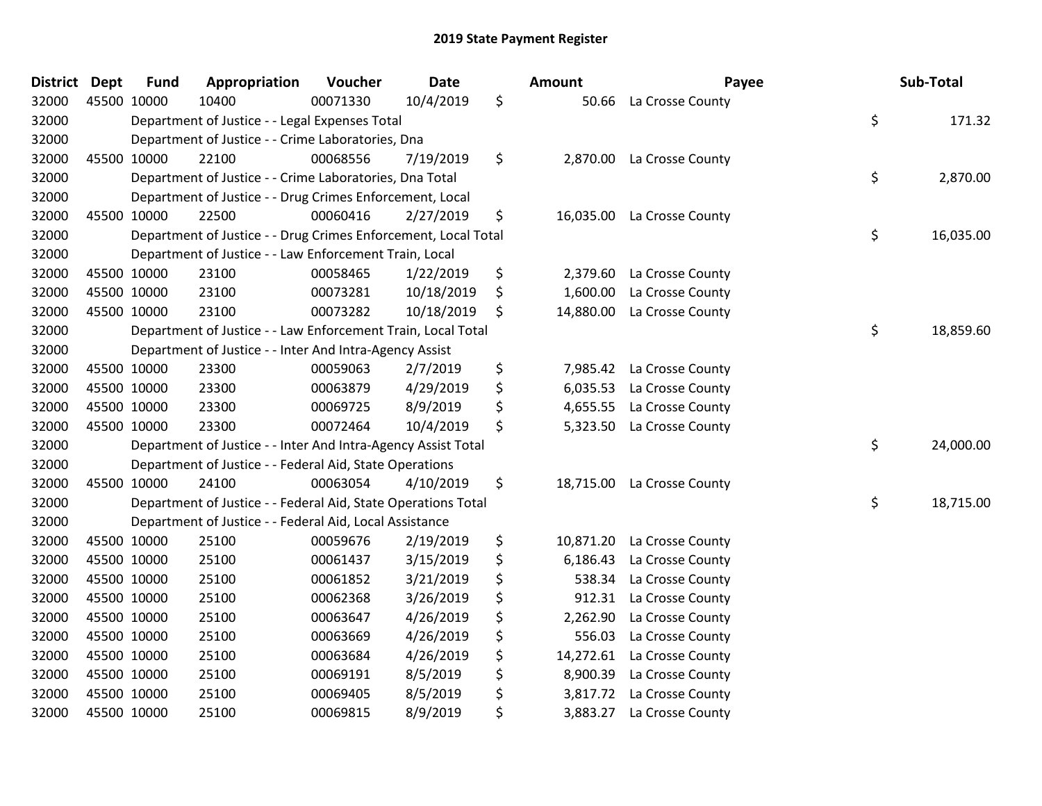# 2019 State Payment Register

| District | Dept | Fund | Appropriation | Voucher | Date | Amount | Payee | Sub-Total |
|---|---|---|---|---|---|---|---|---|
| 32000 | 45500 | 10000 | 10400 | 00071330 | 10/4/2019 | $ 50.66 | La Crosse County | |
| 32000 | | Department of Justice - - Legal Expenses Total | | | | | | $ 171.32 |
| 32000 | | Department of Justice - - Crime Laboratories, Dna | | | | | | |
| 32000 | 45500 | 10000 | 22100 | 00068556 | 7/19/2019 | $ 2,870.00 | La Crosse County | |
| 32000 | | Department of Justice - - Crime Laboratories, Dna Total | | | | | | $ 2,870.00 |
| 32000 | | Department of Justice - - Drug Crimes Enforcement, Local | | | | | | |
| 32000 | 45500 | 10000 | 22500 | 00060416 | 2/27/2019 | $ 16,035.00 | La Crosse County | |
| 32000 | | Department of Justice - - Drug Crimes Enforcement, Local Total | | | | | | $ 16,035.00 |
| 32000 | | Department of Justice - - Law Enforcement Train, Local | | | | | | |
| 32000 | 45500 | 10000 | 23100 | 00058465 | 1/22/2019 | $ 2,379.60 | La Crosse County | |
| 32000 | 45500 | 10000 | 23100 | 00073281 | 10/18/2019 | $ 1,600.00 | La Crosse County | |
| 32000 | 45500 | 10000 | 23100 | 00073282 | 10/18/2019 | $ 14,880.00 | La Crosse County | |
| 32000 | | Department of Justice - - Law Enforcement Train, Local Total | | | | | | $ 18,859.60 |
| 32000 | | Department of Justice - - Inter And Intra-Agency Assist | | | | | | |
| 32000 | 45500 | 10000 | 23300 | 00059063 | 2/7/2019 | $ 7,985.42 | La Crosse County | |
| 32000 | 45500 | 10000 | 23300 | 00063879 | 4/29/2019 | $ 6,035.53 | La Crosse County | |
| 32000 | 45500 | 10000 | 23300 | 00069725 | 8/9/2019 | $ 4,655.55 | La Crosse County | |
| 32000 | 45500 | 10000 | 23300 | 00072464 | 10/4/2019 | $ 5,323.50 | La Crosse County | |
| 32000 | | Department of Justice - - Inter And Intra-Agency Assist Total | | | | | | $ 24,000.00 |
| 32000 | | Department of Justice - - Federal Aid, State Operations | | | | | | |
| 32000 | 45500 | 10000 | 24100 | 00063054 | 4/10/2019 | $ 18,715.00 | La Crosse County | |
| 32000 | | Department of Justice - - Federal Aid, State Operations Total | | | | | | $ 18,715.00 |
| 32000 | | Department of Justice - - Federal Aid, Local Assistance | | | | | | |
| 32000 | 45500 | 10000 | 25100 | 00059676 | 2/19/2019 | $ 10,871.20 | La Crosse County | |
| 32000 | 45500 | 10000 | 25100 | 00061437 | 3/15/2019 | $ 6,186.43 | La Crosse County | |
| 32000 | 45500 | 10000 | 25100 | 00061852 | 3/21/2019 | $ 538.34 | La Crosse County | |
| 32000 | 45500 | 10000 | 25100 | 00062368 | 3/26/2019 | $ 912.31 | La Crosse County | |
| 32000 | 45500 | 10000 | 25100 | 00063647 | 4/26/2019 | $ 2,262.90 | La Crosse County | |
| 32000 | 45500 | 10000 | 25100 | 00063669 | 4/26/2019 | $ 556.03 | La Crosse County | |
| 32000 | 45500 | 10000 | 25100 | 00063684 | 4/26/2019 | $ 14,272.61 | La Crosse County | |
| 32000 | 45500 | 10000 | 25100 | 00069191 | 8/5/2019 | $ 8,900.39 | La Crosse County | |
| 32000 | 45500 | 10000 | 25100 | 00069405 | 8/5/2019 | $ 3,817.72 | La Crosse County | |
| 32000 | 45500 | 10000 | 25100 | 00069815 | 8/9/2019 | $ 3,883.27 | La Crosse County | |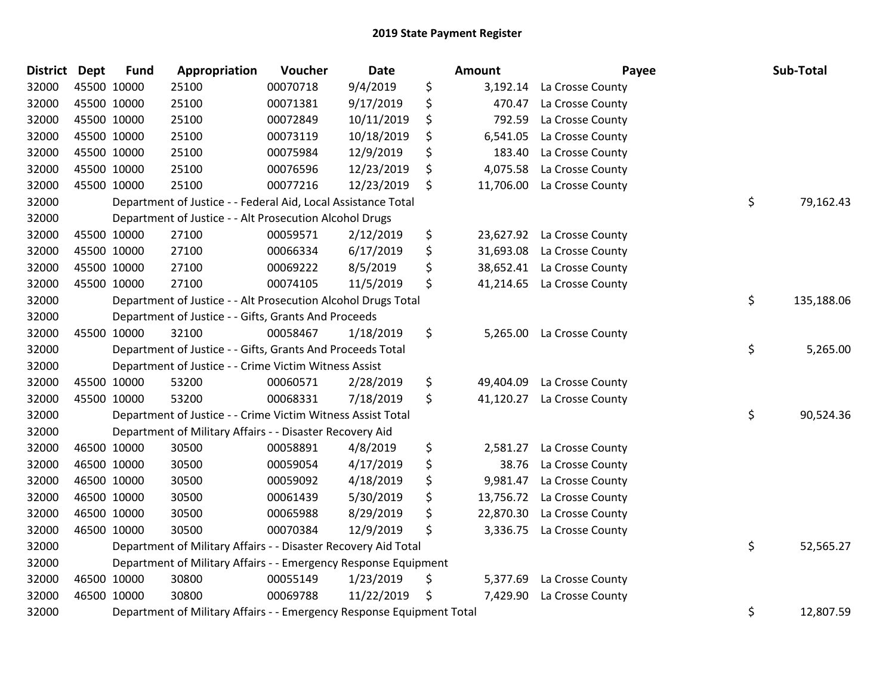# 2019 State Payment Register

| District | Dept | Fund | Appropriation | Voucher | Date | Amount | Payee | Sub-Total |
|---|---|---|---|---|---|---|---|---|
| 32000 | 45500 | 10000 | 25100 | 00070718 | 9/4/2019 | $ 3,192.14 | La Crosse County | |
| 32000 | 45500 | 10000 | 25100 | 00071381 | 9/17/2019 | $ 470.47 | La Crosse County | |
| 32000 | 45500 | 10000 | 25100 | 00072849 | 10/11/2019 | $ 792.59 | La Crosse County | |
| 32000 | 45500 | 10000 | 25100 | 00073119 | 10/18/2019 | $ 6,541.05 | La Crosse County | |
| 32000 | 45500 | 10000 | 25100 | 00075984 | 12/9/2019 | $ 183.40 | La Crosse County | |
| 32000 | 45500 | 10000 | 25100 | 00076596 | 12/23/2019 | $ 4,075.58 | La Crosse County | |
| 32000 | 45500 | 10000 | 25100 | 00077216 | 12/23/2019 | $ 11,706.00 | La Crosse County | |
| 32000 | | | Department of Justice - - Federal Aid, Local Assistance Total | | | | | $ 79,162.43 |
| 32000 | | | Department of Justice - - Alt Prosecution Alcohol Drugs | | | | | |
| 32000 | 45500 | 10000 | 27100 | 00059571 | 2/12/2019 | $ 23,627.92 | La Crosse County | |
| 32000 | 45500 | 10000 | 27100 | 00066334 | 6/17/2019 | $ 31,693.08 | La Crosse County | |
| 32000 | 45500 | 10000 | 27100 | 00069222 | 8/5/2019 | $ 38,652.41 | La Crosse County | |
| 32000 | 45500 | 10000 | 27100 | 00074105 | 11/5/2019 | $ 41,214.65 | La Crosse County | |
| 32000 | | | Department of Justice - - Alt Prosecution Alcohol Drugs Total | | | | | $ 135,188.06 |
| 32000 | | | Department of Justice - - Gifts, Grants And Proceeds | | | | | |
| 32000 | 45500 | 10000 | 32100 | 00058467 | 1/18/2019 | $ 5,265.00 | La Crosse County | |
| 32000 | | | Department of Justice - - Gifts, Grants And Proceeds Total | | | | | $ 5,265.00 |
| 32000 | | | Department of Justice - - Crime Victim Witness Assist | | | | | |
| 32000 | 45500 | 10000 | 53200 | 00060571 | 2/28/2019 | $ 49,404.09 | La Crosse County | |
| 32000 | 45500 | 10000 | 53200 | 00068331 | 7/18/2019 | $ 41,120.27 | La Crosse County | |
| 32000 | | | Department of Justice - - Crime Victim Witness Assist Total | | | | | $ 90,524.36 |
| 32000 | | | Department of Military Affairs - - Disaster Recovery Aid | | | | | |
| 32000 | 46500 | 10000 | 30500 | 00058891 | 4/8/2019 | $ 2,581.27 | La Crosse County | |
| 32000 | 46500 | 10000 | 30500 | 00059054 | 4/17/2019 | $ 38.76 | La Crosse County | |
| 32000 | 46500 | 10000 | 30500 | 00059092 | 4/18/2019 | $ 9,981.47 | La Crosse County | |
| 32000 | 46500 | 10000 | 30500 | 00061439 | 5/30/2019 | $ 13,756.72 | La Crosse County | |
| 32000 | 46500 | 10000 | 30500 | 00065988 | 8/29/2019 | $ 22,870.30 | La Crosse County | |
| 32000 | 46500 | 10000 | 30500 | 00070384 | 12/9/2019 | $ 3,336.75 | La Crosse County | |
| 32000 | | | Department of Military Affairs - - Disaster Recovery Aid Total | | | | | $ 52,565.27 |
| 32000 | | | Department of Military Affairs - - Emergency Response Equipment | | | | | |
| 32000 | 46500 | 10000 | 30800 | 00055149 | 1/23/2019 | $ 5,377.69 | La Crosse County | |
| 32000 | 46500 | 10000 | 30800 | 00069788 | 11/22/2019 | $ 7,429.90 | La Crosse County | |
| 32000 | | | Department of Military Affairs - - Emergency Response Equipment Total | | | | | $ 12,807.59 |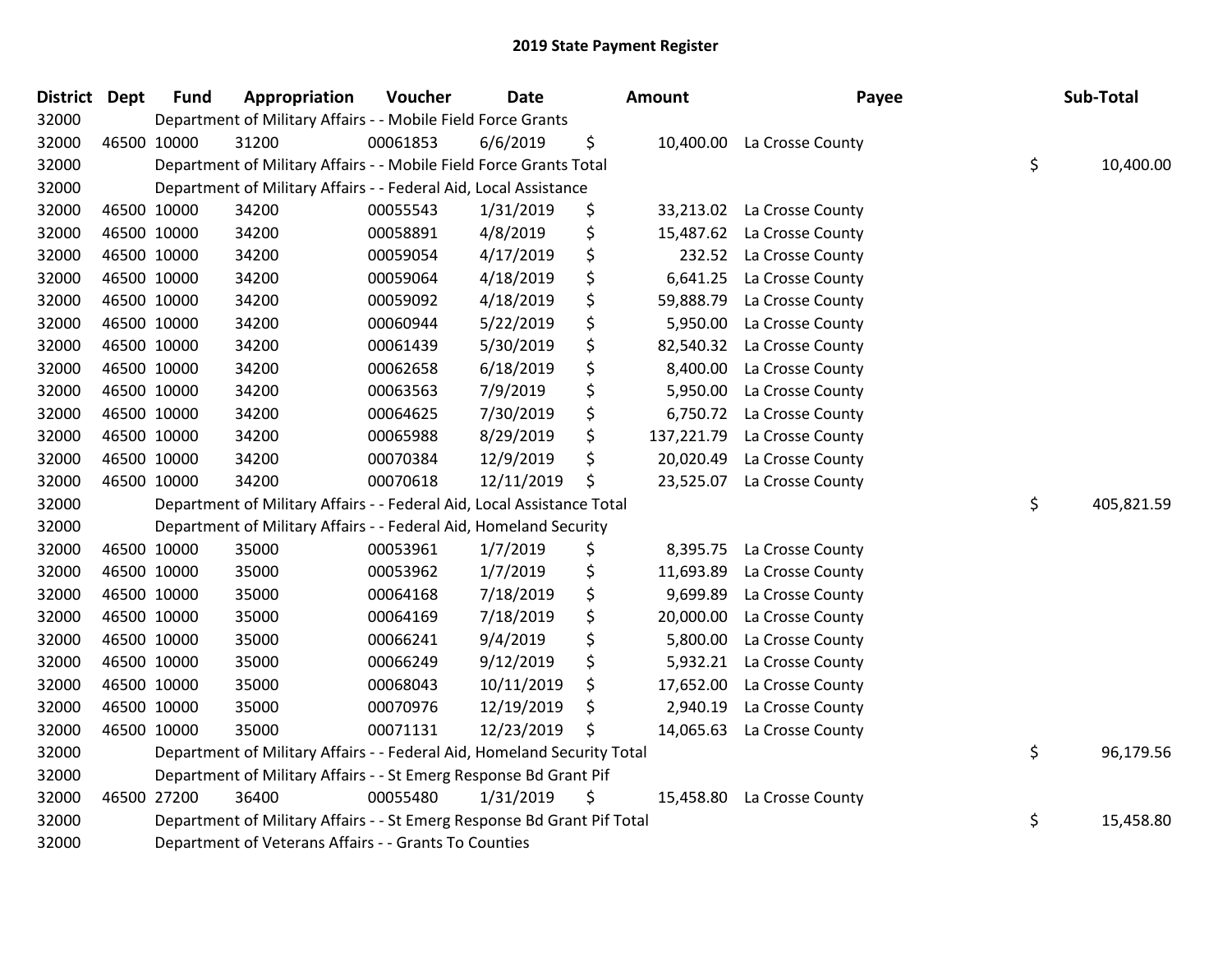# 2019 State Payment Register

| District | Dept | Fund | Appropriation | Voucher | Date | Amount | Payee | Sub-Total |
|---|---|---|---|---|---|---|---|---|
| 32000 | | Department of Military Affairs - - Mobile Field Force Grants | | | | | | |
| 32000 | 46500 | 10000 | 31200 | 00061853 | 6/6/2019 | $ 10,400.00 | La Crosse County | |
| 32000 | | Department of Military Affairs - - Mobile Field Force Grants Total | | | | | | $ 10,400.00 |
| 32000 | | Department of Military Affairs - - Federal Aid, Local Assistance | | | | | | |
| 32000 | 46500 | 10000 | 34200 | 00055543 | 1/31/2019 | $ 33,213.02 | La Crosse County | |
| 32000 | 46500 | 10000 | 34200 | 00058891 | 4/8/2019 | $ 15,487.62 | La Crosse County | |
| 32000 | 46500 | 10000 | 34200 | 00059054 | 4/17/2019 | $ 232.52 | La Crosse County | |
| 32000 | 46500 | 10000 | 34200 | 00059064 | 4/18/2019 | $ 6,641.25 | La Crosse County | |
| 32000 | 46500 | 10000 | 34200 | 00059092 | 4/18/2019 | $ 59,888.79 | La Crosse County | |
| 32000 | 46500 | 10000 | 34200 | 00060944 | 5/22/2019 | $ 5,950.00 | La Crosse County | |
| 32000 | 46500 | 10000 | 34200 | 00061439 | 5/30/2019 | $ 82,540.32 | La Crosse County | |
| 32000 | 46500 | 10000 | 34200 | 00062658 | 6/18/2019 | $ 8,400.00 | La Crosse County | |
| 32000 | 46500 | 10000 | 34200 | 00063563 | 7/9/2019 | $ 5,950.00 | La Crosse County | |
| 32000 | 46500 | 10000 | 34200 | 00064625 | 7/30/2019 | $ 6,750.72 | La Crosse County | |
| 32000 | 46500 | 10000 | 34200 | 00065988 | 8/29/2019 | $ 137,221.79 | La Crosse County | |
| 32000 | 46500 | 10000 | 34200 | 00070384 | 12/9/2019 | $ 20,020.49 | La Crosse County | |
| 32000 | 46500 | 10000 | 34200 | 00070618 | 12/11/2019 | $ 23,525.07 | La Crosse County | |
| 32000 | | Department of Military Affairs - - Federal Aid, Local Assistance Total | | | | | | $ 405,821.59 |
| 32000 | | Department of Military Affairs - - Federal Aid, Homeland Security | | | | | | |
| 32000 | 46500 | 10000 | 35000 | 00053961 | 1/7/2019 | $ 8,395.75 | La Crosse County | |
| 32000 | 46500 | 10000 | 35000 | 00053962 | 1/7/2019 | $ 11,693.89 | La Crosse County | |
| 32000 | 46500 | 10000 | 35000 | 00064168 | 7/18/2019 | $ 9,699.89 | La Crosse County | |
| 32000 | 46500 | 10000 | 35000 | 00064169 | 7/18/2019 | $ 20,000.00 | La Crosse County | |
| 32000 | 46500 | 10000 | 35000 | 00066241 | 9/4/2019 | $ 5,800.00 | La Crosse County | |
| 32000 | 46500 | 10000 | 35000 | 00066249 | 9/12/2019 | $ 5,932.21 | La Crosse County | |
| 32000 | 46500 | 10000 | 35000 | 00068043 | 10/11/2019 | $ 17,652.00 | La Crosse County | |
| 32000 | 46500 | 10000 | 35000 | 00070976 | 12/19/2019 | $ 2,940.19 | La Crosse County | |
| 32000 | 46500 | 10000 | 35000 | 00071131 | 12/23/2019 | $ 14,065.63 | La Crosse County | |
| 32000 | | Department of Military Affairs - - Federal Aid, Homeland Security Total | | | | | | $ 96,179.56 |
| 32000 | | Department of Military Affairs - - St Emerg Response Bd Grant Pif | | | | | | |
| 32000 | 46500 | 27200 | 36400 | 00055480 | 1/31/2019 | $ 15,458.80 | La Crosse County | |
| 32000 | | Department of Military Affairs - - St Emerg Response Bd Grant Pif Total | | | | | | $ 15,458.80 |
| 32000 | | Department of Veterans Affairs - - Grants To Counties | | | | | | |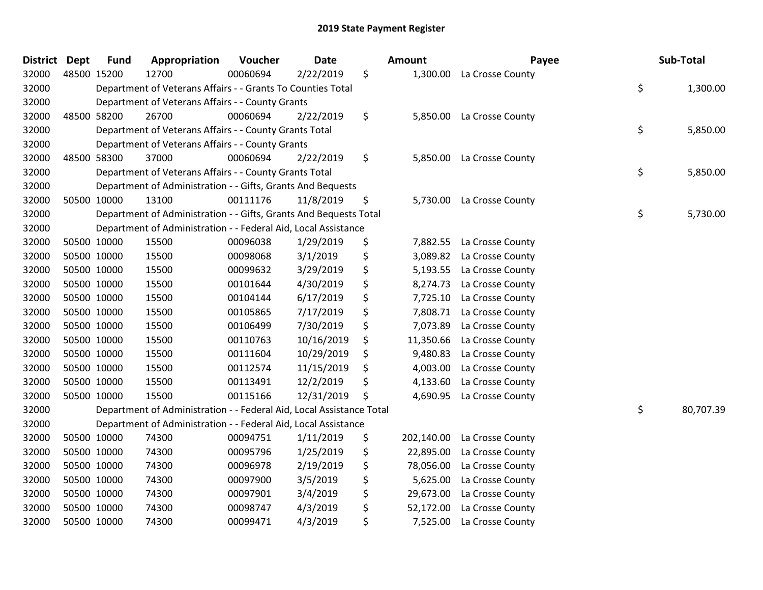## 2019 State Payment Register

| District | Dept | Fund | Appropriation | Voucher | Date | Amount | Payee | Sub-Total |
|---|---|---|---|---|---|---|---|---|
| 32000 | 48500 | 15200 | 12700 | 00060694 | 2/22/2019 | $ 1,300.00 | La Crosse County | |
| 32000 | | Department of Veterans Affairs - - Grants To Counties Total | | | | | | $ 1,300.00 |
| 32000 | | Department of Veterans Affairs - - County Grants | | | | | | |
| 32000 | 48500 | 58200 | 26700 | 00060694 | 2/22/2019 | $ 5,850.00 | La Crosse County | |
| 32000 | | Department of Veterans Affairs - - County Grants Total | | | | | | $ 5,850.00 |
| 32000 | | Department of Veterans Affairs - - County Grants | | | | | | |
| 32000 | 48500 | 58300 | 37000 | 00060694 | 2/22/2019 | $ 5,850.00 | La Crosse County | |
| 32000 | | Department of Veterans Affairs - - County Grants Total | | | | | | $ 5,850.00 |
| 32000 | | Department of Administration - - Gifts, Grants And Bequests | | | | | | |
| 32000 | 50500 | 10000 | 13100 | 00111176 | 11/8/2019 | $ 5,730.00 | La Crosse County | |
| 32000 | | Department of Administration - - Gifts, Grants And Bequests Total | | | | | | $ 5,730.00 |
| 32000 | | Department of Administration - - Federal Aid, Local Assistance | | | | | | |
| 32000 | 50500 | 10000 | 15500 | 00096038 | 1/29/2019 | $ 7,882.55 | La Crosse County | |
| 32000 | 50500 | 10000 | 15500 | 00098068 | 3/1/2019 | $ 3,089.82 | La Crosse County | |
| 32000 | 50500 | 10000 | 15500 | 00099632 | 3/29/2019 | $ 5,193.55 | La Crosse County | |
| 32000 | 50500 | 10000 | 15500 | 00101644 | 4/30/2019 | $ 8,274.73 | La Crosse County | |
| 32000 | 50500 | 10000 | 15500 | 00104144 | 6/17/2019 | $ 7,725.10 | La Crosse County | |
| 32000 | 50500 | 10000 | 15500 | 00105865 | 7/17/2019 | $ 7,808.71 | La Crosse County | |
| 32000 | 50500 | 10000 | 15500 | 00106499 | 7/30/2019 | $ 7,073.89 | La Crosse County | |
| 32000 | 50500 | 10000 | 15500 | 00110763 | 10/16/2019 | $ 11,350.66 | La Crosse County | |
| 32000 | 50500 | 10000 | 15500 | 00111604 | 10/29/2019 | $ 9,480.83 | La Crosse County | |
| 32000 | 50500 | 10000 | 15500 | 00112574 | 11/15/2019 | $ 4,003.00 | La Crosse County | |
| 32000 | 50500 | 10000 | 15500 | 00113491 | 12/2/2019 | $ 4,133.60 | La Crosse County | |
| 32000 | 50500 | 10000 | 15500 | 00115166 | 12/31/2019 | $ 4,690.95 | La Crosse County | |
| 32000 | | Department of Administration - - Federal Aid, Local Assistance Total | | | | | | $ 80,707.39 |
| 32000 | | Department of Administration - - Federal Aid, Local Assistance | | | | | | |
| 32000 | 50500 | 10000 | 74300 | 00094751 | 1/11/2019 | $ 202,140.00 | La Crosse County | |
| 32000 | 50500 | 10000 | 74300 | 00095796 | 1/25/2019 | $ 22,895.00 | La Crosse County | |
| 32000 | 50500 | 10000 | 74300 | 00096978 | 2/19/2019 | $ 78,056.00 | La Crosse County | |
| 32000 | 50500 | 10000 | 74300 | 00097900 | 3/5/2019 | $ 5,625.00 | La Crosse County | |
| 32000 | 50500 | 10000 | 74300 | 00097901 | 3/4/2019 | $ 29,673.00 | La Crosse County | |
| 32000 | 50500 | 10000 | 74300 | 00098747 | 4/3/2019 | $ 52,172.00 | La Crosse County | |
| 32000 | 50500 | 10000 | 74300 | 00099471 | 4/3/2019 | $ 7,525.00 | La Crosse County | |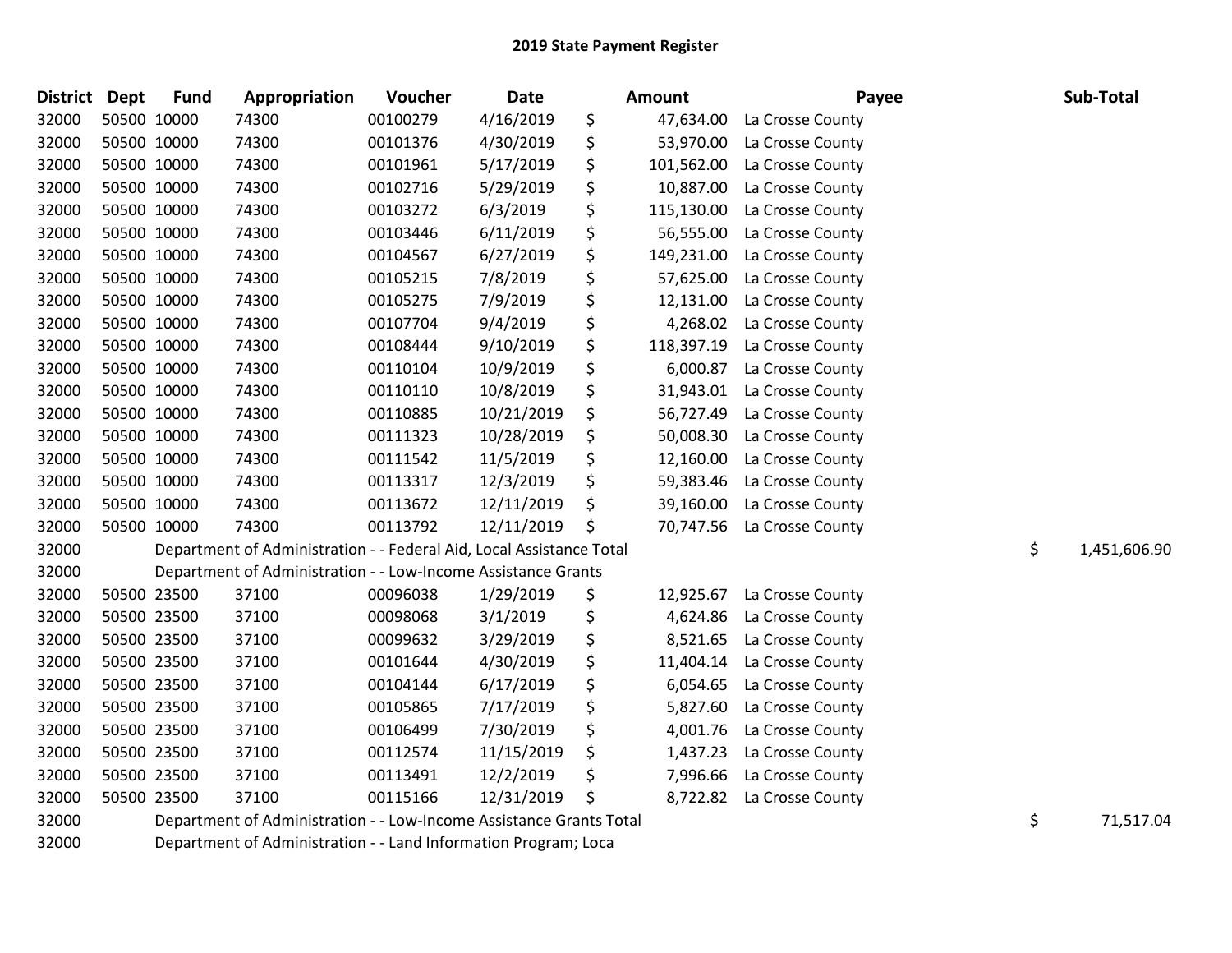# 2019 State Payment Register

| District | Dept | Fund | Appropriation | Voucher | Date | Amount | Payee | Sub-Total |
|---|---|---|---|---|---|---|---|---|
| 32000 | 50500 | 10000 | 74300 | 00100279 | 4/16/2019 | $ 47,634.00 | La Crosse County | |
| 32000 | 50500 | 10000 | 74300 | 00101376 | 4/30/2019 | $ 53,970.00 | La Crosse County | |
| 32000 | 50500 | 10000 | 74300 | 00101961 | 5/17/2019 | $ 101,562.00 | La Crosse County | |
| 32000 | 50500 | 10000 | 74300 | 00102716 | 5/29/2019 | $ 10,887.00 | La Crosse County | |
| 32000 | 50500 | 10000 | 74300 | 00103272 | 6/3/2019 | $ 115,130.00 | La Crosse County | |
| 32000 | 50500 | 10000 | 74300 | 00103446 | 6/11/2019 | $ 56,555.00 | La Crosse County | |
| 32000 | 50500 | 10000 | 74300 | 00104567 | 6/27/2019 | $ 149,231.00 | La Crosse County | |
| 32000 | 50500 | 10000 | 74300 | 00105215 | 7/8/2019 | $ 57,625.00 | La Crosse County | |
| 32000 | 50500 | 10000 | 74300 | 00105275 | 7/9/2019 | $ 12,131.00 | La Crosse County | |
| 32000 | 50500 | 10000 | 74300 | 00107704 | 9/4/2019 | $ 4,268.02 | La Crosse County | |
| 32000 | 50500 | 10000 | 74300 | 00108444 | 9/10/2019 | $ 118,397.19 | La Crosse County | |
| 32000 | 50500 | 10000 | 74300 | 00110104 | 10/9/2019 | $ 6,000.87 | La Crosse County | |
| 32000 | 50500 | 10000 | 74300 | 00110110 | 10/8/2019 | $ 31,943.01 | La Crosse County | |
| 32000 | 50500 | 10000 | 74300 | 00110885 | 10/21/2019 | $ 56,727.49 | La Crosse County | |
| 32000 | 50500 | 10000 | 74300 | 00111323 | 10/28/2019 | $ 50,008.30 | La Crosse County | |
| 32000 | 50500 | 10000 | 74300 | 00111542 | 11/5/2019 | $ 12,160.00 | La Crosse County | |
| 32000 | 50500 | 10000 | 74300 | 00113317 | 12/3/2019 | $ 59,383.46 | La Crosse County | |
| 32000 | 50500 | 10000 | 74300 | 00113672 | 12/11/2019 | $ 39,160.00 | La Crosse County | |
| 32000 | 50500 | 10000 | 74300 | 00113792 | 12/11/2019 | $ 70,747.56 | La Crosse County | |
| 32000 | | Department of Administration - - Federal Aid, Local Assistance Total | | | | | | $ 1,451,606.90 |
| 32000 | | Department of Administration - - Low-Income Assistance Grants | | | | | | |
| 32000 | 50500 | 23500 | 37100 | 00096038 | 1/29/2019 | $ 12,925.67 | La Crosse County | |
| 32000 | 50500 | 23500 | 37100 | 00098068 | 3/1/2019 | $ 4,624.86 | La Crosse County | |
| 32000 | 50500 | 23500 | 37100 | 00099632 | 3/29/2019 | $ 8,521.65 | La Crosse County | |
| 32000 | 50500 | 23500 | 37100 | 00101644 | 4/30/2019 | $ 11,404.14 | La Crosse County | |
| 32000 | 50500 | 23500 | 37100 | 00104144 | 6/17/2019 | $ 6,054.65 | La Crosse County | |
| 32000 | 50500 | 23500 | 37100 | 00105865 | 7/17/2019 | $ 5,827.60 | La Crosse County | |
| 32000 | 50500 | 23500 | 37100 | 00106499 | 7/30/2019 | $ 4,001.76 | La Crosse County | |
| 32000 | 50500 | 23500 | 37100 | 00112574 | 11/15/2019 | $ 1,437.23 | La Crosse County | |
| 32000 | 50500 | 23500 | 37100 | 00113491 | 12/2/2019 | $ 7,996.66 | La Crosse County | |
| 32000 | 50500 | 23500 | 37100 | 00115166 | 12/31/2019 | $ 8,722.82 | La Crosse County | |
| 32000 | | Department of Administration - - Low-Income Assistance Grants Total | | | | | | $ 71,517.04 |
| 32000 | | Department of Administration - - Land Information Program; Loca | | | | | | |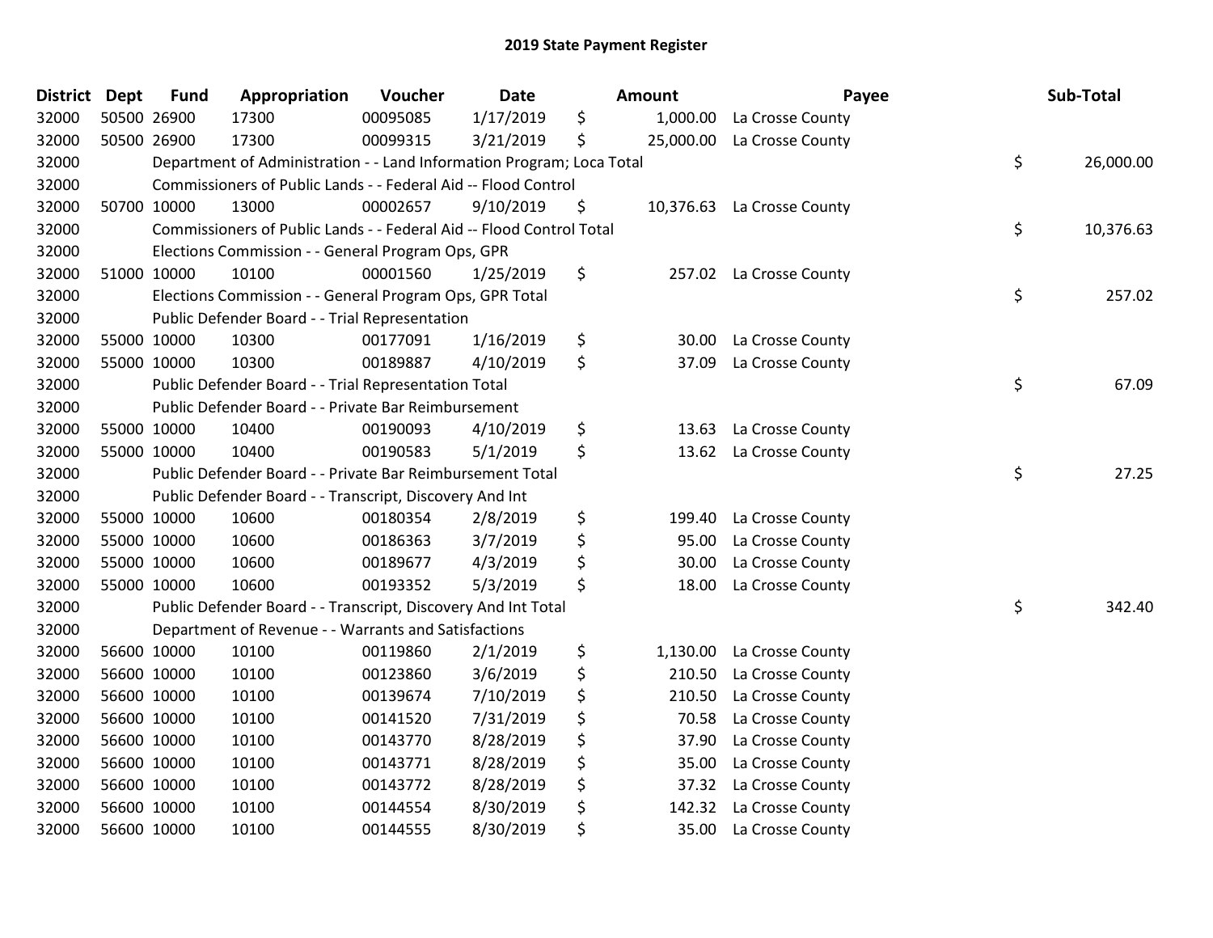# 2019 State Payment Register

| District | Dept | Fund | Appropriation | Voucher | Date | Amount | Payee | Sub-Total |
|---|---|---|---|---|---|---|---|---|
| 32000 | 50500 | 26900 | 17300 | 00095085 | 1/17/2019 | $ 1,000.00 | La Crosse County | |
| 32000 | 50500 | 26900 | 17300 | 00099315 | 3/21/2019 | $ 25,000.00 | La Crosse County | |
| 32000 | | Department of Administration - - Land Information Program; Loca Total | | | | | | $ 26,000.00 |
| 32000 | | Commissioners of Public Lands - - Federal Aid -- Flood Control | | | | | | |
| 32000 | 50700 | 10000 | 13000 | 00002657 | 9/10/2019 | $ 10,376.63 | La Crosse County | |
| 32000 | | Commissioners of Public Lands - - Federal Aid -- Flood Control Total | | | | | | $ 10,376.63 |
| 32000 | | Elections Commission - - General Program Ops, GPR | | | | | | |
| 32000 | 51000 | 10000 | 10100 | 00001560 | 1/25/2019 | $ 257.02 | La Crosse County | |
| 32000 | | Elections Commission - - General Program Ops, GPR Total | | | | | | $ 257.02 |
| 32000 | | Public Defender Board - - Trial Representation | | | | | | |
| 32000 | 55000 | 10000 | 10300 | 00177091 | 1/16/2019 | $ 30.00 | La Crosse County | |
| 32000 | 55000 | 10000 | 10300 | 00189887 | 4/10/2019 | $ 37.09 | La Crosse County | |
| 32000 | | Public Defender Board - - Trial Representation Total | | | | | | $ 67.09 |
| 32000 | | Public Defender Board - - Private Bar Reimbursement | | | | | | |
| 32000 | 55000 | 10000 | 10400 | 00190093 | 4/10/2019 | $ 13.63 | La Crosse County | |
| 32000 | 55000 | 10000 | 10400 | 00190583 | 5/1/2019 | $ 13.62 | La Crosse County | |
| 32000 | | Public Defender Board - - Private Bar Reimbursement Total | | | | | | $ 27.25 |
| 32000 | | Public Defender Board - - Transcript, Discovery And Int | | | | | | |
| 32000 | 55000 | 10000 | 10600 | 00180354 | 2/8/2019 | $ 199.40 | La Crosse County | |
| 32000 | 55000 | 10000 | 10600 | 00186363 | 3/7/2019 | $ 95.00 | La Crosse County | |
| 32000 | 55000 | 10000 | 10600 | 00189677 | 4/3/2019 | $ 30.00 | La Crosse County | |
| 32000 | 55000 | 10000 | 10600 | 00193352 | 5/3/2019 | $ 18.00 | La Crosse County | |
| 32000 | | Public Defender Board - - Transcript, Discovery And Int Total | | | | | | $ 342.40 |
| 32000 | | Department of Revenue - - Warrants and Satisfactions | | | | | | |
| 32000 | 56600 | 10000 | 10100 | 00119860 | 2/1/2019 | $ 1,130.00 | La Crosse County | |
| 32000 | 56600 | 10000 | 10100 | 00123860 | 3/6/2019 | $ 210.50 | La Crosse County | |
| 32000 | 56600 | 10000 | 10100 | 00139674 | 7/10/2019 | $ 210.50 | La Crosse County | |
| 32000 | 56600 | 10000 | 10100 | 00141520 | 7/31/2019 | $ 70.58 | La Crosse County | |
| 32000 | 56600 | 10000 | 10100 | 00143770 | 8/28/2019 | $ 37.90 | La Crosse County | |
| 32000 | 56600 | 10000 | 10100 | 00143771 | 8/28/2019 | $ 35.00 | La Crosse County | |
| 32000 | 56600 | 10000 | 10100 | 00143772 | 8/28/2019 | $ 37.32 | La Crosse County | |
| 32000 | 56600 | 10000 | 10100 | 00144554 | 8/30/2019 | $ 142.32 | La Crosse County | |
| 32000 | 56600 | 10000 | 10100 | 00144555 | 8/30/2019 | $ 35.00 | La Crosse County | |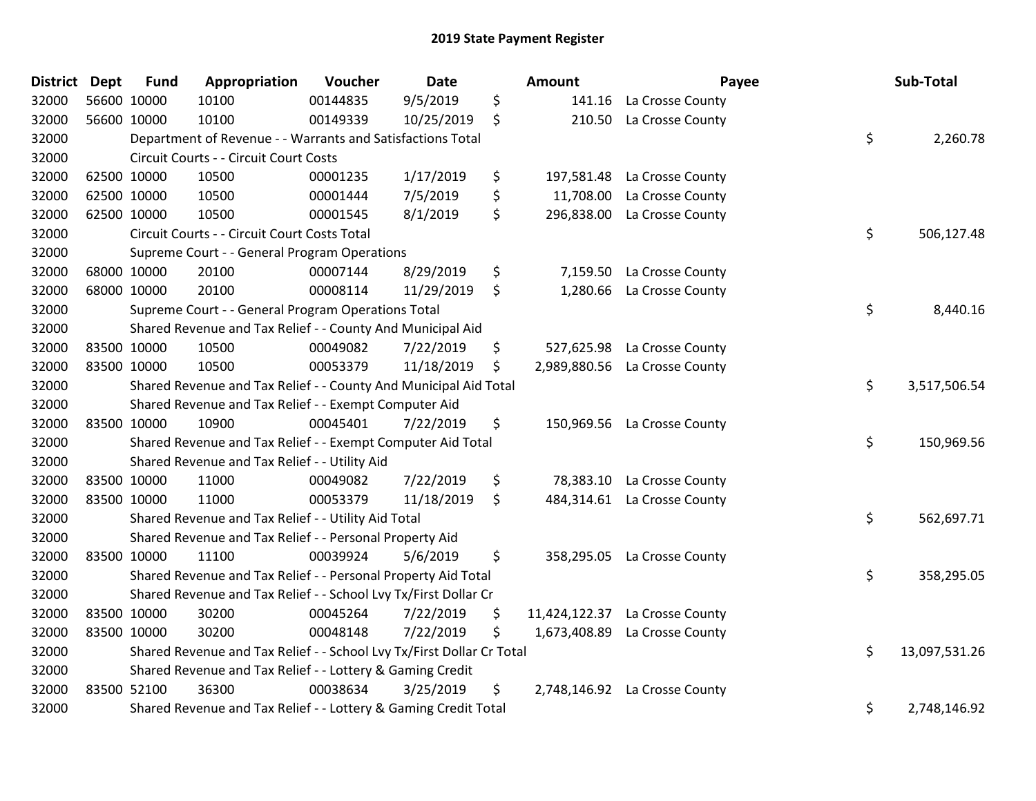# 2019 State Payment Register

| District | Dept | Fund | Appropriation | Voucher | Date | | Amount | Payee | | Sub-Total |
|---|---|---|---|---|---|---|---|---|---|---|
| 32000 | 56600 | 10000 | 10100 | 00144835 | 9/5/2019 | $ | 141.16 | La Crosse County | | |
| 32000 | 56600 | 10000 | 10100 | 00149339 | 10/25/2019 | $ | 210.50 | La Crosse County | | |
| 32000 | | Department of Revenue - - Warrants and Satisfactions Total | | | | | | | $ | 2,260.78 |
| 32000 | | Circuit Courts - - Circuit Court Costs | | | | | | | | |
| 32000 | 62500 | 10000 | 10500 | 00001235 | 1/17/2019 | $ | 197,581.48 | La Crosse County | | |
| 32000 | 62500 | 10000 | 10500 | 00001444 | 7/5/2019 | $ | 11,708.00 | La Crosse County | | |
| 32000 | 62500 | 10000 | 10500 | 00001545 | 8/1/2019 | $ | 296,838.00 | La Crosse County | | |
| 32000 | | Circuit Courts - - Circuit Court Costs Total | | | | | | | $ | 506,127.48 |
| 32000 | | Supreme Court - - General Program Operations | | | | | | | | |
| 32000 | 68000 | 10000 | 20100 | 00007144 | 8/29/2019 | $ | 7,159.50 | La Crosse County | | |
| 32000 | 68000 | 10000 | 20100 | 00008114 | 11/29/2019 | $ | 1,280.66 | La Crosse County | | |
| 32000 | | Supreme Court - - General Program Operations Total | | | | | | | $ | 8,440.16 |
| 32000 | | Shared Revenue and Tax Relief - - County And Municipal Aid | | | | | | | | |
| 32000 | 83500 | 10000 | 10500 | 00049082 | 7/22/2019 | $ | 527,625.98 | La Crosse County | | |
| 32000 | 83500 | 10000 | 10500 | 00053379 | 11/18/2019 | $ | 2,989,880.56 | La Crosse County | | |
| 32000 | | Shared Revenue and Tax Relief - - County And Municipal Aid Total | | | | | | | $ | 3,517,506.54 |
| 32000 | | Shared Revenue and Tax Relief - - Exempt Computer Aid | | | | | | | | |
| 32000 | 83500 | 10000 | 10900 | 00045401 | 7/22/2019 | $ | 150,969.56 | La Crosse County | | |
| 32000 | | Shared Revenue and Tax Relief - - Exempt Computer Aid Total | | | | | | | $ | 150,969.56 |
| 32000 | | Shared Revenue and Tax Relief - - Utility Aid | | | | | | | | |
| 32000 | 83500 | 10000 | 11000 | 00049082 | 7/22/2019 | $ | 78,383.10 | La Crosse County | | |
| 32000 | 83500 | 10000 | 11000 | 00053379 | 11/18/2019 | $ | 484,314.61 | La Crosse County | | |
| 32000 | | Shared Revenue and Tax Relief - - Utility Aid Total | | | | | | | $ | 562,697.71 |
| 32000 | | Shared Revenue and Tax Relief - - Personal Property Aid | | | | | | | | |
| 32000 | 83500 | 10000 | 11100 | 00039924 | 5/6/2019 | $ | 358,295.05 | La Crosse County | | |
| 32000 | | Shared Revenue and Tax Relief - - Personal Property Aid Total | | | | | | | $ | 358,295.05 |
| 32000 | | Shared Revenue and Tax Relief - - School Lvy Tx/First Dollar Cr | | | | | | | | |
| 32000 | 83500 | 10000 | 30200 | 00045264 | 7/22/2019 | $ | 11,424,122.37 | La Crosse County | | |
| 32000 | 83500 | 10000 | 30200 | 00048148 | 7/22/2019 | $ | 1,673,408.89 | La Crosse County | | |
| 32000 | | Shared Revenue and Tax Relief - - School Lvy Tx/First Dollar Cr Total | | | | | | | $ | 13,097,531.26 |
| 32000 | | Shared Revenue and Tax Relief - - Lottery & Gaming Credit | | | | | | | | |
| 32000 | 83500 | 52100 | 36300 | 00038634 | 3/25/2019 | $ | 2,748,146.92 | La Crosse County | | |
| 32000 | | Shared Revenue and Tax Relief - - Lottery & Gaming Credit Total | | | | | | | $ | 2,748,146.92 |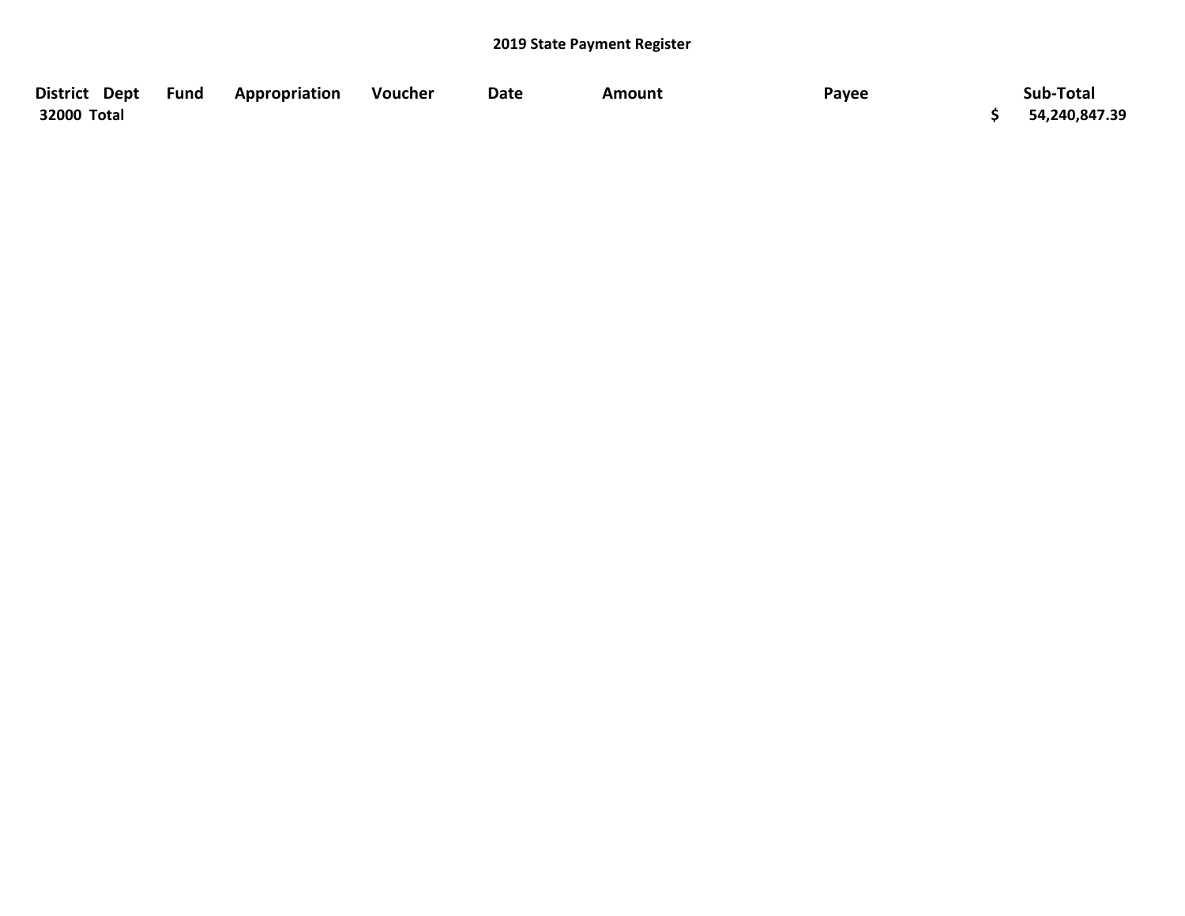## 2019 State Payment Register

| District | Dept | Fund | Appropriation | Voucher | Date | Amount | Payee | Sub-Total |
|---|---|---|---|---|---|---|---|---|
| 32000 Total | | | | | | | | $ 54,240,847.39 |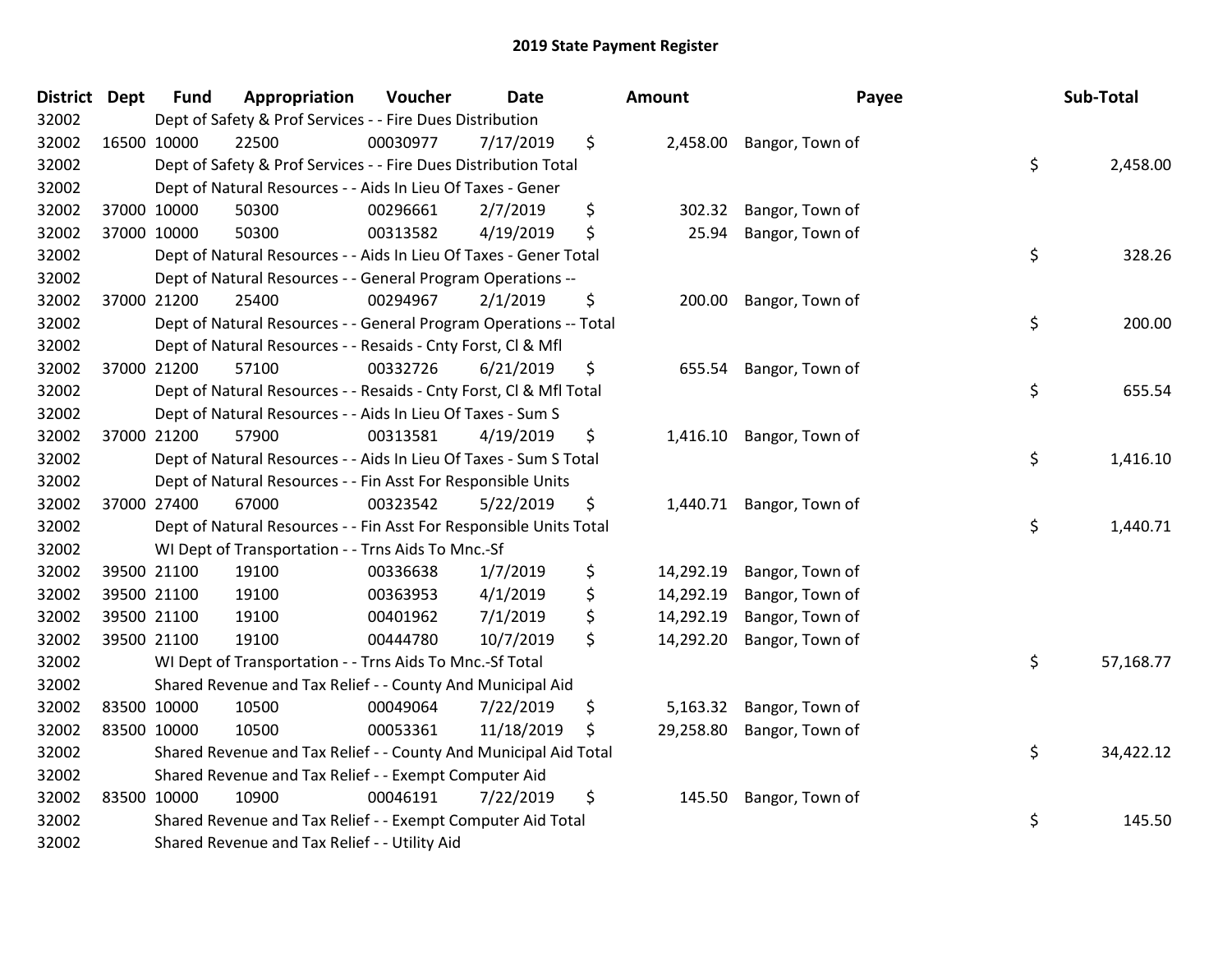# 2019 State Payment Register

| District | Dept | Fund | Appropriation | Voucher | Date | Amount | Payee | Sub-Total |
|---|---|---|---|---|---|---|---|---|
| 32002 | Dept of Safety & Prof Services - - Fire Dues Distribution | | | | | | | |
| 32002 | 16500 | 10000 | 22500 | 00030977 | 7/17/2019 | $ 2,458.00 | Bangor, Town of | |
| 32002 | Dept of Safety & Prof Services - - Fire Dues Distribution Total | | | | | | | $ 2,458.00 |
| 32002 | Dept of Natural Resources - - Aids In Lieu Of Taxes - Gener | | | | | | | |
| 32002 | 37000 | 10000 | 50300 | 00296661 | 2/7/2019 | $ 302.32 | Bangor, Town of | |
| 32002 | 37000 | 10000 | 50300 | 00313582 | 4/19/2019 | $ 25.94 | Bangor, Town of | |
| 32002 | Dept of Natural Resources - - Aids In Lieu Of Taxes - Gener Total | | | | | | | $ 328.26 |
| 32002 | Dept of Natural Resources - - General Program Operations -- | | | | | | | |
| 32002 | 37000 | 21200 | 25400 | 00294967 | 2/1/2019 | $ 200.00 | Bangor, Town of | |
| 32002 | Dept of Natural Resources - - General Program Operations -- Total | | | | | | | $ 200.00 |
| 32002 | Dept of Natural Resources - - Resaids - Cnty Forst, Cl & Mfl | | | | | | | |
| 32002 | 37000 | 21200 | 57100 | 00332726 | 6/21/2019 | $ 655.54 | Bangor, Town of | |
| 32002 | Dept of Natural Resources - - Resaids - Cnty Forst, Cl & Mfl Total | | | | | | | $ 655.54 |
| 32002 | Dept of Natural Resources - - Aids In Lieu Of Taxes - Sum S | | | | | | | |
| 32002 | 37000 | 21200 | 57900 | 00313581 | 4/19/2019 | $ 1,416.10 | Bangor, Town of | |
| 32002 | Dept of Natural Resources - - Aids In Lieu Of Taxes - Sum S Total | | | | | | | $ 1,416.10 |
| 32002 | Dept of Natural Resources - - Fin Asst For Responsible Units | | | | | | | |
| 32002 | 37000 | 27400 | 67000 | 00323542 | 5/22/2019 | $ 1,440.71 | Bangor, Town of | |
| 32002 | Dept of Natural Resources - - Fin Asst For Responsible Units Total | | | | | | | $ 1,440.71 |
| 32002 | WI Dept of Transportation - - Trns Aids To Mnc.-Sf | | | | | | | |
| 32002 | 39500 | 21100 | 19100 | 00336638 | 1/7/2019 | $ 14,292.19 | Bangor, Town of | |
| 32002 | 39500 | 21100 | 19100 | 00363953 | 4/1/2019 | $ 14,292.19 | Bangor, Town of | |
| 32002 | 39500 | 21100 | 19100 | 00401962 | 7/1/2019 | $ 14,292.19 | Bangor, Town of | |
| 32002 | 39500 | 21100 | 19100 | 00444780 | 10/7/2019 | $ 14,292.20 | Bangor, Town of | |
| 32002 | WI Dept of Transportation - - Trns Aids To Mnc.-Sf Total | | | | | | | $ 57,168.77 |
| 32002 | Shared Revenue and Tax Relief - - County And Municipal Aid | | | | | | | |
| 32002 | 83500 | 10000 | 10500 | 00049064 | 7/22/2019 | $ 5,163.32 | Bangor, Town of | |
| 32002 | 83500 | 10000 | 10500 | 00053361 | 11/18/2019 | $ 29,258.80 | Bangor, Town of | |
| 32002 | Shared Revenue and Tax Relief - - County And Municipal Aid Total | | | | | | | $ 34,422.12 |
| 32002 | Shared Revenue and Tax Relief - - Exempt Computer Aid | | | | | | | |
| 32002 | 83500 | 10000 | 10900 | 00046191 | 7/22/2019 | $ 145.50 | Bangor, Town of | |
| 32002 | Shared Revenue and Tax Relief - - Exempt Computer Aid Total | | | | | | | $ 145.50 |
| 32002 | Shared Revenue and Tax Relief - - Utility Aid | | | | | | | |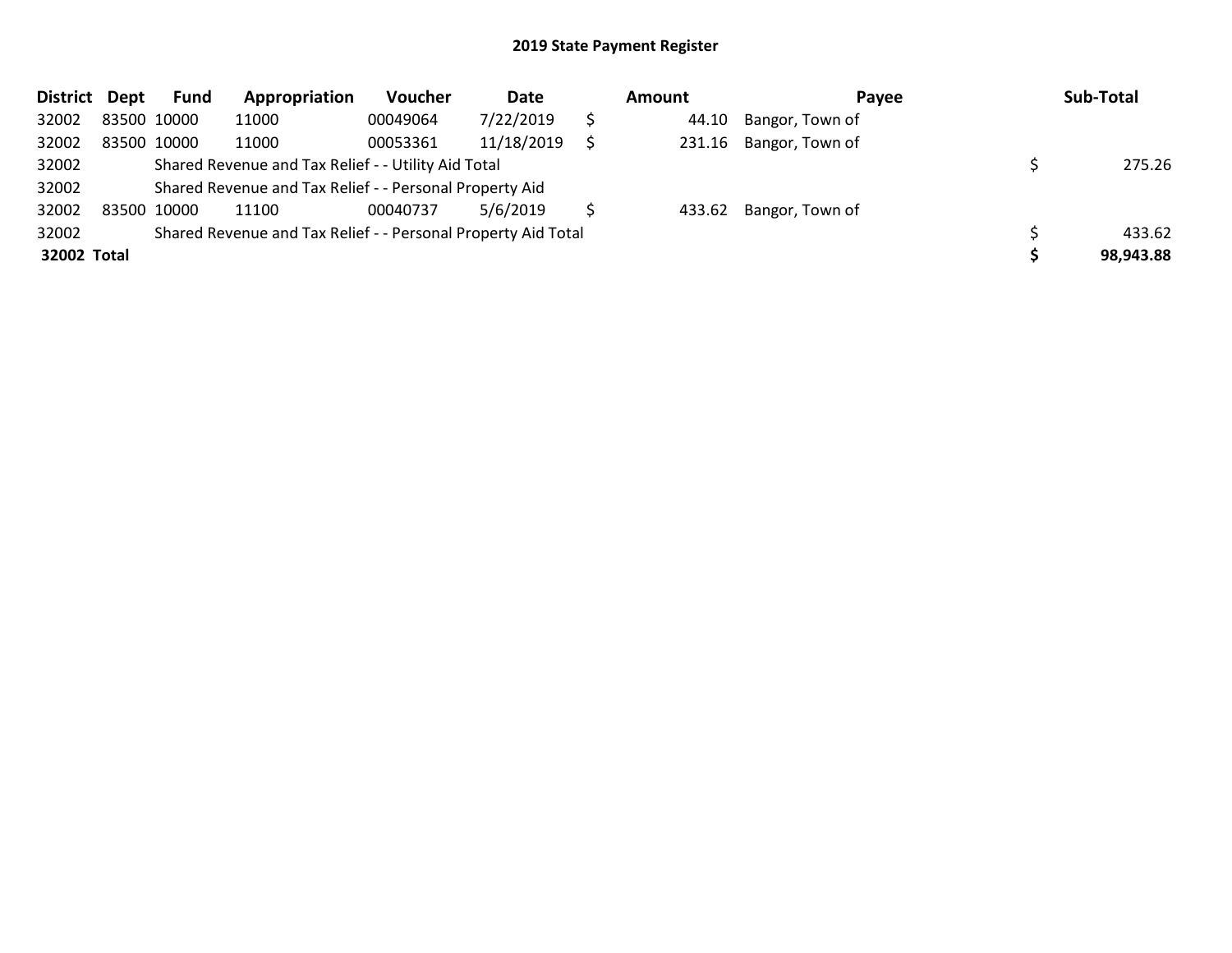## 2019 State Payment Register

| District | Dept | Fund | Appropriation | Voucher | Date | Amount | Payee | Sub-Total |
|---|---|---|---|---|---|---|---|---|
| 32002 | 83500 | 10000 | 11000 | 00049064 | 7/22/2019 | $ 44.10 | Bangor, Town of | |
| 32002 | 83500 | 10000 | 11000 | 00053361 | 11/18/2019 | $ 231.16 | Bangor, Town of | |
| 32002 | | Shared Revenue and Tax Relief - - Utility Aid Total | | | | | | $ 275.26 |
| 32002 | | Shared Revenue and Tax Relief - - Personal Property Aid | | | | | | |
| 32002 | 83500 | 10000 | 11100 | 00040737 | 5/6/2019 | $ 433.62 | Bangor, Town of | |
| 32002 | | Shared Revenue and Tax Relief - - Personal Property Aid Total | | | | | | $ 433.62 |
| **32002** | **Total** | | | | | | | **$ 98,943.88** |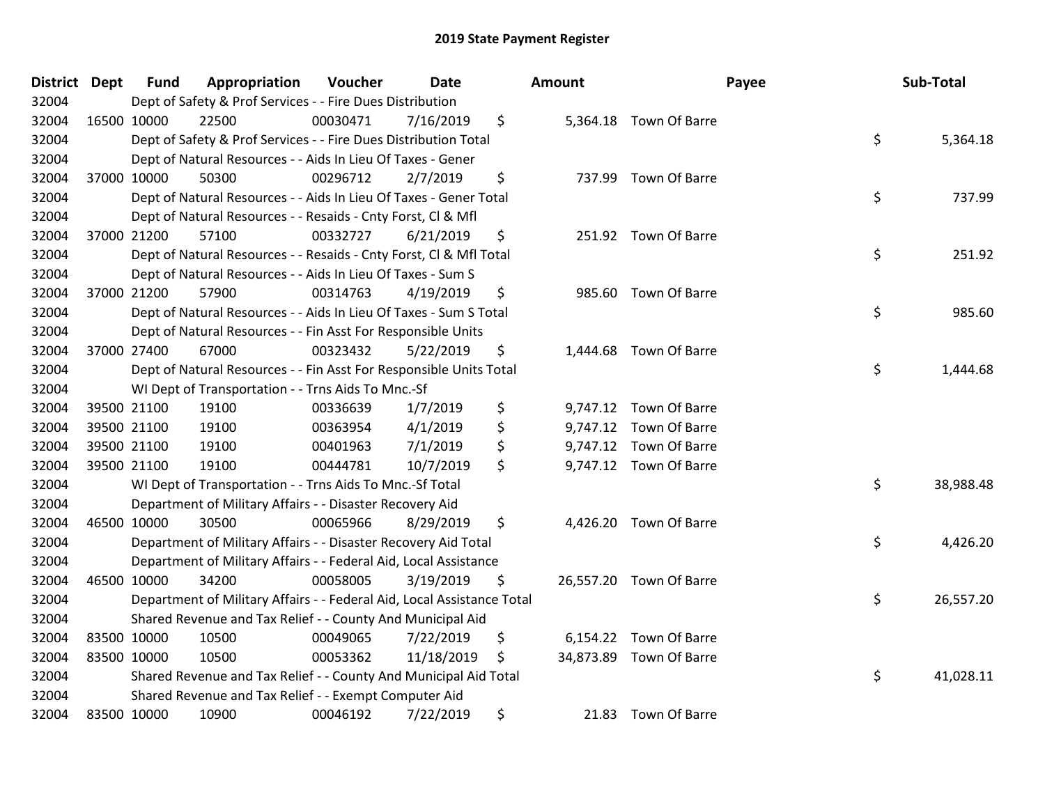# 2019 State Payment Register

| District | Dept | Fund | Appropriation | Voucher | Date | Amount | Payee | Sub-Total |
|---|---|---|---|---|---|---|---|---|
| 32004 | | Dept of Safety & Prof Services - - Fire Dues Distribution | | | | | | |
| 32004 | 16500 | 10000 | 22500 | 00030471 | 7/16/2019 | $ 5,364.18 | Town Of Barre | |
| 32004 | | Dept of Safety & Prof Services - - Fire Dues Distribution Total | | | | | | $ 5,364.18 |
| 32004 | | Dept of Natural Resources - - Aids In Lieu Of Taxes - Gener | | | | | | |
| 32004 | 37000 | 10000 | 50300 | 00296712 | 2/7/2019 | $ 737.99 | Town Of Barre | |
| 32004 | | Dept of Natural Resources - - Aids In Lieu Of Taxes - Gener Total | | | | | | $ 737.99 |
| 32004 | | Dept of Natural Resources - - Resaids - Cnty Forst, Cl & Mfl | | | | | | |
| 32004 | 37000 | 21200 | 57100 | 00332727 | 6/21/2019 | $ 251.92 | Town Of Barre | |
| 32004 | | Dept of Natural Resources - - Resaids - Cnty Forst, Cl & Mfl Total | | | | | | $ 251.92 |
| 32004 | | Dept of Natural Resources - - Aids In Lieu Of Taxes - Sum S | | | | | | |
| 32004 | 37000 | 21200 | 57900 | 00314763 | 4/19/2019 | $ 985.60 | Town Of Barre | |
| 32004 | | Dept of Natural Resources - - Aids In Lieu Of Taxes - Sum S Total | | | | | | $ 985.60 |
| 32004 | | Dept of Natural Resources - - Fin Asst For Responsible Units | | | | | | |
| 32004 | 37000 | 27400 | 67000 | 00323432 | 5/22/2019 | $ 1,444.68 | Town Of Barre | |
| 32004 | | Dept of Natural Resources - - Fin Asst For Responsible Units Total | | | | | | $ 1,444.68 |
| 32004 | | WI Dept of Transportation - - Trns Aids To Mnc.-Sf | | | | | | |
| 32004 | 39500 | 21100 | 19100 | 00336639 | 1/7/2019 | $ 9,747.12 | Town Of Barre | |
| 32004 | 39500 | 21100 | 19100 | 00363954 | 4/1/2019 | $ 9,747.12 | Town Of Barre | |
| 32004 | 39500 | 21100 | 19100 | 00401963 | 7/1/2019 | $ 9,747.12 | Town Of Barre | |
| 32004 | 39500 | 21100 | 19100 | 00444781 | 10/7/2019 | $ 9,747.12 | Town Of Barre | |
| 32004 | | WI Dept of Transportation - - Trns Aids To Mnc.-Sf Total | | | | | | $ 38,988.48 |
| 32004 | | Department of Military Affairs - - Disaster Recovery Aid | | | | | | |
| 32004 | 46500 | 10000 | 30500 | 00065966 | 8/29/2019 | $ 4,426.20 | Town Of Barre | |
| 32004 | | Department of Military Affairs - - Disaster Recovery Aid Total | | | | | | $ 4,426.20 |
| 32004 | | Department of Military Affairs - - Federal Aid, Local Assistance | | | | | | |
| 32004 | 46500 | 10000 | 34200 | 00058005 | 3/19/2019 | $ 26,557.20 | Town Of Barre | |
| 32004 | | Department of Military Affairs - - Federal Aid, Local Assistance Total | | | | | | $ 26,557.20 |
| 32004 | | Shared Revenue and Tax Relief - - County And Municipal Aid | | | | | | |
| 32004 | 83500 | 10000 | 10500 | 00049065 | 7/22/2019 | $ 6,154.22 | Town Of Barre | |
| 32004 | 83500 | 10000 | 10500 | 00053362 | 11/18/2019 | $ 34,873.89 | Town Of Barre | |
| 32004 | | Shared Revenue and Tax Relief - - County And Municipal Aid Total | | | | | | $ 41,028.11 |
| 32004 | | Shared Revenue and Tax Relief - - Exempt Computer Aid | | | | | | |
| 32004 | 83500 | 10000 | 10900 | 00046192 | 7/22/2019 | $ 21.83 | Town Of Barre | |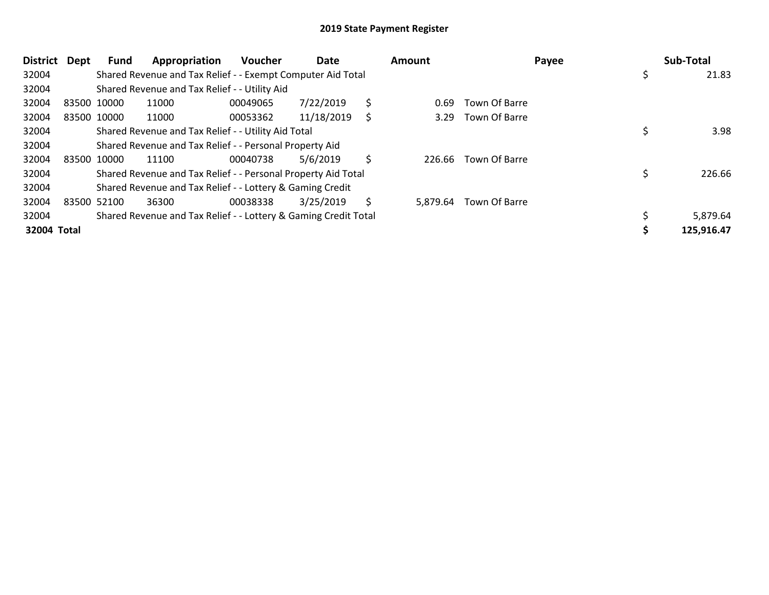## 2019 State Payment Register

| District | Dept | Fund | Appropriation | Voucher | Date | Amount | Payee | Sub-Total |
|---|---|---|---|---|---|---|---|---|
| 32004 | | Shared Revenue and Tax Relief - - Exempt Computer Aid Total | | | | | | $ 21.83 |
| 32004 | | Shared Revenue and Tax Relief - - Utility Aid | | | | | | |
| 32004 | 83500 | 10000 | 11000 | 00049065 | 7/22/2019 | $ 0.69 | Town Of Barre | |
| 32004 | 83500 | 10000 | 11000 | 00053362 | 11/18/2019 | $ 3.29 | Town Of Barre | |
| 32004 | | Shared Revenue and Tax Relief - - Utility Aid Total | | | | | | $ 3.98 |
| 32004 | | Shared Revenue and Tax Relief - - Personal Property Aid | | | | | | |
| 32004 | 83500 | 10000 | 11100 | 00040738 | 5/6/2019 | $ 226.66 | Town Of Barre | |
| 32004 | | Shared Revenue and Tax Relief - - Personal Property Aid Total | | | | | | $ 226.66 |
| 32004 | | Shared Revenue and Tax Relief - - Lottery & Gaming Credit | | | | | | |
| 32004 | 83500 | 52100 | 36300 | 00038338 | 3/25/2019 | $ 5,879.64 | Town Of Barre | |
| 32004 | | Shared Revenue and Tax Relief - - Lottery & Gaming Credit Total | | | | | | $ 5,879.64 |
| **32004 Total** | | | | | | | | **$ 125,916.47** |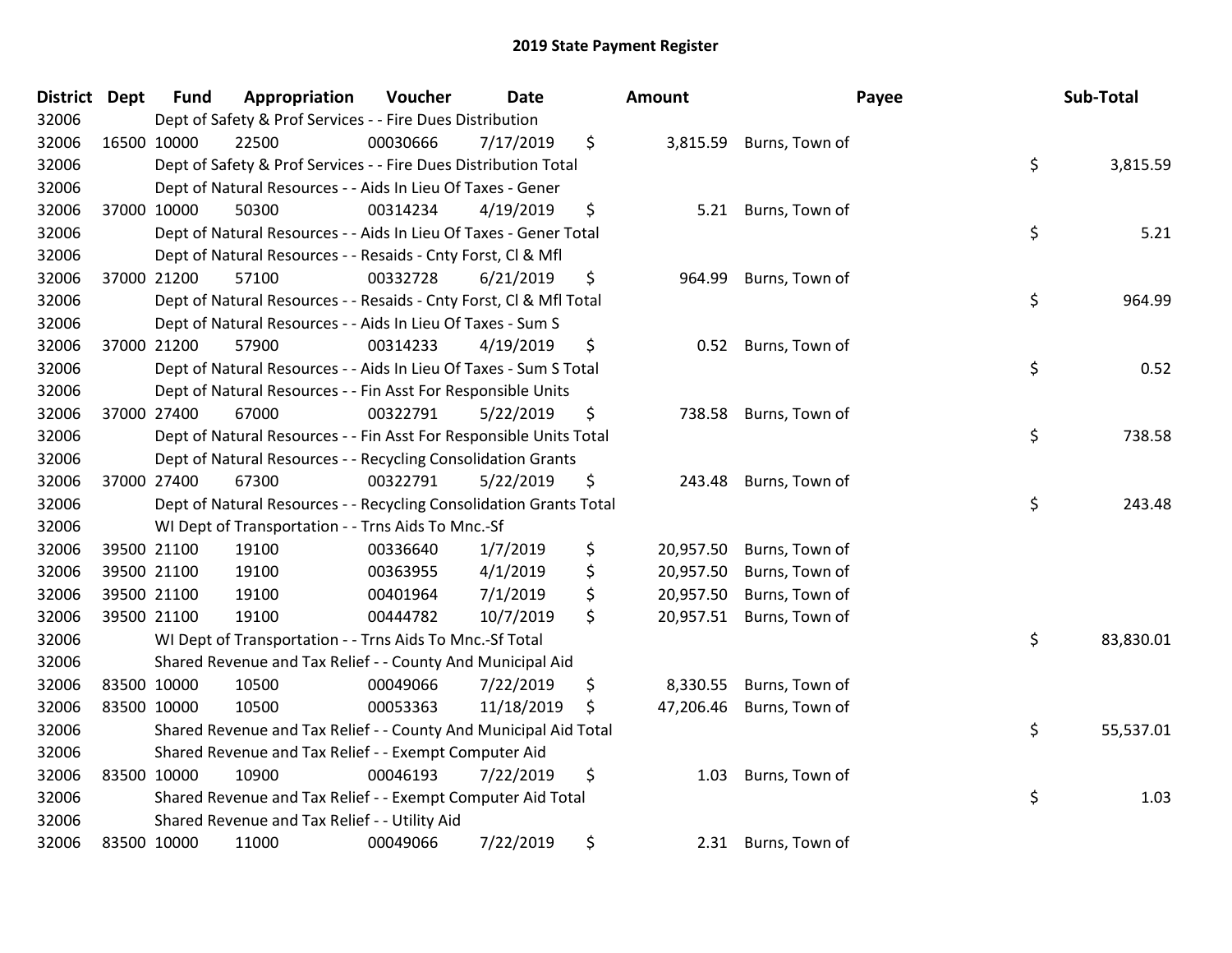# 2019 State Payment Register

| District | Dept | Fund | Appropriation | Voucher | Date | Amount | Payee | Sub-Total |
|---|---|---|---|---|---|---|---|---|
| 32006 | | Dept of Safety & Prof Services - - Fire Dues Distribution | | | | | | |
| 32006 | 16500 | 10000 | 22500 | 00030666 | 7/17/2019 | $ 3,815.59 | Burns, Town of | |
| 32006 | | Dept of Safety & Prof Services - - Fire Dues Distribution Total | | | | | | $ 3,815.59 |
| 32006 | | Dept of Natural Resources - - Aids In Lieu Of Taxes - Gener | | | | | | |
| 32006 | 37000 | 10000 | 50300 | 00314234 | 4/19/2019 | $ 5.21 | Burns, Town of | |
| 32006 | | Dept of Natural Resources - - Aids In Lieu Of Taxes - Gener Total | | | | | | $ 5.21 |
| 32006 | | Dept of Natural Resources - - Resaids - Cnty Forst, Cl & Mfl | | | | | | |
| 32006 | 37000 | 21200 | 57100 | 00332728 | 6/21/2019 | $ 964.99 | Burns, Town of | |
| 32006 | | Dept of Natural Resources - - Resaids - Cnty Forst, Cl & Mfl Total | | | | | | $ 964.99 |
| 32006 | | Dept of Natural Resources - - Aids In Lieu Of Taxes - Sum S | | | | | | |
| 32006 | 37000 | 21200 | 57900 | 00314233 | 4/19/2019 | $ 0.52 | Burns, Town of | |
| 32006 | | Dept of Natural Resources - - Aids In Lieu Of Taxes - Sum S Total | | | | | | $ 0.52 |
| 32006 | | Dept of Natural Resources - - Fin Asst For Responsible Units | | | | | | |
| 32006 | 37000 | 27400 | 67000 | 00322791 | 5/22/2019 | $ 738.58 | Burns, Town of | |
| 32006 | | Dept of Natural Resources - - Fin Asst For Responsible Units Total | | | | | | $ 738.58 |
| 32006 | | Dept of Natural Resources - - Recycling Consolidation Grants | | | | | | |
| 32006 | 37000 | 27400 | 67300 | 00322791 | 5/22/2019 | $ 243.48 | Burns, Town of | |
| 32006 | | Dept of Natural Resources - - Recycling Consolidation Grants Total | | | | | | $ 243.48 |
| 32006 | | WI Dept of Transportation - - Trns Aids To Mnc.-Sf | | | | | | |
| 32006 | 39500 | 21100 | 19100 | 00336640 | 1/7/2019 | $ 20,957.50 | Burns, Town of | |
| 32006 | 39500 | 21100 | 19100 | 00363955 | 4/1/2019 | $ 20,957.50 | Burns, Town of | |
| 32006 | 39500 | 21100 | 19100 | 00401964 | 7/1/2019 | $ 20,957.50 | Burns, Town of | |
| 32006 | 39500 | 21100 | 19100 | 00444782 | 10/7/2019 | $ 20,957.51 | Burns, Town of | |
| 32006 | | WI Dept of Transportation - - Trns Aids To Mnc.-Sf Total | | | | | | $ 83,830.01 |
| 32006 | | Shared Revenue and Tax Relief - - County And Municipal Aid | | | | | | |
| 32006 | 83500 | 10000 | 10500 | 00049066 | 7/22/2019 | $ 8,330.55 | Burns, Town of | |
| 32006 | 83500 | 10000 | 10500 | 00053363 | 11/18/2019 | $ 47,206.46 | Burns, Town of | |
| 32006 | | Shared Revenue and Tax Relief - - County And Municipal Aid Total | | | | | | $ 55,537.01 |
| 32006 | | Shared Revenue and Tax Relief - - Exempt Computer Aid | | | | | | |
| 32006 | 83500 | 10000 | 10900 | 00046193 | 7/22/2019 | $ 1.03 | Burns, Town of | |
| 32006 | | Shared Revenue and Tax Relief - - Exempt Computer Aid Total | | | | | | $ 1.03 |
| 32006 | | Shared Revenue and Tax Relief - - Utility Aid | | | | | | |
| 32006 | 83500 | 10000 | 11000 | 00049066 | 7/22/2019 | $ 2.31 | Burns, Town of | |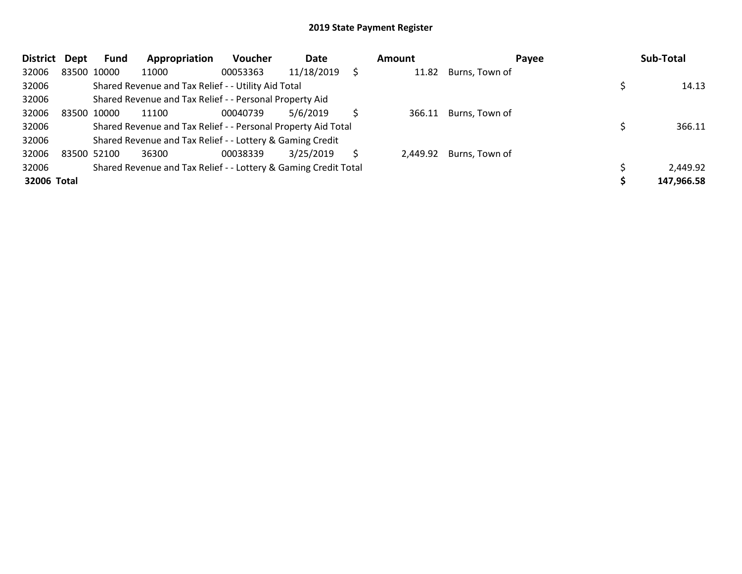## 2019 State Payment Register

| District | Dept | Fund | Appropriation | Voucher | Date | Amount | Payee | Sub-Total |
|---|---|---|---|---|---|---|---|---|
| 32006 | 83500 | 10000 | 11000 | 00053363 | 11/18/2019 | $ 11.82 | Burns, Town of | |
| 32006 | | Shared Revenue and Tax Relief - - Utility Aid Total | | | | | | $ 14.13 |
| 32006 | | Shared Revenue and Tax Relief - - Personal Property Aid | | | | | | |
| 32006 | 83500 | 10000 | 11100 | 00040739 | 5/6/2019 | $ 366.11 | Burns, Town of | |
| 32006 | | Shared Revenue and Tax Relief - - Personal Property Aid Total | | | | | | $ 366.11 |
| 32006 | | Shared Revenue and Tax Relief - - Lottery & Gaming Credit | | | | | | |
| 32006 | 83500 | 52100 | 36300 | 00038339 | 3/25/2019 | $ 2,449.92 | Burns, Town of | |
| 32006 | | Shared Revenue and Tax Relief - - Lottery & Gaming Credit Total | | | | | | $ 2,449.92 |
| **32006 Total** | | | | | | | | **$ 147,966.58** |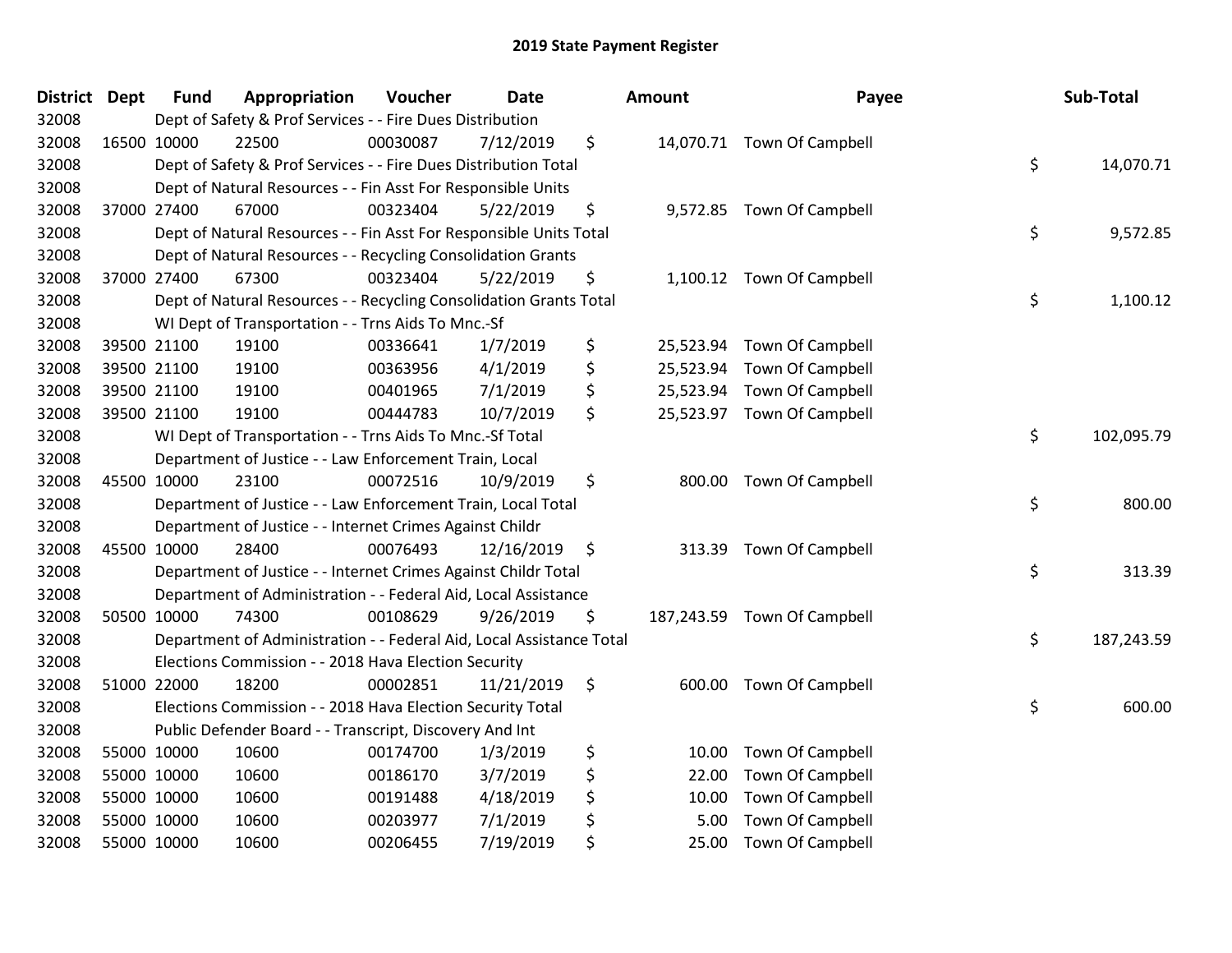# 2019 State Payment Register

| District | Dept | Fund | Appropriation | Voucher | Date | Amount | Payee | Sub-Total |
|---|---|---|---|---|---|---|---|---|
| 32008 | | Dept of Safety & Prof Services - - Fire Dues Distribution | | | | | | |
| 32008 | 16500 | 10000 | 22500 | 00030087 | 7/12/2019 | $ 14,070.71 | Town Of Campbell | |
| 32008 | | Dept of Safety & Prof Services - - Fire Dues Distribution Total | | | | | | $ 14,070.71 |
| 32008 | | Dept of Natural Resources - - Fin Asst For Responsible Units | | | | | | |
| 32008 | 37000 | 27400 | 67000 | 00323404 | 5/22/2019 | $ 9,572.85 | Town Of Campbell | |
| 32008 | | Dept of Natural Resources - - Fin Asst For Responsible Units Total | | | | | | $ 9,572.85 |
| 32008 | | Dept of Natural Resources - - Recycling Consolidation Grants | | | | | | |
| 32008 | 37000 | 27400 | 67300 | 00323404 | 5/22/2019 | $ 1,100.12 | Town Of Campbell | |
| 32008 | | Dept of Natural Resources - - Recycling Consolidation Grants Total | | | | | | $ 1,100.12 |
| 32008 | | WI Dept of Transportation - - Trns Aids To Mnc.-Sf | | | | | | |
| 32008 | 39500 | 21100 | 19100 | 00336641 | 1/7/2019 | $ 25,523.94 | Town Of Campbell | |
| 32008 | 39500 | 21100 | 19100 | 00363956 | 4/1/2019 | $ 25,523.94 | Town Of Campbell | |
| 32008 | 39500 | 21100 | 19100 | 00401965 | 7/1/2019 | $ 25,523.94 | Town Of Campbell | |
| 32008 | 39500 | 21100 | 19100 | 00444783 | 10/7/2019 | $ 25,523.97 | Town Of Campbell | |
| 32008 | | WI Dept of Transportation - - Trns Aids To Mnc.-Sf Total | | | | | | $ 102,095.79 |
| 32008 | | Department of Justice - - Law Enforcement Train, Local | | | | | | |
| 32008 | 45500 | 10000 | 23100 | 00072516 | 10/9/2019 | $ 800.00 | Town Of Campbell | |
| 32008 | | Department of Justice - - Law Enforcement Train, Local Total | | | | | | $ 800.00 |
| 32008 | | Department of Justice - - Internet Crimes Against Childr | | | | | | |
| 32008 | 45500 | 10000 | 28400 | 00076493 | 12/16/2019 | $ 313.39 | Town Of Campbell | |
| 32008 | | Department of Justice - - Internet Crimes Against Childr Total | | | | | | $ 313.39 |
| 32008 | | Department of Administration - - Federal Aid, Local Assistance | | | | | | |
| 32008 | 50500 | 10000 | 74300 | 00108629 | 9/26/2019 | $ 187,243.59 | Town Of Campbell | |
| 32008 | | Department of Administration - - Federal Aid, Local Assistance Total | | | | | | $ 187,243.59 |
| 32008 | | Elections Commission - - 2018 Hava Election Security | | | | | | |
| 32008 | 51000 | 22000 | 18200 | 00002851 | 11/21/2019 | $ 600.00 | Town Of Campbell | |
| 32008 | | Elections Commission - - 2018 Hava Election Security Total | | | | | | $ 600.00 |
| 32008 | | Public Defender Board - - Transcript, Discovery And Int | | | | | | |
| 32008 | 55000 | 10000 | 10600 | 00174700 | 1/3/2019 | $ 10.00 | Town Of Campbell | |
| 32008 | 55000 | 10000 | 10600 | 00186170 | 3/7/2019 | $ 22.00 | Town Of Campbell | |
| 32008 | 55000 | 10000 | 10600 | 00191488 | 4/18/2019 | $ 10.00 | Town Of Campbell | |
| 32008 | 55000 | 10000 | 10600 | 00203977 | 7/1/2019 | $ 5.00 | Town Of Campbell | |
| 32008 | 55000 | 10000 | 10600 | 00206455 | 7/19/2019 | $ 25.00 | Town Of Campbell | |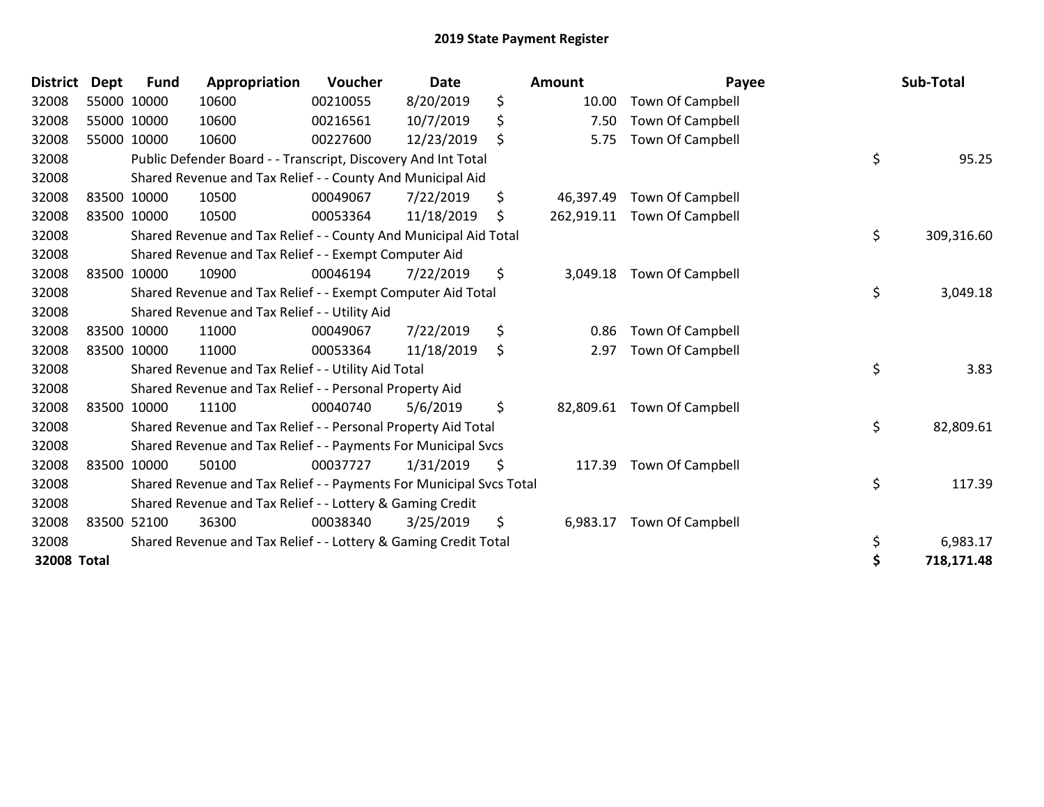# 2019 State Payment Register

| District | Dept | Fund | Appropriation | Voucher | Date | Amount | Payee | Sub-Total |
|---|---|---|---|---|---|---|---|---|
| 32008 | 55000 | 10000 | 10600 | 00210055 | 8/20/2019 | $ 10.00 | Town Of Campbell | |
| 32008 | 55000 | 10000 | 10600 | 00216561 | 10/7/2019 | $ 7.50 | Town Of Campbell | |
| 32008 | 55000 | 10000 | 10600 | 00227600 | 12/23/2019 | $ 5.75 | Town Of Campbell | |
| 32008 | | Public Defender Board - - Transcript, Discovery And Int Total | | | | | | $ 95.25 |
| 32008 | | Shared Revenue and Tax Relief - - County And Municipal Aid | | | | | | |
| 32008 | 83500 | 10000 | 10500 | 00049067 | 7/22/2019 | $ 46,397.49 | Town Of Campbell | |
| 32008 | 83500 | 10000 | 10500 | 00053364 | 11/18/2019 | $ 262,919.11 | Town Of Campbell | |
| 32008 | | Shared Revenue and Tax Relief - - County And Municipal Aid Total | | | | | | $ 309,316.60 |
| 32008 | | Shared Revenue and Tax Relief - - Exempt Computer Aid | | | | | | |
| 32008 | 83500 | 10000 | 10900 | 00046194 | 7/22/2019 | $ 3,049.18 | Town Of Campbell | |
| 32008 | | Shared Revenue and Tax Relief - - Exempt Computer Aid Total | | | | | | $ 3,049.18 |
| 32008 | | Shared Revenue and Tax Relief - - Utility Aid | | | | | | |
| 32008 | 83500 | 10000 | 11000 | 00049067 | 7/22/2019 | $ 0.86 | Town Of Campbell | |
| 32008 | 83500 | 10000 | 11000 | 00053364 | 11/18/2019 | $ 2.97 | Town Of Campbell | |
| 32008 | | Shared Revenue and Tax Relief - - Utility Aid Total | | | | | | $ 3.83 |
| 32008 | | Shared Revenue and Tax Relief - - Personal Property Aid | | | | | | |
| 32008 | 83500 | 10000 | 11100 | 00040740 | 5/6/2019 | $ 82,809.61 | Town Of Campbell | |
| 32008 | | Shared Revenue and Tax Relief - - Personal Property Aid Total | | | | | | $ 82,809.61 |
| 32008 | | Shared Revenue and Tax Relief - - Payments For Municipal Svcs | | | | | | |
| 32008 | 83500 | 10000 | 50100 | 00037727 | 1/31/2019 | $ 117.39 | Town Of Campbell | |
| 32008 | | Shared Revenue and Tax Relief - - Payments For Municipal Svcs Total | | | | | | $ 117.39 |
| 32008 | | Shared Revenue and Tax Relief - - Lottery & Gaming Credit | | | | | | |
| 32008 | 83500 | 52100 | 36300 | 00038340 | 3/25/2019 | $ 6,983.17 | Town Of Campbell | |
| 32008 | | Shared Revenue and Tax Relief - - Lottery & Gaming Credit Total | | | | | | $ 6,983.17 |
| **32008 Total** | | | | | | | | **$ 718,171.48** |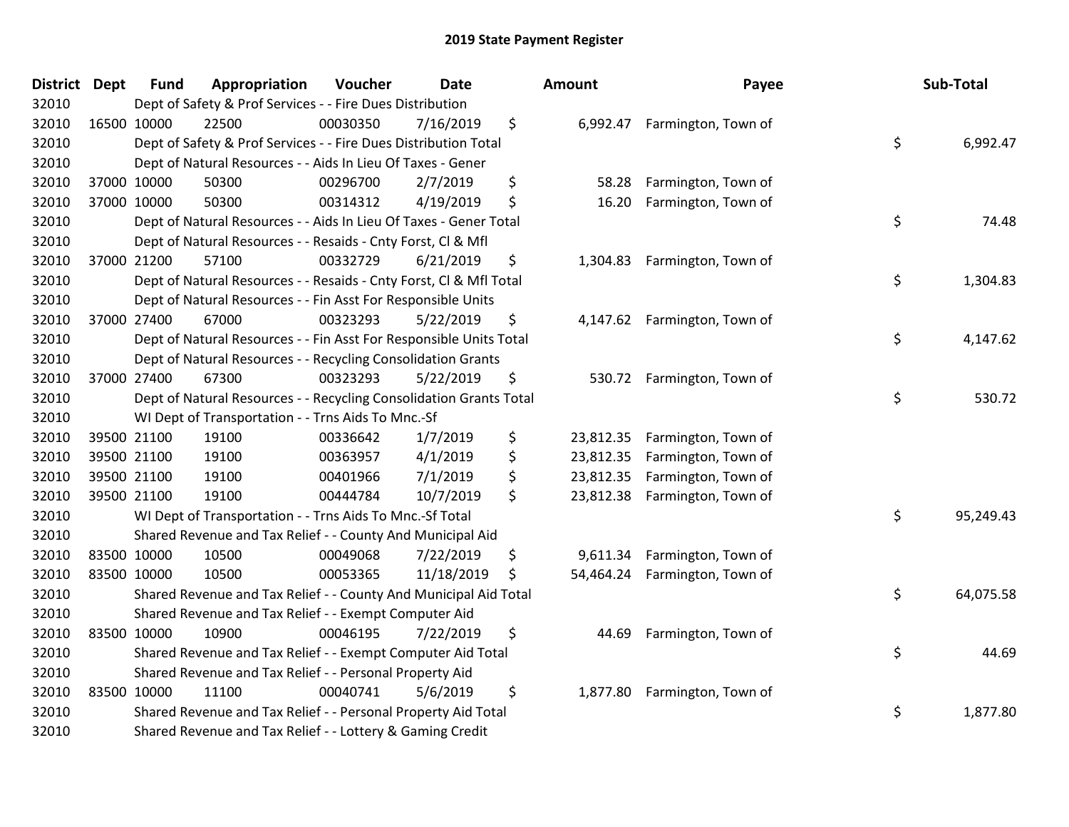# 2019 State Payment Register

| District | Dept | Fund | Appropriation | Voucher | Date | Amount | Payee | Sub-Total |
|---|---|---|---|---|---|---|---|---|
| 32010 | | Dept of Safety & Prof Services - - Fire Dues Distribution | | | | | | |
| 32010 | 16500 | 10000 | 22500 | 00030350 | 7/16/2019 | $ 6,992.47 | Farmington, Town of | |
| 32010 | | Dept of Safety & Prof Services - - Fire Dues Distribution Total | | | | | | $ 6,992.47 |
| 32010 | | Dept of Natural Resources - - Aids In Lieu Of Taxes - Gener | | | | | | |
| 32010 | 37000 | 10000 | 50300 | 00296700 | 2/7/2019 | $ 58.28 | Farmington, Town of | |
| 32010 | 37000 | 10000 | 50300 | 00314312 | 4/19/2019 | $ 16.20 | Farmington, Town of | |
| 32010 | | Dept of Natural Resources - - Aids In Lieu Of Taxes - Gener Total | | | | | | $ 74.48 |
| 32010 | | Dept of Natural Resources - - Resaids - Cnty Forst, Cl & Mfl | | | | | | |
| 32010 | 37000 | 21200 | 57100 | 00332729 | 6/21/2019 | $ 1,304.83 | Farmington, Town of | |
| 32010 | | Dept of Natural Resources - - Resaids - Cnty Forst, Cl & Mfl Total | | | | | | $ 1,304.83 |
| 32010 | | Dept of Natural Resources - - Fin Asst For Responsible Units | | | | | | |
| 32010 | 37000 | 27400 | 67000 | 00323293 | 5/22/2019 | $ 4,147.62 | Farmington, Town of | |
| 32010 | | Dept of Natural Resources - - Fin Asst For Responsible Units Total | | | | | | $ 4,147.62 |
| 32010 | | Dept of Natural Resources - - Recycling Consolidation Grants | | | | | | |
| 32010 | 37000 | 27400 | 67300 | 00323293 | 5/22/2019 | $ 530.72 | Farmington, Town of | |
| 32010 | | Dept of Natural Resources - - Recycling Consolidation Grants Total | | | | | | $ 530.72 |
| 32010 | | WI Dept of Transportation - - Trns Aids To Mnc.-Sf | | | | | | |
| 32010 | 39500 | 21100 | 19100 | 00336642 | 1/7/2019 | $ 23,812.35 | Farmington, Town of | |
| 32010 | 39500 | 21100 | 19100 | 00363957 | 4/1/2019 | $ 23,812.35 | Farmington, Town of | |
| 32010 | 39500 | 21100 | 19100 | 00401966 | 7/1/2019 | $ 23,812.35 | Farmington, Town of | |
| 32010 | 39500 | 21100 | 19100 | 00444784 | 10/7/2019 | $ 23,812.38 | Farmington, Town of | |
| 32010 | | WI Dept of Transportation - - Trns Aids To Mnc.-Sf Total | | | | | | $ 95,249.43 |
| 32010 | | Shared Revenue and Tax Relief - - County And Municipal Aid | | | | | | |
| 32010 | 83500 | 10000 | 10500 | 00049068 | 7/22/2019 | $ 9,611.34 | Farmington, Town of | |
| 32010 | 83500 | 10000 | 10500 | 00053365 | 11/18/2019 | $ 54,464.24 | Farmington, Town of | |
| 32010 | | Shared Revenue and Tax Relief - - County And Municipal Aid Total | | | | | | $ 64,075.58 |
| 32010 | | Shared Revenue and Tax Relief - - Exempt Computer Aid | | | | | | |
| 32010 | 83500 | 10000 | 10900 | 00046195 | 7/22/2019 | $ 44.69 | Farmington, Town of | |
| 32010 | | Shared Revenue and Tax Relief - - Exempt Computer Aid Total | | | | | | $ 44.69 |
| 32010 | | Shared Revenue and Tax Relief - - Personal Property Aid | | | | | | |
| 32010 | 83500 | 10000 | 11100 | 00040741 | 5/6/2019 | $ 1,877.80 | Farmington, Town of | |
| 32010 | | Shared Revenue and Tax Relief - - Personal Property Aid Total | | | | | | $ 1,877.80 |
| 32010 | | Shared Revenue and Tax Relief - - Lottery & Gaming Credit | | | | | | |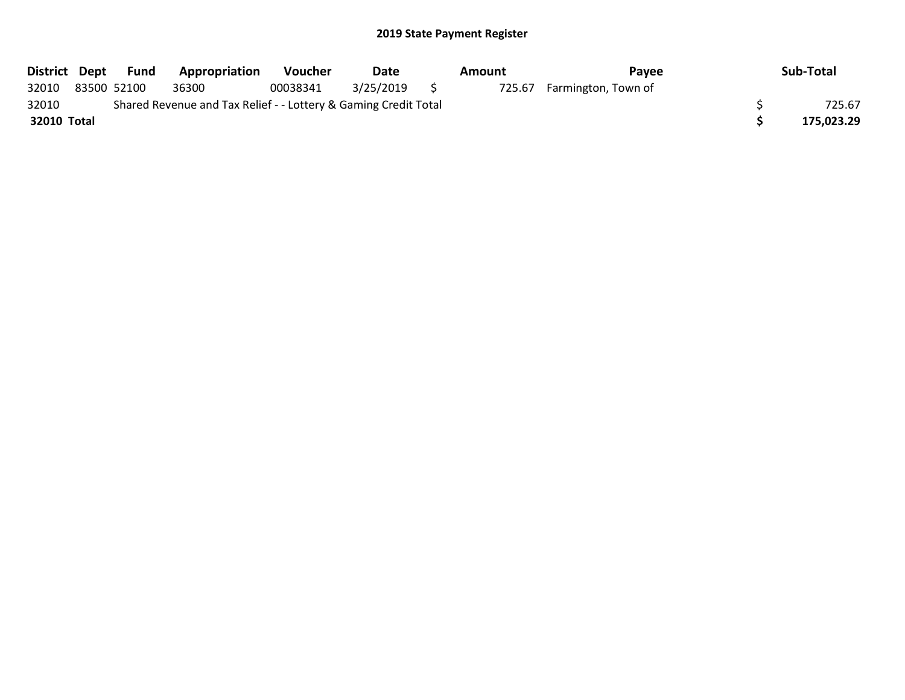# 2019 State Payment Register

| District | Dept | Fund | Appropriation | Voucher | Date | Amount | Payee | Sub-Total |
|---|---|---|---|---|---|---|---|---|
| 32010 | 83500 | 52100 | 36300 | 00038341 | 3/25/2019 | $ 725.67 | Farmington, Town of | |
| 32010 | | Shared Revenue and Tax Relief - - Lottery & Gaming Credit Total | | | | | | $ 725.67 |
| **32010 Total** | | | | | | | | **$ 175,023.29** |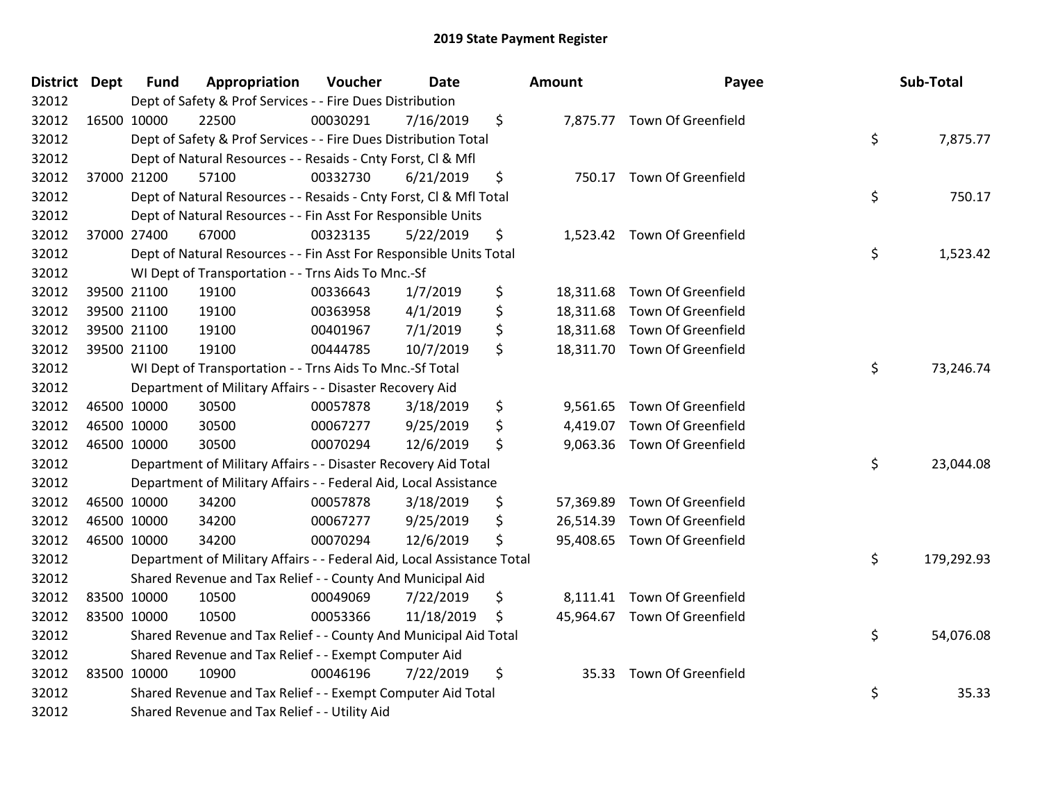## 2019 State Payment Register

| District | Dept | Fund | Appropriation | Voucher | Date | Amount | Payee | Sub-Total |
|---|---|---|---|---|---|---|---|---|
| 32012 | | Dept of Safety & Prof Services - - Fire Dues Distribution | | | | | | |
| 32012 | 16500 | 10000 | 22500 | 00030291 | 7/16/2019 | $ 7,875.77 | Town Of Greenfield | |
| 32012 | | Dept of Safety & Prof Services - - Fire Dues Distribution Total | | | | | | $ 7,875.77 |
| 32012 | | Dept of Natural Resources - - Resaids - Cnty Forst, Cl & Mfl | | | | | | |
| 32012 | 37000 | 21200 | 57100 | 00332730 | 6/21/2019 | $ 750.17 | Town Of Greenfield | |
| 32012 | | Dept of Natural Resources - - Resaids - Cnty Forst, Cl & Mfl Total | | | | | | $ 750.17 |
| 32012 | | Dept of Natural Resources - - Fin Asst For Responsible Units | | | | | | |
| 32012 | 37000 | 27400 | 67000 | 00323135 | 5/22/2019 | $ 1,523.42 | Town Of Greenfield | |
| 32012 | | Dept of Natural Resources - - Fin Asst For Responsible Units Total | | | | | | $ 1,523.42 |
| 32012 | | WI Dept of Transportation - - Trns Aids To Mnc.-Sf | | | | | | |
| 32012 | 39500 | 21100 | 19100 | 00336643 | 1/7/2019 | $ 18,311.68 | Town Of Greenfield | |
| 32012 | 39500 | 21100 | 19100 | 00363958 | 4/1/2019 | $ 18,311.68 | Town Of Greenfield | |
| 32012 | 39500 | 21100 | 19100 | 00401967 | 7/1/2019 | $ 18,311.68 | Town Of Greenfield | |
| 32012 | 39500 | 21100 | 19100 | 00444785 | 10/7/2019 | $ 18,311.70 | Town Of Greenfield | |
| 32012 | | WI Dept of Transportation - - Trns Aids To Mnc.-Sf Total | | | | | | $ 73,246.74 |
| 32012 | | Department of Military Affairs - - Disaster Recovery Aid | | | | | | |
| 32012 | 46500 | 10000 | 30500 | 00057878 | 3/18/2019 | $ 9,561.65 | Town Of Greenfield | |
| 32012 | 46500 | 10000 | 30500 | 00067277 | 9/25/2019 | $ 4,419.07 | Town Of Greenfield | |
| 32012 | 46500 | 10000 | 30500 | 00070294 | 12/6/2019 | $ 9,063.36 | Town Of Greenfield | |
| 32012 | | Department of Military Affairs - - Disaster Recovery Aid Total | | | | | | $ 23,044.08 |
| 32012 | | Department of Military Affairs - - Federal Aid, Local Assistance | | | | | | |
| 32012 | 46500 | 10000 | 34200 | 00057878 | 3/18/2019 | $ 57,369.89 | Town Of Greenfield | |
| 32012 | 46500 | 10000 | 34200 | 00067277 | 9/25/2019 | $ 26,514.39 | Town Of Greenfield | |
| 32012 | 46500 | 10000 | 34200 | 00070294 | 12/6/2019 | $ 95,408.65 | Town Of Greenfield | |
| 32012 | | Department of Military Affairs - - Federal Aid, Local Assistance Total | | | | | | $ 179,292.93 |
| 32012 | | Shared Revenue and Tax Relief - - County And Municipal Aid | | | | | | |
| 32012 | 83500 | 10000 | 10500 | 00049069 | 7/22/2019 | $ 8,111.41 | Town Of Greenfield | |
| 32012 | 83500 | 10000 | 10500 | 00053366 | 11/18/2019 | $ 45,964.67 | Town Of Greenfield | |
| 32012 | | Shared Revenue and Tax Relief - - County And Municipal Aid Total | | | | | | $ 54,076.08 |
| 32012 | | Shared Revenue and Tax Relief - - Exempt Computer Aid | | | | | | |
| 32012 | 83500 | 10000 | 10900 | 00046196 | 7/22/2019 | $ 35.33 | Town Of Greenfield | |
| 32012 | | Shared Revenue and Tax Relief - - Exempt Computer Aid Total | | | | | | $ 35.33 |
| 32012 | | Shared Revenue and Tax Relief - - Utility Aid | | | | | | |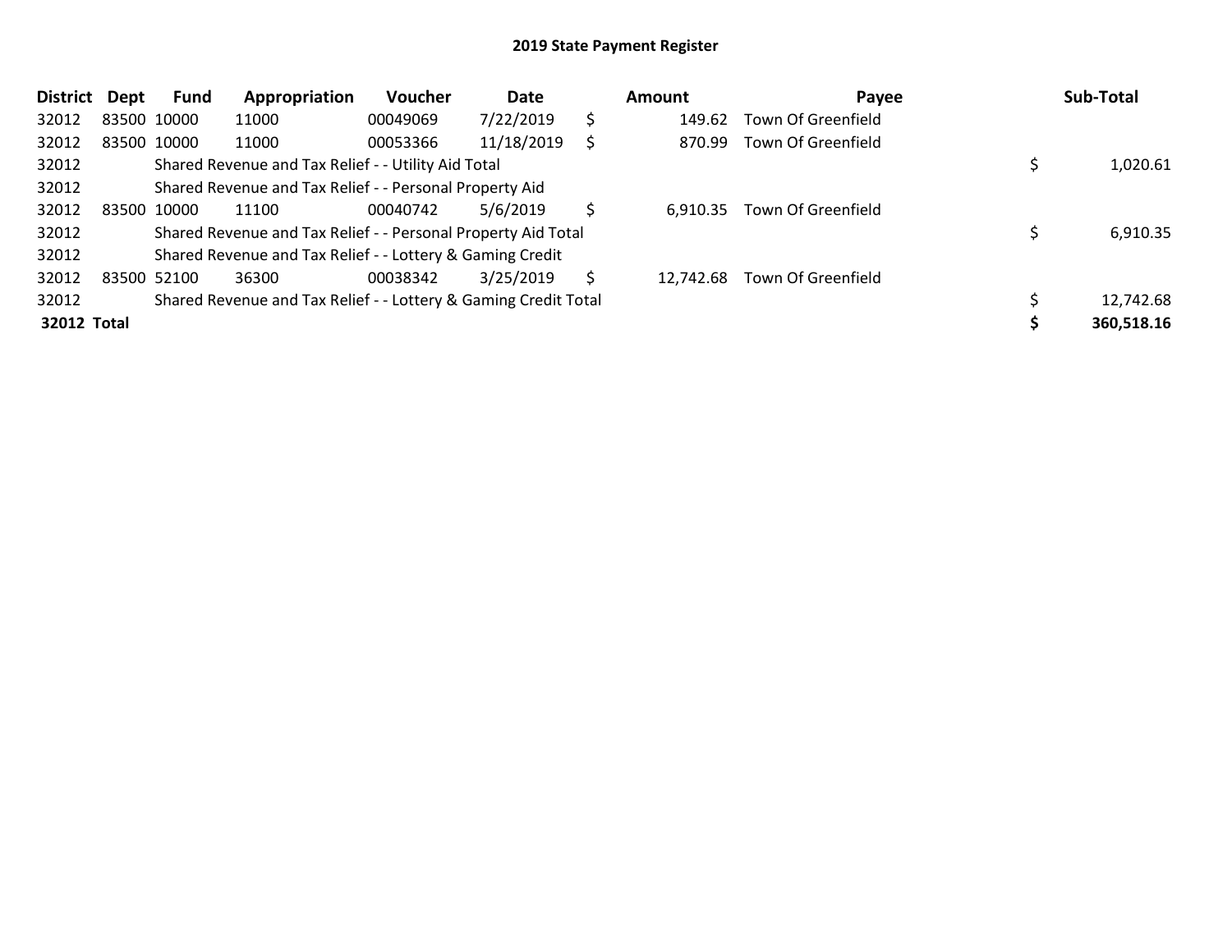## 2019 State Payment Register

| District | Dept | Fund | Appropriation | Voucher | Date | Amount | Payee | Sub-Total |
|---|---|---|---|---|---|---|---|---|
| 32012 | 83500 | 10000 | 11000 | 00049069 | 7/22/2019 | $ 149.62 | Town Of Greenfield | |
| 32012 | 83500 | 10000 | 11000 | 00053366 | 11/18/2019 | $ 870.99 | Town Of Greenfield | |
| 32012 | | Shared Revenue and Tax Relief - - Utility Aid Total | | | | | | $ 1,020.61 |
| 32012 | | Shared Revenue and Tax Relief - - Personal Property Aid | | | | | | |
| 32012 | 83500 | 10000 | 11100 | 00040742 | 5/6/2019 | $ 6,910.35 | Town Of Greenfield | |
| 32012 | | Shared Revenue and Tax Relief - - Personal Property Aid Total | | | | | | $ 6,910.35 |
| 32012 | | Shared Revenue and Tax Relief - - Lottery & Gaming Credit | | | | | | |
| 32012 | 83500 | 52100 | 36300 | 00038342 | 3/25/2019 | $ 12,742.68 | Town Of Greenfield | |
| 32012 | | Shared Revenue and Tax Relief - - Lottery & Gaming Credit Total | | | | | | $ 12,742.68 |
| **32012 Total** | | | | | | | | **$ 360,518.16** |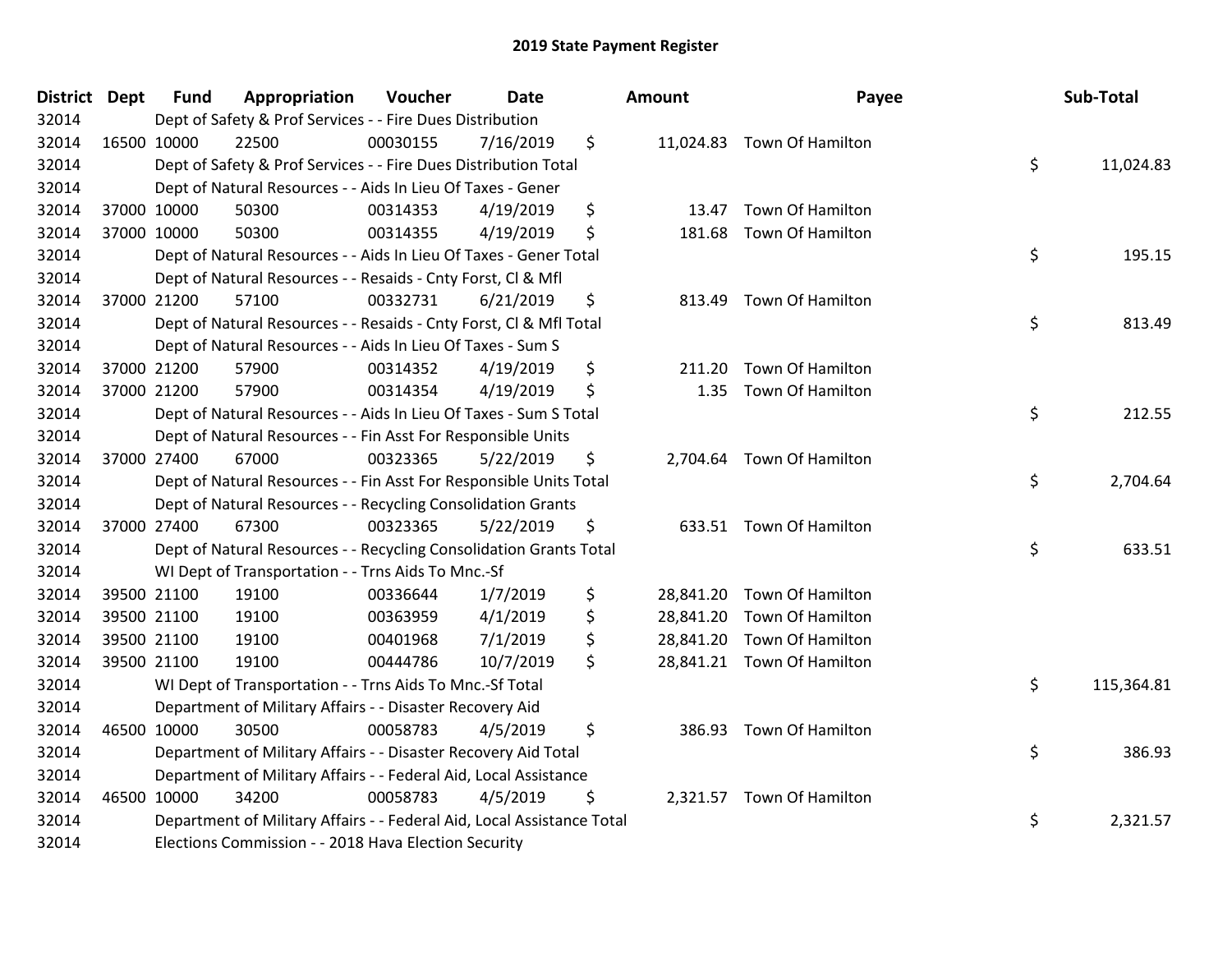# 2019 State Payment Register

| District | Dept | Fund | Appropriation | Voucher | Date | Amount | Payee | Sub-Total |
|---|---|---|---|---|---|---|---|---|
| 32014 | | Dept of Safety & Prof Services - - Fire Dues Distribution | | | | | | |
| 32014 | 16500 | 10000 | 22500 | 00030155 | 7/16/2019 | $ 11,024.83 | Town Of Hamilton | |
| 32014 | | Dept of Safety & Prof Services - - Fire Dues Distribution Total | | | | | | $ 11,024.83 |
| 32014 | | Dept of Natural Resources - - Aids In Lieu Of Taxes - Gener | | | | | | |
| 32014 | 37000 | 10000 | 50300 | 00314353 | 4/19/2019 | $ 13.47 | Town Of Hamilton | |
| 32014 | 37000 | 10000 | 50300 | 00314355 | 4/19/2019 | $ 181.68 | Town Of Hamilton | |
| 32014 | | Dept of Natural Resources - - Aids In Lieu Of Taxes - Gener Total | | | | | | $ 195.15 |
| 32014 | | Dept of Natural Resources - - Resaids - Cnty Forst, Cl & Mfl | | | | | | |
| 32014 | 37000 | 21200 | 57100 | 00332731 | 6/21/2019 | $ 813.49 | Town Of Hamilton | |
| 32014 | | Dept of Natural Resources - - Resaids - Cnty Forst, Cl & Mfl Total | | | | | | $ 813.49 |
| 32014 | | Dept of Natural Resources - - Aids In Lieu Of Taxes - Sum S | | | | | | |
| 32014 | 37000 | 21200 | 57900 | 00314352 | 4/19/2019 | $ 211.20 | Town Of Hamilton | |
| 32014 | 37000 | 21200 | 57900 | 00314354 | 4/19/2019 | $ 1.35 | Town Of Hamilton | |
| 32014 | | Dept of Natural Resources - - Aids In Lieu Of Taxes - Sum S Total | | | | | | $ 212.55 |
| 32014 | | Dept of Natural Resources - - Fin Asst For Responsible Units | | | | | | |
| 32014 | 37000 | 27400 | 67000 | 00323365 | 5/22/2019 | $ 2,704.64 | Town Of Hamilton | |
| 32014 | | Dept of Natural Resources - - Fin Asst For Responsible Units Total | | | | | | $ 2,704.64 |
| 32014 | | Dept of Natural Resources - - Recycling Consolidation Grants | | | | | | |
| 32014 | 37000 | 27400 | 67300 | 00323365 | 5/22/2019 | $ 633.51 | Town Of Hamilton | |
| 32014 | | Dept of Natural Resources - - Recycling Consolidation Grants Total | | | | | | $ 633.51 |
| 32014 | | WI Dept of Transportation - - Trns Aids To Mnc.-Sf | | | | | | |
| 32014 | 39500 | 21100 | 19100 | 00336644 | 1/7/2019 | $ 28,841.20 | Town Of Hamilton | |
| 32014 | 39500 | 21100 | 19100 | 00363959 | 4/1/2019 | $ 28,841.20 | Town Of Hamilton | |
| 32014 | 39500 | 21100 | 19100 | 00401968 | 7/1/2019 | $ 28,841.20 | Town Of Hamilton | |
| 32014 | 39500 | 21100 | 19100 | 00444786 | 10/7/2019 | $ 28,841.21 | Town Of Hamilton | |
| 32014 | | WI Dept of Transportation - - Trns Aids To Mnc.-Sf Total | | | | | | $ 115,364.81 |
| 32014 | | Department of Military Affairs - - Disaster Recovery Aid | | | | | | |
| 32014 | 46500 | 10000 | 30500 | 00058783 | 4/5/2019 | $ 386.93 | Town Of Hamilton | |
| 32014 | | Department of Military Affairs - - Disaster Recovery Aid Total | | | | | | $ 386.93 |
| 32014 | | Department of Military Affairs - - Federal Aid, Local Assistance | | | | | | |
| 32014 | 46500 | 10000 | 34200 | 00058783 | 4/5/2019 | $ 2,321.57 | Town Of Hamilton | |
| 32014 | | Department of Military Affairs - - Federal Aid, Local Assistance Total | | | | | | $ 2,321.57 |
| 32014 | | Elections Commission - - 2018 Hava Election Security | | | | | | |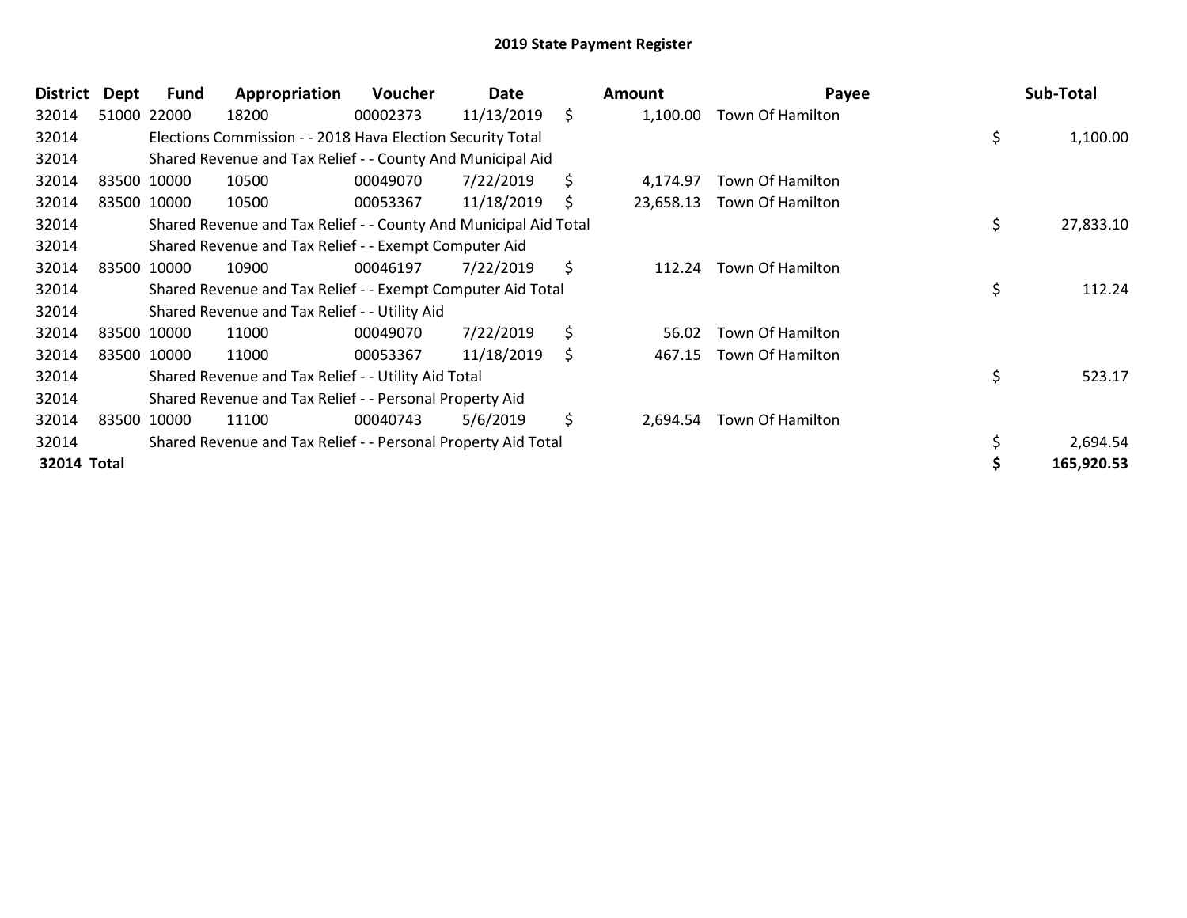# 2019 State Payment Register

| District | Dept | Fund | Appropriation | Voucher | Date | Amount | Payee | Sub-Total |
|---|---|---|---|---|---|---|---|---|
| 32014 | 51000 | 22000 | 18200 | 00002373 | 11/13/2019 | $ 1,100.00 | Town Of Hamilton | |
| 32014 | | Elections Commission - - 2018 Hava Election Security Total | | | | | | $ 1,100.00 |
| 32014 | | Shared Revenue and Tax Relief - - County And Municipal Aid | | | | | | |
| 32014 | 83500 | 10000 | 10500 | 00049070 | 7/22/2019 | $ 4,174.97 | Town Of Hamilton | |
| 32014 | 83500 | 10000 | 10500 | 00053367 | 11/18/2019 | $ 23,658.13 | Town Of Hamilton | |
| 32014 | | Shared Revenue and Tax Relief - - County And Municipal Aid Total | | | | | | $ 27,833.10 |
| 32014 | | Shared Revenue and Tax Relief - - Exempt Computer Aid | | | | | | |
| 32014 | 83500 | 10000 | 10900 | 00046197 | 7/22/2019 | $ 112.24 | Town Of Hamilton | |
| 32014 | | Shared Revenue and Tax Relief - - Exempt Computer Aid Total | | | | | | $ 112.24 |
| 32014 | | Shared Revenue and Tax Relief - - Utility Aid | | | | | | |
| 32014 | 83500 | 10000 | 11000 | 00049070 | 7/22/2019 | $ 56.02 | Town Of Hamilton | |
| 32014 | 83500 | 10000 | 11000 | 00053367 | 11/18/2019 | $ 467.15 | Town Of Hamilton | |
| 32014 | | Shared Revenue and Tax Relief - - Utility Aid Total | | | | | | $ 523.17 |
| 32014 | | Shared Revenue and Tax Relief - - Personal Property Aid | | | | | | |
| 32014 | 83500 | 10000 | 11100 | 00040743 | 5/6/2019 | $ 2,694.54 | Town Of Hamilton | |
| 32014 | | Shared Revenue and Tax Relief - - Personal Property Aid Total | | | | | | $ 2,694.54 |
| **32014 Total** | | | | | | | | **$ 165,920.53** |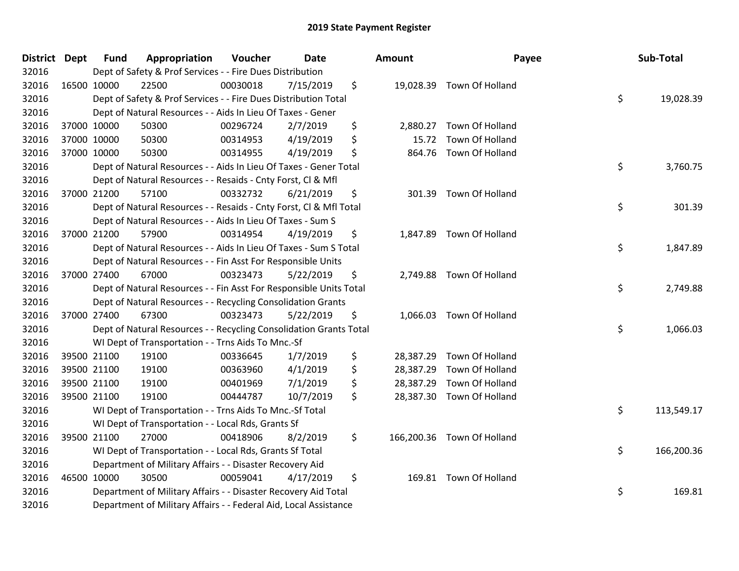# 2019 State Payment Register

| District | Dept | Fund | Appropriation | Voucher | Date | | Amount | Payee | | Sub-Total |
|---|---|---|---|---|---|---|---|---|---|---|
| 32016 | | Dept of Safety & Prof Services - - Fire Dues Distribution | | | | | | | | |
| 32016 | 16500 | 10000 | 22500 | 00030018 | 7/15/2019 | $ | 19,028.39 | Town Of Holland | | |
| 32016 | | Dept of Safety & Prof Services - - Fire Dues Distribution Total | | | | | | | $ | 19,028.39 |
| 32016 | | Dept of Natural Resources - - Aids In Lieu Of Taxes - Gener | | | | | | | | |
| 32016 | 37000 | 10000 | 50300 | 00296724 | 2/7/2019 | $ | 2,880.27 | Town Of Holland | | |
| 32016 | 37000 | 10000 | 50300 | 00314953 | 4/19/2019 | $ | 15.72 | Town Of Holland | | |
| 32016 | 37000 | 10000 | 50300 | 00314955 | 4/19/2019 | $ | 864.76 | Town Of Holland | | |
| 32016 | | Dept of Natural Resources - - Aids In Lieu Of Taxes - Gener Total | | | | | | | $ | 3,760.75 |
| 32016 | | Dept of Natural Resources - - Resaids - Cnty Forst, Cl & Mfl | | | | | | | | |
| 32016 | 37000 | 21200 | 57100 | 00332732 | 6/21/2019 | $ | 301.39 | Town Of Holland | | |
| 32016 | | Dept of Natural Resources - - Resaids - Cnty Forst, Cl & Mfl Total | | | | | | | $ | 301.39 |
| 32016 | | Dept of Natural Resources - - Aids In Lieu Of Taxes - Sum S | | | | | | | | |
| 32016 | 37000 | 21200 | 57900 | 00314954 | 4/19/2019 | $ | 1,847.89 | Town Of Holland | | |
| 32016 | | Dept of Natural Resources - - Aids In Lieu Of Taxes - Sum S Total | | | | | | | $ | 1,847.89 |
| 32016 | | Dept of Natural Resources - - Fin Asst For Responsible Units | | | | | | | | |
| 32016 | 37000 | 27400 | 67000 | 00323473 | 5/22/2019 | $ | 2,749.88 | Town Of Holland | | |
| 32016 | | Dept of Natural Resources - - Fin Asst For Responsible Units Total | | | | | | | $ | 2,749.88 |
| 32016 | | Dept of Natural Resources - - Recycling Consolidation Grants | | | | | | | | |
| 32016 | 37000 | 27400 | 67300 | 00323473 | 5/22/2019 | $ | 1,066.03 | Town Of Holland | | |
| 32016 | | Dept of Natural Resources - - Recycling Consolidation Grants Total | | | | | | | $ | 1,066.03 |
| 32016 | | WI Dept of Transportation - - Trns Aids To Mnc.-Sf | | | | | | | | |
| 32016 | 39500 | 21100 | 19100 | 00336645 | 1/7/2019 | $ | 28,387.29 | Town Of Holland | | |
| 32016 | 39500 | 21100 | 19100 | 00363960 | 4/1/2019 | $ | 28,387.29 | Town Of Holland | | |
| 32016 | 39500 | 21100 | 19100 | 00401969 | 7/1/2019 | $ | 28,387.29 | Town Of Holland | | |
| 32016 | 39500 | 21100 | 19100 | 00444787 | 10/7/2019 | $ | 28,387.30 | Town Of Holland | | |
| 32016 | | WI Dept of Transportation - - Trns Aids To Mnc.-Sf Total | | | | | | | $ | 113,549.17 |
| 32016 | | WI Dept of Transportation - - Local Rds, Grants Sf | | | | | | | | |
| 32016 | 39500 | 21100 | 27000 | 00418906 | 8/2/2019 | $ | 166,200.36 | Town Of Holland | | |
| 32016 | | WI Dept of Transportation - - Local Rds, Grants Sf Total | | | | | | | $ | 166,200.36 |
| 32016 | | Department of Military Affairs - - Disaster Recovery Aid | | | | | | | | |
| 32016 | 46500 | 10000 | 30500 | 00059041 | 4/17/2019 | $ | 169.81 | Town Of Holland | | |
| 32016 | | Department of Military Affairs - - Disaster Recovery Aid Total | | | | | | | $ | 169.81 |
| 32016 | | Department of Military Affairs - - Federal Aid, Local Assistance | | | | | | | | |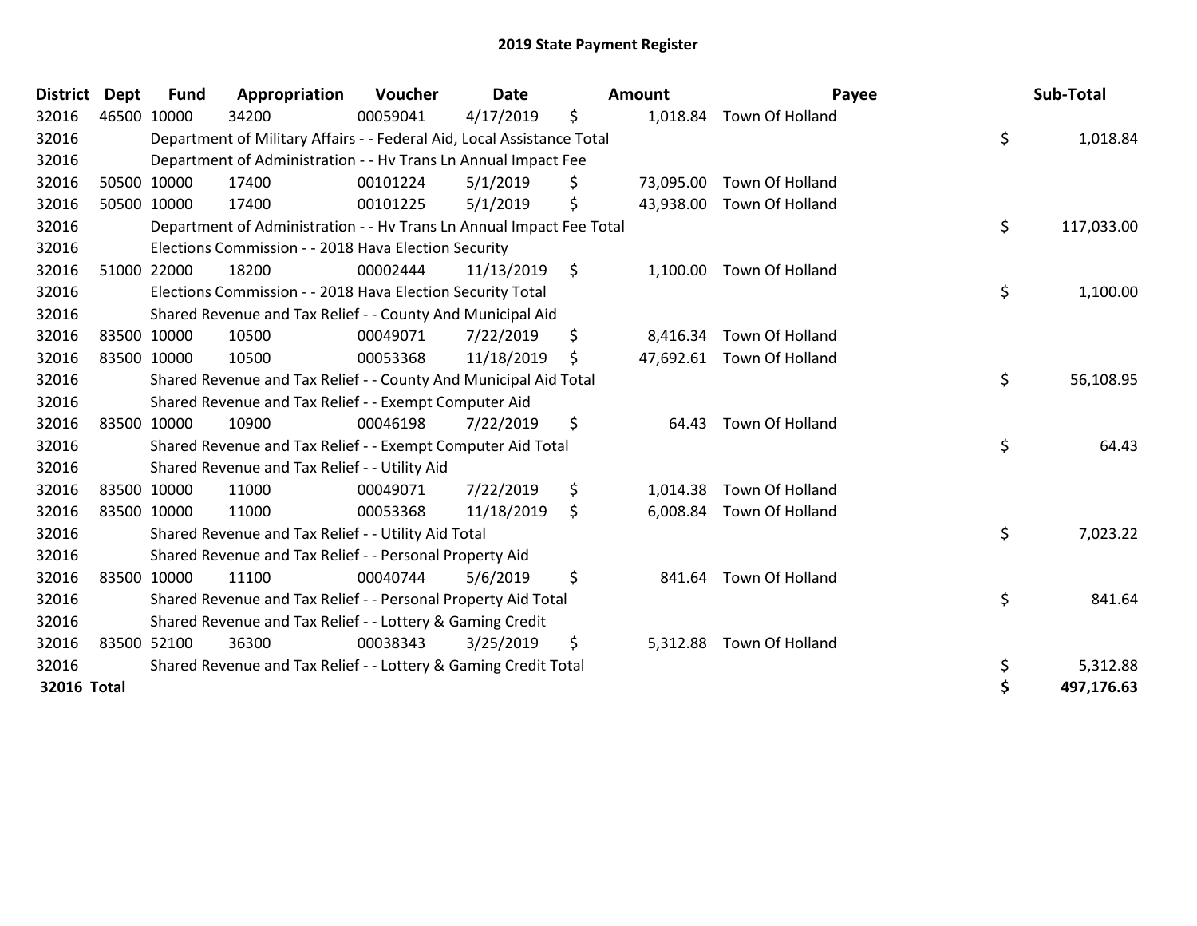# 2019 State Payment Register

| District | Dept | Fund | Appropriation | Voucher | Date | Amount | Payee | Sub-Total |
|---|---|---|---|---|---|---|---|---|
| 32016 | 46500 | 10000 | 34200 | 00059041 | 4/17/2019 | $ 1,018.84 | Town Of Holland | |
| 32016 | | Department of Military Affairs - - Federal Aid, Local Assistance Total | | | | | | $ 1,018.84 |
| 32016 | | Department of Administration - - Hv Trans Ln Annual Impact Fee | | | | | | |
| 32016 | 50500 | 10000 | 17400 | 00101224 | 5/1/2019 | $ 73,095.00 | Town Of Holland | |
| 32016 | 50500 | 10000 | 17400 | 00101225 | 5/1/2019 | $ 43,938.00 | Town Of Holland | |
| 32016 | | Department of Administration - - Hv Trans Ln Annual Impact Fee Total | | | | | | $ 117,033.00 |
| 32016 | | Elections Commission - - 2018 Hava Election Security | | | | | | |
| 32016 | 51000 | 22000 | 18200 | 00002444 | 11/13/2019 | $ 1,100.00 | Town Of Holland | |
| 32016 | | Elections Commission - - 2018 Hava Election Security Total | | | | | | $ 1,100.00 |
| 32016 | | Shared Revenue and Tax Relief - - County And Municipal Aid | | | | | | |
| 32016 | 83500 | 10000 | 10500 | 00049071 | 7/22/2019 | $ 8,416.34 | Town Of Holland | |
| 32016 | 83500 | 10000 | 10500 | 00053368 | 11/18/2019 | $ 47,692.61 | Town Of Holland | |
| 32016 | | Shared Revenue and Tax Relief - - County And Municipal Aid Total | | | | | | $ 56,108.95 |
| 32016 | | Shared Revenue and Tax Relief - - Exempt Computer Aid | | | | | | |
| 32016 | 83500 | 10000 | 10900 | 00046198 | 7/22/2019 | $ 64.43 | Town Of Holland | |
| 32016 | | Shared Revenue and Tax Relief - - Exempt Computer Aid Total | | | | | | $ 64.43 |
| 32016 | | Shared Revenue and Tax Relief - - Utility Aid | | | | | | |
| 32016 | 83500 | 10000 | 11000 | 00049071 | 7/22/2019 | $ 1,014.38 | Town Of Holland | |
| 32016 | 83500 | 10000 | 11000 | 00053368 | 11/18/2019 | $ 6,008.84 | Town Of Holland | |
| 32016 | | Shared Revenue and Tax Relief - - Utility Aid Total | | | | | | $ 7,023.22 |
| 32016 | | Shared Revenue and Tax Relief - - Personal Property Aid | | | | | | |
| 32016 | 83500 | 10000 | 11100 | 00040744 | 5/6/2019 | $ 841.64 | Town Of Holland | |
| 32016 | | Shared Revenue and Tax Relief - - Personal Property Aid Total | | | | | | $ 841.64 |
| 32016 | | Shared Revenue and Tax Relief - - Lottery & Gaming Credit | | | | | | |
| 32016 | 83500 | 52100 | 36300 | 00038343 | 3/25/2019 | $ 5,312.88 | Town Of Holland | |
| 32016 | | Shared Revenue and Tax Relief - - Lottery & Gaming Credit Total | | | | | | $ 5,312.88 |
| **32016 Total** | | | | | | | | **$ 497,176.63** |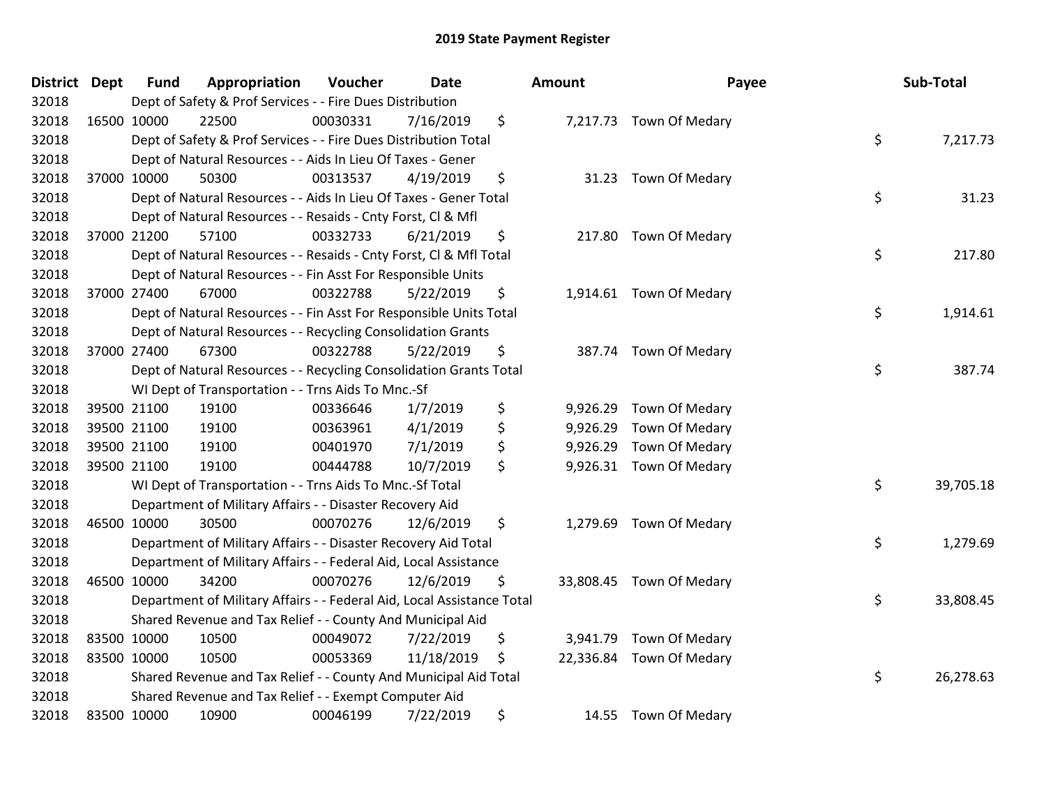# 2019 State Payment Register

| District | Dept | Fund | Appropriation | Voucher | Date | Amount | Payee | Sub-Total |
|---|---|---|---|---|---|---|---|---|
| 32018 | | Dept of Safety & Prof Services - - Fire Dues Distribution | | | | | | |
| 32018 | 16500 | 10000 | 22500 | 00030331 | 7/16/2019 | $ 7,217.73 | Town Of Medary | |
| 32018 | | Dept of Safety & Prof Services - - Fire Dues Distribution Total | | | | | | $ 7,217.73 |
| 32018 | | Dept of Natural Resources - - Aids In Lieu Of Taxes - Gener | | | | | | |
| 32018 | 37000 | 10000 | 50300 | 00313537 | 4/19/2019 | $ 31.23 | Town Of Medary | |
| 32018 | | Dept of Natural Resources - - Aids In Lieu Of Taxes - Gener Total | | | | | | $ 31.23 |
| 32018 | | Dept of Natural Resources - - Resaids - Cnty Forst, Cl & Mfl | | | | | | |
| 32018 | 37000 | 21200 | 57100 | 00332733 | 6/21/2019 | $ 217.80 | Town Of Medary | |
| 32018 | | Dept of Natural Resources - - Resaids - Cnty Forst, Cl & Mfl Total | | | | | | $ 217.80 |
| 32018 | | Dept of Natural Resources - - Fin Asst For Responsible Units | | | | | | |
| 32018 | 37000 | 27400 | 67000 | 00322788 | 5/22/2019 | $ 1,914.61 | Town Of Medary | |
| 32018 | | Dept of Natural Resources - - Fin Asst For Responsible Units Total | | | | | | $ 1,914.61 |
| 32018 | | Dept of Natural Resources - - Recycling Consolidation Grants | | | | | | |
| 32018 | 37000 | 27400 | 67300 | 00322788 | 5/22/2019 | $ 387.74 | Town Of Medary | |
| 32018 | | Dept of Natural Resources - - Recycling Consolidation Grants Total | | | | | | $ 387.74 |
| 32018 | | WI Dept of Transportation - - Trns Aids To Mnc.-Sf | | | | | | |
| 32018 | 39500 | 21100 | 19100 | 00336646 | 1/7/2019 | $ 9,926.29 | Town Of Medary | |
| 32018 | 39500 | 21100 | 19100 | 00363961 | 4/1/2019 | $ 9,926.29 | Town Of Medary | |
| 32018 | 39500 | 21100 | 19100 | 00401970 | 7/1/2019 | $ 9,926.29 | Town Of Medary | |
| 32018 | 39500 | 21100 | 19100 | 00444788 | 10/7/2019 | $ 9,926.31 | Town Of Medary | |
| 32018 | | WI Dept of Transportation - - Trns Aids To Mnc.-Sf Total | | | | | | $ 39,705.18 |
| 32018 | | Department of Military Affairs - - Disaster Recovery Aid | | | | | | |
| 32018 | 46500 | 10000 | 30500 | 00070276 | 12/6/2019 | $ 1,279.69 | Town Of Medary | |
| 32018 | | Department of Military Affairs - - Disaster Recovery Aid Total | | | | | | $ 1,279.69 |
| 32018 | | Department of Military Affairs - - Federal Aid, Local Assistance | | | | | | |
| 32018 | 46500 | 10000 | 34200 | 00070276 | 12/6/2019 | $ 33,808.45 | Town Of Medary | |
| 32018 | | Department of Military Affairs - - Federal Aid, Local Assistance Total | | | | | | $ 33,808.45 |
| 32018 | | Shared Revenue and Tax Relief - - County And Municipal Aid | | | | | | |
| 32018 | 83500 | 10000 | 10500 | 00049072 | 7/22/2019 | $ 3,941.79 | Town Of Medary | |
| 32018 | 83500 | 10000 | 10500 | 00053369 | 11/18/2019 | $ 22,336.84 | Town Of Medary | |
| 32018 | | Shared Revenue and Tax Relief - - County And Municipal Aid Total | | | | | | $ 26,278.63 |
| 32018 | | Shared Revenue and Tax Relief - - Exempt Computer Aid | | | | | | |
| 32018 | 83500 | 10000 | 10900 | 00046199 | 7/22/2019 | $ 14.55 | Town Of Medary | |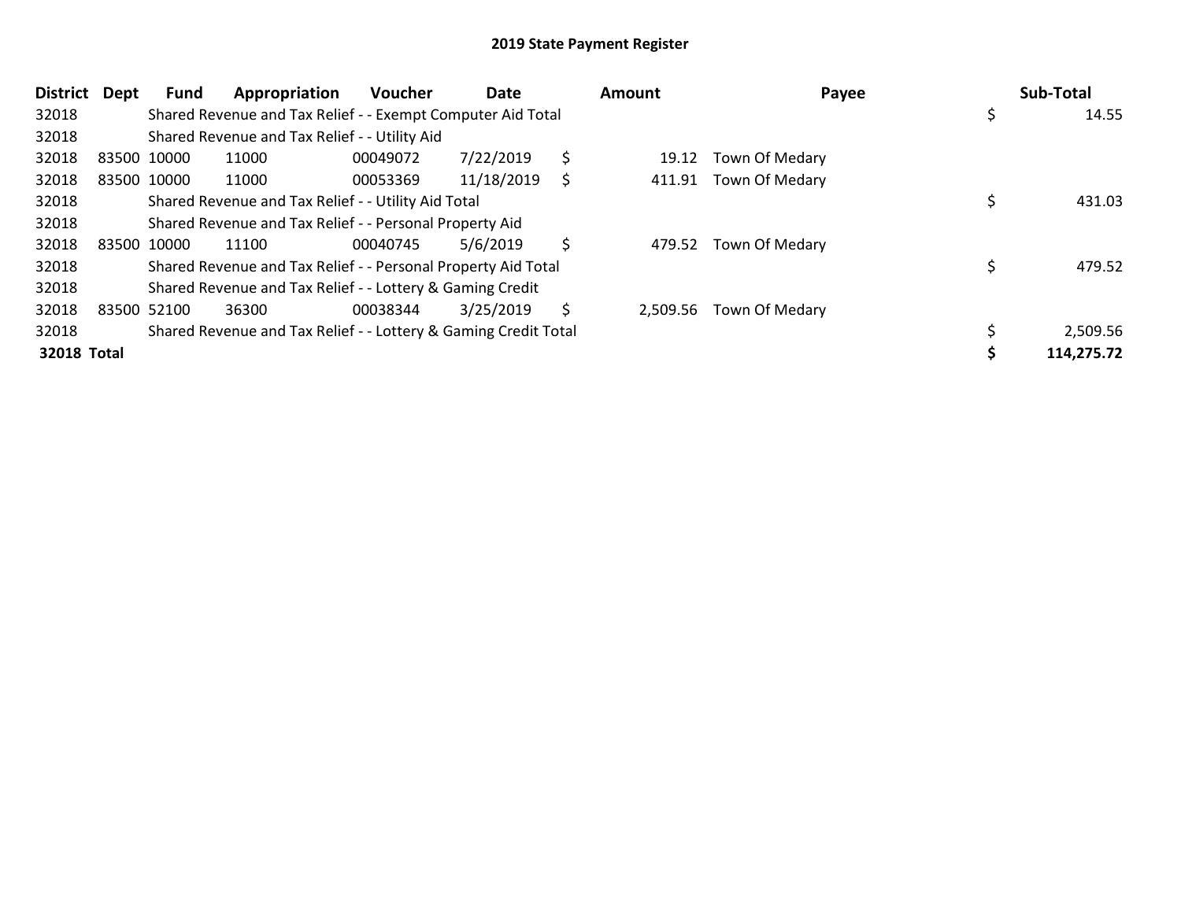## 2019 State Payment Register

| District | Dept | Fund | Appropriation | Voucher | Date | Amount | Payee | Sub-Total |
|---|---|---|---|---|---|---|---|---|
| 32018 | | Shared Revenue and Tax Relief - - Exempt Computer Aid Total | | | | | | $ 14.55 |
| 32018 | | Shared Revenue and Tax Relief - - Utility Aid | | | | | | |
| 32018 | 83500 | 10000 | 11000 | 00049072 | 7/22/2019 | $ 19.12 | Town Of Medary | |
| 32018 | 83500 | 10000 | 11000 | 00053369 | 11/18/2019 | $ 411.91 | Town Of Medary | |
| 32018 | | Shared Revenue and Tax Relief - - Utility Aid Total | | | | | | $ 431.03 |
| 32018 | | Shared Revenue and Tax Relief - - Personal Property Aid | | | | | | |
| 32018 | 83500 | 10000 | 11100 | 00040745 | 5/6/2019 | $ 479.52 | Town Of Medary | |
| 32018 | | Shared Revenue and Tax Relief - - Personal Property Aid Total | | | | | | $ 479.52 |
| 32018 | | Shared Revenue and Tax Relief - - Lottery & Gaming Credit | | | | | | |
| 32018 | 83500 | 52100 | 36300 | 00038344 | 3/25/2019 | $ 2,509.56 | Town Of Medary | |
| 32018 | | Shared Revenue and Tax Relief - - Lottery & Gaming Credit Total | | | | | | $ 2,509.56 |
| **32018 Total** | | | | | | | | **$ 114,275.72** |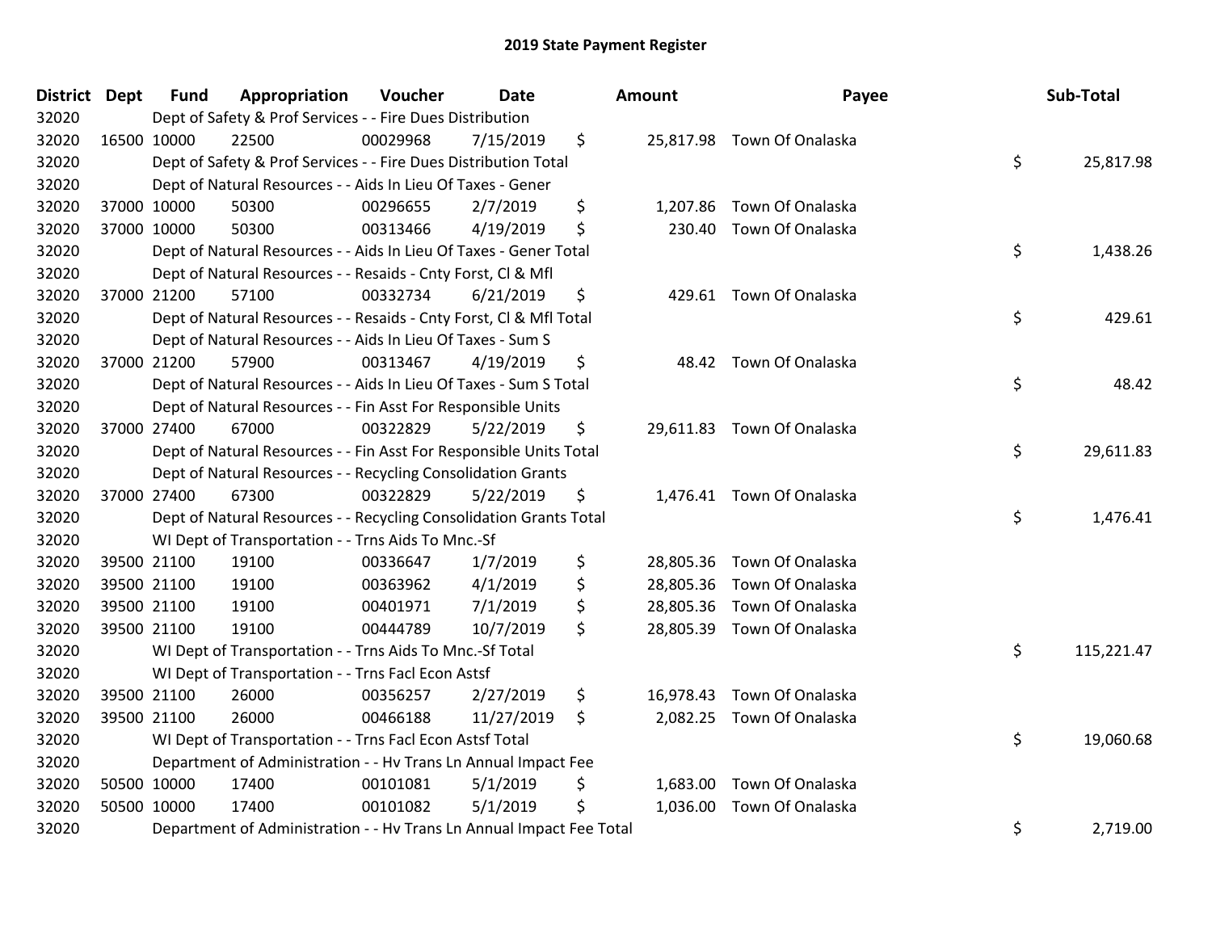# 2019 State Payment Register

| District | Dept | Fund | Appropriation | Voucher | Date | Amount | Payee | Sub-Total |
|---|---|---|---|---|---|---|---|---|
| 32020 | | Dept of Safety & Prof Services - - Fire Dues Distribution | | | | | | |
| 32020 | 16500 | 10000 | 22500 | 00029968 | 7/15/2019 | $ 25,817.98 | Town Of Onalaska | |
| 32020 | | Dept of Safety & Prof Services - - Fire Dues Distribution Total | | | | | | $ 25,817.98 |
| 32020 | | Dept of Natural Resources - - Aids In Lieu Of Taxes - Gener | | | | | | |
| 32020 | 37000 | 10000 | 50300 | 00296655 | 2/7/2019 | $ 1,207.86 | Town Of Onalaska | |
| 32020 | 37000 | 10000 | 50300 | 00313466 | 4/19/2019 | $ 230.40 | Town Of Onalaska | |
| 32020 | | Dept of Natural Resources - - Aids In Lieu Of Taxes - Gener Total | | | | | | $ 1,438.26 |
| 32020 | | Dept of Natural Resources - - Resaids - Cnty Forst, Cl & Mfl | | | | | | |
| 32020 | 37000 | 21200 | 57100 | 00332734 | 6/21/2019 | $ 429.61 | Town Of Onalaska | |
| 32020 | | Dept of Natural Resources - - Resaids - Cnty Forst, Cl & Mfl Total | | | | | | $ 429.61 |
| 32020 | | Dept of Natural Resources - - Aids In Lieu Of Taxes - Sum S | | | | | | |
| 32020 | 37000 | 21200 | 57900 | 00313467 | 4/19/2019 | $ 48.42 | Town Of Onalaska | |
| 32020 | | Dept of Natural Resources - - Aids In Lieu Of Taxes - Sum S Total | | | | | | $ 48.42 |
| 32020 | | Dept of Natural Resources - - Fin Asst For Responsible Units | | | | | | |
| 32020 | 37000 | 27400 | 67000 | 00322829 | 5/22/2019 | $ 29,611.83 | Town Of Onalaska | |
| 32020 | | Dept of Natural Resources - - Fin Asst For Responsible Units Total | | | | | | $ 29,611.83 |
| 32020 | | Dept of Natural Resources - - Recycling Consolidation Grants | | | | | | |
| 32020 | 37000 | 27400 | 67300 | 00322829 | 5/22/2019 | $ 1,476.41 | Town Of Onalaska | |
| 32020 | | Dept of Natural Resources - - Recycling Consolidation Grants Total | | | | | | $ 1,476.41 |
| 32020 | | WI Dept of Transportation - - Trns Aids To Mnc.-Sf | | | | | | |
| 32020 | 39500 | 21100 | 19100 | 00336647 | 1/7/2019 | $ 28,805.36 | Town Of Onalaska | |
| 32020 | 39500 | 21100 | 19100 | 00363962 | 4/1/2019 | $ 28,805.36 | Town Of Onalaska | |
| 32020 | 39500 | 21100 | 19100 | 00401971 | 7/1/2019 | $ 28,805.36 | Town Of Onalaska | |
| 32020 | 39500 | 21100 | 19100 | 00444789 | 10/7/2019 | $ 28,805.39 | Town Of Onalaska | |
| 32020 | | WI Dept of Transportation - - Trns Aids To Mnc.-Sf Total | | | | | | $ 115,221.47 |
| 32020 | | WI Dept of Transportation - - Trns Facl Econ Astsf | | | | | | |
| 32020 | 39500 | 21100 | 26000 | 00356257 | 2/27/2019 | $ 16,978.43 | Town Of Onalaska | |
| 32020 | 39500 | 21100 | 26000 | 00466188 | 11/27/2019 | $ 2,082.25 | Town Of Onalaska | |
| 32020 | | WI Dept of Transportation - - Trns Facl Econ Astsf Total | | | | | | $ 19,060.68 |
| 32020 | | Department of Administration - - Hv Trans Ln Annual Impact Fee | | | | | | |
| 32020 | 50500 | 10000 | 17400 | 00101081 | 5/1/2019 | $ 1,683.00 | Town Of Onalaska | |
| 32020 | 50500 | 10000 | 17400 | 00101082 | 5/1/2019 | $ 1,036.00 | Town Of Onalaska | |
| 32020 | | Department of Administration - - Hv Trans Ln Annual Impact Fee Total | | | | | | $ 2,719.00 |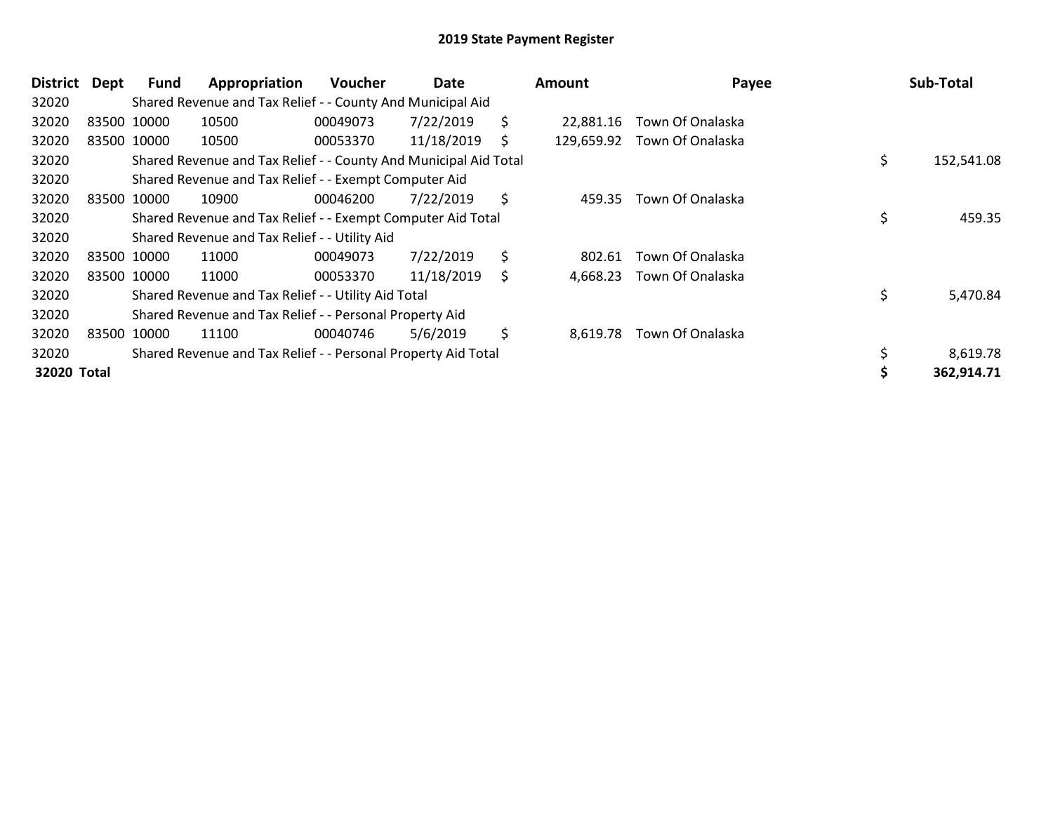# 2019 State Payment Register

| District | Dept | Fund | Appropriation | Voucher | Date | Amount | Payee | Sub-Total |
|---|---|---|---|---|---|---|---|---|
| 32020 | | Shared Revenue and Tax Relief - - County And Municipal Aid | | | | | | |
| 32020 | 83500 | 10000 | 10500 | 00049073 | 7/22/2019 | $ 22,881.16 | Town Of Onalaska | |
| 32020 | 83500 | 10000 | 10500 | 00053370 | 11/18/2019 | $ 129,659.92 | Town Of Onalaska | |
| 32020 | | Shared Revenue and Tax Relief - - County And Municipal Aid Total | | | | | | $ 152,541.08 |
| 32020 | | Shared Revenue and Tax Relief - - Exempt Computer Aid | | | | | | |
| 32020 | 83500 | 10000 | 10900 | 00046200 | 7/22/2019 | $ 459.35 | Town Of Onalaska | |
| 32020 | | Shared Revenue and Tax Relief - - Exempt Computer Aid Total | | | | | | $ 459.35 |
| 32020 | | Shared Revenue and Tax Relief - - Utility Aid | | | | | | |
| 32020 | 83500 | 10000 | 11000 | 00049073 | 7/22/2019 | $ 802.61 | Town Of Onalaska | |
| 32020 | 83500 | 10000 | 11000 | 00053370 | 11/18/2019 | $ 4,668.23 | Town Of Onalaska | |
| 32020 | | Shared Revenue and Tax Relief - - Utility Aid Total | | | | | | $ 5,470.84 |
| 32020 | | Shared Revenue and Tax Relief - - Personal Property Aid | | | | | | |
| 32020 | 83500 | 10000 | 11100 | 00040746 | 5/6/2019 | $ 8,619.78 | Town Of Onalaska | |
| 32020 | | Shared Revenue and Tax Relief - - Personal Property Aid Total | | | | | | $ 8,619.78 |
| **32020 Total** | | | | | | | | **$ 362,914.71** |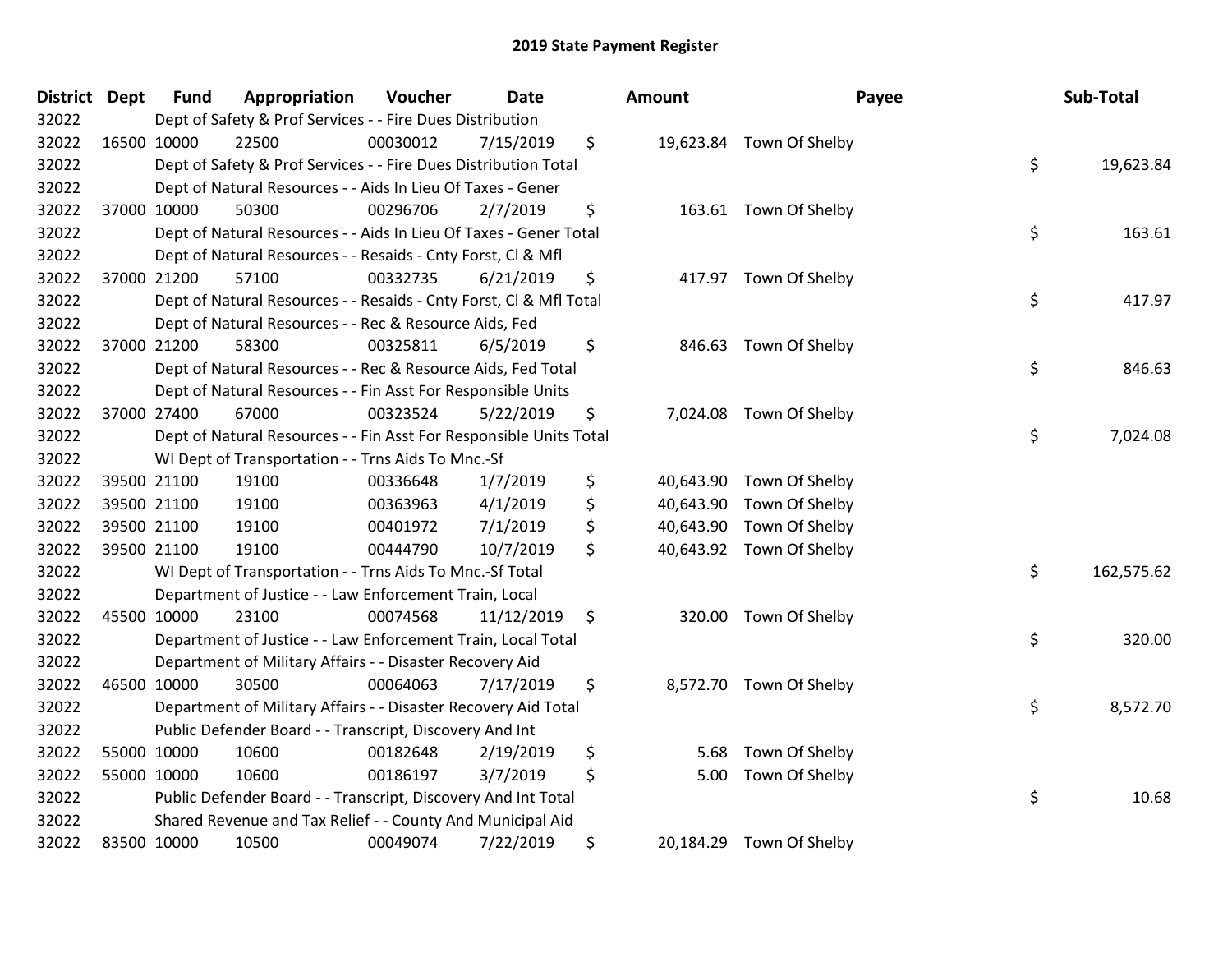# 2019 State Payment Register

| District | Dept | Fund | Appropriation | Voucher | Date | Amount | Payee | Sub-Total |
|---|---|---|---|---|---|---|---|---|
| 32022 | | Dept of Safety & Prof Services - - Fire Dues Distribution | | | | | | |
| 32022 | 16500 | 10000 | 22500 | 00030012 | 7/15/2019 | $ 19,623.84 | Town Of Shelby | |
| 32022 | | Dept of Safety & Prof Services - - Fire Dues Distribution Total | | | | | | $ 19,623.84 |
| 32022 | | Dept of Natural Resources - - Aids In Lieu Of Taxes - Gener | | | | | | |
| 32022 | 37000 | 10000 | 50300 | 00296706 | 2/7/2019 | $ 163.61 | Town Of Shelby | |
| 32022 | | Dept of Natural Resources - - Aids In Lieu Of Taxes - Gener Total | | | | | | $ 163.61 |
| 32022 | | Dept of Natural Resources - - Resaids - Cnty Forst, Cl & Mfl | | | | | | |
| 32022 | 37000 | 21200 | 57100 | 00332735 | 6/21/2019 | $ 417.97 | Town Of Shelby | |
| 32022 | | Dept of Natural Resources - - Resaids - Cnty Forst, Cl & Mfl Total | | | | | | $ 417.97 |
| 32022 | | Dept of Natural Resources - - Rec & Resource Aids, Fed | | | | | | |
| 32022 | 37000 | 21200 | 58300 | 00325811 | 6/5/2019 | $ 846.63 | Town Of Shelby | |
| 32022 | | Dept of Natural Resources - - Rec & Resource Aids, Fed Total | | | | | | $ 846.63 |
| 32022 | | Dept of Natural Resources - - Fin Asst For Responsible Units | | | | | | |
| 32022 | 37000 | 27400 | 67000 | 00323524 | 5/22/2019 | $ 7,024.08 | Town Of Shelby | |
| 32022 | | Dept of Natural Resources - - Fin Asst For Responsible Units Total | | | | | | $ 7,024.08 |
| 32022 | | WI Dept of Transportation - - Trns Aids To Mnc.-Sf | | | | | | |
| 32022 | 39500 | 21100 | 19100 | 00336648 | 1/7/2019 | $ 40,643.90 | Town Of Shelby | |
| 32022 | 39500 | 21100 | 19100 | 00363963 | 4/1/2019 | $ 40,643.90 | Town Of Shelby | |
| 32022 | 39500 | 21100 | 19100 | 00401972 | 7/1/2019 | $ 40,643.90 | Town Of Shelby | |
| 32022 | 39500 | 21100 | 19100 | 00444790 | 10/7/2019 | $ 40,643.92 | Town Of Shelby | |
| 32022 | | WI Dept of Transportation - - Trns Aids To Mnc.-Sf Total | | | | | | $ 162,575.62 |
| 32022 | | Department of Justice - - Law Enforcement Train, Local | | | | | | |
| 32022 | 45500 | 10000 | 23100 | 00074568 | 11/12/2019 | $ 320.00 | Town Of Shelby | |
| 32022 | | Department of Justice - - Law Enforcement Train, Local Total | | | | | | $ 320.00 |
| 32022 | | Department of Military Affairs - - Disaster Recovery Aid | | | | | | |
| 32022 | 46500 | 10000 | 30500 | 00064063 | 7/17/2019 | $ 8,572.70 | Town Of Shelby | |
| 32022 | | Department of Military Affairs - - Disaster Recovery Aid Total | | | | | | $ 8,572.70 |
| 32022 | | Public Defender Board - - Transcript, Discovery And Int | | | | | | |
| 32022 | 55000 | 10000 | 10600 | 00182648 | 2/19/2019 | $ 5.68 | Town Of Shelby | |
| 32022 | 55000 | 10000 | 10600 | 00186197 | 3/7/2019 | $ 5.00 | Town Of Shelby | |
| 32022 | | Public Defender Board - - Transcript, Discovery And Int Total | | | | | | $ 10.68 |
| 32022 | | Shared Revenue and Tax Relief - - County And Municipal Aid | | | | | | |
| 32022 | 83500 | 10000 | 10500 | 00049074 | 7/22/2019 | $ 20,184.29 | Town Of Shelby | |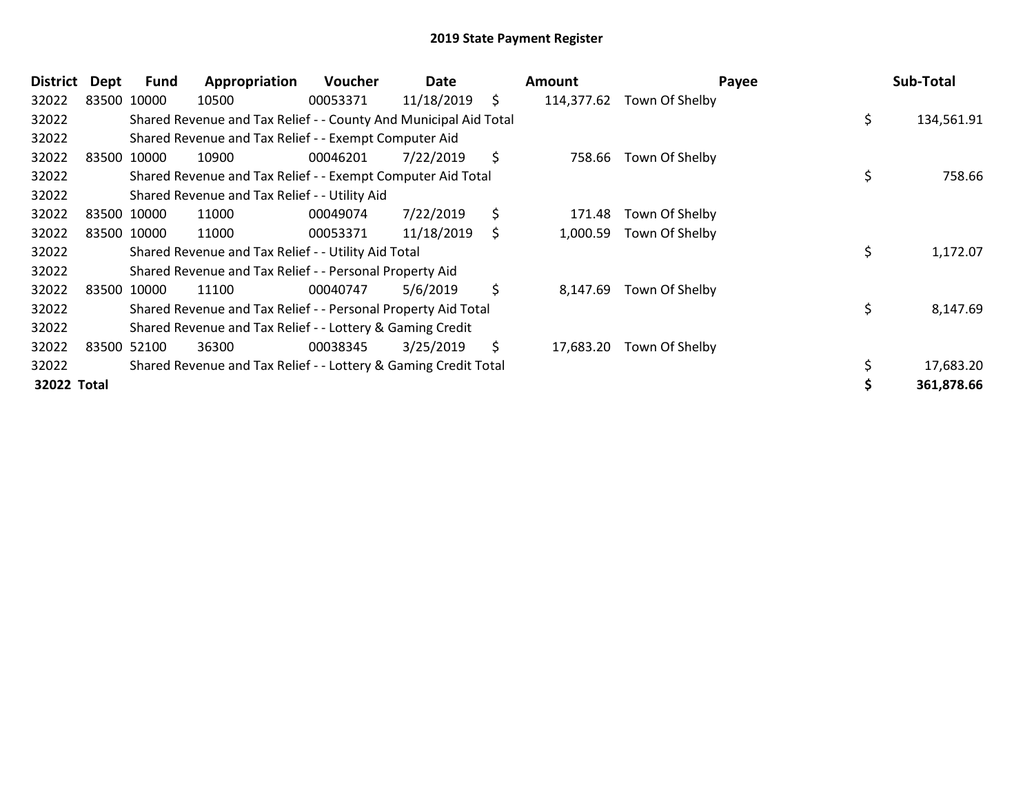# 2019 State Payment Register

| District | Dept | Fund | Appropriation | Voucher | Date | Amount | Payee | Sub-Total |
|---|---|---|---|---|---|---|---|---|
| 32022 | 83500 | 10000 | 10500 | 00053371 | 11/18/2019 | $ 114,377.62 | Town Of Shelby | |
| 32022 | | Shared Revenue and Tax Relief - - County And Municipal Aid Total | | | | | | $ 134,561.91 |
| 32022 | | Shared Revenue and Tax Relief - - Exempt Computer Aid | | | | | | |
| 32022 | 83500 | 10000 | 10900 | 00046201 | 7/22/2019 | $ 758.66 | Town Of Shelby | |
| 32022 | | Shared Revenue and Tax Relief - - Exempt Computer Aid Total | | | | | | $ 758.66 |
| 32022 | | Shared Revenue and Tax Relief - - Utility Aid | | | | | | |
| 32022 | 83500 | 10000 | 11000 | 00049074 | 7/22/2019 | $ 171.48 | Town Of Shelby | |
| 32022 | 83500 | 10000 | 11000 | 00053371 | 11/18/2019 | $ 1,000.59 | Town Of Shelby | |
| 32022 | | Shared Revenue and Tax Relief - - Utility Aid Total | | | | | | $ 1,172.07 |
| 32022 | | Shared Revenue and Tax Relief - - Personal Property Aid | | | | | | |
| 32022 | 83500 | 10000 | 11100 | 00040747 | 5/6/2019 | $ 8,147.69 | Town Of Shelby | |
| 32022 | | Shared Revenue and Tax Relief - - Personal Property Aid Total | | | | | | $ 8,147.69 |
| 32022 | | Shared Revenue and Tax Relief - - Lottery & Gaming Credit | | | | | | |
| 32022 | 83500 | 52100 | 36300 | 00038345 | 3/25/2019 | $ 17,683.20 | Town Of Shelby | |
| 32022 | | Shared Revenue and Tax Relief - - Lottery & Gaming Credit Total | | | | | | $ 17,683.20 |
| **32022 Total** | | | | | | | | **$ 361,878.66** |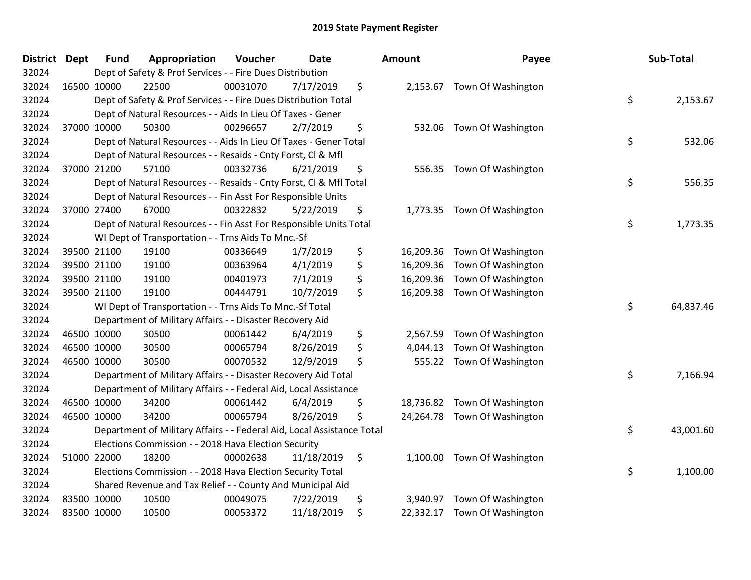# 2019 State Payment Register

| District | Dept | Fund | Appropriation | Voucher | Date | Amount | Payee | Sub-Total |
|---|---|---|---|---|---|---|---|---|
| 32024 | | Dept of Safety & Prof Services - - Fire Dues Distribution | | | | | | |
| 32024 | 16500 | 10000 | 22500 | 00031070 | 7/17/2019 | $ 2,153.67 | Town Of Washington | |
| 32024 | | Dept of Safety & Prof Services - - Fire Dues Distribution Total | | | | | | $ 2,153.67 |
| 32024 | | Dept of Natural Resources - - Aids In Lieu Of Taxes - Gener | | | | | | |
| 32024 | 37000 | 10000 | 50300 | 00296657 | 2/7/2019 | $ 532.06 | Town Of Washington | |
| 32024 | | Dept of Natural Resources - - Aids In Lieu Of Taxes - Gener Total | | | | | | $ 532.06 |
| 32024 | | Dept of Natural Resources - - Resaids - Cnty Forst, Cl & Mfl | | | | | | |
| 32024 | 37000 | 21200 | 57100 | 00332736 | 6/21/2019 | $ 556.35 | Town Of Washington | |
| 32024 | | Dept of Natural Resources - - Resaids - Cnty Forst, Cl & Mfl Total | | | | | | $ 556.35 |
| 32024 | | Dept of Natural Resources - - Fin Asst For Responsible Units | | | | | | |
| 32024 | 37000 | 27400 | 67000 | 00322832 | 5/22/2019 | $ 1,773.35 | Town Of Washington | |
| 32024 | | Dept of Natural Resources - - Fin Asst For Responsible Units Total | | | | | | $ 1,773.35 |
| 32024 | | WI Dept of Transportation - - Trns Aids To Mnc.-Sf | | | | | | |
| 32024 | 39500 | 21100 | 19100 | 00336649 | 1/7/2019 | $ 16,209.36 | Town Of Washington | |
| 32024 | 39500 | 21100 | 19100 | 00363964 | 4/1/2019 | $ 16,209.36 | Town Of Washington | |
| 32024 | 39500 | 21100 | 19100 | 00401973 | 7/1/2019 | $ 16,209.36 | Town Of Washington | |
| 32024 | 39500 | 21100 | 19100 | 00444791 | 10/7/2019 | $ 16,209.38 | Town Of Washington | |
| 32024 | | WI Dept of Transportation - - Trns Aids To Mnc.-Sf Total | | | | | | $ 64,837.46 |
| 32024 | | Department of Military Affairs - - Disaster Recovery Aid | | | | | | |
| 32024 | 46500 | 10000 | 30500 | 00061442 | 6/4/2019 | $ 2,567.59 | Town Of Washington | |
| 32024 | 46500 | 10000 | 30500 | 00065794 | 8/26/2019 | $ 4,044.13 | Town Of Washington | |
| 32024 | 46500 | 10000 | 30500 | 00070532 | 12/9/2019 | $ 555.22 | Town Of Washington | |
| 32024 | | Department of Military Affairs - - Disaster Recovery Aid Total | | | | | | $ 7,166.94 |
| 32024 | | Department of Military Affairs - - Federal Aid, Local Assistance | | | | | | |
| 32024 | 46500 | 10000 | 34200 | 00061442 | 6/4/2019 | $ 18,736.82 | Town Of Washington | |
| 32024 | 46500 | 10000 | 34200 | 00065794 | 8/26/2019 | $ 24,264.78 | Town Of Washington | |
| 32024 | | Department of Military Affairs - - Federal Aid, Local Assistance Total | | | | | | $ 43,001.60 |
| 32024 | | Elections Commission - - 2018 Hava Election Security | | | | | | |
| 32024 | 51000 | 22000 | 18200 | 00002638 | 11/18/2019 | $ 1,100.00 | Town Of Washington | |
| 32024 | | Elections Commission - - 2018 Hava Election Security Total | | | | | | $ 1,100.00 |
| 32024 | | Shared Revenue and Tax Relief - - County And Municipal Aid | | | | | | |
| 32024 | 83500 | 10000 | 10500 | 00049075 | 7/22/2019 | $ 3,940.97 | Town Of Washington | |
| 32024 | 83500 | 10000 | 10500 | 00053372 | 11/18/2019 | $ 22,332.17 | Town Of Washington | |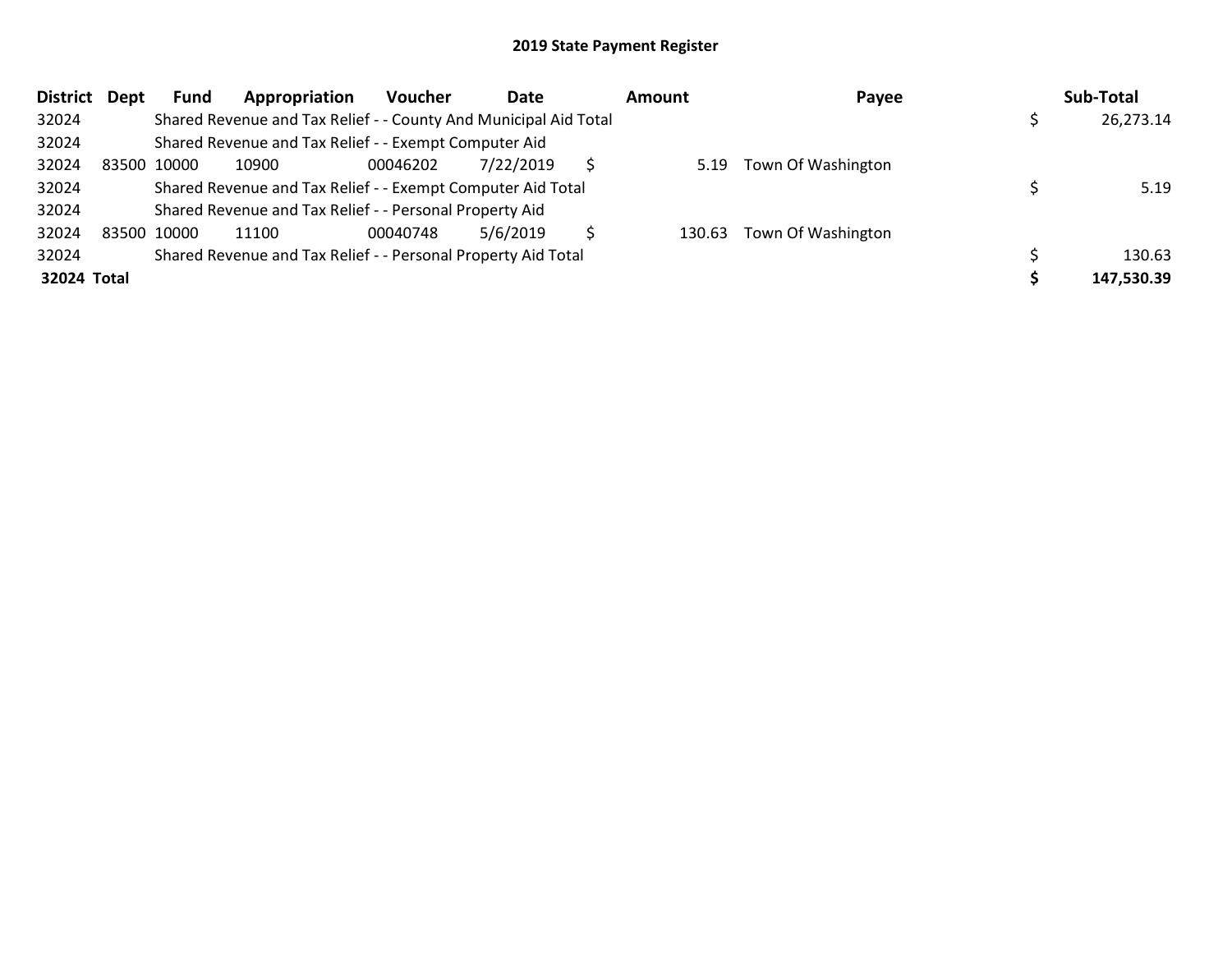## 2019 State Payment Register

| District | Dept | Fund | Appropriation | Voucher | Date | Amount | Payee | Sub-Total |
|---|---|---|---|---|---|---|---|---|
| 32024 | | Shared Revenue and Tax Relief - - County And Municipal Aid Total | | | | | | $ 26,273.14 |
| 32024 | | Shared Revenue and Tax Relief - - Exempt Computer Aid | | | | | | |
| 32024 | 83500 | 10000 | 10900 | 00046202 | 7/22/2019 | $ 5.19 | Town Of Washington | |
| 32024 | | Shared Revenue and Tax Relief - - Exempt Computer Aid Total | | | | | | $ 5.19 |
| 32024 | | Shared Revenue and Tax Relief - - Personal Property Aid | | | | | | |
| 32024 | 83500 | 10000 | 11100 | 00040748 | 5/6/2019 | $ 130.63 | Town Of Washington | |
| 32024 | | Shared Revenue and Tax Relief - - Personal Property Aid Total | | | | | | $ 130.63 |
| **32024 Total** | | | | | | | | **$ 147,530.39** |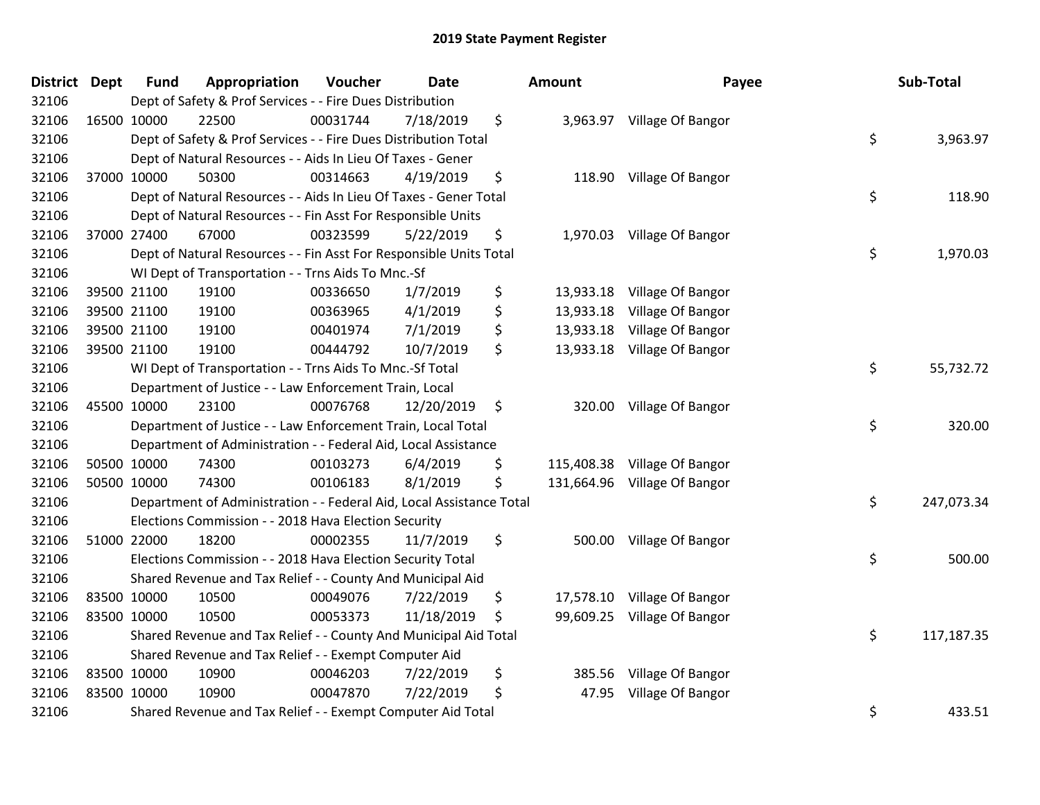# 2019 State Payment Register

| District | Dept | Fund | Appropriation | Voucher | Date | Amount | Payee | Sub-Total |
|---|---|---|---|---|---|---|---|---|
| 32106 | | Dept of Safety & Prof Services - - Fire Dues Distribution | | | | | | |
| 32106 | 16500 | 10000 | 22500 | 00031744 | 7/18/2019 | $ 3,963.97 | Village Of Bangor | |
| 32106 | | Dept of Safety & Prof Services - - Fire Dues Distribution Total | | | | | | $ 3,963.97 |
| 32106 | | Dept of Natural Resources - - Aids In Lieu Of Taxes - Gener | | | | | | |
| 32106 | 37000 | 10000 | 50300 | 00314663 | 4/19/2019 | $ 118.90 | Village Of Bangor | |
| 32106 | | Dept of Natural Resources - - Aids In Lieu Of Taxes - Gener Total | | | | | | $ 118.90 |
| 32106 | | Dept of Natural Resources - - Fin Asst For Responsible Units | | | | | | |
| 32106 | 37000 | 27400 | 67000 | 00323599 | 5/22/2019 | $ 1,970.03 | Village Of Bangor | |
| 32106 | | Dept of Natural Resources - - Fin Asst For Responsible Units Total | | | | | | $ 1,970.03 |
| 32106 | | WI Dept of Transportation - - Trns Aids To Mnc.-Sf | | | | | | |
| 32106 | 39500 | 21100 | 19100 | 00336650 | 1/7/2019 | $ 13,933.18 | Village Of Bangor | |
| 32106 | 39500 | 21100 | 19100 | 00363965 | 4/1/2019 | $ 13,933.18 | Village Of Bangor | |
| 32106 | 39500 | 21100 | 19100 | 00401974 | 7/1/2019 | $ 13,933.18 | Village Of Bangor | |
| 32106 | 39500 | 21100 | 19100 | 00444792 | 10/7/2019 | $ 13,933.18 | Village Of Bangor | |
| 32106 | | WI Dept of Transportation - - Trns Aids To Mnc.-Sf Total | | | | | | $ 55,732.72 |
| 32106 | | Department of Justice - - Law Enforcement Train, Local | | | | | | |
| 32106 | 45500 | 10000 | 23100 | 00076768 | 12/20/2019 | $ 320.00 | Village Of Bangor | |
| 32106 | | Department of Justice - - Law Enforcement Train, Local Total | | | | | | $ 320.00 |
| 32106 | | Department of Administration - - Federal Aid, Local Assistance | | | | | | |
| 32106 | 50500 | 10000 | 74300 | 00103273 | 6/4/2019 | $ 115,408.38 | Village Of Bangor | |
| 32106 | 50500 | 10000 | 74300 | 00106183 | 8/1/2019 | $ 131,664.96 | Village Of Bangor | |
| 32106 | | Department of Administration - - Federal Aid, Local Assistance Total | | | | | | $ 247,073.34 |
| 32106 | | Elections Commission - - 2018 Hava Election Security | | | | | | |
| 32106 | 51000 | 22000 | 18200 | 00002355 | 11/7/2019 | $ 500.00 | Village Of Bangor | |
| 32106 | | Elections Commission - - 2018 Hava Election Security Total | | | | | | $ 500.00 |
| 32106 | | Shared Revenue and Tax Relief - - County And Municipal Aid | | | | | | |
| 32106 | 83500 | 10000 | 10500 | 00049076 | 7/22/2019 | $ 17,578.10 | Village Of Bangor | |
| 32106 | 83500 | 10000 | 10500 | 00053373 | 11/18/2019 | $ 99,609.25 | Village Of Bangor | |
| 32106 | | Shared Revenue and Tax Relief - - County And Municipal Aid Total | | | | | | $ 117,187.35 |
| 32106 | | Shared Revenue and Tax Relief - - Exempt Computer Aid | | | | | | |
| 32106 | 83500 | 10000 | 10900 | 00046203 | 7/22/2019 | $ 385.56 | Village Of Bangor | |
| 32106 | 83500 | 10000 | 10900 | 00047870 | 7/22/2019 | $ 47.95 | Village Of Bangor | |
| 32106 | | Shared Revenue and Tax Relief - - Exempt Computer Aid Total | | | | | | $ 433.51 |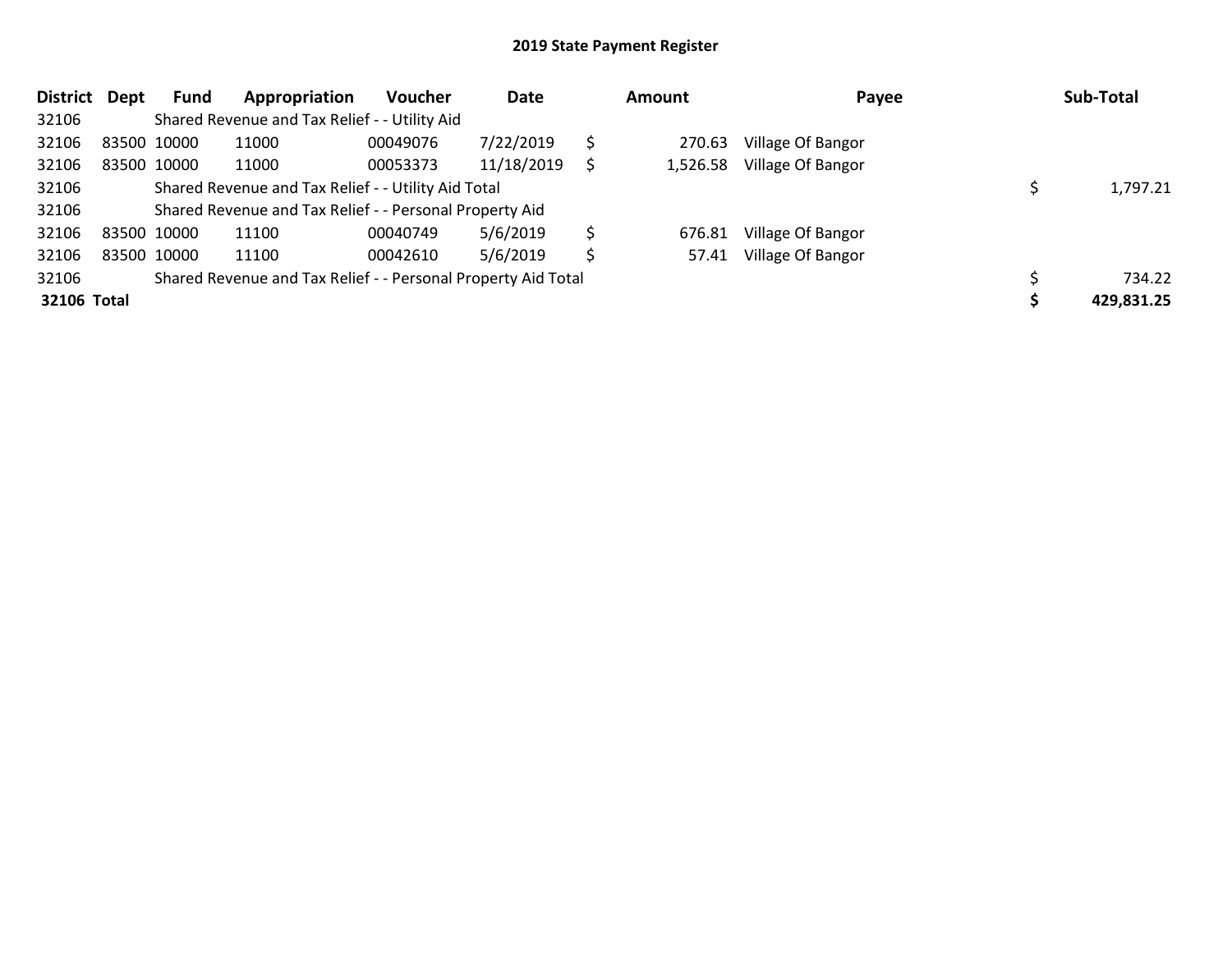## 2019 State Payment Register

| District | Dept | Fund | Appropriation | Voucher | Date | Amount | Payee | Sub-Total |
|---|---|---|---|---|---|---|---|---|
| 32106 | | Shared Revenue and Tax Relief - - Utility Aid | | | | | | |
| 32106 | 83500 | 10000 | 11000 | 00049076 | 7/22/2019 | $ 270.63 | Village Of Bangor | |
| 32106 | 83500 | 10000 | 11000 | 00053373 | 11/18/2019 | $ 1,526.58 | Village Of Bangor | |
| 32106 | | Shared Revenue and Tax Relief - - Utility Aid Total | | | | | | $ 1,797.21 |
| 32106 | | Shared Revenue and Tax Relief - - Personal Property Aid | | | | | | |
| 32106 | 83500 | 10000 | 11100 | 00040749 | 5/6/2019 | $ 676.81 | Village Of Bangor | |
| 32106 | 83500 | 10000 | 11100 | 00042610 | 5/6/2019 | $ 57.41 | Village Of Bangor | |
| 32106 | | Shared Revenue and Tax Relief - - Personal Property Aid Total | | | | | | $ 734.22 |
| **32106 Total** | | | | | | | | **$ 429,831.25** |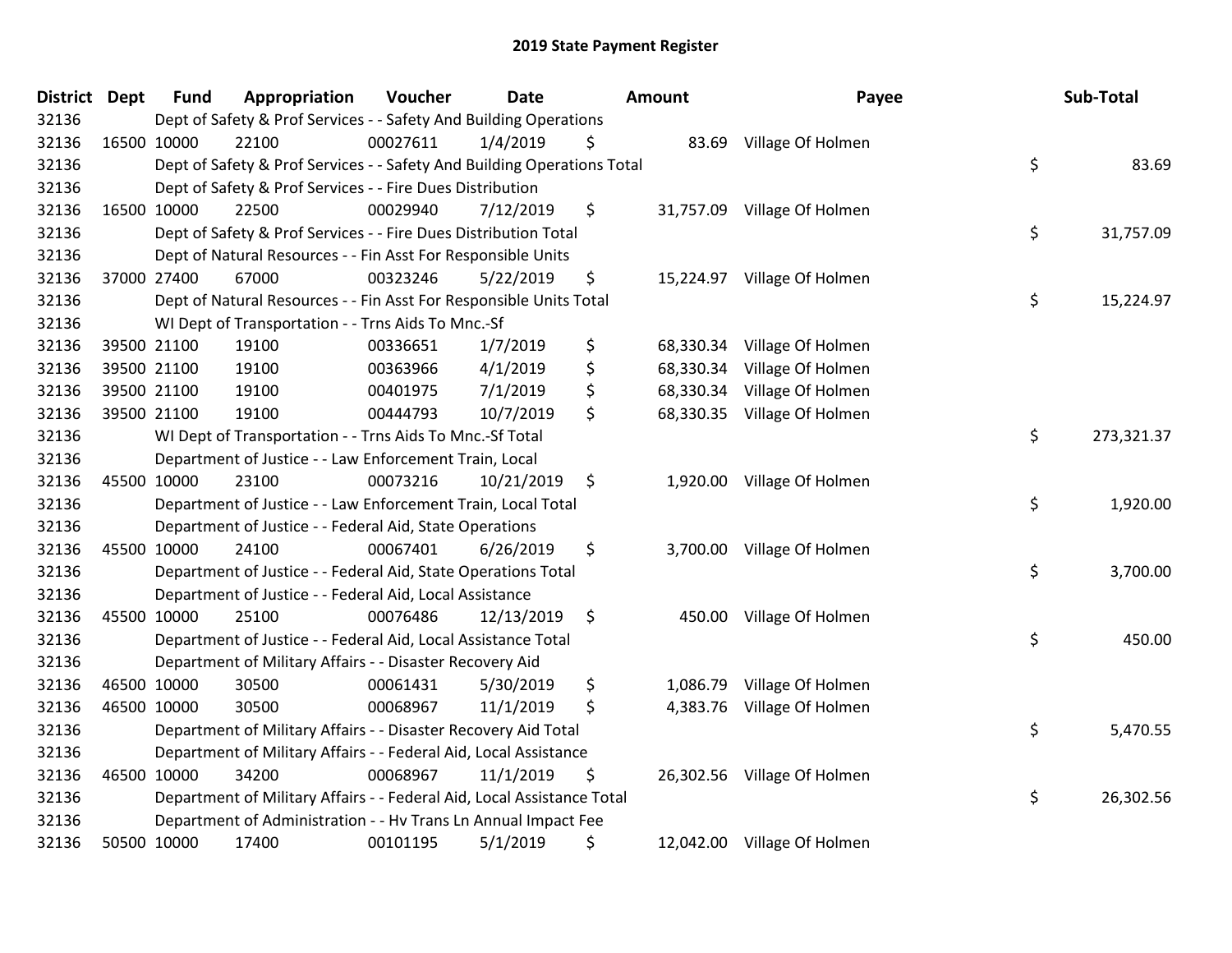# 2019 State Payment Register

| District | Dept | Fund | Appropriation | Voucher | Date | Amount | Payee | Sub-Total |
|---|---|---|---|---|---|---|---|---|
| 32136 | Dept of Safety & Prof Services - - Safety And Building Operations | | | | | | | |
| 32136 | 16500 | 10000 | 22100 | 00027611 | 1/4/2019 | $ 83.69 | Village Of Holmen | |
| 32136 | Dept of Safety & Prof Services - - Safety And Building Operations Total | | | | | | | $ 83.69 |
| 32136 | Dept of Safety & Prof Services - - Fire Dues Distribution | | | | | | | |
| 32136 | 16500 | 10000 | 22500 | 00029940 | 7/12/2019 | $ 31,757.09 | Village Of Holmen | |
| 32136 | Dept of Safety & Prof Services - - Fire Dues Distribution Total | | | | | | | $ 31,757.09 |
| 32136 | Dept of Natural Resources - - Fin Asst For Responsible Units | | | | | | | |
| 32136 | 37000 | 27400 | 67000 | 00323246 | 5/22/2019 | $ 15,224.97 | Village Of Holmen | |
| 32136 | Dept of Natural Resources - - Fin Asst For Responsible Units Total | | | | | | | $ 15,224.97 |
| 32136 | WI Dept of Transportation - - Trns Aids To Mnc.-Sf | | | | | | | |
| 32136 | 39500 | 21100 | 19100 | 00336651 | 1/7/2019 | $ 68,330.34 | Village Of Holmen | |
| 32136 | 39500 | 21100 | 19100 | 00363966 | 4/1/2019 | $ 68,330.34 | Village Of Holmen | |
| 32136 | 39500 | 21100 | 19100 | 00401975 | 7/1/2019 | $ 68,330.34 | Village Of Holmen | |
| 32136 | 39500 | 21100 | 19100 | 00444793 | 10/7/2019 | $ 68,330.35 | Village Of Holmen | |
| 32136 | WI Dept of Transportation - - Trns Aids To Mnc.-Sf Total | | | | | | | $ 273,321.37 |
| 32136 | Department of Justice - - Law Enforcement Train, Local | | | | | | | |
| 32136 | 45500 | 10000 | 23100 | 00073216 | 10/21/2019 | $ 1,920.00 | Village Of Holmen | |
| 32136 | Department of Justice - - Law Enforcement Train, Local Total | | | | | | | $ 1,920.00 |
| 32136 | Department of Justice - - Federal Aid, State Operations | | | | | | | |
| 32136 | 45500 | 10000 | 24100 | 00067401 | 6/26/2019 | $ 3,700.00 | Village Of Holmen | |
| 32136 | Department of Justice - - Federal Aid, State Operations Total | | | | | | | $ 3,700.00 |
| 32136 | Department of Justice - - Federal Aid, Local Assistance | | | | | | | |
| 32136 | 45500 | 10000 | 25100 | 00076486 | 12/13/2019 | $ 450.00 | Village Of Holmen | |
| 32136 | Department of Justice - - Federal Aid, Local Assistance Total | | | | | | | $ 450.00 |
| 32136 | Department of Military Affairs - - Disaster Recovery Aid | | | | | | | |
| 32136 | 46500 | 10000 | 30500 | 00061431 | 5/30/2019 | $ 1,086.79 | Village Of Holmen | |
| 32136 | 46500 | 10000 | 30500 | 00068967 | 11/1/2019 | $ 4,383.76 | Village Of Holmen | |
| 32136 | Department of Military Affairs - - Disaster Recovery Aid Total | | | | | | | $ 5,470.55 |
| 32136 | Department of Military Affairs - - Federal Aid, Local Assistance | | | | | | | |
| 32136 | 46500 | 10000 | 34200 | 00068967 | 11/1/2019 | $ 26,302.56 | Village Of Holmen | |
| 32136 | Department of Military Affairs - - Federal Aid, Local Assistance Total | | | | | | | $ 26,302.56 |
| 32136 | Department of Administration - - Hv Trans Ln Annual Impact Fee | | | | | | | |
| 32136 | 50500 | 10000 | 17400 | 00101195 | 5/1/2019 | $ 12,042.00 | Village Of Holmen | |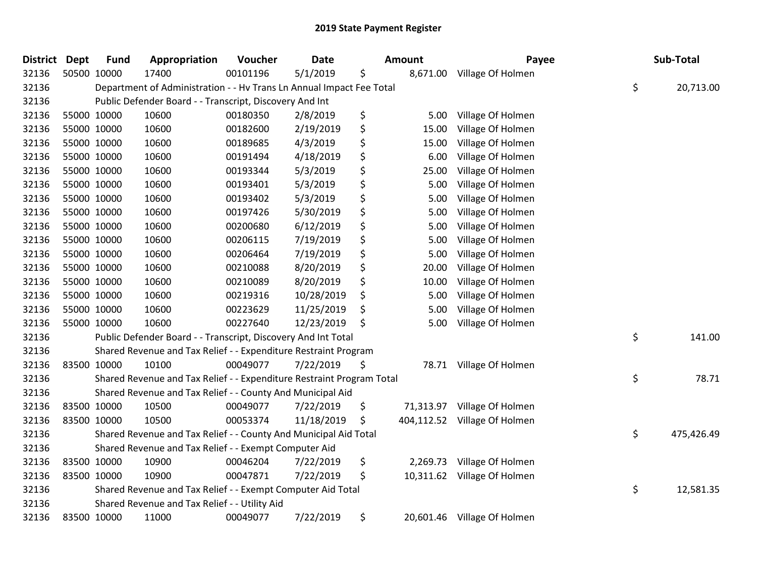## 2019 State Payment Register

| District | Dept | Fund | Appropriation | Voucher | Date | Amount | Payee | Sub-Total |
|---|---|---|---|---|---|---|---|---|
| 32136 | 50500 | 10000 | 17400 | 00101196 | 5/1/2019 | $ 8,671.00 | Village Of Holmen | |
| 32136 | | Department of Administration - - Hv Trans Ln Annual Impact Fee Total | | | | | | $ 20,713.00 |
| 32136 | | Public Defender Board - - Transcript, Discovery And Int | | | | | | |
| 32136 | 55000 | 10000 | 10600 | 00180350 | 2/8/2019 | $ 5.00 | Village Of Holmen | |
| 32136 | 55000 | 10000 | 10600 | 00182600 | 2/19/2019 | $ 15.00 | Village Of Holmen | |
| 32136 | 55000 | 10000 | 10600 | 00189685 | 4/3/2019 | $ 15.00 | Village Of Holmen | |
| 32136 | 55000 | 10000 | 10600 | 00191494 | 4/18/2019 | $ 6.00 | Village Of Holmen | |
| 32136 | 55000 | 10000 | 10600 | 00193344 | 5/3/2019 | $ 25.00 | Village Of Holmen | |
| 32136 | 55000 | 10000 | 10600 | 00193401 | 5/3/2019 | $ 5.00 | Village Of Holmen | |
| 32136 | 55000 | 10000 | 10600 | 00193402 | 5/3/2019 | $ 5.00 | Village Of Holmen | |
| 32136 | 55000 | 10000 | 10600 | 00197426 | 5/30/2019 | $ 5.00 | Village Of Holmen | |
| 32136 | 55000 | 10000 | 10600 | 00200680 | 6/12/2019 | $ 5.00 | Village Of Holmen | |
| 32136 | 55000 | 10000 | 10600 | 00206115 | 7/19/2019 | $ 5.00 | Village Of Holmen | |
| 32136 | 55000 | 10000 | 10600 | 00206464 | 7/19/2019 | $ 5.00 | Village Of Holmen | |
| 32136 | 55000 | 10000 | 10600 | 00210088 | 8/20/2019 | $ 20.00 | Village Of Holmen | |
| 32136 | 55000 | 10000 | 10600 | 00210089 | 8/20/2019 | $ 10.00 | Village Of Holmen | |
| 32136 | 55000 | 10000 | 10600 | 00219316 | 10/28/2019 | $ 5.00 | Village Of Holmen | |
| 32136 | 55000 | 10000 | 10600 | 00223629 | 11/25/2019 | $ 5.00 | Village Of Holmen | |
| 32136 | 55000 | 10000 | 10600 | 00227640 | 12/23/2019 | $ 5.00 | Village Of Holmen | |
| 32136 | | Public Defender Board - - Transcript, Discovery And Int Total | | | | | | $ 141.00 |
| 32136 | | Shared Revenue and Tax Relief - - Expenditure Restraint Program | | | | | | |
| 32136 | 83500 | 10000 | 10100 | 00049077 | 7/22/2019 | $ 78.71 | Village Of Holmen | |
| 32136 | | Shared Revenue and Tax Relief - - Expenditure Restraint Program Total | | | | | | $ 78.71 |
| 32136 | | Shared Revenue and Tax Relief - - County And Municipal Aid | | | | | | |
| 32136 | 83500 | 10000 | 10500 | 00049077 | 7/22/2019 | $ 71,313.97 | Village Of Holmen | |
| 32136 | 83500 | 10000 | 10500 | 00053374 | 11/18/2019 | $ 404,112.52 | Village Of Holmen | |
| 32136 | | Shared Revenue and Tax Relief - - County And Municipal Aid Total | | | | | | $ 475,426.49 |
| 32136 | | Shared Revenue and Tax Relief - - Exempt Computer Aid | | | | | | |
| 32136 | 83500 | 10000 | 10900 | 00046204 | 7/22/2019 | $ 2,269.73 | Village Of Holmen | |
| 32136 | 83500 | 10000 | 10900 | 00047871 | 7/22/2019 | $ 10,311.62 | Village Of Holmen | |
| 32136 | | Shared Revenue and Tax Relief - - Exempt Computer Aid Total | | | | | | $ 12,581.35 |
| 32136 | | Shared Revenue and Tax Relief - - Utility Aid | | | | | | |
| 32136 | 83500 | 10000 | 11000 | 00049077 | 7/22/2019 | $ 20,601.46 | Village Of Holmen | |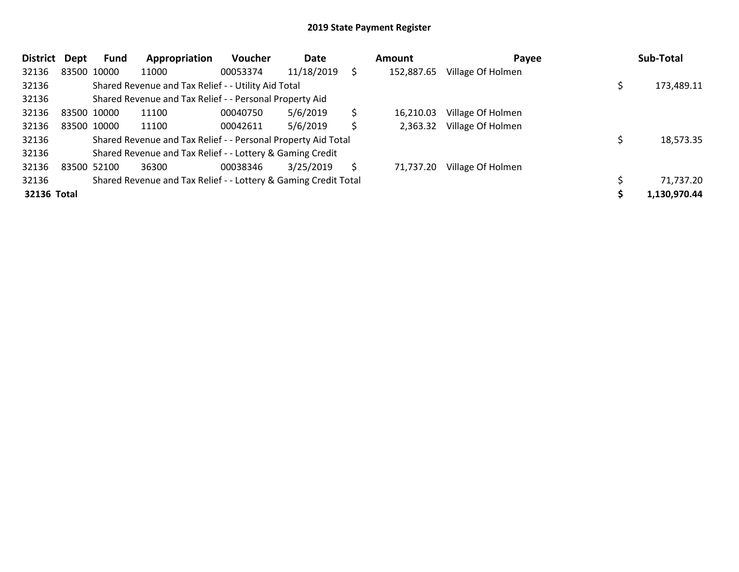# 2019 State Payment Register

| District | Dept | Fund | Appropriation | Voucher | Date | Amount | Payee | Sub-Total |
|---|---|---|---|---|---|---|---|---|
| 32136 | 83500 | 10000 | 11000 | 00053374 | 11/18/2019 | $ 152,887.65 | Village Of Holmen | |
| 32136 | | Shared Revenue and Tax Relief - - Utility Aid Total | | | | | | $ 173,489.11 |
| 32136 | | Shared Revenue and Tax Relief - - Personal Property Aid | | | | | | |
| 32136 | 83500 | 10000 | 11100 | 00040750 | 5/6/2019 | $ 16,210.03 | Village Of Holmen | |
| 32136 | 83500 | 10000 | 11100 | 00042611 | 5/6/2019 | $ 2,363.32 | Village Of Holmen | |
| 32136 | | Shared Revenue and Tax Relief - - Personal Property Aid Total | | | | | | $ 18,573.35 |
| 32136 | | Shared Revenue and Tax Relief - - Lottery & Gaming Credit | | | | | | |
| 32136 | 83500 | 52100 | 36300 | 00038346 | 3/25/2019 | $ 71,737.20 | Village Of Holmen | |
| 32136 | | Shared Revenue and Tax Relief - - Lottery & Gaming Credit Total | | | | | | $ 71,737.20 |
| **32136 Total** | | | | | | | | **$ 1,130,970.44** |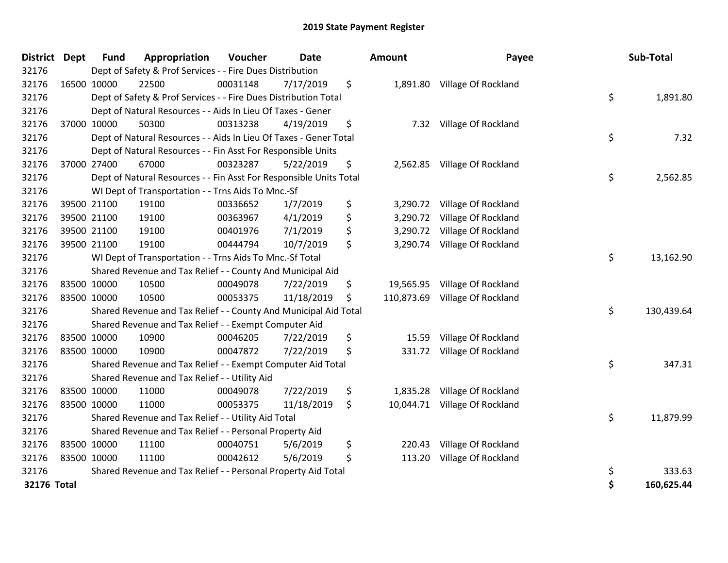# 2019 State Payment Register

| District | Dept | Fund | Appropriation | Voucher | Date | Amount | Payee | Sub-Total |
|---|---|---|---|---|---|---|---|---|
| 32176 | | Dept of Safety & Prof Services - - Fire Dues Distribution | | | | | | |
| 32176 | 16500 | 10000 | 22500 | 00031148 | 7/17/2019 | $ 1,891.80 | Village Of Rockland | |
| 32176 | | Dept of Safety & Prof Services - - Fire Dues Distribution Total | | | | | | $ 1,891.80 |
| 32176 | | Dept of Natural Resources - - Aids In Lieu Of Taxes - Gener | | | | | | |
| 32176 | 37000 | 10000 | 50300 | 00313238 | 4/19/2019 | $ 7.32 | Village Of Rockland | |
| 32176 | | Dept of Natural Resources - - Aids In Lieu Of Taxes - Gener Total | | | | | | $ 7.32 |
| 32176 | | Dept of Natural Resources - - Fin Asst For Responsible Units | | | | | | |
| 32176 | 37000 | 27400 | 67000 | 00323287 | 5/22/2019 | $ 2,562.85 | Village Of Rockland | |
| 32176 | | Dept of Natural Resources - - Fin Asst For Responsible Units Total | | | | | | $ 2,562.85 |
| 32176 | | WI Dept of Transportation - - Trns Aids To Mnc.-Sf | | | | | | |
| 32176 | 39500 | 21100 | 19100 | 00336652 | 1/7/2019 | $ 3,290.72 | Village Of Rockland | |
| 32176 | 39500 | 21100 | 19100 | 00363967 | 4/1/2019 | $ 3,290.72 | Village Of Rockland | |
| 32176 | 39500 | 21100 | 19100 | 00401976 | 7/1/2019 | $ 3,290.72 | Village Of Rockland | |
| 32176 | 39500 | 21100 | 19100 | 00444794 | 10/7/2019 | $ 3,290.74 | Village Of Rockland | |
| 32176 | | WI Dept of Transportation - - Trns Aids To Mnc.-Sf Total | | | | | | $ 13,162.90 |
| 32176 | | Shared Revenue and Tax Relief - - County And Municipal Aid | | | | | | |
| 32176 | 83500 | 10000 | 10500 | 00049078 | 7/22/2019 | $ 19,565.95 | Village Of Rockland | |
| 32176 | 83500 | 10000 | 10500 | 00053375 | 11/18/2019 | $ 110,873.69 | Village Of Rockland | |
| 32176 | | Shared Revenue and Tax Relief - - County And Municipal Aid Total | | | | | | $ 130,439.64 |
| 32176 | | Shared Revenue and Tax Relief - - Exempt Computer Aid | | | | | | |
| 32176 | 83500 | 10000 | 10900 | 00046205 | 7/22/2019 | $ 15.59 | Village Of Rockland | |
| 32176 | 83500 | 10000 | 10900 | 00047872 | 7/22/2019 | $ 331.72 | Village Of Rockland | |
| 32176 | | Shared Revenue and Tax Relief - - Exempt Computer Aid Total | | | | | | $ 347.31 |
| 32176 | | Shared Revenue and Tax Relief - - Utility Aid | | | | | | |
| 32176 | 83500 | 10000 | 11000 | 00049078 | 7/22/2019 | $ 1,835.28 | Village Of Rockland | |
| 32176 | 83500 | 10000 | 11000 | 00053375 | 11/18/2019 | $ 10,044.71 | Village Of Rockland | |
| 32176 | | Shared Revenue and Tax Relief - - Utility Aid Total | | | | | | $ 11,879.99 |
| 32176 | | Shared Revenue and Tax Relief - - Personal Property Aid | | | | | | |
| 32176 | 83500 | 10000 | 11100 | 00040751 | 5/6/2019 | $ 220.43 | Village Of Rockland | |
| 32176 | 83500 | 10000 | 11100 | 00042612 | 5/6/2019 | $ 113.20 | Village Of Rockland | |
| 32176 | | Shared Revenue and Tax Relief - - Personal Property Aid Total | | | | | | $ 333.63 |
| **32176 Total** | | | | | | | | **$ 160,625.44** |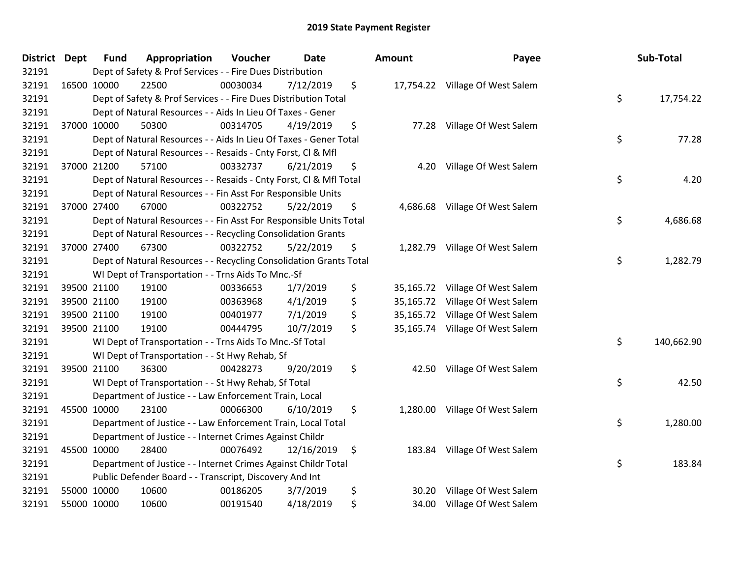# 2019 State Payment Register

| District | Dept | Fund | Appropriation | Voucher | Date | Amount | Payee | Sub-Total |
|---|---|---|---|---|---|---|---|---|
| 32191 | | Dept of Safety & Prof Services - - Fire Dues Distribution | | | | | | |
| 32191 | 16500 | 10000 | 22500 | 00030034 | 7/12/2019 | $ 17,754.22 | Village Of West Salem | |
| 32191 | | Dept of Safety & Prof Services - - Fire Dues Distribution Total | | | | | | $ 17,754.22 |
| 32191 | | Dept of Natural Resources - - Aids In Lieu Of Taxes - Gener | | | | | | |
| 32191 | 37000 | 10000 | 50300 | 00314705 | 4/19/2019 | $ 77.28 | Village Of West Salem | |
| 32191 | | Dept of Natural Resources - - Aids In Lieu Of Taxes - Gener Total | | | | | | $ 77.28 |
| 32191 | | Dept of Natural Resources - - Resaids - Cnty Forst, Cl & Mfl | | | | | | |
| 32191 | 37000 | 21200 | 57100 | 00332737 | 6/21/2019 | $ 4.20 | Village Of West Salem | |
| 32191 | | Dept of Natural Resources - - Resaids - Cnty Forst, Cl & Mfl Total | | | | | | $ 4.20 |
| 32191 | | Dept of Natural Resources - - Fin Asst For Responsible Units | | | | | | |
| 32191 | 37000 | 27400 | 67000 | 00322752 | 5/22/2019 | $ 4,686.68 | Village Of West Salem | |
| 32191 | | Dept of Natural Resources - - Fin Asst For Responsible Units Total | | | | | | $ 4,686.68 |
| 32191 | | Dept of Natural Resources - - Recycling Consolidation Grants | | | | | | |
| 32191 | 37000 | 27400 | 67300 | 00322752 | 5/22/2019 | $ 1,282.79 | Village Of West Salem | |
| 32191 | | Dept of Natural Resources - - Recycling Consolidation Grants Total | | | | | | $ 1,282.79 |
| 32191 | | WI Dept of Transportation - - Trns Aids To Mnc.-Sf | | | | | | |
| 32191 | 39500 | 21100 | 19100 | 00336653 | 1/7/2019 | $ 35,165.72 | Village Of West Salem | |
| 32191 | 39500 | 21100 | 19100 | 00363968 | 4/1/2019 | $ 35,165.72 | Village Of West Salem | |
| 32191 | 39500 | 21100 | 19100 | 00401977 | 7/1/2019 | $ 35,165.72 | Village Of West Salem | |
| 32191 | 39500 | 21100 | 19100 | 00444795 | 10/7/2019 | $ 35,165.74 | Village Of West Salem | |
| 32191 | | WI Dept of Transportation - - Trns Aids To Mnc.-Sf Total | | | | | | $ 140,662.90 |
| 32191 | | WI Dept of Transportation - - St Hwy Rehab, Sf | | | | | | |
| 32191 | 39500 | 21100 | 36300 | 00428273 | 9/20/2019 | $ 42.50 | Village Of West Salem | |
| 32191 | | WI Dept of Transportation - - St Hwy Rehab, Sf Total | | | | | | $ 42.50 |
| 32191 | | Department of Justice - - Law Enforcement Train, Local | | | | | | |
| 32191 | 45500 | 10000 | 23100 | 00066300 | 6/10/2019 | $ 1,280.00 | Village Of West Salem | |
| 32191 | | Department of Justice - - Law Enforcement Train, Local Total | | | | | | $ 1,280.00 |
| 32191 | | Department of Justice - - Internet Crimes Against Childr | | | | | | |
| 32191 | 45500 | 10000 | 28400 | 00076492 | 12/16/2019 | $ 183.84 | Village Of West Salem | |
| 32191 | | Department of Justice - - Internet Crimes Against Childr Total | | | | | | $ 183.84 |
| 32191 | | Public Defender Board - - Transcript, Discovery And Int | | | | | | |
| 32191 | 55000 | 10000 | 10600 | 00186205 | 3/7/2019 | $ 30.20 | Village Of West Salem | |
| 32191 | 55000 | 10000 | 10600 | 00191540 | 4/18/2019 | $ 34.00 | Village Of West Salem | |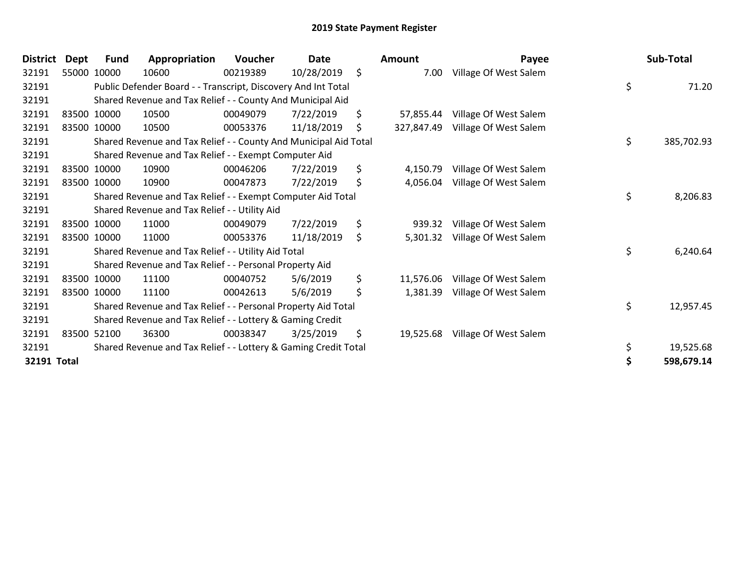# 2019 State Payment Register

| District | Dept | Fund | Appropriation | Voucher | Date | | Amount | Payee | | Sub-Total |
|---|---|---|---|---|---|---|---|---|---|---|
| 32191 | 55000 | 10000 | 10600 | 00219389 | 10/28/2019 | $ | 7.00 | Village Of West Salem | | |
| 32191 | | Public Defender Board - - Transcript, Discovery And Int Total | | | | | | | $ | 71.20 |
| 32191 | | Shared Revenue and Tax Relief - - County And Municipal Aid | | | | | | | | |
| 32191 | 83500 | 10000 | 10500 | 00049079 | 7/22/2019 | $ | 57,855.44 | Village Of West Salem | | |
| 32191 | 83500 | 10000 | 10500 | 00053376 | 11/18/2019 | $ | 327,847.49 | Village Of West Salem | | |
| 32191 | | Shared Revenue and Tax Relief - - County And Municipal Aid Total | | | | | | | $ | 385,702.93 |
| 32191 | | Shared Revenue and Tax Relief - - Exempt Computer Aid | | | | | | | | |
| 32191 | 83500 | 10000 | 10900 | 00046206 | 7/22/2019 | $ | 4,150.79 | Village Of West Salem | | |
| 32191 | 83500 | 10000 | 10900 | 00047873 | 7/22/2019 | $ | 4,056.04 | Village Of West Salem | | |
| 32191 | | Shared Revenue and Tax Relief - - Exempt Computer Aid Total | | | | | | | $ | 8,206.83 |
| 32191 | | Shared Revenue and Tax Relief - - Utility Aid | | | | | | | | |
| 32191 | 83500 | 10000 | 11000 | 00049079 | 7/22/2019 | $ | 939.32 | Village Of West Salem | | |
| 32191 | 83500 | 10000 | 11000 | 00053376 | 11/18/2019 | $ | 5,301.32 | Village Of West Salem | | |
| 32191 | | Shared Revenue and Tax Relief - - Utility Aid Total | | | | | | | $ | 6,240.64 |
| 32191 | | Shared Revenue and Tax Relief - - Personal Property Aid | | | | | | | | |
| 32191 | 83500 | 10000 | 11100 | 00040752 | 5/6/2019 | $ | 11,576.06 | Village Of West Salem | | |
| 32191 | 83500 | 10000 | 11100 | 00042613 | 5/6/2019 | $ | 1,381.39 | Village Of West Salem | | |
| 32191 | | Shared Revenue and Tax Relief - - Personal Property Aid Total | | | | | | | $ | 12,957.45 |
| 32191 | | Shared Revenue and Tax Relief - - Lottery & Gaming Credit | | | | | | | | |
| 32191 | 83500 | 52100 | 36300 | 00038347 | 3/25/2019 | $ | 19,525.68 | Village Of West Salem | | |
| 32191 | | Shared Revenue and Tax Relief - - Lottery & Gaming Credit Total | | | | | | | $ | 19,525.68 |
| **32191** | **Total** | | | | | | | | **$** | **598,679.14** |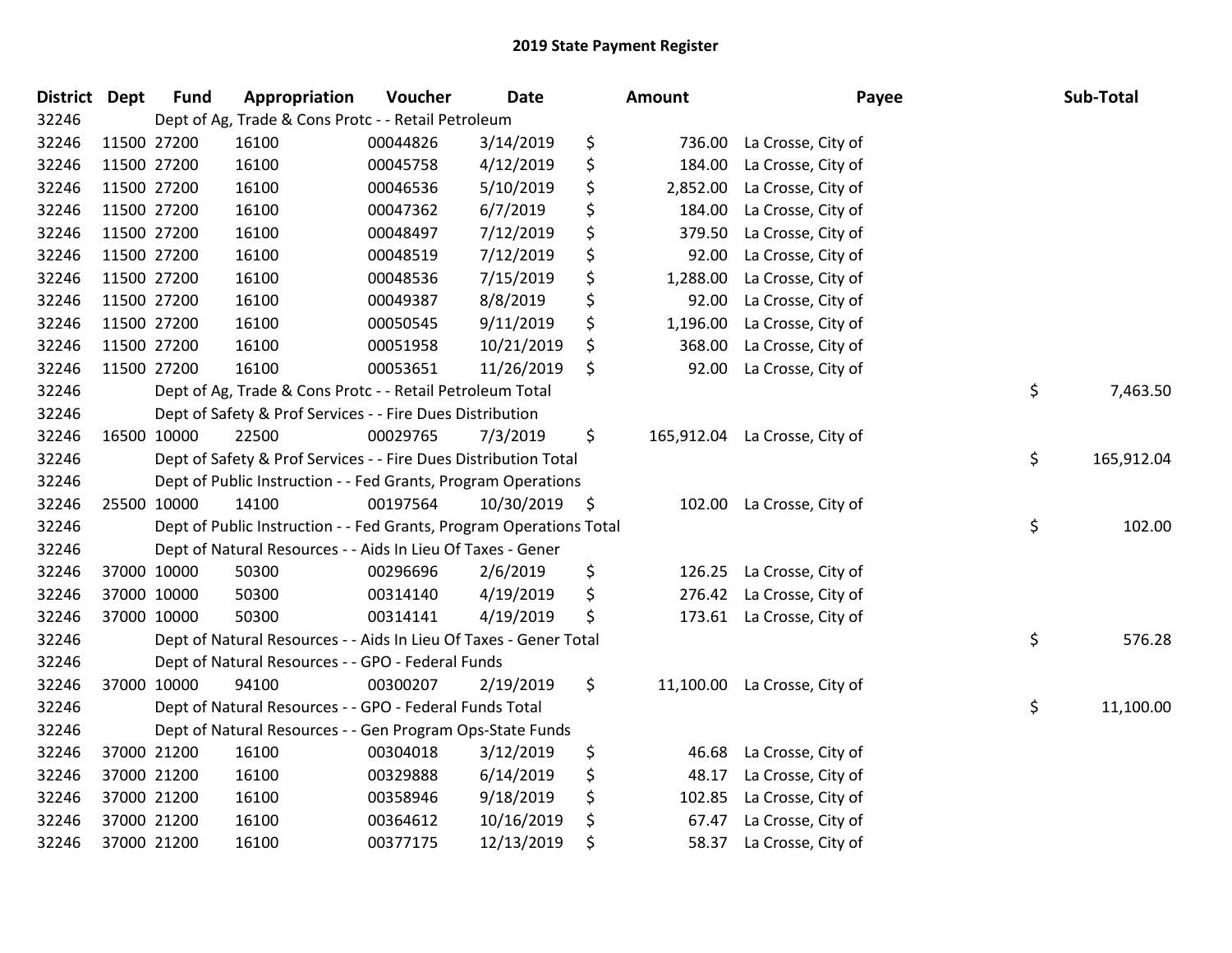## 2019 State Payment Register

| District | Dept | Fund | Appropriation | Voucher | Date | Amount | Payee | Sub-Total |
|---|---|---|---|---|---|---|---|---|
| 32246 | Dept of Ag, Trade & Cons Protc - - Retail Petroleum | | | | | | | |
| 32246 | 11500 | 27200 | 16100 | 00044826 | 3/14/2019 | $ 736.00 | La Crosse, City of | |
| 32246 | 11500 | 27200 | 16100 | 00045758 | 4/12/2019 | $ 184.00 | La Crosse, City of | |
| 32246 | 11500 | 27200 | 16100 | 00046536 | 5/10/2019 | $ 2,852.00 | La Crosse, City of | |
| 32246 | 11500 | 27200 | 16100 | 00047362 | 6/7/2019 | $ 184.00 | La Crosse, City of | |
| 32246 | 11500 | 27200 | 16100 | 00048497 | 7/12/2019 | $ 379.50 | La Crosse, City of | |
| 32246 | 11500 | 27200 | 16100 | 00048519 | 7/12/2019 | $ 92.00 | La Crosse, City of | |
| 32246 | 11500 | 27200 | 16100 | 00048536 | 7/15/2019 | $ 1,288.00 | La Crosse, City of | |
| 32246 | 11500 | 27200 | 16100 | 00049387 | 8/8/2019 | $ 92.00 | La Crosse, City of | |
| 32246 | 11500 | 27200 | 16100 | 00050545 | 9/11/2019 | $ 1,196.00 | La Crosse, City of | |
| 32246 | 11500 | 27200 | 16100 | 00051958 | 10/21/2019 | $ 368.00 | La Crosse, City of | |
| 32246 | 11500 | 27200 | 16100 | 00053651 | 11/26/2019 | $ 92.00 | La Crosse, City of | |
| 32246 | Dept of Ag, Trade & Cons Protc - - Retail Petroleum Total | | | | | | | $ 7,463.50 |
| 32246 | Dept of Safety & Prof Services - - Fire Dues Distribution | | | | | | | |
| 32246 | 16500 | 10000 | 22500 | 00029765 | 7/3/2019 | $ 165,912.04 | La Crosse, City of | |
| 32246 | Dept of Safety & Prof Services - - Fire Dues Distribution Total | | | | | | | $ 165,912.04 |
| 32246 | Dept of Public Instruction - - Fed Grants, Program Operations | | | | | | | |
| 32246 | 25500 | 10000 | 14100 | 00197564 | 10/30/2019 | $ 102.00 | La Crosse, City of | |
| 32246 | Dept of Public Instruction - - Fed Grants, Program Operations Total | | | | | | | $ 102.00 |
| 32246 | Dept of Natural Resources - - Aids In Lieu Of Taxes - Gener | | | | | | | |
| 32246 | 37000 | 10000 | 50300 | 00296696 | 2/6/2019 | $ 126.25 | La Crosse, City of | |
| 32246 | 37000 | 10000 | 50300 | 00314140 | 4/19/2019 | $ 276.42 | La Crosse, City of | |
| 32246 | 37000 | 10000 | 50300 | 00314141 | 4/19/2019 | $ 173.61 | La Crosse, City of | |
| 32246 | Dept of Natural Resources - - Aids In Lieu Of Taxes - Gener Total | | | | | | | $ 576.28 |
| 32246 | Dept of Natural Resources - - GPO - Federal Funds | | | | | | | |
| 32246 | 37000 | 10000 | 94100 | 00300207 | 2/19/2019 | $ 11,100.00 | La Crosse, City of | |
| 32246 | Dept of Natural Resources - - GPO - Federal Funds Total | | | | | | | $ 11,100.00 |
| 32246 | Dept of Natural Resources - - Gen Program Ops-State Funds | | | | | | | |
| 32246 | 37000 | 21200 | 16100 | 00304018 | 3/12/2019 | $ 46.68 | La Crosse, City of | |
| 32246 | 37000 | 21200 | 16100 | 00329888 | 6/14/2019 | $ 48.17 | La Crosse, City of | |
| 32246 | 37000 | 21200 | 16100 | 00358946 | 9/18/2019 | $ 102.85 | La Crosse, City of | |
| 32246 | 37000 | 21200 | 16100 | 00364612 | 10/16/2019 | $ 67.47 | La Crosse, City of | |
| 32246 | 37000 | 21200 | 16100 | 00377175 | 12/13/2019 | $ 58.37 | La Crosse, City of | |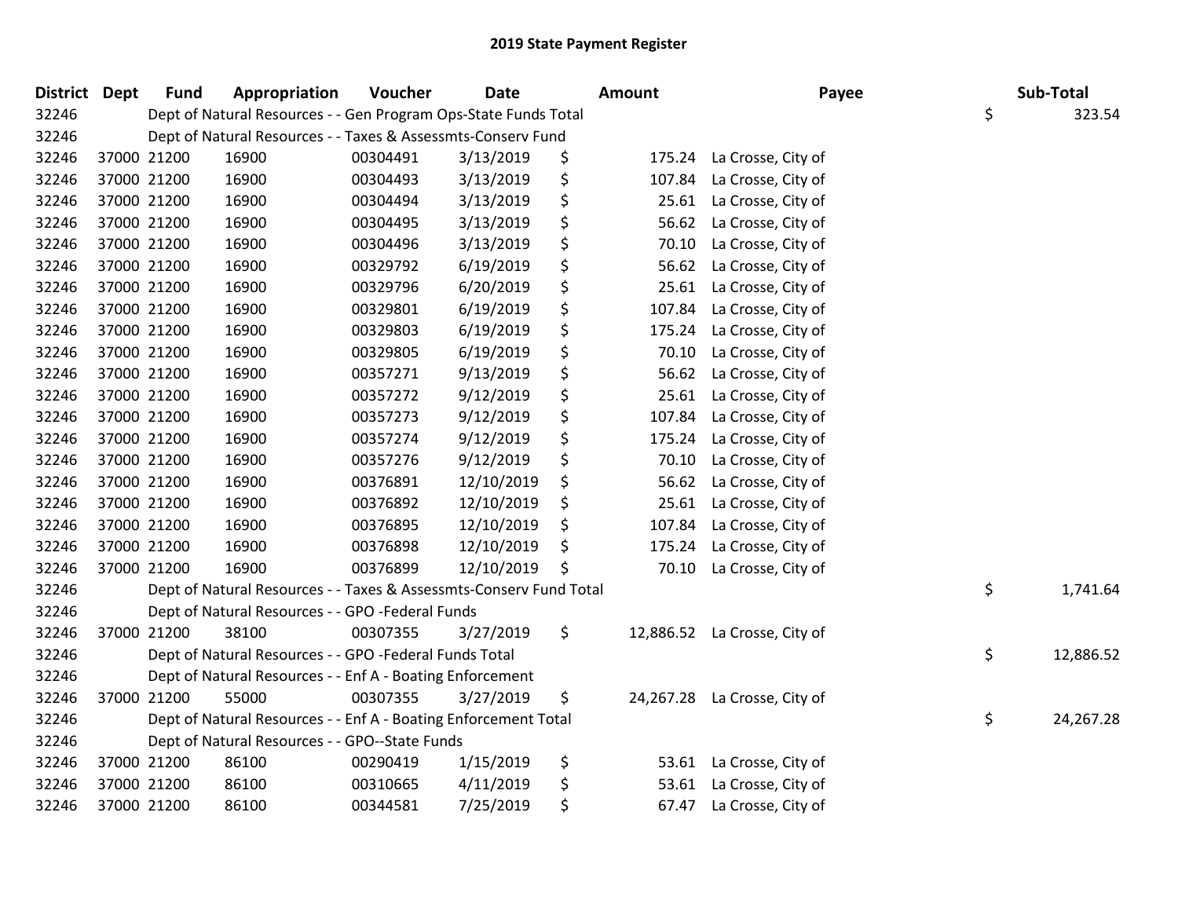# 2019 State Payment Register

| District | Dept | Fund | Appropriation | Voucher | Date | Amount | Payee | Sub-Total |
|---|---|---|---|---|---|---|---|---|
| 32246 | | Dept of Natural Resources - - Gen Program Ops-State Funds Total | | | | | | $ 323.54 |
| 32246 | | Dept of Natural Resources - - Taxes & Assessmts-Conserv Fund | | | | | | |
| 32246 | 37000 | 21200 | 16900 | 00304491 | 3/13/2019 | $ 175.24 | La Crosse, City of | |
| 32246 | 37000 | 21200 | 16900 | 00304493 | 3/13/2019 | $ 107.84 | La Crosse, City of | |
| 32246 | 37000 | 21200 | 16900 | 00304494 | 3/13/2019 | $ 25.61 | La Crosse, City of | |
| 32246 | 37000 | 21200 | 16900 | 00304495 | 3/13/2019 | $ 56.62 | La Crosse, City of | |
| 32246 | 37000 | 21200 | 16900 | 00304496 | 3/13/2019 | $ 70.10 | La Crosse, City of | |
| 32246 | 37000 | 21200 | 16900 | 00329792 | 6/19/2019 | $ 56.62 | La Crosse, City of | |
| 32246 | 37000 | 21200 | 16900 | 00329796 | 6/20/2019 | $ 25.61 | La Crosse, City of | |
| 32246 | 37000 | 21200 | 16900 | 00329801 | 6/19/2019 | $ 107.84 | La Crosse, City of | |
| 32246 | 37000 | 21200 | 16900 | 00329803 | 6/19/2019 | $ 175.24 | La Crosse, City of | |
| 32246 | 37000 | 21200 | 16900 | 00329805 | 6/19/2019 | $ 70.10 | La Crosse, City of | |
| 32246 | 37000 | 21200 | 16900 | 00357271 | 9/13/2019 | $ 56.62 | La Crosse, City of | |
| 32246 | 37000 | 21200 | 16900 | 00357272 | 9/12/2019 | $ 25.61 | La Crosse, City of | |
| 32246 | 37000 | 21200 | 16900 | 00357273 | 9/12/2019 | $ 107.84 | La Crosse, City of | |
| 32246 | 37000 | 21200 | 16900 | 00357274 | 9/12/2019 | $ 175.24 | La Crosse, City of | |
| 32246 | 37000 | 21200 | 16900 | 00357276 | 9/12/2019 | $ 70.10 | La Crosse, City of | |
| 32246 | 37000 | 21200 | 16900 | 00376891 | 12/10/2019 | $ 56.62 | La Crosse, City of | |
| 32246 | 37000 | 21200 | 16900 | 00376892 | 12/10/2019 | $ 25.61 | La Crosse, City of | |
| 32246 | 37000 | 21200 | 16900 | 00376895 | 12/10/2019 | $ 107.84 | La Crosse, City of | |
| 32246 | 37000 | 21200 | 16900 | 00376898 | 12/10/2019 | $ 175.24 | La Crosse, City of | |
| 32246 | 37000 | 21200 | 16900 | 00376899 | 12/10/2019 | $ 70.10 | La Crosse, City of | |
| 32246 | | Dept of Natural Resources - - Taxes & Assessmts-Conserv Fund Total | | | | | | $ 1,741.64 |
| 32246 | | Dept of Natural Resources - - GPO -Federal Funds | | | | | | |
| 32246 | 37000 | 21200 | 38100 | 00307355 | 3/27/2019 | $ 12,886.52 | La Crosse, City of | |
| 32246 | | Dept of Natural Resources - - GPO -Federal Funds Total | | | | | | $ 12,886.52 |
| 32246 | | Dept of Natural Resources - - Enf A - Boating Enforcement | | | | | | |
| 32246 | 37000 | 21200 | 55000 | 00307355 | 3/27/2019 | $ 24,267.28 | La Crosse, City of | |
| 32246 | | Dept of Natural Resources - - Enf A - Boating Enforcement Total | | | | | | $ 24,267.28 |
| 32246 | | Dept of Natural Resources - - GPO--State Funds | | | | | | |
| 32246 | 37000 | 21200 | 86100 | 00290419 | 1/15/2019 | $ 53.61 | La Crosse, City of | |
| 32246 | 37000 | 21200 | 86100 | 00310665 | 4/11/2019 | $ 53.61 | La Crosse, City of | |
| 32246 | 37000 | 21200 | 86100 | 00344581 | 7/25/2019 | $ 67.47 | La Crosse, City of | |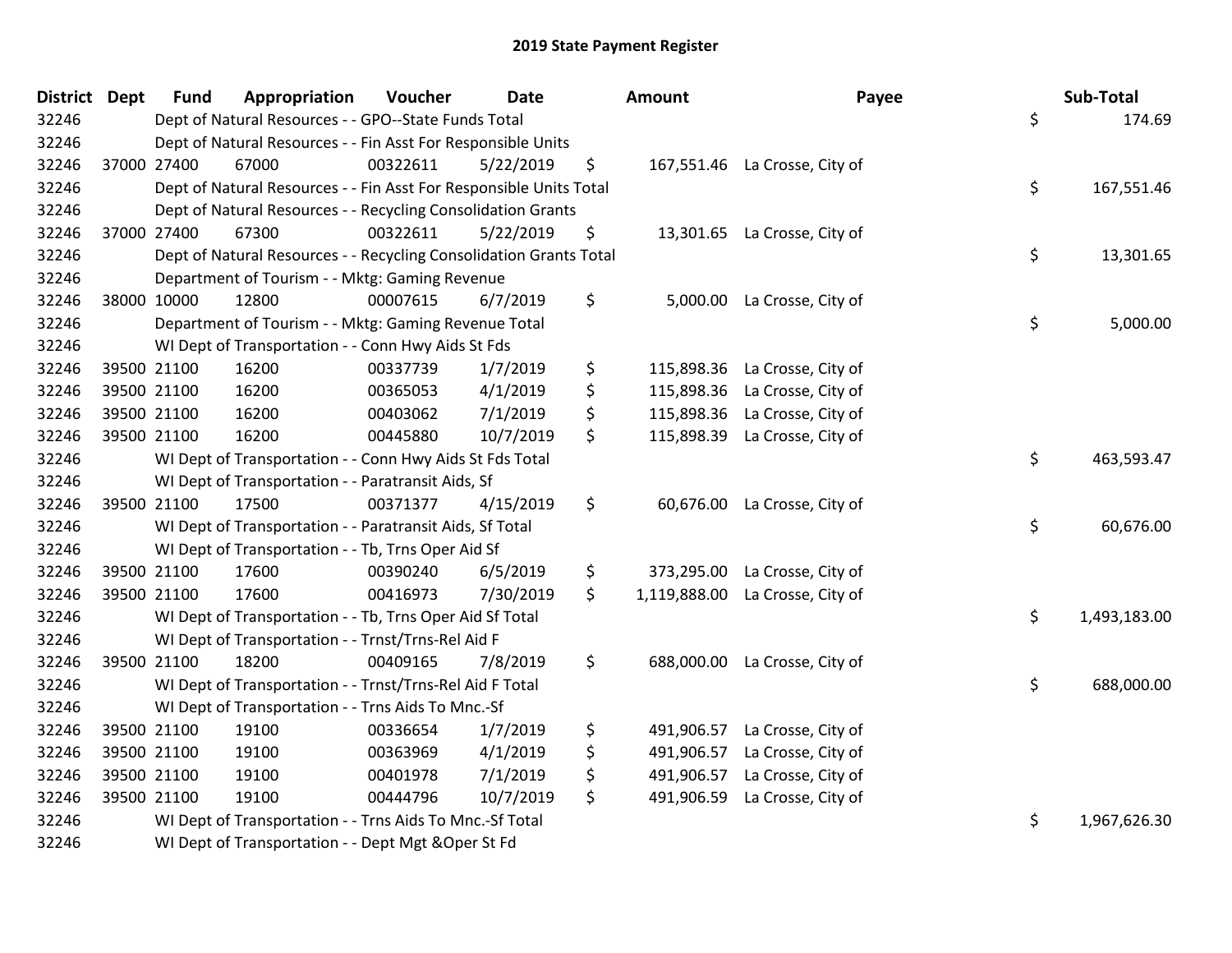# 2019 State Payment Register

| District | Dept | Fund | Appropriation | Voucher | Date | Amount | Payee | Sub-Total |
|---|---|---|---|---|---|---|---|---|
| 32246 | | Dept of Natural Resources - - GPO--State Funds Total | | | | | | $ 174.69 |
| 32246 | | Dept of Natural Resources - - Fin Asst For Responsible Units | | | | | | |
| 32246 | 37000 | 27400 | 67000 | 00322611 | 5/22/2019 | $ 167,551.46 | La Crosse, City of | |
| 32246 | | Dept of Natural Resources - - Fin Asst For Responsible Units Total | | | | | | $ 167,551.46 |
| 32246 | | Dept of Natural Resources - - Recycling Consolidation Grants | | | | | | |
| 32246 | 37000 | 27400 | 67300 | 00322611 | 5/22/2019 | $ 13,301.65 | La Crosse, City of | |
| 32246 | | Dept of Natural Resources - - Recycling Consolidation Grants Total | | | | | | $ 13,301.65 |
| 32246 | | Department of Tourism - - Mktg: Gaming Revenue | | | | | | |
| 32246 | 38000 | 10000 | 12800 | 00007615 | 6/7/2019 | $ 5,000.00 | La Crosse, City of | |
| 32246 | | Department of Tourism - - Mktg: Gaming Revenue Total | | | | | | $ 5,000.00 |
| 32246 | | WI Dept of Transportation - - Conn Hwy Aids St Fds | | | | | | |
| 32246 | 39500 | 21100 | 16200 | 00337739 | 1/7/2019 | $ 115,898.36 | La Crosse, City of | |
| 32246 | 39500 | 21100 | 16200 | 00365053 | 4/1/2019 | $ 115,898.36 | La Crosse, City of | |
| 32246 | 39500 | 21100 | 16200 | 00403062 | 7/1/2019 | $ 115,898.36 | La Crosse, City of | |
| 32246 | 39500 | 21100 | 16200 | 00445880 | 10/7/2019 | $ 115,898.39 | La Crosse, City of | |
| 32246 | | WI Dept of Transportation - - Conn Hwy Aids St Fds Total | | | | | | $ 463,593.47 |
| 32246 | | WI Dept of Transportation - - Paratransit Aids, Sf | | | | | | |
| 32246 | 39500 | 21100 | 17500 | 00371377 | 4/15/2019 | $ 60,676.00 | La Crosse, City of | |
| 32246 | | WI Dept of Transportation - - Paratransit Aids, Sf Total | | | | | | $ 60,676.00 |
| 32246 | | WI Dept of Transportation - - Tb, Trns Oper Aid Sf | | | | | | |
| 32246 | 39500 | 21100 | 17600 | 00390240 | 6/5/2019 | $ 373,295.00 | La Crosse, City of | |
| 32246 | 39500 | 21100 | 17600 | 00416973 | 7/30/2019 | $ 1,119,888.00 | La Crosse, City of | |
| 32246 | | WI Dept of Transportation - - Tb, Trns Oper Aid Sf Total | | | | | | $ 1,493,183.00 |
| 32246 | | WI Dept of Transportation - - Trnst/Trns-Rel Aid F | | | | | | |
| 32246 | 39500 | 21100 | 18200 | 00409165 | 7/8/2019 | $ 688,000.00 | La Crosse, City of | |
| 32246 | | WI Dept of Transportation - - Trnst/Trns-Rel Aid F Total | | | | | | $ 688,000.00 |
| 32246 | | WI Dept of Transportation - - Trns Aids To Mnc.-Sf | | | | | | |
| 32246 | 39500 | 21100 | 19100 | 00336654 | 1/7/2019 | $ 491,906.57 | La Crosse, City of | |
| 32246 | 39500 | 21100 | 19100 | 00363969 | 4/1/2019 | $ 491,906.57 | La Crosse, City of | |
| 32246 | 39500 | 21100 | 19100 | 00401978 | 7/1/2019 | $ 491,906.57 | La Crosse, City of | |
| 32246 | 39500 | 21100 | 19100 | 00444796 | 10/7/2019 | $ 491,906.59 | La Crosse, City of | |
| 32246 | | WI Dept of Transportation - - Trns Aids To Mnc.-Sf Total | | | | | | $ 1,967,626.30 |
| 32246 | | WI Dept of Transportation - - Dept Mgt &Oper St Fd | | | | | | |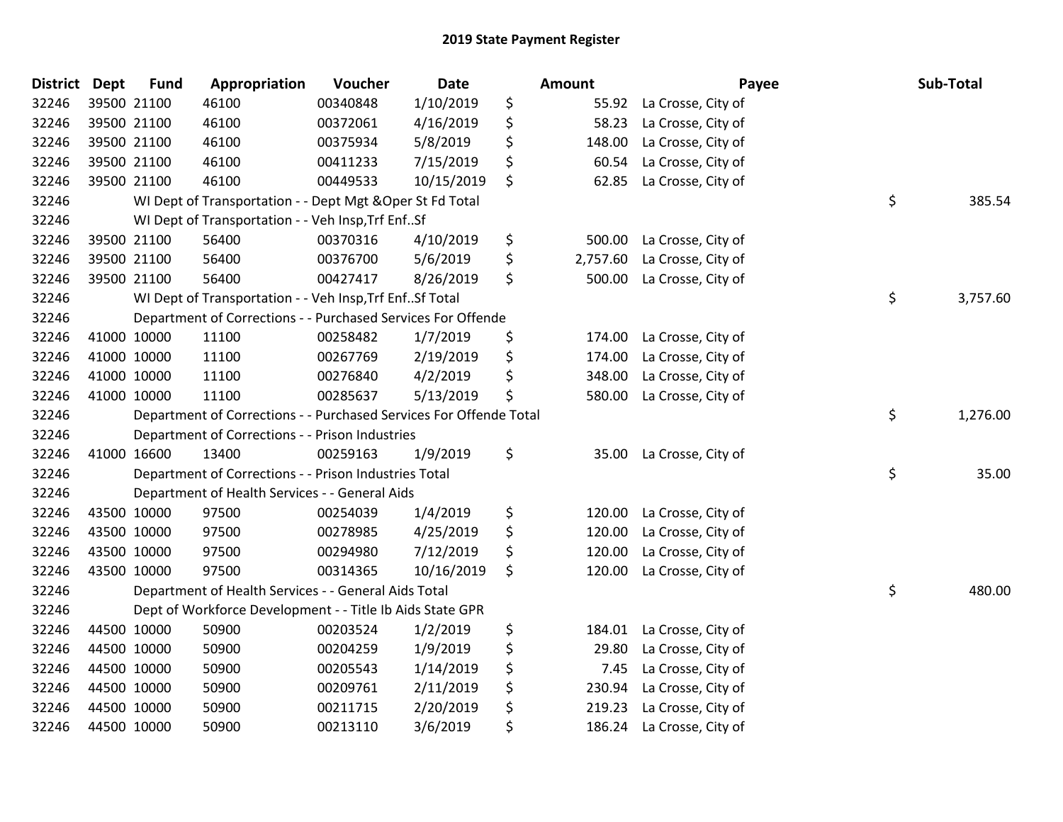# 2019 State Payment Register

| District | Dept | Fund | Appropriation | Voucher | Date | Amount | Payee | Sub-Total |
|---|---|---|---|---|---|---|---|---|
| 32246 | 39500 | 21100 | 46100 | 00340848 | 1/10/2019 | $ 55.92 | La Crosse, City of | |
| 32246 | 39500 | 21100 | 46100 | 00372061 | 4/16/2019 | $ 58.23 | La Crosse, City of | |
| 32246 | 39500 | 21100 | 46100 | 00375934 | 5/8/2019 | $ 148.00 | La Crosse, City of | |
| 32246 | 39500 | 21100 | 46100 | 00411233 | 7/15/2019 | $ 60.54 | La Crosse, City of | |
| 32246 | 39500 | 21100 | 46100 | 00449533 | 10/15/2019 | $ 62.85 | La Crosse, City of | |
| 32246 | | WI Dept of Transportation - - Dept Mgt &Oper St Fd Total | | | | | | $ 385.54 |
| 32246 | | WI Dept of Transportation - - Veh Insp,Trf Enf..Sf | | | | | | |
| 32246 | 39500 | 21100 | 56400 | 00370316 | 4/10/2019 | $ 500.00 | La Crosse, City of | |
| 32246 | 39500 | 21100 | 56400 | 00376700 | 5/6/2019 | $ 2,757.60 | La Crosse, City of | |
| 32246 | 39500 | 21100 | 56400 | 00427417 | 8/26/2019 | $ 500.00 | La Crosse, City of | |
| 32246 | | WI Dept of Transportation - - Veh Insp,Trf Enf..Sf Total | | | | | | $ 3,757.60 |
| 32246 | | Department of Corrections - - Purchased Services For Offende | | | | | | |
| 32246 | 41000 | 10000 | 11100 | 00258482 | 1/7/2019 | $ 174.00 | La Crosse, City of | |
| 32246 | 41000 | 10000 | 11100 | 00267769 | 2/19/2019 | $ 174.00 | La Crosse, City of | |
| 32246 | 41000 | 10000 | 11100 | 00276840 | 4/2/2019 | $ 348.00 | La Crosse, City of | |
| 32246 | 41000 | 10000 | 11100 | 00285637 | 5/13/2019 | $ 580.00 | La Crosse, City of | |
| 32246 | | Department of Corrections - - Purchased Services For Offende Total | | | | | | $ 1,276.00 |
| 32246 | | Department of Corrections - - Prison Industries | | | | | | |
| 32246 | 41000 | 16600 | 13400 | 00259163 | 1/9/2019 | $ 35.00 | La Crosse, City of | |
| 32246 | | Department of Corrections - - Prison Industries Total | | | | | | $ 35.00 |
| 32246 | | Department of Health Services - - General Aids | | | | | | |
| 32246 | 43500 | 10000 | 97500 | 00254039 | 1/4/2019 | $ 120.00 | La Crosse, City of | |
| 32246 | 43500 | 10000 | 97500 | 00278985 | 4/25/2019 | $ 120.00 | La Crosse, City of | |
| 32246 | 43500 | 10000 | 97500 | 00294980 | 7/12/2019 | $ 120.00 | La Crosse, City of | |
| 32246 | 43500 | 10000 | 97500 | 00314365 | 10/16/2019 | $ 120.00 | La Crosse, City of | |
| 32246 | | Department of Health Services - - General Aids Total | | | | | | $ 480.00 |
| 32246 | | Dept of Workforce Development - - Title Ib Aids State GPR | | | | | | |
| 32246 | 44500 | 10000 | 50900 | 00203524 | 1/2/2019 | $ 184.01 | La Crosse, City of | |
| 32246 | 44500 | 10000 | 50900 | 00204259 | 1/9/2019 | $ 29.80 | La Crosse, City of | |
| 32246 | 44500 | 10000 | 50900 | 00205543 | 1/14/2019 | $ 7.45 | La Crosse, City of | |
| 32246 | 44500 | 10000 | 50900 | 00209761 | 2/11/2019 | $ 230.94 | La Crosse, City of | |
| 32246 | 44500 | 10000 | 50900 | 00211715 | 2/20/2019 | $ 219.23 | La Crosse, City of | |
| 32246 | 44500 | 10000 | 50900 | 00213110 | 3/6/2019 | $ 186.24 | La Crosse, City of | |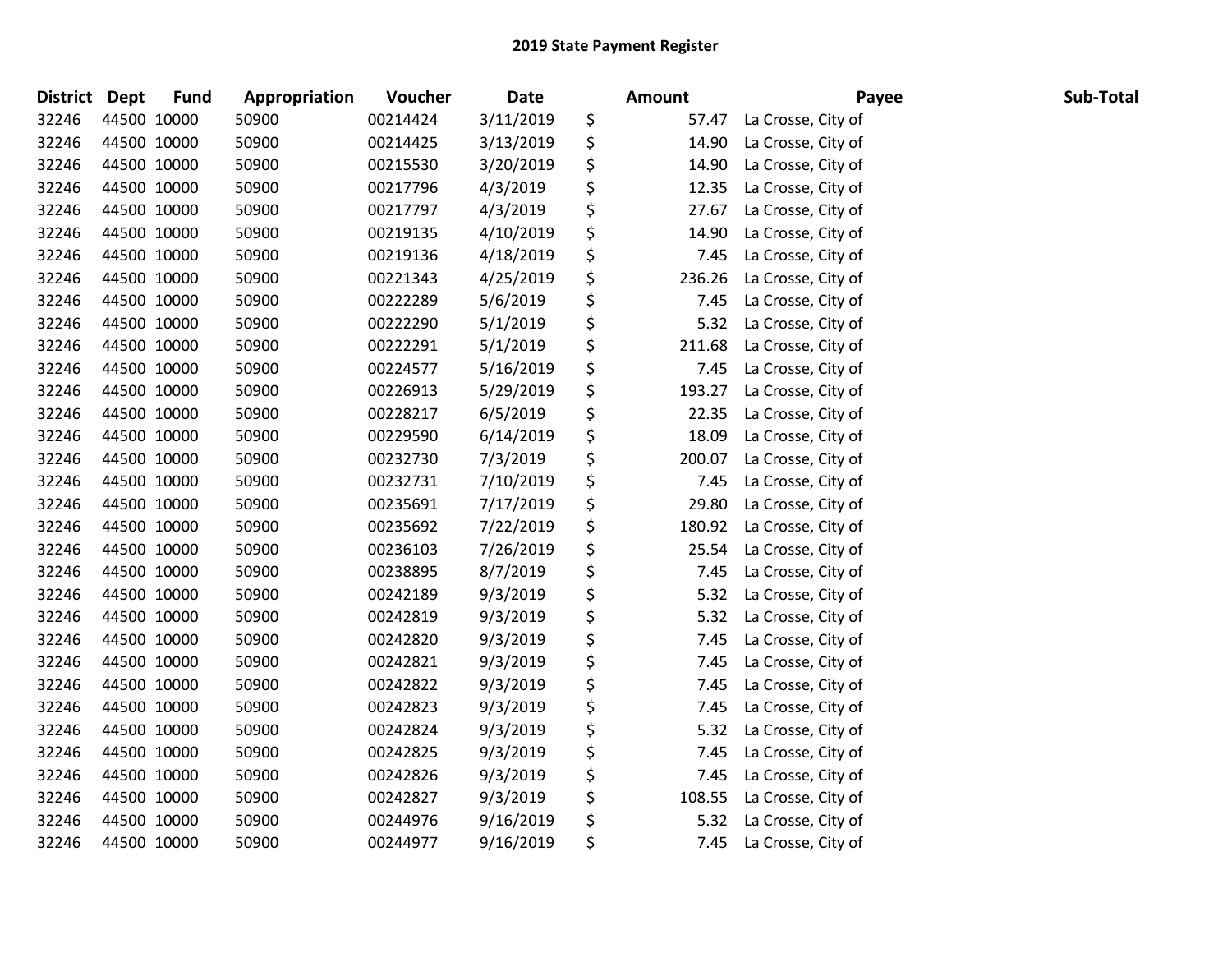# 2019 State Payment Register

| District | Dept | Fund | Appropriation | Voucher | Date | Amount | Payee | Sub-Total |
|---|---|---|---|---|---|---|---|---|
| 32246 | 44500 | 10000 | 50900 | 00214424 | 3/11/2019 | $ 57.47 | La Crosse, City of | |
| 32246 | 44500 | 10000 | 50900 | 00214425 | 3/13/2019 | $ 14.90 | La Crosse, City of | |
| 32246 | 44500 | 10000 | 50900 | 00215530 | 3/20/2019 | $ 14.90 | La Crosse, City of | |
| 32246 | 44500 | 10000 | 50900 | 00217796 | 4/3/2019 | $ 12.35 | La Crosse, City of | |
| 32246 | 44500 | 10000 | 50900 | 00217797 | 4/3/2019 | $ 27.67 | La Crosse, City of | |
| 32246 | 44500 | 10000 | 50900 | 00219135 | 4/10/2019 | $ 14.90 | La Crosse, City of | |
| 32246 | 44500 | 10000 | 50900 | 00219136 | 4/18/2019 | $ 7.45 | La Crosse, City of | |
| 32246 | 44500 | 10000 | 50900 | 00221343 | 4/25/2019 | $ 236.26 | La Crosse, City of | |
| 32246 | 44500 | 10000 | 50900 | 00222289 | 5/6/2019 | $ 7.45 | La Crosse, City of | |
| 32246 | 44500 | 10000 | 50900 | 00222290 | 5/1/2019 | $ 5.32 | La Crosse, City of | |
| 32246 | 44500 | 10000 | 50900 | 00222291 | 5/1/2019 | $ 211.68 | La Crosse, City of | |
| 32246 | 44500 | 10000 | 50900 | 00224577 | 5/16/2019 | $ 7.45 | La Crosse, City of | |
| 32246 | 44500 | 10000 | 50900 | 00226913 | 5/29/2019 | $ 193.27 | La Crosse, City of | |
| 32246 | 44500 | 10000 | 50900 | 00228217 | 6/5/2019 | $ 22.35 | La Crosse, City of | |
| 32246 | 44500 | 10000 | 50900 | 00229590 | 6/14/2019 | $ 18.09 | La Crosse, City of | |
| 32246 | 44500 | 10000 | 50900 | 00232730 | 7/3/2019 | $ 200.07 | La Crosse, City of | |
| 32246 | 44500 | 10000 | 50900 | 00232731 | 7/10/2019 | $ 7.45 | La Crosse, City of | |
| 32246 | 44500 | 10000 | 50900 | 00235691 | 7/17/2019 | $ 29.80 | La Crosse, City of | |
| 32246 | 44500 | 10000 | 50900 | 00235692 | 7/22/2019 | $ 180.92 | La Crosse, City of | |
| 32246 | 44500 | 10000 | 50900 | 00236103 | 7/26/2019 | $ 25.54 | La Crosse, City of | |
| 32246 | 44500 | 10000 | 50900 | 00238895 | 8/7/2019 | $ 7.45 | La Crosse, City of | |
| 32246 | 44500 | 10000 | 50900 | 00242189 | 9/3/2019 | $ 5.32 | La Crosse, City of | |
| 32246 | 44500 | 10000 | 50900 | 00242819 | 9/3/2019 | $ 5.32 | La Crosse, City of | |
| 32246 | 44500 | 10000 | 50900 | 00242820 | 9/3/2019 | $ 7.45 | La Crosse, City of | |
| 32246 | 44500 | 10000 | 50900 | 00242821 | 9/3/2019 | $ 7.45 | La Crosse, City of | |
| 32246 | 44500 | 10000 | 50900 | 00242822 | 9/3/2019 | $ 7.45 | La Crosse, City of | |
| 32246 | 44500 | 10000 | 50900 | 00242823 | 9/3/2019 | $ 7.45 | La Crosse, City of | |
| 32246 | 44500 | 10000 | 50900 | 00242824 | 9/3/2019 | $ 5.32 | La Crosse, City of | |
| 32246 | 44500 | 10000 | 50900 | 00242825 | 9/3/2019 | $ 7.45 | La Crosse, City of | |
| 32246 | 44500 | 10000 | 50900 | 00242826 | 9/3/2019 | $ 7.45 | La Crosse, City of | |
| 32246 | 44500 | 10000 | 50900 | 00242827 | 9/3/2019 | $ 108.55 | La Crosse, City of | |
| 32246 | 44500 | 10000 | 50900 | 00244976 | 9/16/2019 | $ 5.32 | La Crosse, City of | |
| 32246 | 44500 | 10000 | 50900 | 00244977 | 9/16/2019 | $ 7.45 | La Crosse, City of | |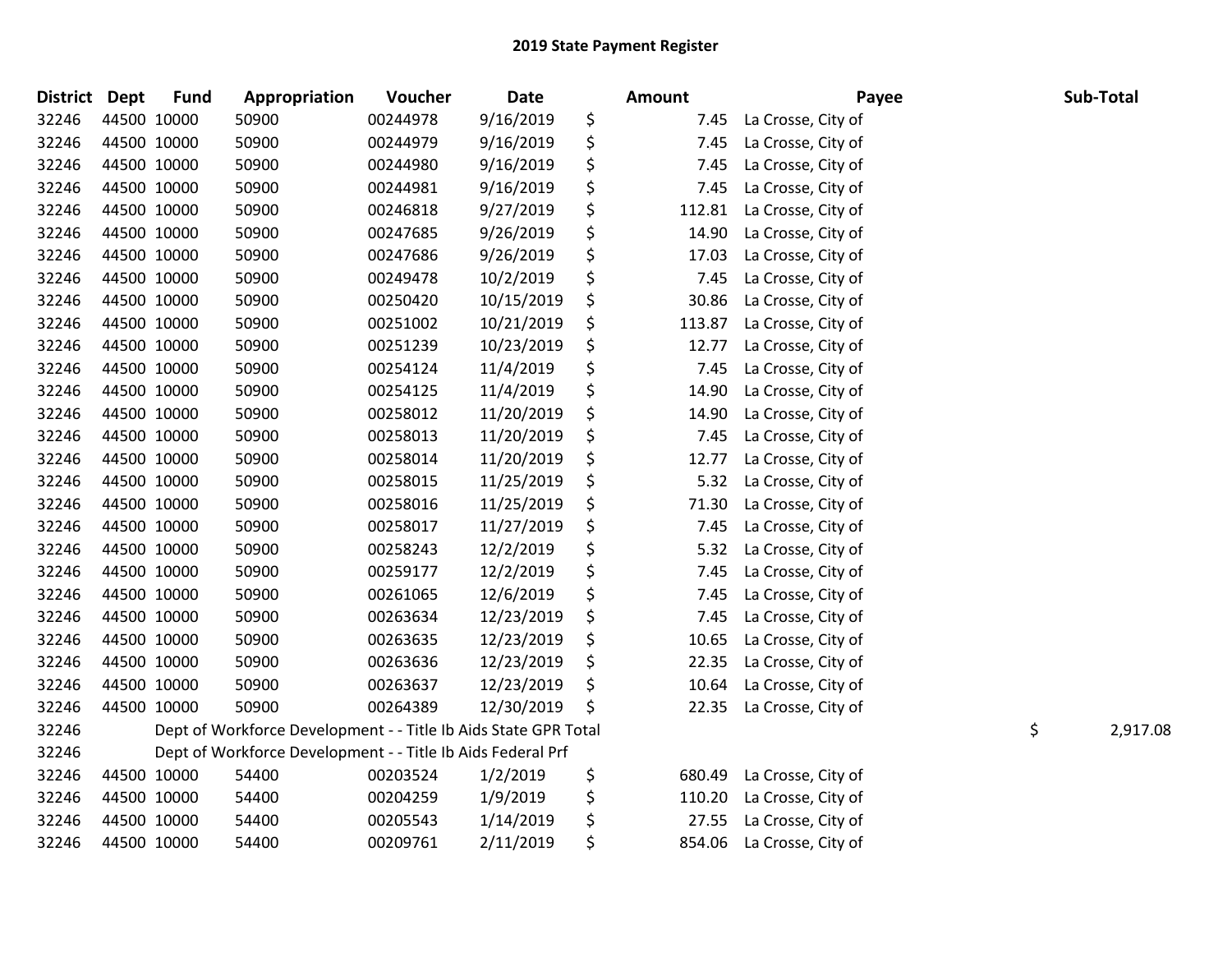# 2019 State Payment Register

| District | Dept | Fund | Appropriation | Voucher | Date | Amount | Payee | Sub-Total |
|---|---|---|---|---|---|---|---|---|
| 32246 | 44500 | 10000 | 50900 | 00244978 | 9/16/2019 | $ 7.45 | La Crosse, City of | |
| 32246 | 44500 | 10000 | 50900 | 00244979 | 9/16/2019 | $ 7.45 | La Crosse, City of | |
| 32246 | 44500 | 10000 | 50900 | 00244980 | 9/16/2019 | $ 7.45 | La Crosse, City of | |
| 32246 | 44500 | 10000 | 50900 | 00244981 | 9/16/2019 | $ 7.45 | La Crosse, City of | |
| 32246 | 44500 | 10000 | 50900 | 00246818 | 9/27/2019 | $ 112.81 | La Crosse, City of | |
| 32246 | 44500 | 10000 | 50900 | 00247685 | 9/26/2019 | $ 14.90 | La Crosse, City of | |
| 32246 | 44500 | 10000 | 50900 | 00247686 | 9/26/2019 | $ 17.03 | La Crosse, City of | |
| 32246 | 44500 | 10000 | 50900 | 00249478 | 10/2/2019 | $ 7.45 | La Crosse, City of | |
| 32246 | 44500 | 10000 | 50900 | 00250420 | 10/15/2019 | $ 30.86 | La Crosse, City of | |
| 32246 | 44500 | 10000 | 50900 | 00251002 | 10/21/2019 | $ 113.87 | La Crosse, City of | |
| 32246 | 44500 | 10000 | 50900 | 00251239 | 10/23/2019 | $ 12.77 | La Crosse, City of | |
| 32246 | 44500 | 10000 | 50900 | 00254124 | 11/4/2019 | $ 7.45 | La Crosse, City of | |
| 32246 | 44500 | 10000 | 50900 | 00254125 | 11/4/2019 | $ 14.90 | La Crosse, City of | |
| 32246 | 44500 | 10000 | 50900 | 00258012 | 11/20/2019 | $ 14.90 | La Crosse, City of | |
| 32246 | 44500 | 10000 | 50900 | 00258013 | 11/20/2019 | $ 7.45 | La Crosse, City of | |
| 32246 | 44500 | 10000 | 50900 | 00258014 | 11/20/2019 | $ 12.77 | La Crosse, City of | |
| 32246 | 44500 | 10000 | 50900 | 00258015 | 11/25/2019 | $ 5.32 | La Crosse, City of | |
| 32246 | 44500 | 10000 | 50900 | 00258016 | 11/25/2019 | $ 71.30 | La Crosse, City of | |
| 32246 | 44500 | 10000 | 50900 | 00258017 | 11/27/2019 | $ 7.45 | La Crosse, City of | |
| 32246 | 44500 | 10000 | 50900 | 00258243 | 12/2/2019 | $ 5.32 | La Crosse, City of | |
| 32246 | 44500 | 10000 | 50900 | 00259177 | 12/2/2019 | $ 7.45 | La Crosse, City of | |
| 32246 | 44500 | 10000 | 50900 | 00261065 | 12/6/2019 | $ 7.45 | La Crosse, City of | |
| 32246 | 44500 | 10000 | 50900 | 00263634 | 12/23/2019 | $ 7.45 | La Crosse, City of | |
| 32246 | 44500 | 10000 | 50900 | 00263635 | 12/23/2019 | $ 10.65 | La Crosse, City of | |
| 32246 | 44500 | 10000 | 50900 | 00263636 | 12/23/2019 | $ 22.35 | La Crosse, City of | |
| 32246 | 44500 | 10000 | 50900 | 00263637 | 12/23/2019 | $ 10.64 | La Crosse, City of | |
| 32246 | 44500 | 10000 | 50900 | 00264389 | 12/30/2019 | $ 22.35 | La Crosse, City of | |
| 32246 | | Dept of Workforce Development - - Title Ib Aids State GPR Total | | | | | | $ 2,917.08 |
| 32246 | | Dept of Workforce Development - - Title Ib Aids Federal Prf | | | | | | |
| 32246 | 44500 | 10000 | 54400 | 00203524 | 1/2/2019 | $ 680.49 | La Crosse, City of | |
| 32246 | 44500 | 10000 | 54400 | 00204259 | 1/9/2019 | $ 110.20 | La Crosse, City of | |
| 32246 | 44500 | 10000 | 54400 | 00205543 | 1/14/2019 | $ 27.55 | La Crosse, City of | |
| 32246 | 44500 | 10000 | 54400 | 00209761 | 2/11/2019 | $ 854.06 | La Crosse, City of | |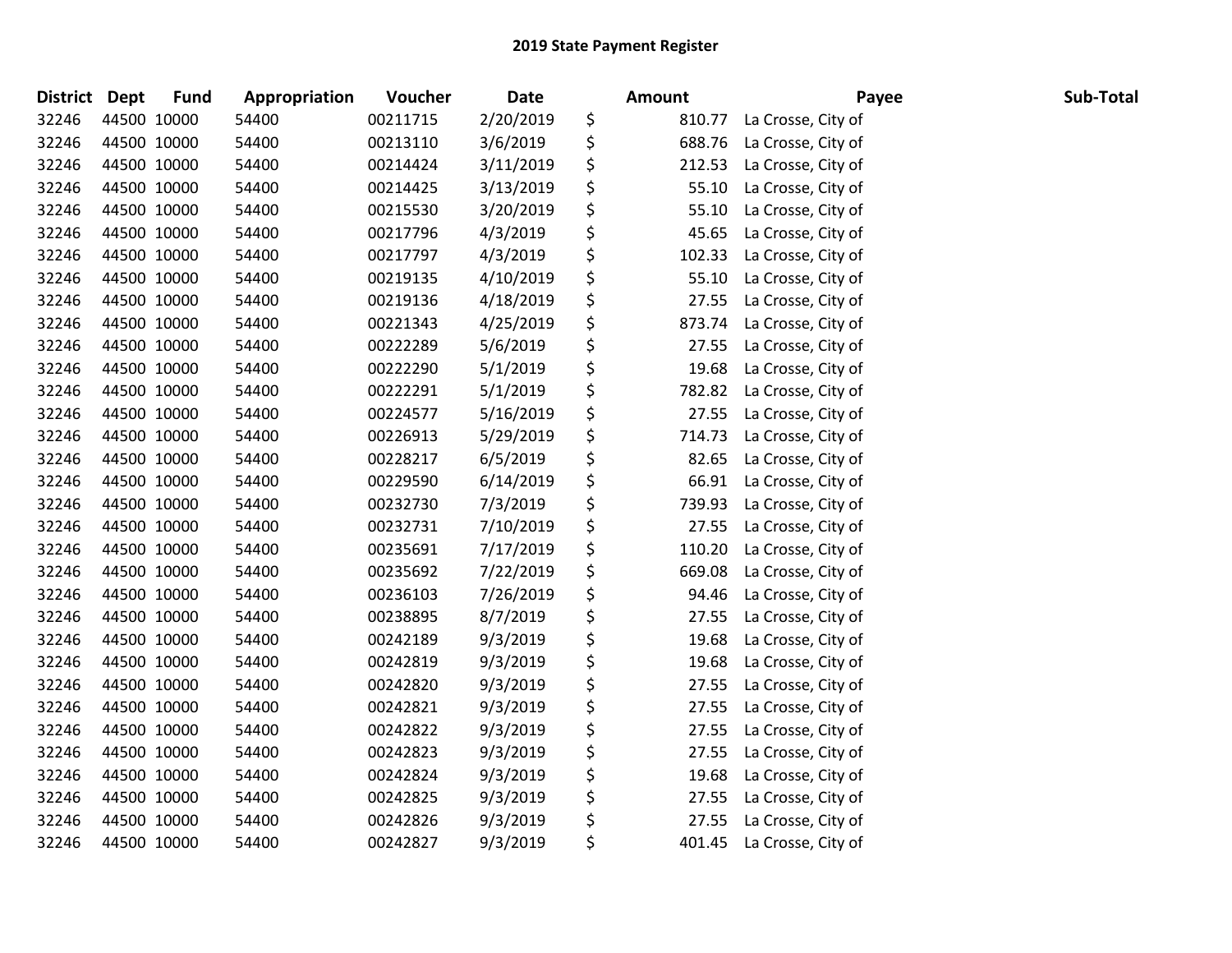## 2019 State Payment Register

| District | Dept | Fund | Appropriation | Voucher | Date | Amount | Payee | Sub-Total |
|---|---|---|---|---|---|---|---|---|
| 32246 | 44500 | 10000 | 54400 | 00211715 | 2/20/2019 | $ 810.77 | La Crosse, City of | |
| 32246 | 44500 | 10000 | 54400 | 00213110 | 3/6/2019 | $ 688.76 | La Crosse, City of | |
| 32246 | 44500 | 10000 | 54400 | 00214424 | 3/11/2019 | $ 212.53 | La Crosse, City of | |
| 32246 | 44500 | 10000 | 54400 | 00214425 | 3/13/2019 | $ 55.10 | La Crosse, City of | |
| 32246 | 44500 | 10000 | 54400 | 00215530 | 3/20/2019 | $ 55.10 | La Crosse, City of | |
| 32246 | 44500 | 10000 | 54400 | 00217796 | 4/3/2019 | $ 45.65 | La Crosse, City of | |
| 32246 | 44500 | 10000 | 54400 | 00217797 | 4/3/2019 | $ 102.33 | La Crosse, City of | |
| 32246 | 44500 | 10000 | 54400 | 00219135 | 4/10/2019 | $ 55.10 | La Crosse, City of | |
| 32246 | 44500 | 10000 | 54400 | 00219136 | 4/18/2019 | $ 27.55 | La Crosse, City of | |
| 32246 | 44500 | 10000 | 54400 | 00221343 | 4/25/2019 | $ 873.74 | La Crosse, City of | |
| 32246 | 44500 | 10000 | 54400 | 00222289 | 5/6/2019 | $ 27.55 | La Crosse, City of | |
| 32246 | 44500 | 10000 | 54400 | 00222290 | 5/1/2019 | $ 19.68 | La Crosse, City of | |
| 32246 | 44500 | 10000 | 54400 | 00222291 | 5/1/2019 | $ 782.82 | La Crosse, City of | |
| 32246 | 44500 | 10000 | 54400 | 00224577 | 5/16/2019 | $ 27.55 | La Crosse, City of | |
| 32246 | 44500 | 10000 | 54400 | 00226913 | 5/29/2019 | $ 714.73 | La Crosse, City of | |
| 32246 | 44500 | 10000 | 54400 | 00228217 | 6/5/2019 | $ 82.65 | La Crosse, City of | |
| 32246 | 44500 | 10000 | 54400 | 00229590 | 6/14/2019 | $ 66.91 | La Crosse, City of | |
| 32246 | 44500 | 10000 | 54400 | 00232730 | 7/3/2019 | $ 739.93 | La Crosse, City of | |
| 32246 | 44500 | 10000 | 54400 | 00232731 | 7/10/2019 | $ 27.55 | La Crosse, City of | |
| 32246 | 44500 | 10000 | 54400 | 00235691 | 7/17/2019 | $ 110.20 | La Crosse, City of | |
| 32246 | 44500 | 10000 | 54400 | 00235692 | 7/22/2019 | $ 669.08 | La Crosse, City of | |
| 32246 | 44500 | 10000 | 54400 | 00236103 | 7/26/2019 | $ 94.46 | La Crosse, City of | |
| 32246 | 44500 | 10000 | 54400 | 00238895 | 8/7/2019 | $ 27.55 | La Crosse, City of | |
| 32246 | 44500 | 10000 | 54400 | 00242189 | 9/3/2019 | $ 19.68 | La Crosse, City of | |
| 32246 | 44500 | 10000 | 54400 | 00242819 | 9/3/2019 | $ 19.68 | La Crosse, City of | |
| 32246 | 44500 | 10000 | 54400 | 00242820 | 9/3/2019 | $ 27.55 | La Crosse, City of | |
| 32246 | 44500 | 10000 | 54400 | 00242821 | 9/3/2019 | $ 27.55 | La Crosse, City of | |
| 32246 | 44500 | 10000 | 54400 | 00242822 | 9/3/2019 | $ 27.55 | La Crosse, City of | |
| 32246 | 44500 | 10000 | 54400 | 00242823 | 9/3/2019 | $ 27.55 | La Crosse, City of | |
| 32246 | 44500 | 10000 | 54400 | 00242824 | 9/3/2019 | $ 19.68 | La Crosse, City of | |
| 32246 | 44500 | 10000 | 54400 | 00242825 | 9/3/2019 | $ 27.55 | La Crosse, City of | |
| 32246 | 44500 | 10000 | 54400 | 00242826 | 9/3/2019 | $ 27.55 | La Crosse, City of | |
| 32246 | 44500 | 10000 | 54400 | 00242827 | 9/3/2019 | $ 401.45 | La Crosse, City of | |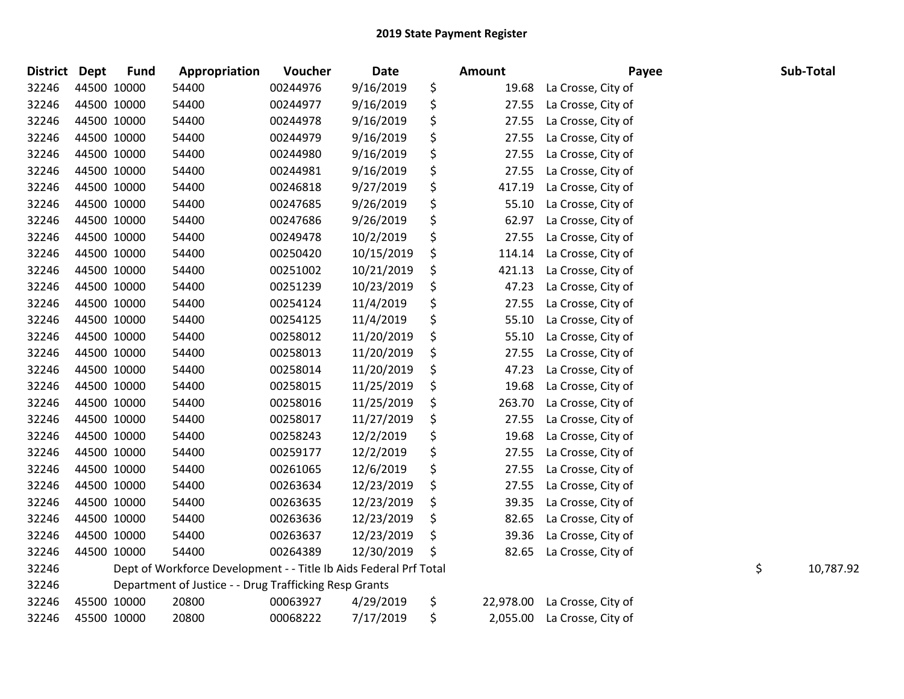# 2019 State Payment Register

| District | Dept | Fund | Appropriation | Voucher | Date | Amount | Payee | Sub-Total |
|---|---|---|---|---|---|---|---|---|
| 32246 | 44500 | 10000 | 54400 | 00244976 | 9/16/2019 | $ 19.68 | La Crosse, City of | |
| 32246 | 44500 | 10000 | 54400 | 00244977 | 9/16/2019 | $ 27.55 | La Crosse, City of | |
| 32246 | 44500 | 10000 | 54400 | 00244978 | 9/16/2019 | $ 27.55 | La Crosse, City of | |
| 32246 | 44500 | 10000 | 54400 | 00244979 | 9/16/2019 | $ 27.55 | La Crosse, City of | |
| 32246 | 44500 | 10000 | 54400 | 00244980 | 9/16/2019 | $ 27.55 | La Crosse, City of | |
| 32246 | 44500 | 10000 | 54400 | 00244981 | 9/16/2019 | $ 27.55 | La Crosse, City of | |
| 32246 | 44500 | 10000 | 54400 | 00246818 | 9/27/2019 | $ 417.19 | La Crosse, City of | |
| 32246 | 44500 | 10000 | 54400 | 00247685 | 9/26/2019 | $ 55.10 | La Crosse, City of | |
| 32246 | 44500 | 10000 | 54400 | 00247686 | 9/26/2019 | $ 62.97 | La Crosse, City of | |
| 32246 | 44500 | 10000 | 54400 | 00249478 | 10/2/2019 | $ 27.55 | La Crosse, City of | |
| 32246 | 44500 | 10000 | 54400 | 00250420 | 10/15/2019 | $ 114.14 | La Crosse, City of | |
| 32246 | 44500 | 10000 | 54400 | 00251002 | 10/21/2019 | $ 421.13 | La Crosse, City of | |
| 32246 | 44500 | 10000 | 54400 | 00251239 | 10/23/2019 | $ 47.23 | La Crosse, City of | |
| 32246 | 44500 | 10000 | 54400 | 00254124 | 11/4/2019 | $ 27.55 | La Crosse, City of | |
| 32246 | 44500 | 10000 | 54400 | 00254125 | 11/4/2019 | $ 55.10 | La Crosse, City of | |
| 32246 | 44500 | 10000 | 54400 | 00258012 | 11/20/2019 | $ 55.10 | La Crosse, City of | |
| 32246 | 44500 | 10000 | 54400 | 00258013 | 11/20/2019 | $ 27.55 | La Crosse, City of | |
| 32246 | 44500 | 10000 | 54400 | 00258014 | 11/20/2019 | $ 47.23 | La Crosse, City of | |
| 32246 | 44500 | 10000 | 54400 | 00258015 | 11/25/2019 | $ 19.68 | La Crosse, City of | |
| 32246 | 44500 | 10000 | 54400 | 00258016 | 11/25/2019 | $ 263.70 | La Crosse, City of | |
| 32246 | 44500 | 10000 | 54400 | 00258017 | 11/27/2019 | $ 27.55 | La Crosse, City of | |
| 32246 | 44500 | 10000 | 54400 | 00258243 | 12/2/2019 | $ 19.68 | La Crosse, City of | |
| 32246 | 44500 | 10000 | 54400 | 00259177 | 12/2/2019 | $ 27.55 | La Crosse, City of | |
| 32246 | 44500 | 10000 | 54400 | 00261065 | 12/6/2019 | $ 27.55 | La Crosse, City of | |
| 32246 | 44500 | 10000 | 54400 | 00263634 | 12/23/2019 | $ 27.55 | La Crosse, City of | |
| 32246 | 44500 | 10000 | 54400 | 00263635 | 12/23/2019 | $ 39.35 | La Crosse, City of | |
| 32246 | 44500 | 10000 | 54400 | 00263636 | 12/23/2019 | $ 82.65 | La Crosse, City of | |
| 32246 | 44500 | 10000 | 54400 | 00263637 | 12/23/2019 | $ 39.36 | La Crosse, City of | |
| 32246 | 44500 | 10000 | 54400 | 00264389 | 12/30/2019 | $ 82.65 | La Crosse, City of | |
| 32246 | Dept of Workforce Development - - Title Ib Aids Federal Prf Total | | | | | | | $ 10,787.92 |
| 32246 | Department of Justice - - Drug Trafficking Resp Grants | | | | | | | |
| 32246 | 45500 | 10000 | 20800 | 00063927 | 4/29/2019 | $ 22,978.00 | La Crosse, City of | |
| 32246 | 45500 | 10000 | 20800 | 00068222 | 7/17/2019 | $ 2,055.00 | La Crosse, City of | |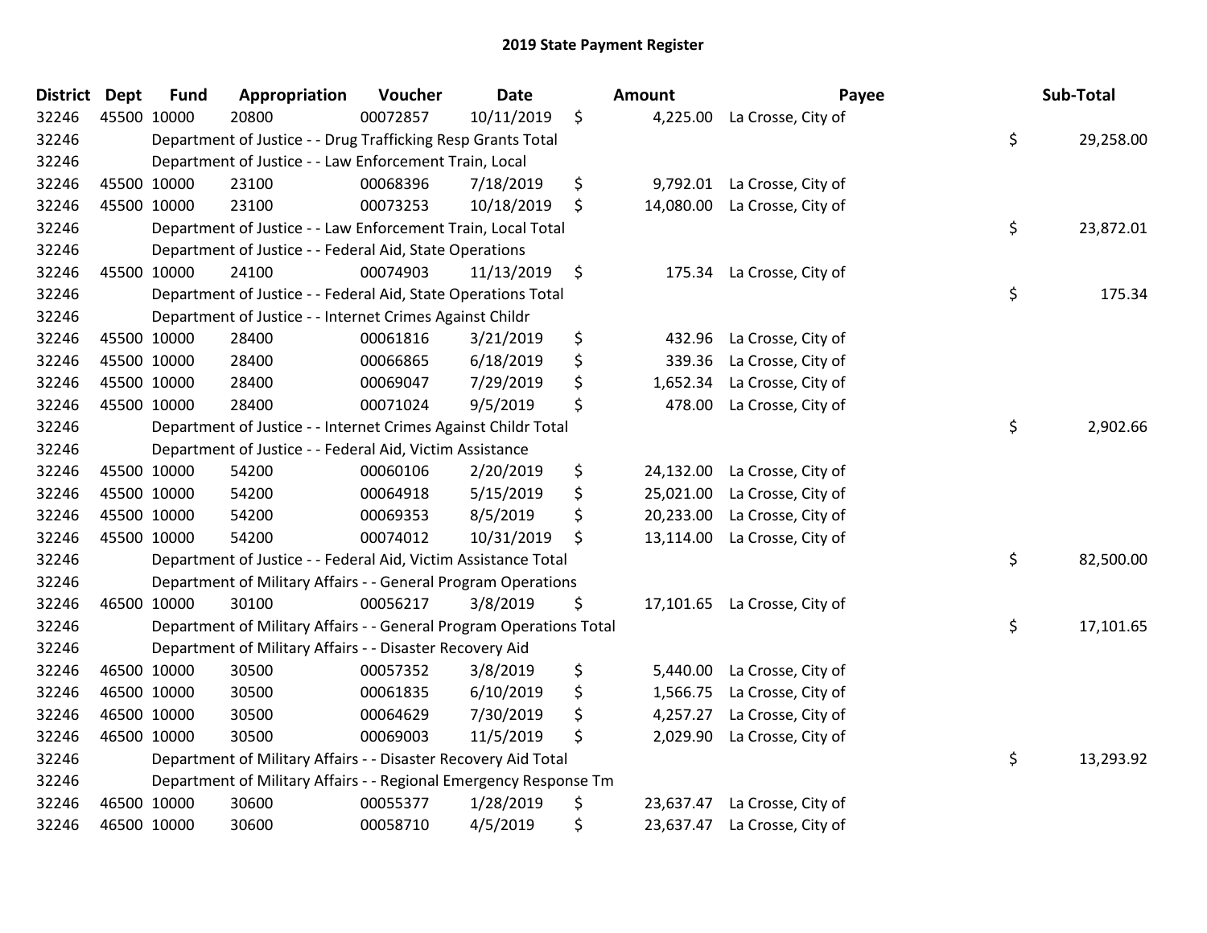# 2019 State Payment Register

| District | Dept | Fund | Appropriation | Voucher | Date | Amount | Payee | Sub-Total |
|---|---|---|---|---|---|---|---|---|
| 32246 | 45500 | 10000 | 20800 | 00072857 | 10/11/2019 | $ 4,225.00 | La Crosse, City of | |
| 32246 | | Department of Justice - - Drug Trafficking Resp Grants Total | | | | | | $ 29,258.00 |
| 32246 | | Department of Justice - - Law Enforcement Train, Local | | | | | | |
| 32246 | 45500 | 10000 | 23100 | 00068396 | 7/18/2019 | $ 9,792.01 | La Crosse, City of | |
| 32246 | 45500 | 10000 | 23100 | 00073253 | 10/18/2019 | $ 14,080.00 | La Crosse, City of | |
| 32246 | | Department of Justice - - Law Enforcement Train, Local Total | | | | | | $ 23,872.01 |
| 32246 | | Department of Justice - - Federal Aid, State Operations | | | | | | |
| 32246 | 45500 | 10000 | 24100 | 00074903 | 11/13/2019 | $ 175.34 | La Crosse, City of | |
| 32246 | | Department of Justice - - Federal Aid, State Operations Total | | | | | | $ 175.34 |
| 32246 | | Department of Justice - - Internet Crimes Against Childr | | | | | | |
| 32246 | 45500 | 10000 | 28400 | 00061816 | 3/21/2019 | $ 432.96 | La Crosse, City of | |
| 32246 | 45500 | 10000 | 28400 | 00066865 | 6/18/2019 | $ 339.36 | La Crosse, City of | |
| 32246 | 45500 | 10000 | 28400 | 00069047 | 7/29/2019 | $ 1,652.34 | La Crosse, City of | |
| 32246 | 45500 | 10000 | 28400 | 00071024 | 9/5/2019 | $ 478.00 | La Crosse, City of | |
| 32246 | | Department of Justice - - Internet Crimes Against Childr Total | | | | | | $ 2,902.66 |
| 32246 | | Department of Justice - - Federal Aid, Victim Assistance | | | | | | |
| 32246 | 45500 | 10000 | 54200 | 00060106 | 2/20/2019 | $ 24,132.00 | La Crosse, City of | |
| 32246 | 45500 | 10000 | 54200 | 00064918 | 5/15/2019 | $ 25,021.00 | La Crosse, City of | |
| 32246 | 45500 | 10000 | 54200 | 00069353 | 8/5/2019 | $ 20,233.00 | La Crosse, City of | |
| 32246 | 45500 | 10000 | 54200 | 00074012 | 10/31/2019 | $ 13,114.00 | La Crosse, City of | |
| 32246 | | Department of Justice - - Federal Aid, Victim Assistance Total | | | | | | $ 82,500.00 |
| 32246 | | Department of Military Affairs - - General Program Operations | | | | | | |
| 32246 | 46500 | 10000 | 30100 | 00056217 | 3/8/2019 | $ 17,101.65 | La Crosse, City of | |
| 32246 | | Department of Military Affairs - - General Program Operations Total | | | | | | $ 17,101.65 |
| 32246 | | Department of Military Affairs - - Disaster Recovery Aid | | | | | | |
| 32246 | 46500 | 10000 | 30500 | 00057352 | 3/8/2019 | $ 5,440.00 | La Crosse, City of | |
| 32246 | 46500 | 10000 | 30500 | 00061835 | 6/10/2019 | $ 1,566.75 | La Crosse, City of | |
| 32246 | 46500 | 10000 | 30500 | 00064629 | 7/30/2019 | $ 4,257.27 | La Crosse, City of | |
| 32246 | 46500 | 10000 | 30500 | 00069003 | 11/5/2019 | $ 2,029.90 | La Crosse, City of | |
| 32246 | | Department of Military Affairs - - Disaster Recovery Aid Total | | | | | | $ 13,293.92 |
| 32246 | | Department of Military Affairs - - Regional Emergency Response Tm | | | | | | |
| 32246 | 46500 | 10000 | 30600 | 00055377 | 1/28/2019 | $ 23,637.47 | La Crosse, City of | |
| 32246 | 46500 | 10000 | 30600 | 00058710 | 4/5/2019 | $ 23,637.47 | La Crosse, City of | |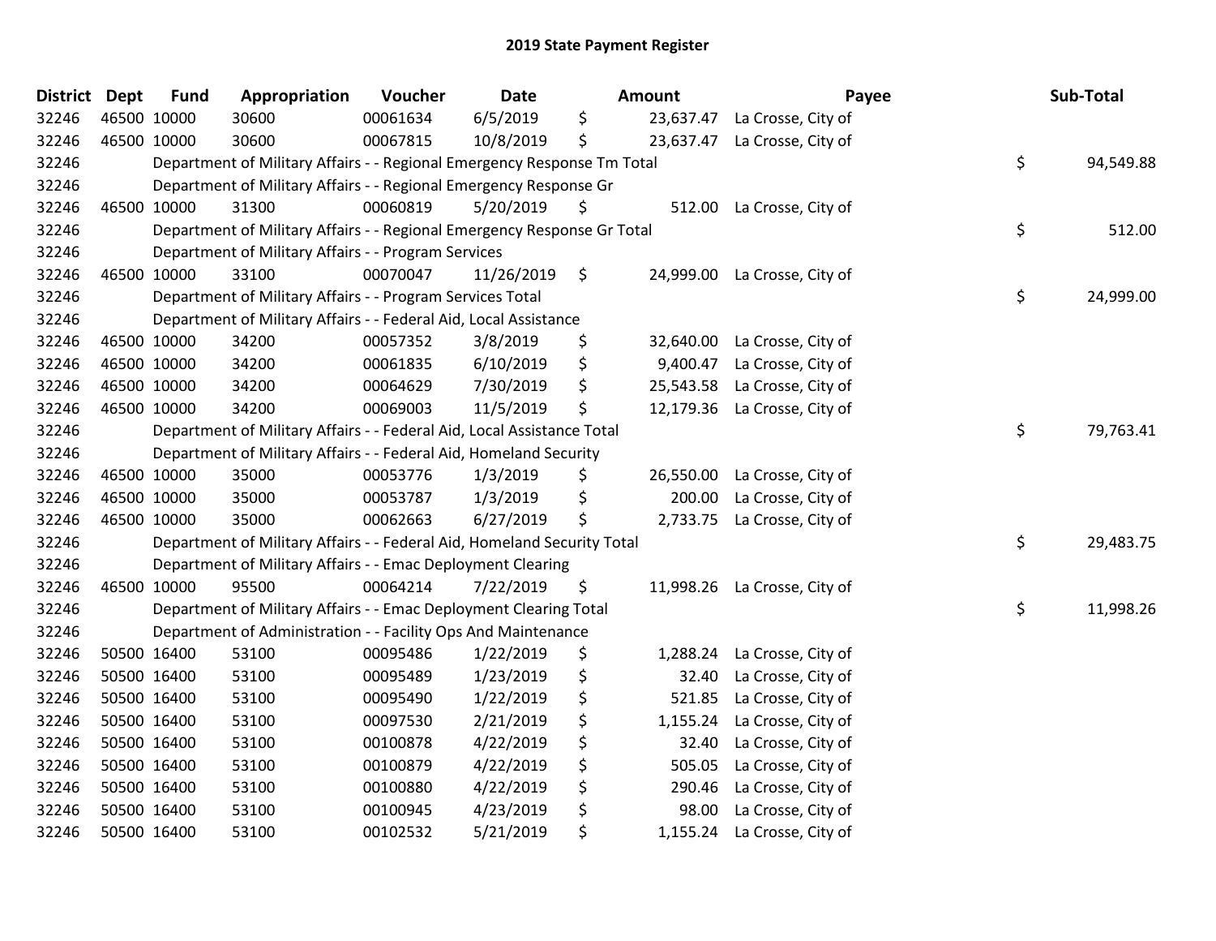# 2019 State Payment Register

| District | Dept | Fund | Appropriation | Voucher | Date | Amount | Payee | Sub-Total |
|---|---|---|---|---|---|---|---|---|
| 32246 | 46500 | 10000 | 30600 | 00061634 | 6/5/2019 | $ 23,637.47 | La Crosse, City of | |
| 32246 | 46500 | 10000 | 30600 | 00067815 | 10/8/2019 | $ 23,637.47 | La Crosse, City of | |
| 32246 | | Department of Military Affairs - - Regional Emergency Response Tm Total | | | | | | $ 94,549.88 |
| 32246 | | Department of Military Affairs - - Regional Emergency Response Gr | | | | | | |
| 32246 | 46500 | 10000 | 31300 | 00060819 | 5/20/2019 | $ 512.00 | La Crosse, City of | |
| 32246 | | Department of Military Affairs - - Regional Emergency Response Gr Total | | | | | | $ 512.00 |
| 32246 | | Department of Military Affairs - - Program Services | | | | | | |
| 32246 | 46500 | 10000 | 33100 | 00070047 | 11/26/2019 | $ 24,999.00 | La Crosse, City of | |
| 32246 | | Department of Military Affairs - - Program Services Total | | | | | | $ 24,999.00 |
| 32246 | | Department of Military Affairs - - Federal Aid, Local Assistance | | | | | | |
| 32246 | 46500 | 10000 | 34200 | 00057352 | 3/8/2019 | $ 32,640.00 | La Crosse, City of | |
| 32246 | 46500 | 10000 | 34200 | 00061835 | 6/10/2019 | $ 9,400.47 | La Crosse, City of | |
| 32246 | 46500 | 10000 | 34200 | 00064629 | 7/30/2019 | $ 25,543.58 | La Crosse, City of | |
| 32246 | 46500 | 10000 | 34200 | 00069003 | 11/5/2019 | $ 12,179.36 | La Crosse, City of | |
| 32246 | | Department of Military Affairs - - Federal Aid, Local Assistance Total | | | | | | $ 79,763.41 |
| 32246 | | Department of Military Affairs - - Federal Aid, Homeland Security | | | | | | |
| 32246 | 46500 | 10000 | 35000 | 00053776 | 1/3/2019 | $ 26,550.00 | La Crosse, City of | |
| 32246 | 46500 | 10000 | 35000 | 00053787 | 1/3/2019 | $ 200.00 | La Crosse, City of | |
| 32246 | 46500 | 10000 | 35000 | 00062663 | 6/27/2019 | $ 2,733.75 | La Crosse, City of | |
| 32246 | | Department of Military Affairs - - Federal Aid, Homeland Security Total | | | | | | $ 29,483.75 |
| 32246 | | Department of Military Affairs - - Emac Deployment Clearing | | | | | | |
| 32246 | 46500 | 10000 | 95500 | 00064214 | 7/22/2019 | $ 11,998.26 | La Crosse, City of | |
| 32246 | | Department of Military Affairs - - Emac Deployment Clearing Total | | | | | | $ 11,998.26 |
| 32246 | | Department of Administration - - Facility Ops And Maintenance | | | | | | |
| 32246 | 50500 | 16400 | 53100 | 00095486 | 1/22/2019 | $ 1,288.24 | La Crosse, City of | |
| 32246 | 50500 | 16400 | 53100 | 00095489 | 1/23/2019 | $ 32.40 | La Crosse, City of | |
| 32246 | 50500 | 16400 | 53100 | 00095490 | 1/22/2019 | $ 521.85 | La Crosse, City of | |
| 32246 | 50500 | 16400 | 53100 | 00097530 | 2/21/2019 | $ 1,155.24 | La Crosse, City of | |
| 32246 | 50500 | 16400 | 53100 | 00100878 | 4/22/2019 | $ 32.40 | La Crosse, City of | |
| 32246 | 50500 | 16400 | 53100 | 00100879 | 4/22/2019 | $ 505.05 | La Crosse, City of | |
| 32246 | 50500 | 16400 | 53100 | 00100880 | 4/22/2019 | $ 290.46 | La Crosse, City of | |
| 32246 | 50500 | 16400 | 53100 | 00100945 | 4/23/2019 | $ 98.00 | La Crosse, City of | |
| 32246 | 50500 | 16400 | 53100 | 00102532 | 5/21/2019 | $ 1,155.24 | La Crosse, City of | |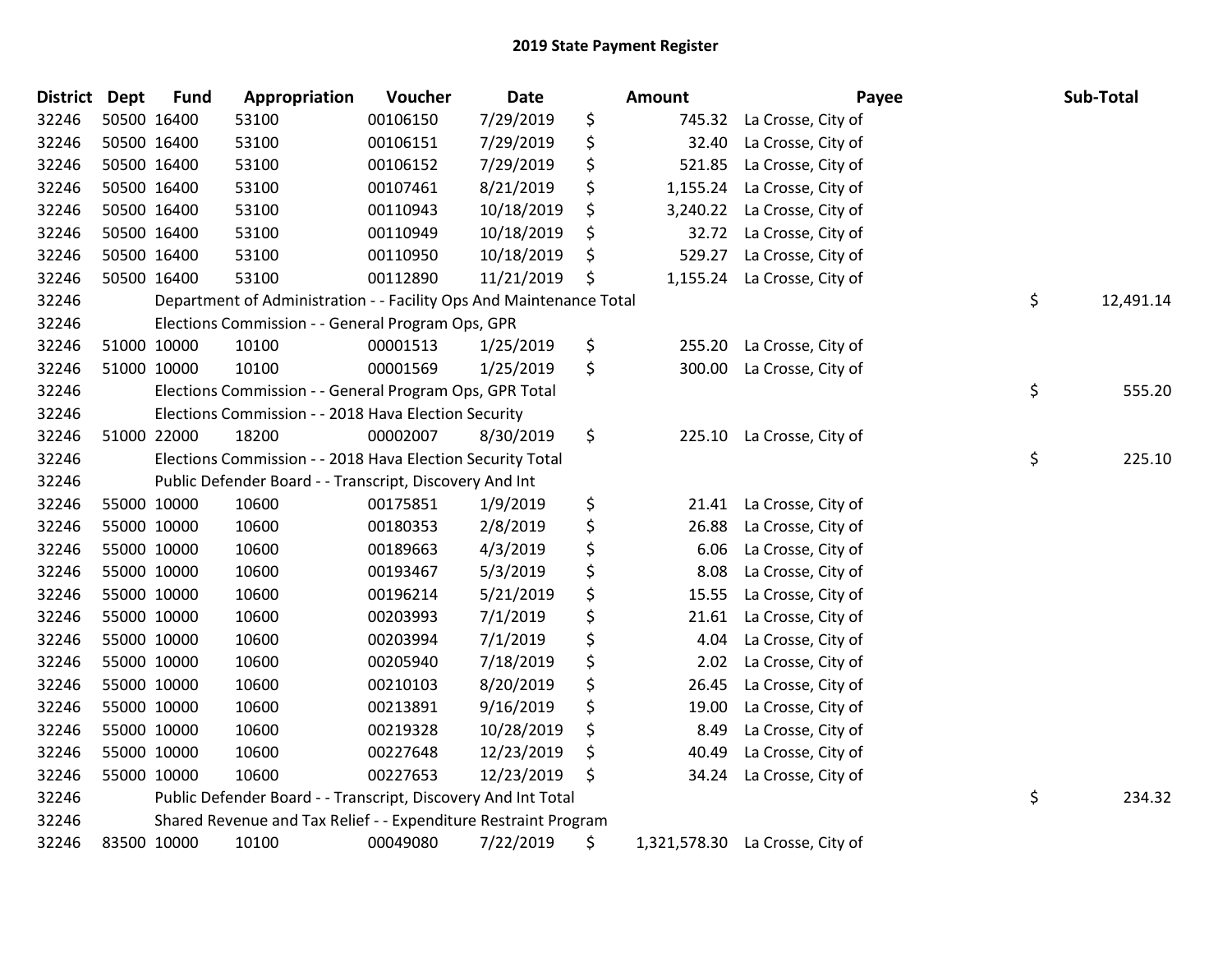# 2019 State Payment Register

| District | Dept | Fund | Appropriation | Voucher | Date | Amount | Payee | Sub-Total |
|---|---|---|---|---|---|---|---|---|
| 32246 | 50500 | 16400 | 53100 | 00106150 | 7/29/2019 | $ 745.32 | La Crosse, City of | |
| 32246 | 50500 | 16400 | 53100 | 00106151 | 7/29/2019 | $ 32.40 | La Crosse, City of | |
| 32246 | 50500 | 16400 | 53100 | 00106152 | 7/29/2019 | $ 521.85 | La Crosse, City of | |
| 32246 | 50500 | 16400 | 53100 | 00107461 | 8/21/2019 | $ 1,155.24 | La Crosse, City of | |
| 32246 | 50500 | 16400 | 53100 | 00110943 | 10/18/2019 | $ 3,240.22 | La Crosse, City of | |
| 32246 | 50500 | 16400 | 53100 | 00110949 | 10/18/2019 | $ 32.72 | La Crosse, City of | |
| 32246 | 50500 | 16400 | 53100 | 00110950 | 10/18/2019 | $ 529.27 | La Crosse, City of | |
| 32246 | 50500 | 16400 | 53100 | 00112890 | 11/21/2019 | $ 1,155.24 | La Crosse, City of | |
| 32246 | | | Department of Administration - - Facility Ops And Maintenance Total | | | | | $ 12,491.14 |
| 32246 | | | Elections Commission - - General Program Ops, GPR | | | | | |
| 32246 | 51000 | 10000 | 10100 | 00001513 | 1/25/2019 | $ 255.20 | La Crosse, City of | |
| 32246 | 51000 | 10000 | 10100 | 00001569 | 1/25/2019 | $ 300.00 | La Crosse, City of | |
| 32246 | | | Elections Commission - - General Program Ops, GPR Total | | | | | $ 555.20 |
| 32246 | | | Elections Commission - - 2018 Hava Election Security | | | | | |
| 32246 | 51000 | 22000 | 18200 | 00002007 | 8/30/2019 | $ 225.10 | La Crosse, City of | |
| 32246 | | | Elections Commission - - 2018 Hava Election Security Total | | | | | $ 225.10 |
| 32246 | | | Public Defender Board - - Transcript, Discovery And Int | | | | | |
| 32246 | 55000 | 10000 | 10600 | 00175851 | 1/9/2019 | $ 21.41 | La Crosse, City of | |
| 32246 | 55000 | 10000 | 10600 | 00180353 | 2/8/2019 | $ 26.88 | La Crosse, City of | |
| 32246 | 55000 | 10000 | 10600 | 00189663 | 4/3/2019 | $ 6.06 | La Crosse, City of | |
| 32246 | 55000 | 10000 | 10600 | 00193467 | 5/3/2019 | $ 8.08 | La Crosse, City of | |
| 32246 | 55000 | 10000 | 10600 | 00196214 | 5/21/2019 | $ 15.55 | La Crosse, City of | |
| 32246 | 55000 | 10000 | 10600 | 00203993 | 7/1/2019 | $ 21.61 | La Crosse, City of | |
| 32246 | 55000 | 10000 | 10600 | 00203994 | 7/1/2019 | $ 4.04 | La Crosse, City of | |
| 32246 | 55000 | 10000 | 10600 | 00205940 | 7/18/2019 | $ 2.02 | La Crosse, City of | |
| 32246 | 55000 | 10000 | 10600 | 00210103 | 8/20/2019 | $ 26.45 | La Crosse, City of | |
| 32246 | 55000 | 10000 | 10600 | 00213891 | 9/16/2019 | $ 19.00 | La Crosse, City of | |
| 32246 | 55000 | 10000 | 10600 | 00219328 | 10/28/2019 | $ 8.49 | La Crosse, City of | |
| 32246 | 55000 | 10000 | 10600 | 00227648 | 12/23/2019 | $ 40.49 | La Crosse, City of | |
| 32246 | 55000 | 10000 | 10600 | 00227653 | 12/23/2019 | $ 34.24 | La Crosse, City of | |
| 32246 | | | Public Defender Board - - Transcript, Discovery And Int Total | | | | | $ 234.32 |
| 32246 | | | Shared Revenue and Tax Relief - - Expenditure Restraint Program | | | | | |
| 32246 | 83500 | 10000 | 10100 | 00049080 | 7/22/2019 | $ 1,321,578.30 | La Crosse, City of | |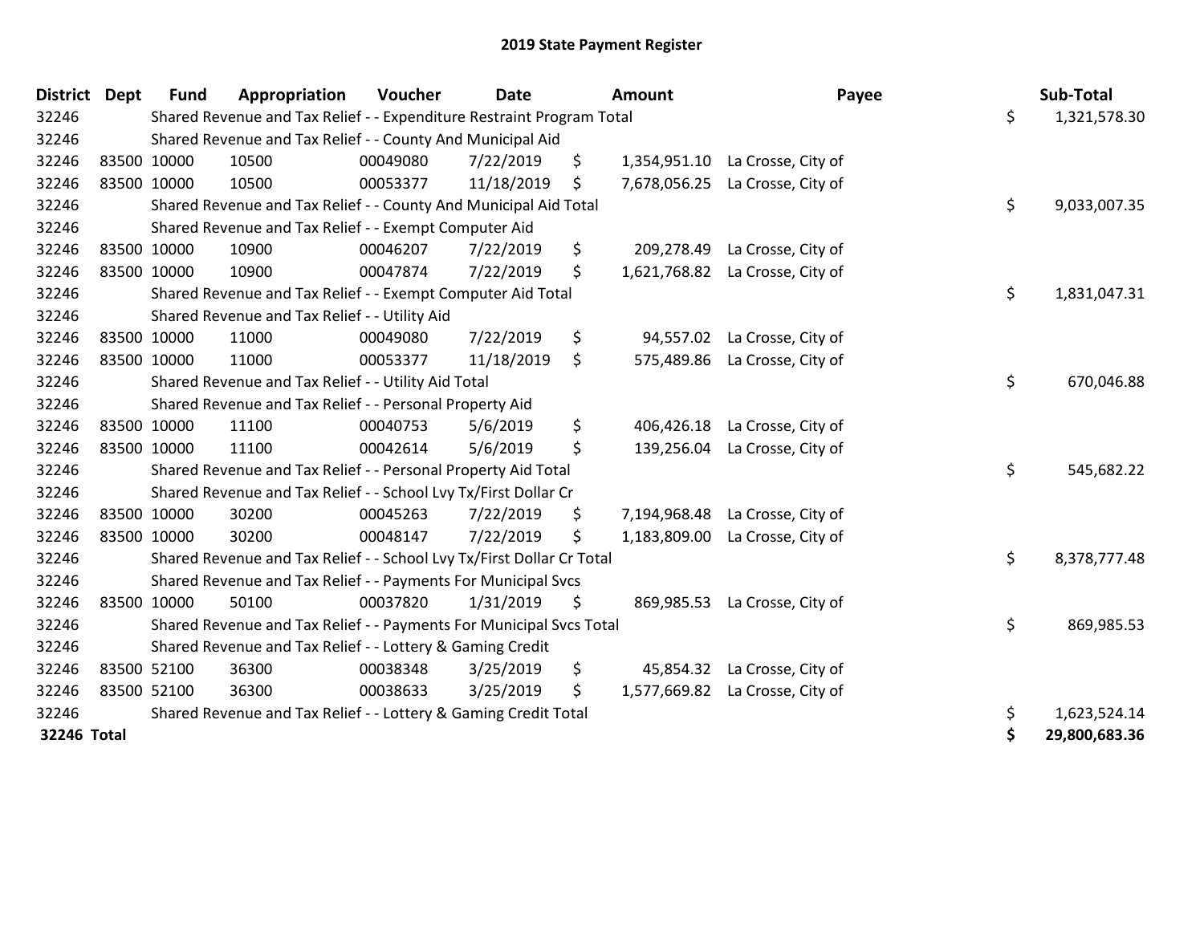# 2019 State Payment Register

| District | Dept | Fund | Appropriation | Voucher | Date | Amount | Payee | Sub-Total |
|---|---|---|---|---|---|---|---|---|
| 32246 | | Shared Revenue and Tax Relief - - Expenditure Restraint Program Total | | | | | | $ 1,321,578.30 |
| 32246 | | Shared Revenue and Tax Relief - - County And Municipal Aid | | | | | | |
| 32246 | 83500 | 10000 | 10500 | 00049080 | 7/22/2019 | $ 1,354,951.10 | La Crosse, City of | |
| 32246 | 83500 | 10000 | 10500 | 00053377 | 11/18/2019 | $ 7,678,056.25 | La Crosse, City of | |
| 32246 | | Shared Revenue and Tax Relief - - County And Municipal Aid Total | | | | | | $ 9,033,007.35 |
| 32246 | | Shared Revenue and Tax Relief - - Exempt Computer Aid | | | | | | |
| 32246 | 83500 | 10000 | 10900 | 00046207 | 7/22/2019 | $ 209,278.49 | La Crosse, City of | |
| 32246 | 83500 | 10000 | 10900 | 00047874 | 7/22/2019 | $ 1,621,768.82 | La Crosse, City of | |
| 32246 | | Shared Revenue and Tax Relief - - Exempt Computer Aid Total | | | | | | $ 1,831,047.31 |
| 32246 | | Shared Revenue and Tax Relief - - Utility Aid | | | | | | |
| 32246 | 83500 | 10000 | 11000 | 00049080 | 7/22/2019 | $ 94,557.02 | La Crosse, City of | |
| 32246 | 83500 | 10000 | 11000 | 00053377 | 11/18/2019 | $ 575,489.86 | La Crosse, City of | |
| 32246 | | Shared Revenue and Tax Relief - - Utility Aid Total | | | | | | $ 670,046.88 |
| 32246 | | Shared Revenue and Tax Relief - - Personal Property Aid | | | | | | |
| 32246 | 83500 | 10000 | 11100 | 00040753 | 5/6/2019 | $ 406,426.18 | La Crosse, City of | |
| 32246 | 83500 | 10000 | 11100 | 00042614 | 5/6/2019 | $ 139,256.04 | La Crosse, City of | |
| 32246 | | Shared Revenue and Tax Relief - - Personal Property Aid Total | | | | | | $ 545,682.22 |
| 32246 | | Shared Revenue and Tax Relief - - School Lvy Tx/First Dollar Cr | | | | | | |
| 32246 | 83500 | 10000 | 30200 | 00045263 | 7/22/2019 | $ 7,194,968.48 | La Crosse, City of | |
| 32246 | 83500 | 10000 | 30200 | 00048147 | 7/22/2019 | $ 1,183,809.00 | La Crosse, City of | |
| 32246 | | Shared Revenue and Tax Relief - - School Lvy Tx/First Dollar Cr Total | | | | | | $ 8,378,777.48 |
| 32246 | | Shared Revenue and Tax Relief - - Payments For Municipal Svcs | | | | | | |
| 32246 | 83500 | 10000 | 50100 | 00037820 | 1/31/2019 | $ 869,985.53 | La Crosse, City of | |
| 32246 | | Shared Revenue and Tax Relief - - Payments For Municipal Svcs Total | | | | | | $ 869,985.53 |
| 32246 | | Shared Revenue and Tax Relief - - Lottery & Gaming Credit | | | | | | |
| 32246 | 83500 | 52100 | 36300 | 00038348 | 3/25/2019 | $ 45,854.32 | La Crosse, City of | |
| 32246 | 83500 | 52100 | 36300 | 00038633 | 3/25/2019 | $ 1,577,669.82 | La Crosse, City of | |
| 32246 | | Shared Revenue and Tax Relief - - Lottery & Gaming Credit Total | | | | | | $ 1,623,524.14 |
| **32246 Total** | | | | | | | | **$ 29,800,683.36** |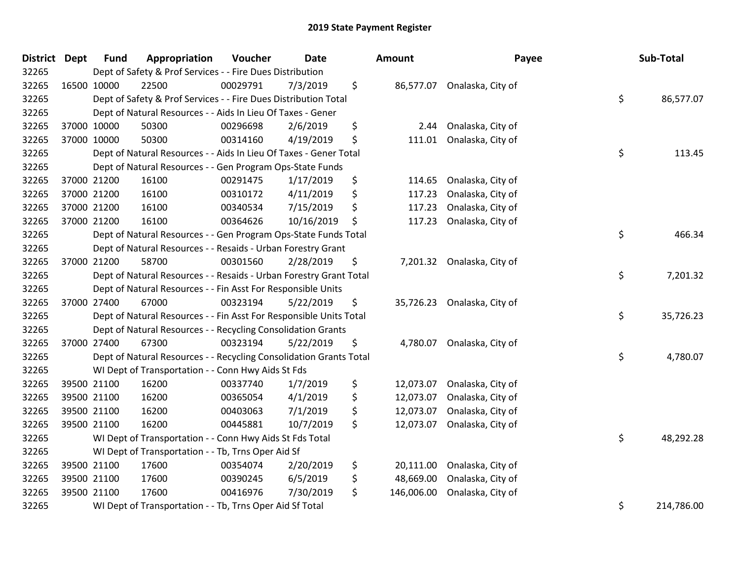# 2019 State Payment Register

| District | Dept | Fund | Appropriation | Voucher | Date | Amount | Payee | Sub-Total |
|---|---|---|---|---|---|---|---|---|
| 32265 | | Dept of Safety & Prof Services - - Fire Dues Distribution | | | | | | |
| 32265 | 16500 | 10000 | 22500 | 00029791 | 7/3/2019 | $ 86,577.07 | Onalaska, City of | |
| 32265 | | Dept of Safety & Prof Services - - Fire Dues Distribution Total | | | | | | $ 86,577.07 |
| 32265 | | Dept of Natural Resources - - Aids In Lieu Of Taxes - Gener | | | | | | |
| 32265 | 37000 | 10000 | 50300 | 00296698 | 2/6/2019 | $ 2.44 | Onalaska, City of | |
| 32265 | 37000 | 10000 | 50300 | 00314160 | 4/19/2019 | $ 111.01 | Onalaska, City of | |
| 32265 | | Dept of Natural Resources - - Aids In Lieu Of Taxes - Gener Total | | | | | | $ 113.45 |
| 32265 | | Dept of Natural Resources - - Gen Program Ops-State Funds | | | | | | |
| 32265 | 37000 | 21200 | 16100 | 00291475 | 1/17/2019 | $ 114.65 | Onalaska, City of | |
| 32265 | 37000 | 21200 | 16100 | 00310172 | 4/11/2019 | $ 117.23 | Onalaska, City of | |
| 32265 | 37000 | 21200 | 16100 | 00340534 | 7/15/2019 | $ 117.23 | Onalaska, City of | |
| 32265 | 37000 | 21200 | 16100 | 00364626 | 10/16/2019 | $ 117.23 | Onalaska, City of | |
| 32265 | | Dept of Natural Resources - - Gen Program Ops-State Funds Total | | | | | | $ 466.34 |
| 32265 | | Dept of Natural Resources - - Resaids - Urban Forestry Grant | | | | | | |
| 32265 | 37000 | 21200 | 58700 | 00301560 | 2/28/2019 | $ 7,201.32 | Onalaska, City of | |
| 32265 | | Dept of Natural Resources - - Resaids - Urban Forestry Grant Total | | | | | | $ 7,201.32 |
| 32265 | | Dept of Natural Resources - - Fin Asst For Responsible Units | | | | | | |
| 32265 | 37000 | 27400 | 67000 | 00323194 | 5/22/2019 | $ 35,726.23 | Onalaska, City of | |
| 32265 | | Dept of Natural Resources - - Fin Asst For Responsible Units Total | | | | | | $ 35,726.23 |
| 32265 | | Dept of Natural Resources - - Recycling Consolidation Grants | | | | | | |
| 32265 | 37000 | 27400 | 67300 | 00323194 | 5/22/2019 | $ 4,780.07 | Onalaska, City of | |
| 32265 | | Dept of Natural Resources - - Recycling Consolidation Grants Total | | | | | | $ 4,780.07 |
| 32265 | | WI Dept of Transportation - - Conn Hwy Aids St Fds | | | | | | |
| 32265 | 39500 | 21100 | 16200 | 00337740 | 1/7/2019 | $ 12,073.07 | Onalaska, City of | |
| 32265 | 39500 | 21100 | 16200 | 00365054 | 4/1/2019 | $ 12,073.07 | Onalaska, City of | |
| 32265 | 39500 | 21100 | 16200 | 00403063 | 7/1/2019 | $ 12,073.07 | Onalaska, City of | |
| 32265 | 39500 | 21100 | 16200 | 00445881 | 10/7/2019 | $ 12,073.07 | Onalaska, City of | |
| 32265 | | WI Dept of Transportation - - Conn Hwy Aids St Fds Total | | | | | | $ 48,292.28 |
| 32265 | | WI Dept of Transportation - - Tb, Trns Oper Aid Sf | | | | | | |
| 32265 | 39500 | 21100 | 17600 | 00354074 | 2/20/2019 | $ 20,111.00 | Onalaska, City of | |
| 32265 | 39500 | 21100 | 17600 | 00390245 | 6/5/2019 | $ 48,669.00 | Onalaska, City of | |
| 32265 | 39500 | 21100 | 17600 | 00416976 | 7/30/2019 | $ 146,006.00 | Onalaska, City of | |
| 32265 | | WI Dept of Transportation - - Tb, Trns Oper Aid Sf Total | | | | | | $ 214,786.00 |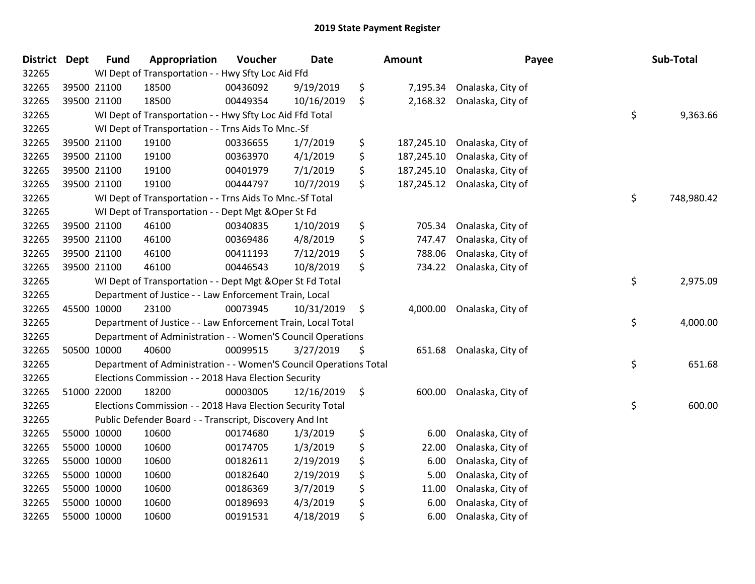# 2019 State Payment Register

| District | Dept | Fund | Appropriation | Voucher | Date | Amount | Payee | Sub-Total |
|---|---|---|---|---|---|---|---|---|
| 32265 | | WI Dept of Transportation - - Hwy Sfty Loc Aid Ffd | | | | | | |
| 32265 | 39500 | 21100 | 18500 | 00436092 | 9/19/2019 | $ 7,195.34 | Onalaska, City of | |
| 32265 | 39500 | 21100 | 18500 | 00449354 | 10/16/2019 | $ 2,168.32 | Onalaska, City of | |
| 32265 | | WI Dept of Transportation - - Hwy Sfty Loc Aid Ffd Total | | | | | | $ 9,363.66 |
| 32265 | | WI Dept of Transportation - - Trns Aids To Mnc.-Sf | | | | | | |
| 32265 | 39500 | 21100 | 19100 | 00336655 | 1/7/2019 | $ 187,245.10 | Onalaska, City of | |
| 32265 | 39500 | 21100 | 19100 | 00363970 | 4/1/2019 | $ 187,245.10 | Onalaska, City of | |
| 32265 | 39500 | 21100 | 19100 | 00401979 | 7/1/2019 | $ 187,245.10 | Onalaska, City of | |
| 32265 | 39500 | 21100 | 19100 | 00444797 | 10/7/2019 | $ 187,245.12 | Onalaska, City of | |
| 32265 | | WI Dept of Transportation - - Trns Aids To Mnc.-Sf Total | | | | | | $ 748,980.42 |
| 32265 | | WI Dept of Transportation - - Dept Mgt &Oper St Fd | | | | | | |
| 32265 | 39500 | 21100 | 46100 | 00340835 | 1/10/2019 | $ 705.34 | Onalaska, City of | |
| 32265 | 39500 | 21100 | 46100 | 00369486 | 4/8/2019 | $ 747.47 | Onalaska, City of | |
| 32265 | 39500 | 21100 | 46100 | 00411193 | 7/12/2019 | $ 788.06 | Onalaska, City of | |
| 32265 | 39500 | 21100 | 46100 | 00446543 | 10/8/2019 | $ 734.22 | Onalaska, City of | |
| 32265 | | WI Dept of Transportation - - Dept Mgt &Oper St Fd Total | | | | | | $ 2,975.09 |
| 32265 | | Department of Justice - - Law Enforcement Train, Local | | | | | | |
| 32265 | 45500 | 10000 | 23100 | 00073945 | 10/31/2019 | $ 4,000.00 | Onalaska, City of | |
| 32265 | | Department of Justice - - Law Enforcement Train, Local Total | | | | | | $ 4,000.00 |
| 32265 | | Department of Administration - - Women'S Council Operations | | | | | | |
| 32265 | 50500 | 10000 | 40600 | 00099515 | 3/27/2019 | $ 651.68 | Onalaska, City of | |
| 32265 | | Department of Administration - - Women'S Council Operations Total | | | | | | $ 651.68 |
| 32265 | | Elections Commission - - 2018 Hava Election Security | | | | | | |
| 32265 | 51000 | 22000 | 18200 | 00003005 | 12/16/2019 | $ 600.00 | Onalaska, City of | |
| 32265 | | Elections Commission - - 2018 Hava Election Security Total | | | | | | $ 600.00 |
| 32265 | | Public Defender Board - - Transcript, Discovery And Int | | | | | | |
| 32265 | 55000 | 10000 | 10600 | 00174680 | 1/3/2019 | $ 6.00 | Onalaska, City of | |
| 32265 | 55000 | 10000 | 10600 | 00174705 | 1/3/2019 | $ 22.00 | Onalaska, City of | |
| 32265 | 55000 | 10000 | 10600 | 00182611 | 2/19/2019 | $ 6.00 | Onalaska, City of | |
| 32265 | 55000 | 10000 | 10600 | 00182640 | 2/19/2019 | $ 5.00 | Onalaska, City of | |
| 32265 | 55000 | 10000 | 10600 | 00186369 | 3/7/2019 | $ 11.00 | Onalaska, City of | |
| 32265 | 55000 | 10000 | 10600 | 00189693 | 4/3/2019 | $ 6.00 | Onalaska, City of | |
| 32265 | 55000 | 10000 | 10600 | 00191531 | 4/18/2019 | $ 6.00 | Onalaska, City of | |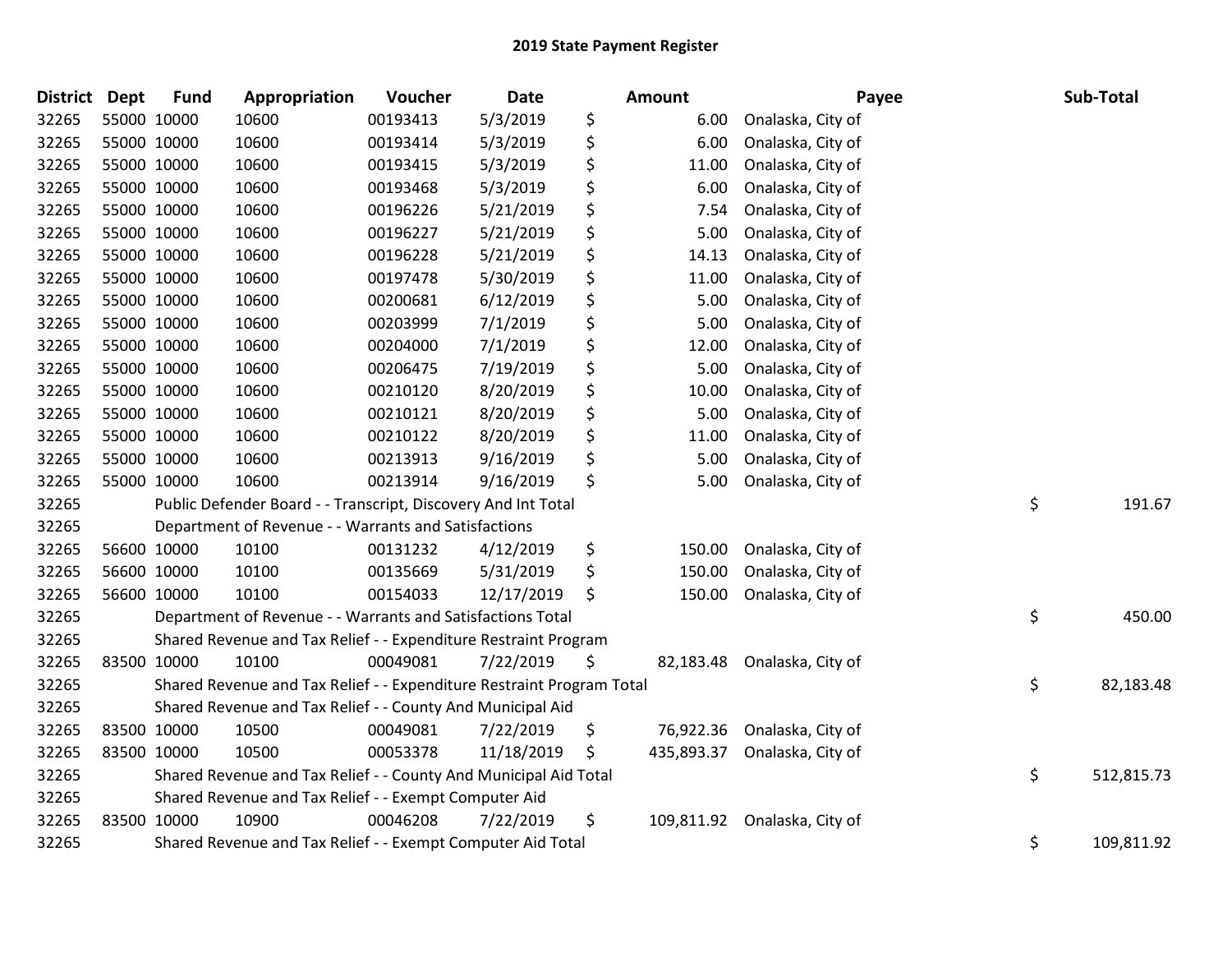# 2019 State Payment Register

| District | Dept | Fund | Appropriation | Voucher | Date | Amount | Payee | Sub-Total |
|---|---|---|---|---|---|---|---|---|
| 32265 | 55000 | 10000 | 10600 | 00193413 | 5/3/2019 | $ 6.00 | Onalaska, City of | |
| 32265 | 55000 | 10000 | 10600 | 00193414 | 5/3/2019 | $ 6.00 | Onalaska, City of | |
| 32265 | 55000 | 10000 | 10600 | 00193415 | 5/3/2019 | $ 11.00 | Onalaska, City of | |
| 32265 | 55000 | 10000 | 10600 | 00193468 | 5/3/2019 | $ 6.00 | Onalaska, City of | |
| 32265 | 55000 | 10000 | 10600 | 00196226 | 5/21/2019 | $ 7.54 | Onalaska, City of | |
| 32265 | 55000 | 10000 | 10600 | 00196227 | 5/21/2019 | $ 5.00 | Onalaska, City of | |
| 32265 | 55000 | 10000 | 10600 | 00196228 | 5/21/2019 | $ 14.13 | Onalaska, City of | |
| 32265 | 55000 | 10000 | 10600 | 00197478 | 5/30/2019 | $ 11.00 | Onalaska, City of | |
| 32265 | 55000 | 10000 | 10600 | 00200681 | 6/12/2019 | $ 5.00 | Onalaska, City of | |
| 32265 | 55000 | 10000 | 10600 | 00203999 | 7/1/2019 | $ 5.00 | Onalaska, City of | |
| 32265 | 55000 | 10000 | 10600 | 00204000 | 7/1/2019 | $ 12.00 | Onalaska, City of | |
| 32265 | 55000 | 10000 | 10600 | 00206475 | 7/19/2019 | $ 5.00 | Onalaska, City of | |
| 32265 | 55000 | 10000 | 10600 | 00210120 | 8/20/2019 | $ 10.00 | Onalaska, City of | |
| 32265 | 55000 | 10000 | 10600 | 00210121 | 8/20/2019 | $ 5.00 | Onalaska, City of | |
| 32265 | 55000 | 10000 | 10600 | 00210122 | 8/20/2019 | $ 11.00 | Onalaska, City of | |
| 32265 | 55000 | 10000 | 10600 | 00213913 | 9/16/2019 | $ 5.00 | Onalaska, City of | |
| 32265 | 55000 | 10000 | 10600 | 00213914 | 9/16/2019 | $ 5.00 | Onalaska, City of | |
| 32265 | | Public Defender Board - - Transcript, Discovery And Int Total | | | | | | $ 191.67 |
| 32265 | | Department of Revenue - - Warrants and Satisfactions | | | | | | |
| 32265 | 56600 | 10000 | 10100 | 00131232 | 4/12/2019 | $ 150.00 | Onalaska, City of | |
| 32265 | 56600 | 10000 | 10100 | 00135669 | 5/31/2019 | $ 150.00 | Onalaska, City of | |
| 32265 | 56600 | 10000 | 10100 | 00154033 | 12/17/2019 | $ 150.00 | Onalaska, City of | |
| 32265 | | Department of Revenue - - Warrants and Satisfactions Total | | | | | | $ 450.00 |
| 32265 | | Shared Revenue and Tax Relief - - Expenditure Restraint Program | | | | | | |
| 32265 | 83500 | 10000 | 10100 | 00049081 | 7/22/2019 | $ 82,183.48 | Onalaska, City of | |
| 32265 | | Shared Revenue and Tax Relief - - Expenditure Restraint Program Total | | | | | | $ 82,183.48 |
| 32265 | | Shared Revenue and Tax Relief - - County And Municipal Aid | | | | | | |
| 32265 | 83500 | 10000 | 10500 | 00049081 | 7/22/2019 | $ 76,922.36 | Onalaska, City of | |
| 32265 | 83500 | 10000 | 10500 | 00053378 | 11/18/2019 | $ 435,893.37 | Onalaska, City of | |
| 32265 | | Shared Revenue and Tax Relief - - County And Municipal Aid Total | | | | | | $ 512,815.73 |
| 32265 | | Shared Revenue and Tax Relief - - Exempt Computer Aid | | | | | | |
| 32265 | 83500 | 10000 | 10900 | 00046208 | 7/22/2019 | $ 109,811.92 | Onalaska, City of | |
| 32265 | | Shared Revenue and Tax Relief - - Exempt Computer Aid Total | | | | | | $ 109,811.92 |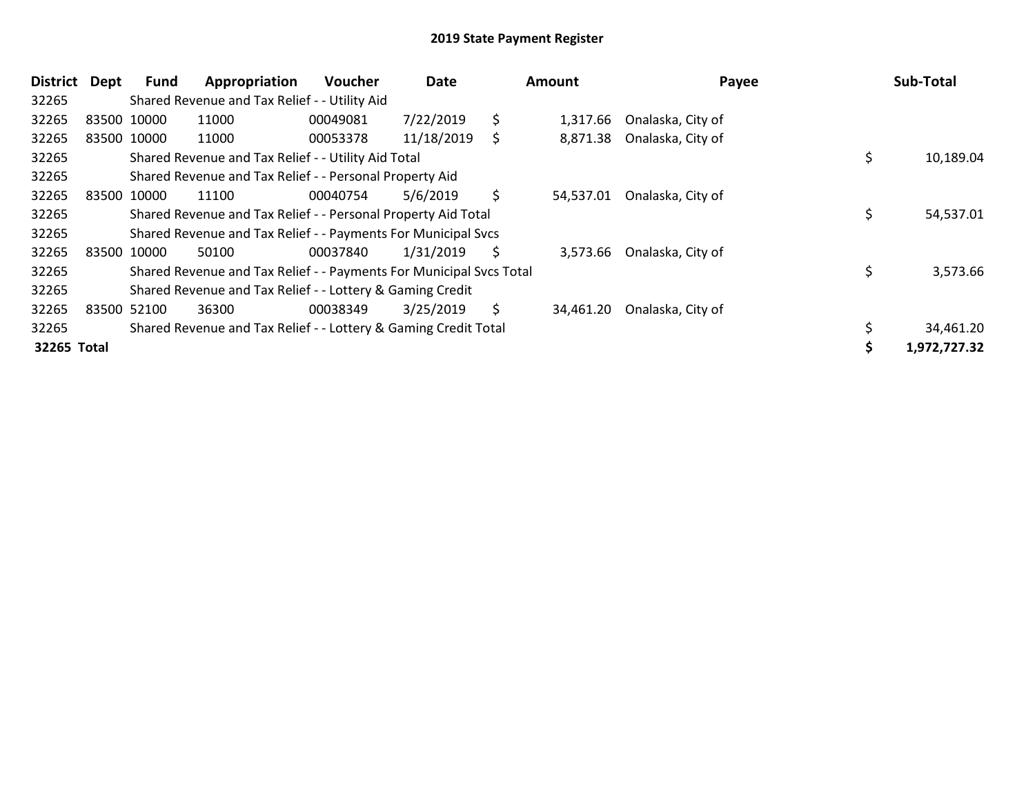# 2019 State Payment Register

| District | Dept | Fund | Appropriation | Voucher | Date | Amount | Payee | Sub-Total |
|---|---|---|---|---|---|---|---|---|
| 32265 | | Shared Revenue and Tax Relief - - Utility Aid | | | | | | |
| 32265 | 83500 | 10000 | 11000 | 00049081 | 7/22/2019 | $ 1,317.66 | Onalaska, City of | |
| 32265 | 83500 | 10000 | 11000 | 00053378 | 11/18/2019 | $ 8,871.38 | Onalaska, City of | |
| 32265 | | Shared Revenue and Tax Relief - - Utility Aid Total | | | | | | $ 10,189.04 |
| 32265 | | Shared Revenue and Tax Relief - - Personal Property Aid | | | | | | |
| 32265 | 83500 | 10000 | 11100 | 00040754 | 5/6/2019 | $ 54,537.01 | Onalaska, City of | |
| 32265 | | Shared Revenue and Tax Relief - - Personal Property Aid Total | | | | | | $ 54,537.01 |
| 32265 | | Shared Revenue and Tax Relief - - Payments For Municipal Svcs | | | | | | |
| 32265 | 83500 | 10000 | 50100 | 00037840 | 1/31/2019 | $ 3,573.66 | Onalaska, City of | |
| 32265 | | Shared Revenue and Tax Relief - - Payments For Municipal Svcs Total | | | | | | $ 3,573.66 |
| 32265 | | Shared Revenue and Tax Relief - - Lottery & Gaming Credit | | | | | | |
| 32265 | 83500 | 52100 | 36300 | 00038349 | 3/25/2019 | $ 34,461.20 | Onalaska, City of | |
| 32265 | | Shared Revenue and Tax Relief - - Lottery & Gaming Credit Total | | | | | | $ 34,461.20 |
| **32265** | **Total** | | | | | | | **$ 1,972,727.32** |